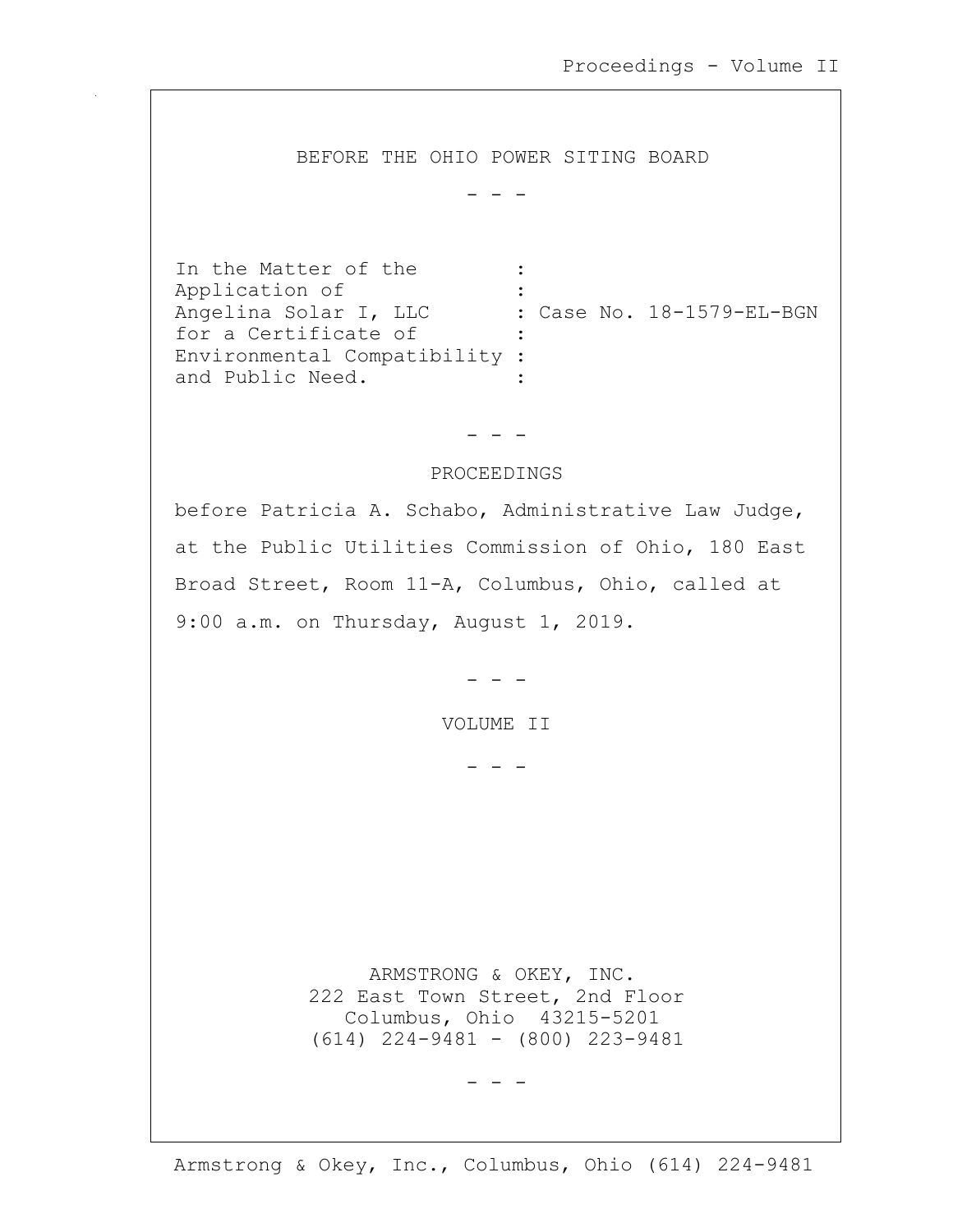BEFORE THE OHIO POWER SITING BOARD

\- - -

```
In the Matter of the        :
Application of              :
Angelina Solar I, LLC       : Case No. 18-1579-EL-BGN
for a Certificate of        :
Environmental Compatibility :
and Public Need.            :
```

\- - -

PROCEEDINGS

before Patricia A. Schabo, Administrative Law Judge, at the Public Utilities Commission of Ohio, 180 East Broad Street, Room 11-A, Columbus, Ohio, called at 9:00 a.m. on Thursday, August 1, 2019.

\- - -

VOLUME II

\- - -

ARMSTRONG & OKEY, INC.
222 East Town Street, 2nd Floor
Columbus, Ohio 43215-5201
(614) 224-9481 - (800) 223-9481

\- - -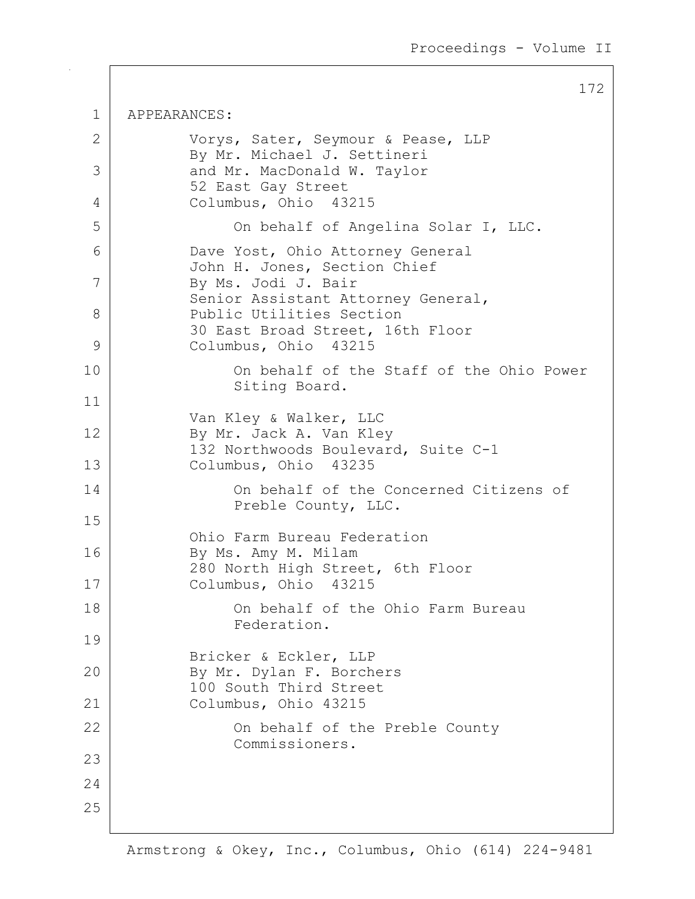APPEARANCES:

Vorys, Sater, Seymour & Pease, LLP
By Mr. Michael J. Settineri
and Mr. MacDonald W. Taylor
52 East Gay Street
Columbus, Ohio 43215

On behalf of Angelina Solar I, LLC.

Dave Yost, Ohio Attorney General
John H. Jones, Section Chief
By Ms. Jodi J. Bair
Senior Assistant Attorney General,
Public Utilities Section
30 East Broad Street, 16th Floor
Columbus, Ohio 43215

On behalf of the Staff of the Ohio Power Siting Board.

Van Kley & Walker, LLC
By Mr. Jack A. Van Kley
132 Northwoods Boulevard, Suite C-1
Columbus, Ohio 43235

On behalf of the Concerned Citizens of Preble County, LLC.

Ohio Farm Bureau Federation
By Ms. Amy M. Milam
280 North High Street, 6th Floor
Columbus, Ohio 43215

On behalf of the Ohio Farm Bureau Federation.

Bricker & Eckler, LLP
By Mr. Dylan F. Borchers
100 South Third Street
Columbus, Ohio 43215

On behalf of the Preble County Commissioners.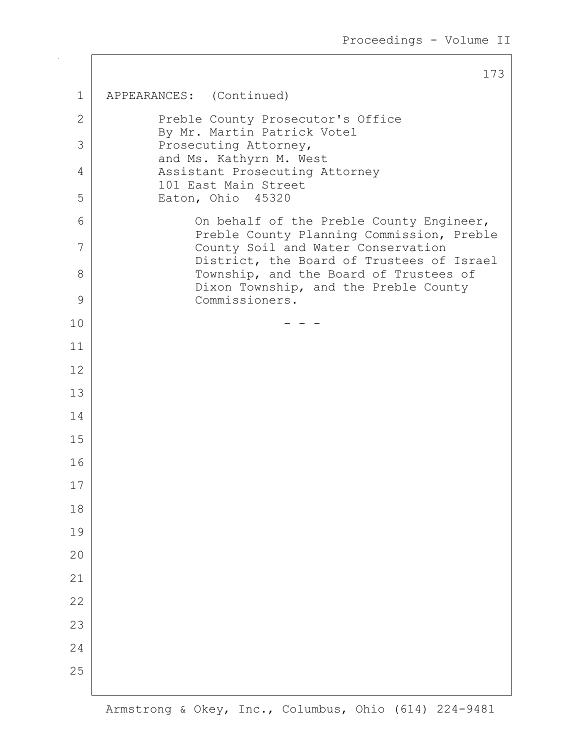APPEARANCES: (Continued)

Preble County Prosecutor's Office
By Mr. Martin Patrick Votel
Prosecuting Attorney,
and Ms. Kathyrn M. West
Assistant Prosecuting Attorney
101 East Main Street
Eaton, Ohio 45320

On behalf of the Preble County Engineer, Preble County Planning Commission, Preble County Soil and Water Conservation District, the Board of Trustees of Israel Township, and the Board of Trustees of Dixon Township, and the Preble County Commissioners.

- - -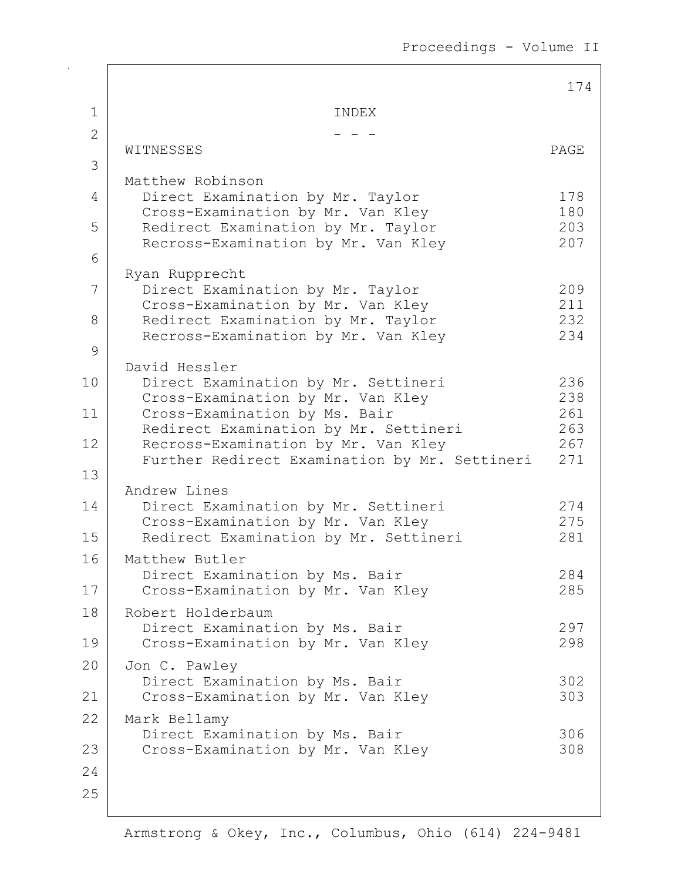# INDEX

\- - -

| WITNESSES | PAGE |
| --- | --- |
| **Matthew Robinson** | |
| Direct Examination by Mr. Taylor | 178 |
| Cross-Examination by Mr. Van Kley | 180 |
| Redirect Examination by Mr. Taylor | 203 |
| Recross-Examination by Mr. Van Kley | 207 |
| **Ryan Rupprecht** | |
| Direct Examination by Mr. Taylor | 209 |
| Cross-Examination by Mr. Van Kley | 211 |
| Redirect Examination by Mr. Taylor | 232 |
| Recross-Examination by Mr. Van Kley | 234 |
| **David Hessler** | |
| Direct Examination by Mr. Settineri | 236 |
| Cross-Examination by Mr. Van Kley | 238 |
| Cross-Examination by Ms. Bair | 261 |
| Redirect Examination by Mr. Settineri | 263 |
| Recross-Examination by Mr. Van Kley | 267 |
| Further Redirect Examination by Mr. Settineri | 271 |
| **Andrew Lines** | |
| Direct Examination by Mr. Settineri | 274 |
| Cross-Examination by Mr. Van Kley | 275 |
| Redirect Examination by Mr. Settineri | 281 |
| **Matthew Butler** | |
| Direct Examination by Ms. Bair | 284 |
| Cross-Examination by Mr. Van Kley | 285 |
| **Robert Holderbaum** | |
| Direct Examination by Ms. Bair | 297 |
| Cross-Examination by Mr. Van Kley | 298 |
| **Jon C. Pawley** | |
| Direct Examination by Ms. Bair | 302 |
| Cross-Examination by Mr. Van Kley | 303 |
| **Mark Bellamy** | |
| Direct Examination by Ms. Bair | 306 |
| Cross-Examination by Mr. Van Kley | 308 |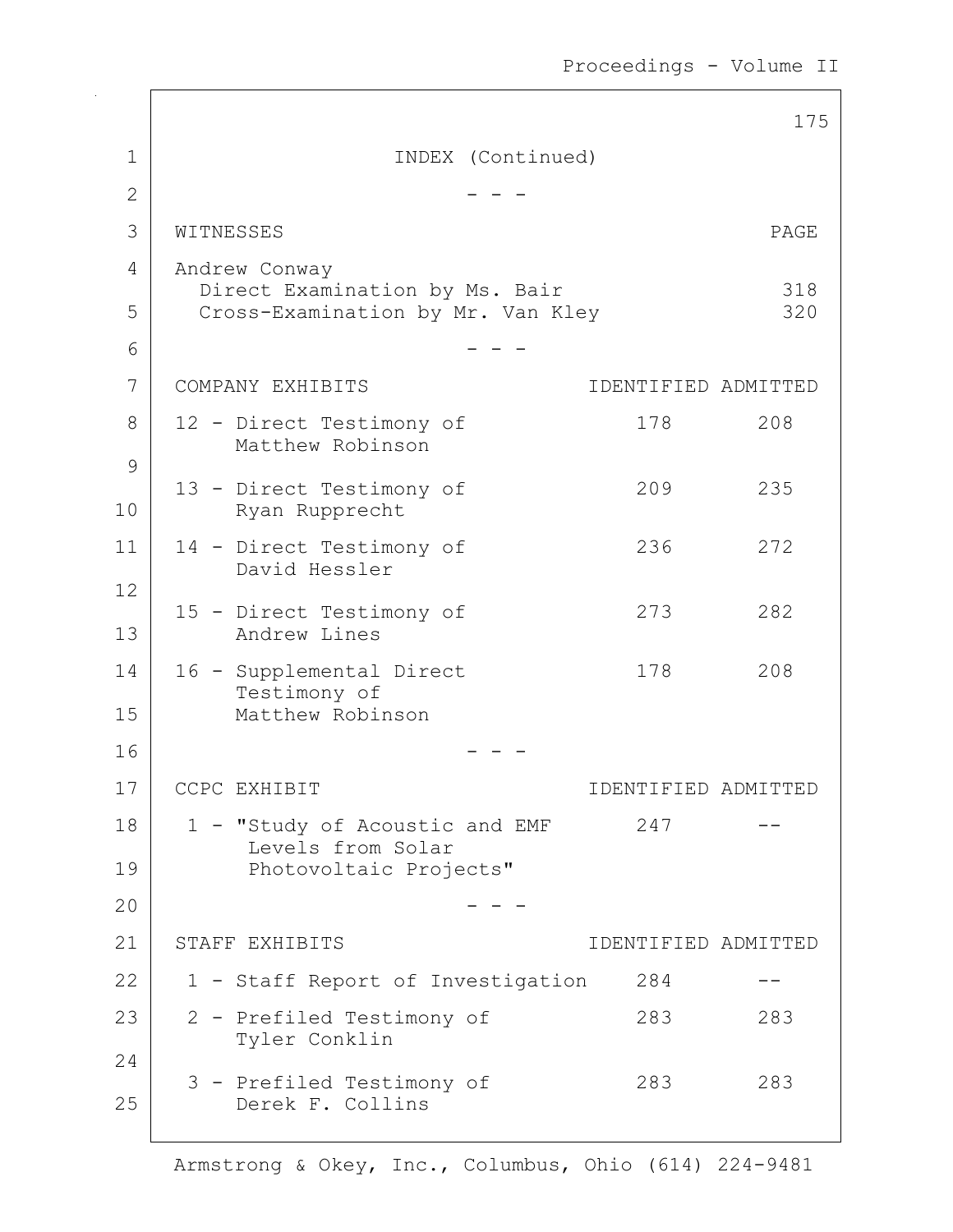# INDEX (Continued)

- - -

| WITNESSES | PAGE |
|---|---|
| Andrew Conway | |
| Direct Examination by Ms. Bair | 318 |
| Cross-Examination by Mr. Van Kley | 320 |

- - -

| COMPANY EXHIBITS | IDENTIFIED | ADMITTED |
|---|---|---|
| 12 - Direct Testimony of Matthew Robinson | 178 | 208 |
| 13 - Direct Testimony of Ryan Rupprecht | 209 | 235 |
| 14 - Direct Testimony of David Hessler | 236 | 272 |
| 15 - Direct Testimony of Andrew Lines | 273 | 282 |
| 16 - Supplemental Direct Testimony of Matthew Robinson | 178 | 208 |

- - -

| CCPC EXHIBIT | IDENTIFIED | ADMITTED |
|---|---|---|
| 1 - "Study of Acoustic and EMF Levels from Solar Photovoltaic Projects" | 247 | -- |

- - -

| STAFF EXHIBITS | IDENTIFIED | ADMITTED |
|---|---|---|
| 1 - Staff Report of Investigation | 284 | -- |
| 2 - Prefiled Testimony of Tyler Conklin | 283 | 283 |
| 3 - Prefiled Testimony of Derek F. Collins | 283 | 283 |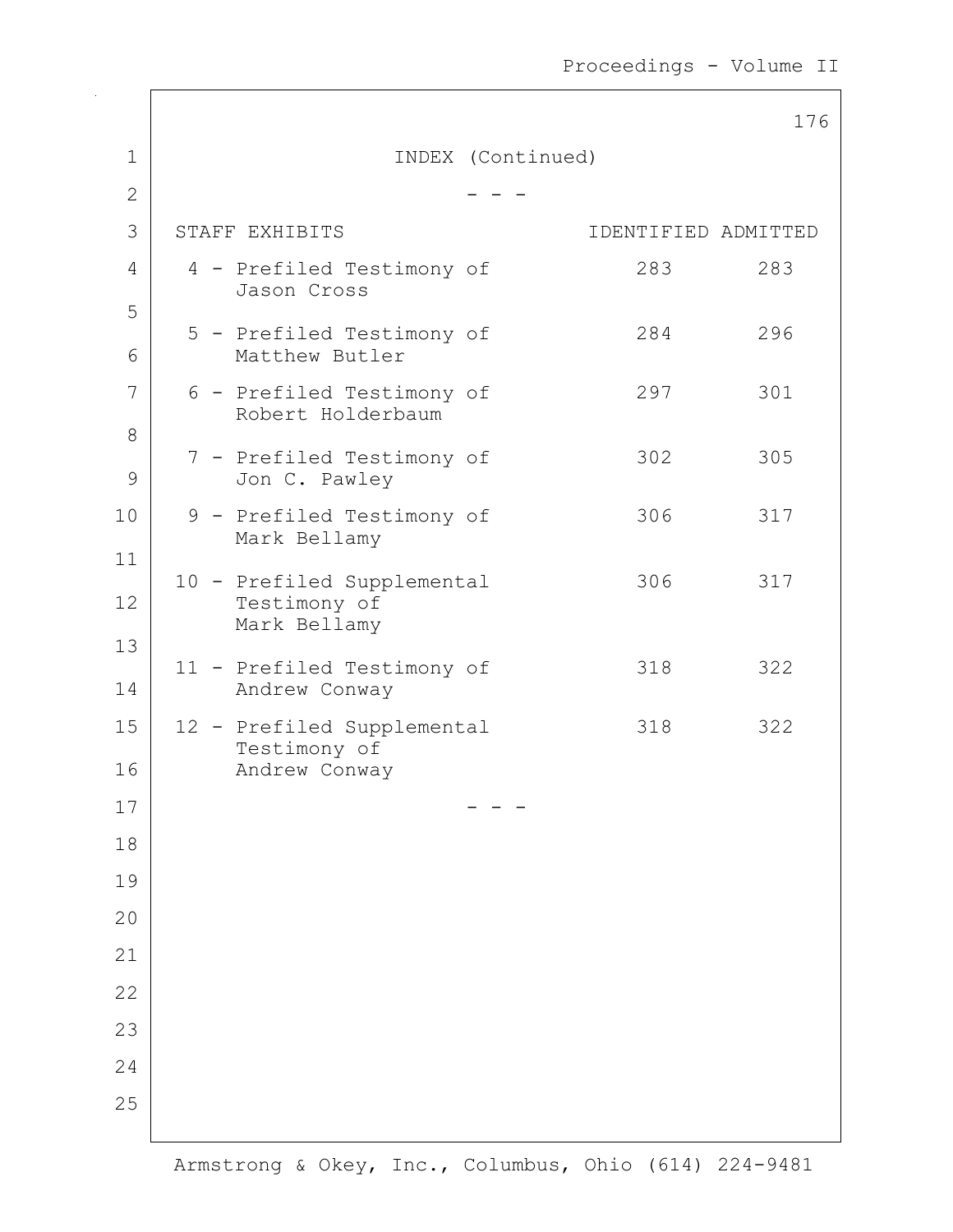INDEX (Continued)

\- - -

| STAFF EXHIBITS | IDENTIFIED | ADMITTED |
| --- | --- | --- |
| 4 - Prefiled Testimony of Jason Cross | 283 | 283 |
| 5 - Prefiled Testimony of Matthew Butler | 284 | 296 |
| 6 - Prefiled Testimony of Robert Holderbaum | 297 | 301 |
| 7 - Prefiled Testimony of Jon C. Pawley | 302 | 305 |
| 9 - Prefiled Testimony of Mark Bellamy | 306 | 317 |
| 10 - Prefiled Supplemental Testimony of Mark Bellamy | 306 | 317 |
| 11 - Prefiled Testimony of Andrew Conway | 318 | 322 |
| 12 - Prefiled Supplemental Testimony of Andrew Conway | 318 | 322 |

\- - -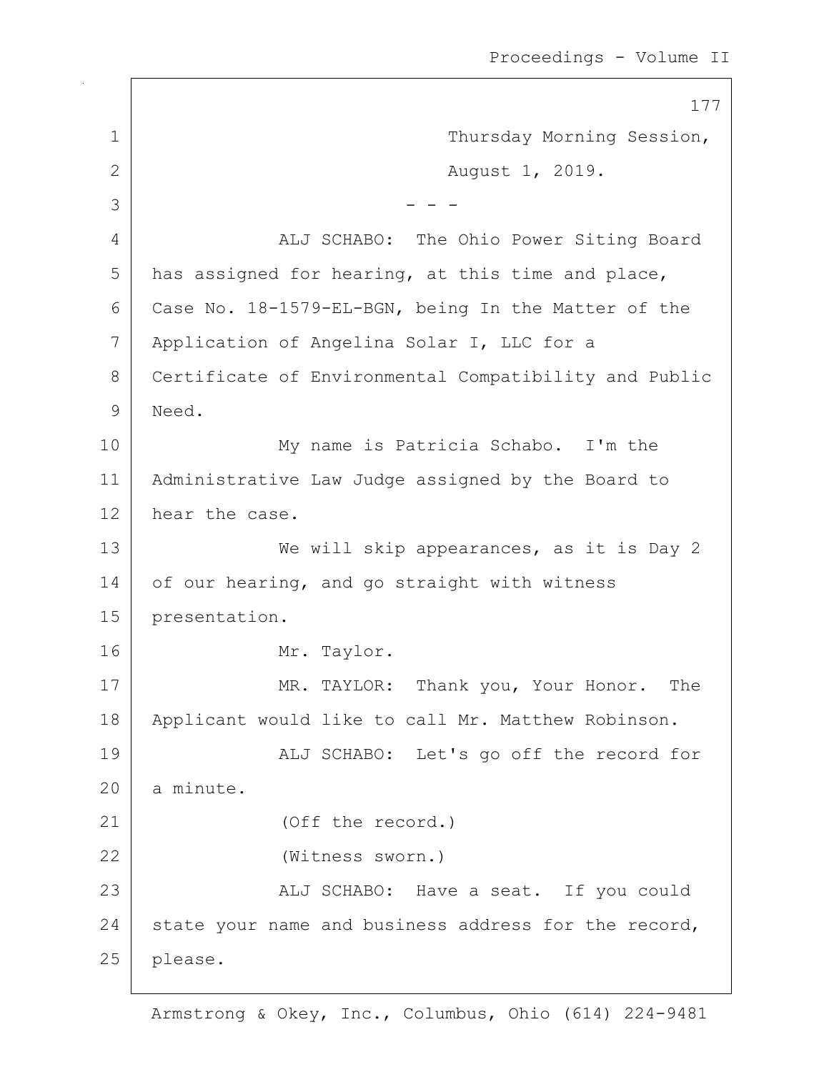Thursday Morning Session,

August 1, 2019.

\- - -

ALJ SCHABO: The Ohio Power Siting Board has assigned for hearing, at this time and place, Case No. 18-1579-EL-BGN, being In the Matter of the Application of Angelina Solar I, LLC for a Certificate of Environmental Compatibility and Public Need.

My name is Patricia Schabo. I'm the Administrative Law Judge assigned by the Board to hear the case.

We will skip appearances, as it is Day 2 of our hearing, and go straight with witness presentation.

Mr. Taylor.

MR. TAYLOR: Thank you, Your Honor. The Applicant would like to call Mr. Matthew Robinson.

ALJ SCHABO: Let's go off the record for a minute.

(Off the record.)

(Witness sworn.)

ALJ SCHABO: Have a seat. If you could state your name and business address for the record, please.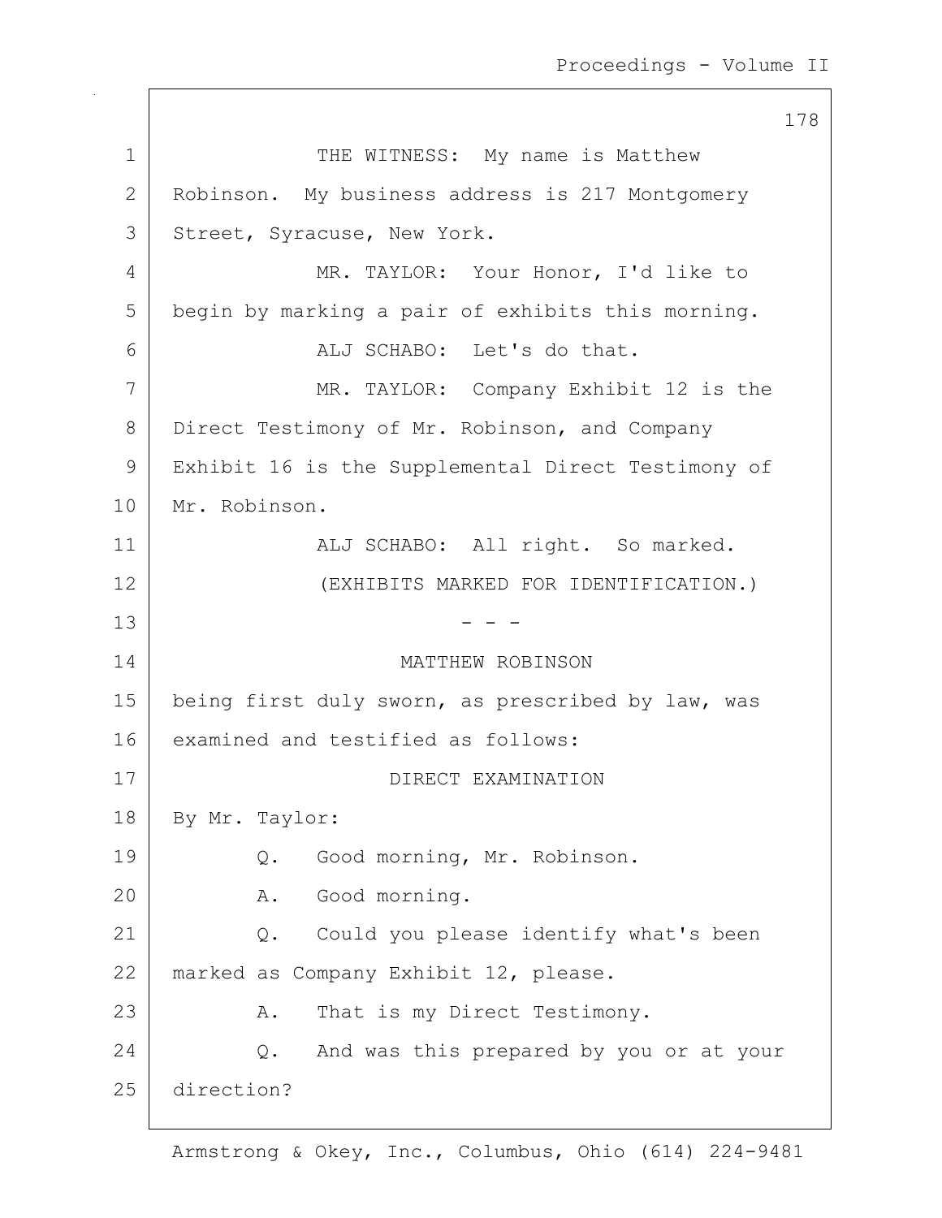1 THE WITNESS: My name is Matthew
2 Robinson. My business address is 217 Montgomery
3 Street, Syracuse, New York.
4 MR. TAYLOR: Your Honor, I'd like to
5 begin by marking a pair of exhibits this morning.
6 ALJ SCHABO: Let's do that.
7 MR. TAYLOR: Company Exhibit 12 is the
8 Direct Testimony of Mr. Robinson, and Company
9 Exhibit 16 is the Supplemental Direct Testimony of
10 Mr. Robinson.
11 ALJ SCHABO: All right. So marked.
12 (EXHIBITS MARKED FOR IDENTIFICATION.)
13 - - -
14 MATTHEW ROBINSON
15 being first duly sworn, as prescribed by law, was
16 examined and testified as follows:
17 DIRECT EXAMINATION
18 By Mr. Taylor:
19 Q. Good morning, Mr. Robinson.
20 A. Good morning.
21 Q. Could you please identify what's been
22 marked as Company Exhibit 12, please.
23 A. That is my Direct Testimony.
24 Q. And was this prepared by you or at your
25 direction?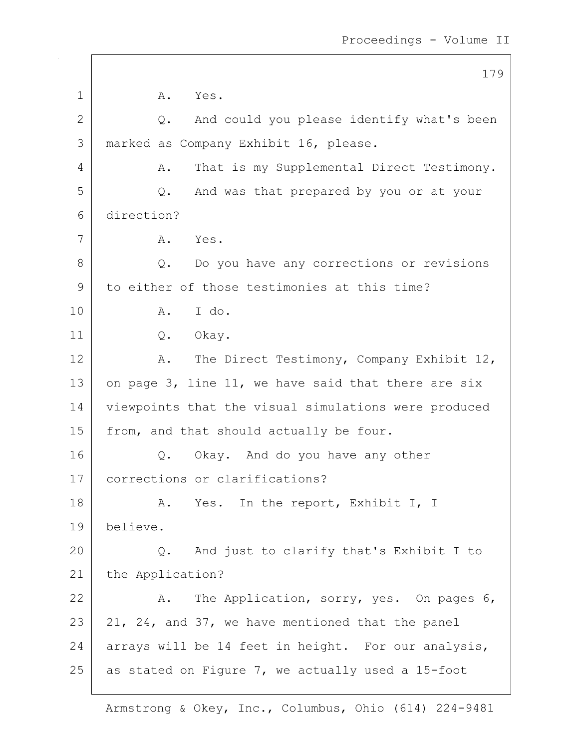A. Yes.

Q. And could you please identify what's been marked as Company Exhibit 16, please.

A. That is my Supplemental Direct Testimony.

Q. And was that prepared by you or at your direction?

A. Yes.

Q. Do you have any corrections or revisions to either of those testimonies at this time?

A. I do.

Q. Okay.

A. The Direct Testimony, Company Exhibit 12, on page 3, line 11, we have said that there are six viewpoints that the visual simulations were produced from, and that should actually be four.

Q. Okay. And do you have any other corrections or clarifications?

A. Yes. In the report, Exhibit I, I believe.

Q. And just to clarify that's Exhibit I to the Application?

A. The Application, sorry, yes. On pages 6, 21, 24, and 37, we have mentioned that the panel arrays will be 14 feet in height. For our analysis, as stated on Figure 7, we actually used a 15-foot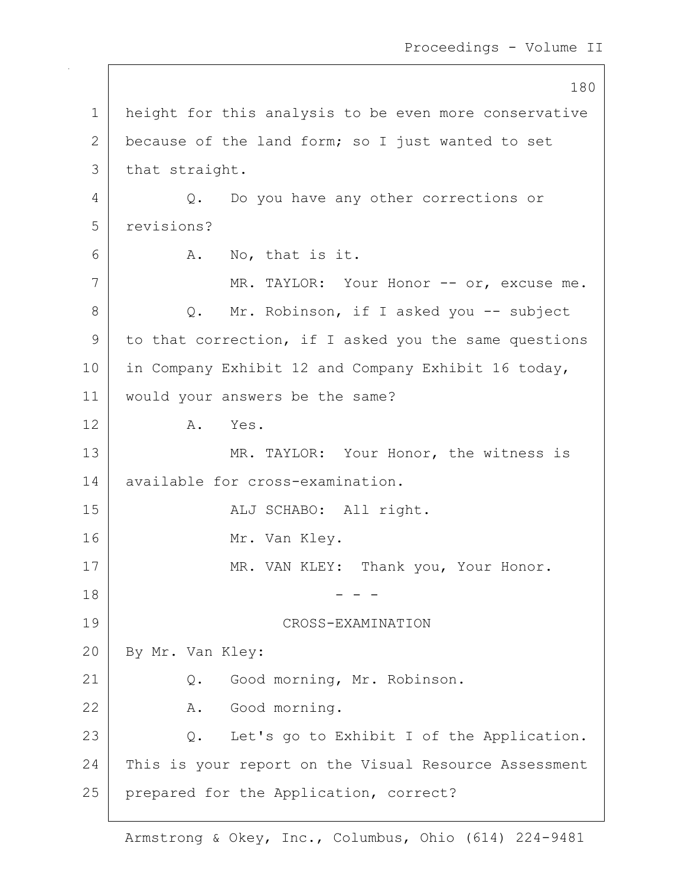height for this analysis to be even more conservative because of the land form; so I just wanted to set that straight.

Q. Do you have any other corrections or revisions?

A. No, that is it.

MR. TAYLOR: Your Honor -- or, excuse me.

Q. Mr. Robinson, if I asked you -- subject to that correction, if I asked you the same questions in Company Exhibit 12 and Company Exhibit 16 today, would your answers be the same?

A. Yes.

MR. TAYLOR: Your Honor, the witness is available for cross-examination.

ALJ SCHABO: All right.

Mr. Van Kley.

MR. VAN KLEY: Thank you, Your Honor.

- - -

CROSS-EXAMINATION

By Mr. Van Kley:

Q. Good morning, Mr. Robinson.

A. Good morning.

Q. Let's go to Exhibit I of the Application. This is your report on the Visual Resource Assessment prepared for the Application, correct?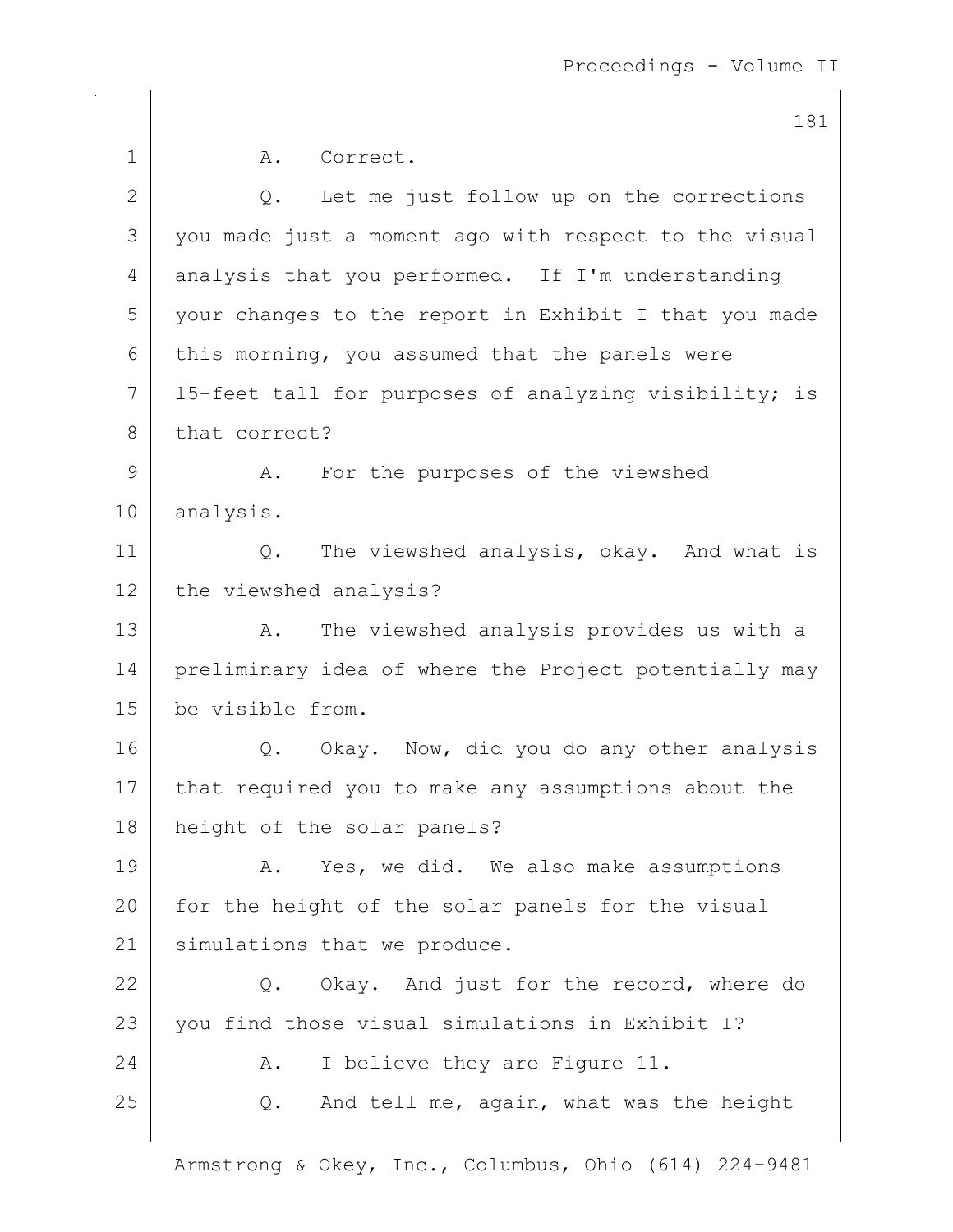A. Correct.

Q. Let me just follow up on the corrections you made just a moment ago with respect to the visual analysis that you performed. If I'm understanding your changes to the report in Exhibit I that you made this morning, you assumed that the panels were 15-feet tall for purposes of analyzing visibility; is that correct?

A. For the purposes of the viewshed analysis.

Q. The viewshed analysis, okay. And what is the viewshed analysis?

A. The viewshed analysis provides us with a preliminary idea of where the Project potentially may be visible from.

Q. Okay. Now, did you do any other analysis that required you to make any assumptions about the height of the solar panels?

A. Yes, we did. We also make assumptions for the height of the solar panels for the visual simulations that we produce.

Q. Okay. And just for the record, where do you find those visual simulations in Exhibit I?

A. I believe they are Figure 11.

Q. And tell me, again, what was the height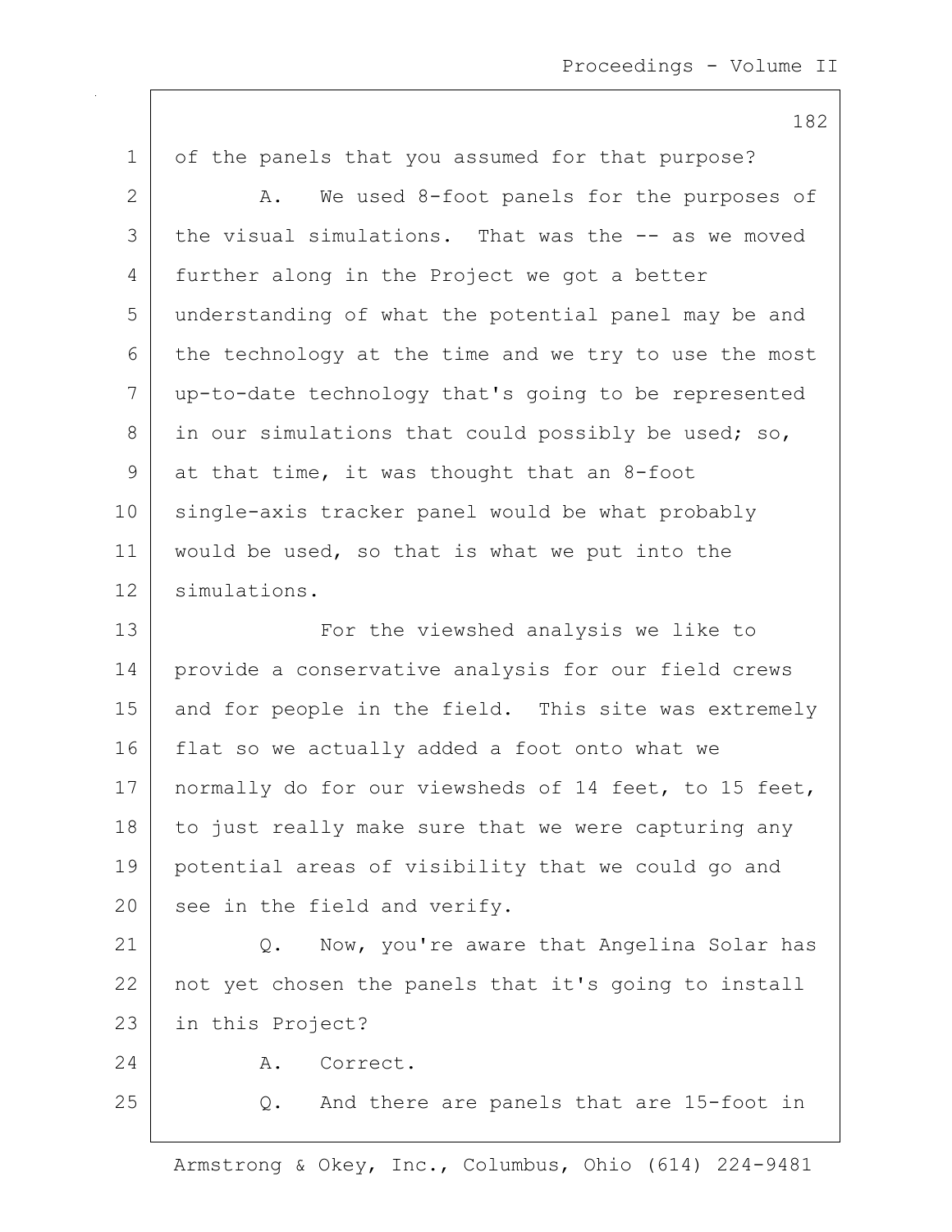of the panels that you assumed for that purpose?

A. We used 8-foot panels for the purposes of the visual simulations. That was the -- as we moved further along in the Project we got a better understanding of what the potential panel may be and the technology at the time and we try to use the most up-to-date technology that's going to be represented in our simulations that could possibly be used; so, at that time, it was thought that an 8-foot single-axis tracker panel would be what probably would be used, so that is what we put into the simulations.

For the viewshed analysis we like to provide a conservative analysis for our field crews and for people in the field. This site was extremely flat so we actually added a foot onto what we normally do for our viewsheds of 14 feet, to 15 feet, to just really make sure that we were capturing any potential areas of visibility that we could go and see in the field and verify.

Q. Now, you're aware that Angelina Solar has not yet chosen the panels that it's going to install in this Project?

A. Correct.

Q. And there are panels that are 15-foot in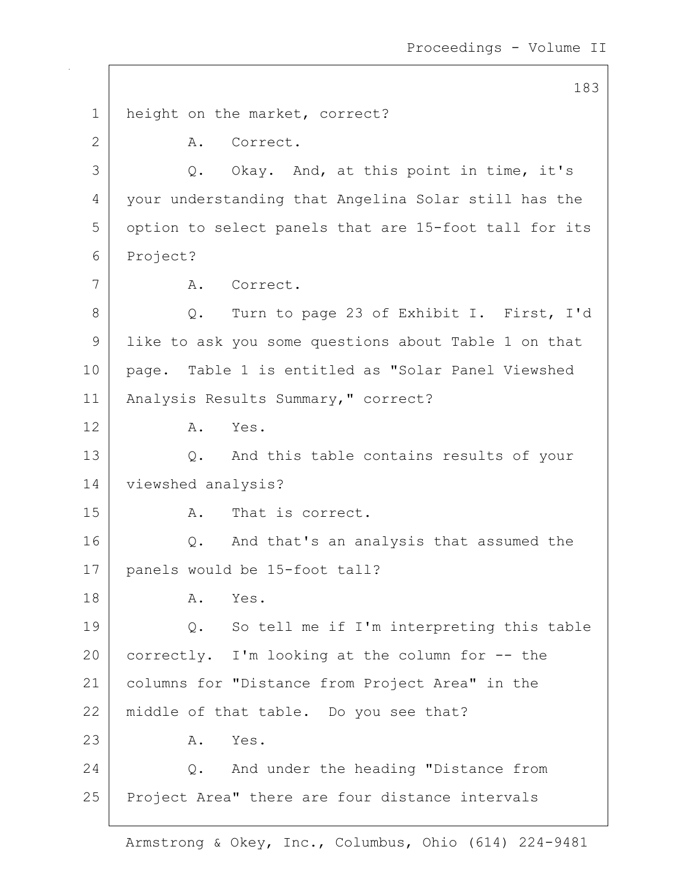1 height on the market, correct?

2 A. Correct.

3 Q. Okay. And, at this point in time, it's

4 your understanding that Angelina Solar still has the

5 option to select panels that are 15-foot tall for its

6 Project?

7 A. Correct.

8 Q. Turn to page 23 of Exhibit I. First, I'd

9 like to ask you some questions about Table 1 on that

10 page. Table 1 is entitled as "Solar Panel Viewshed

11 Analysis Results Summary," correct?

12 A. Yes.

13 Q. And this table contains results of your

14 viewshed analysis?

15 A. That is correct.

16 Q. And that's an analysis that assumed the

17 panels would be 15-foot tall?

18 A. Yes.

19 Q. So tell me if I'm interpreting this table

20 correctly. I'm looking at the column for -- the

21 columns for "Distance from Project Area" in the

22 middle of that table. Do you see that?

23 A. Yes.

24 Q. And under the heading "Distance from

25 Project Area" there are four distance intervals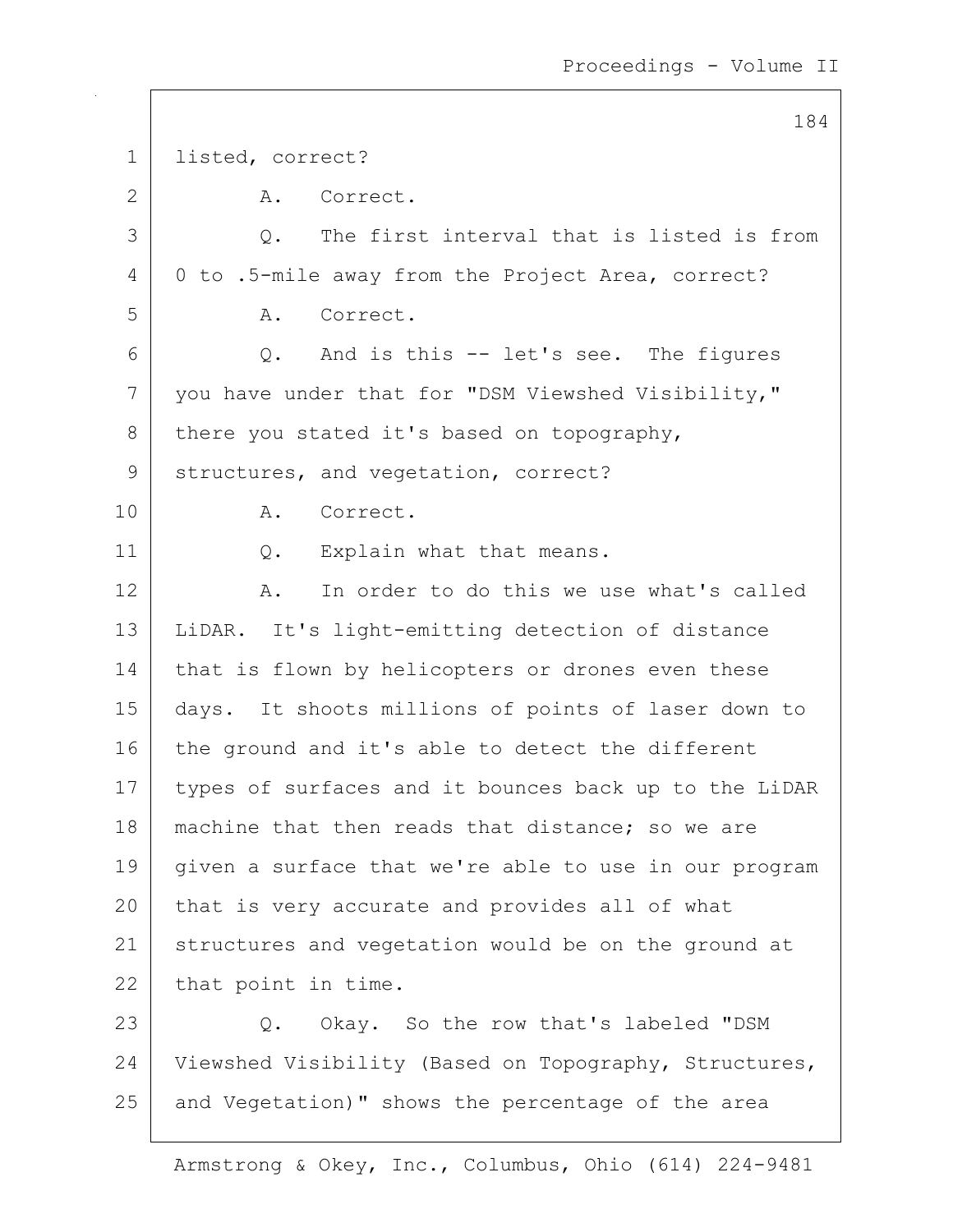listed, correct?

A. Correct.

Q. The first interval that is listed is from 0 to .5-mile away from the Project Area, correct?

A. Correct.

Q. And is this -- let's see. The figures you have under that for "DSM Viewshed Visibility," there you stated it's based on topography, structures, and vegetation, correct?

A. Correct.

Q. Explain what that means.

A. In order to do this we use what's called LiDAR. It's light-emitting detection of distance that is flown by helicopters or drones even these days. It shoots millions of points of laser down to the ground and it's able to detect the different types of surfaces and it bounces back up to the LiDAR machine that then reads that distance; so we are given a surface that we're able to use in our program that is very accurate and provides all of what structures and vegetation would be on the ground at that point in time.

Q. Okay. So the row that's labeled "DSM Viewshed Visibility (Based on Topography, Structures, and Vegetation)" shows the percentage of the area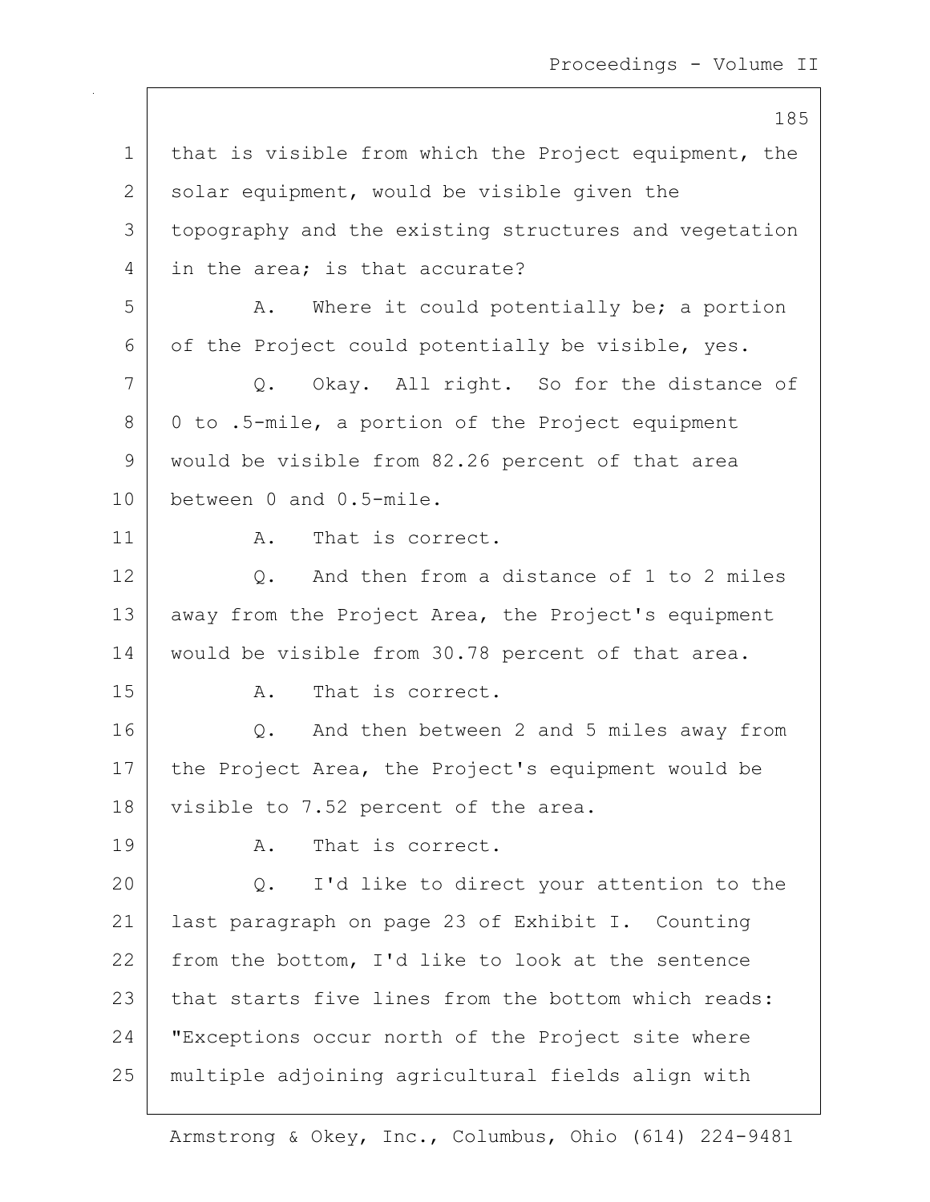that is visible from which the Project equipment, the solar equipment, would be visible given the topography and the existing structures and vegetation in the area; is that accurate?

A. Where it could potentially be; a portion of the Project could potentially be visible, yes.

Q. Okay. All right. So for the distance of 0 to .5-mile, a portion of the Project equipment would be visible from 82.26 percent of that area between 0 and 0.5-mile.

A. That is correct.

Q. And then from a distance of 1 to 2 miles away from the Project Area, the Project's equipment would be visible from 30.78 percent of that area.

A. That is correct.

Q. And then between 2 and 5 miles away from the Project Area, the Project's equipment would be visible to 7.52 percent of the area.

A. That is correct.

Q. I'd like to direct your attention to the last paragraph on page 23 of Exhibit I. Counting from the bottom, I'd like to look at the sentence that starts five lines from the bottom which reads: "Exceptions occur north of the Project site where multiple adjoining agricultural fields align with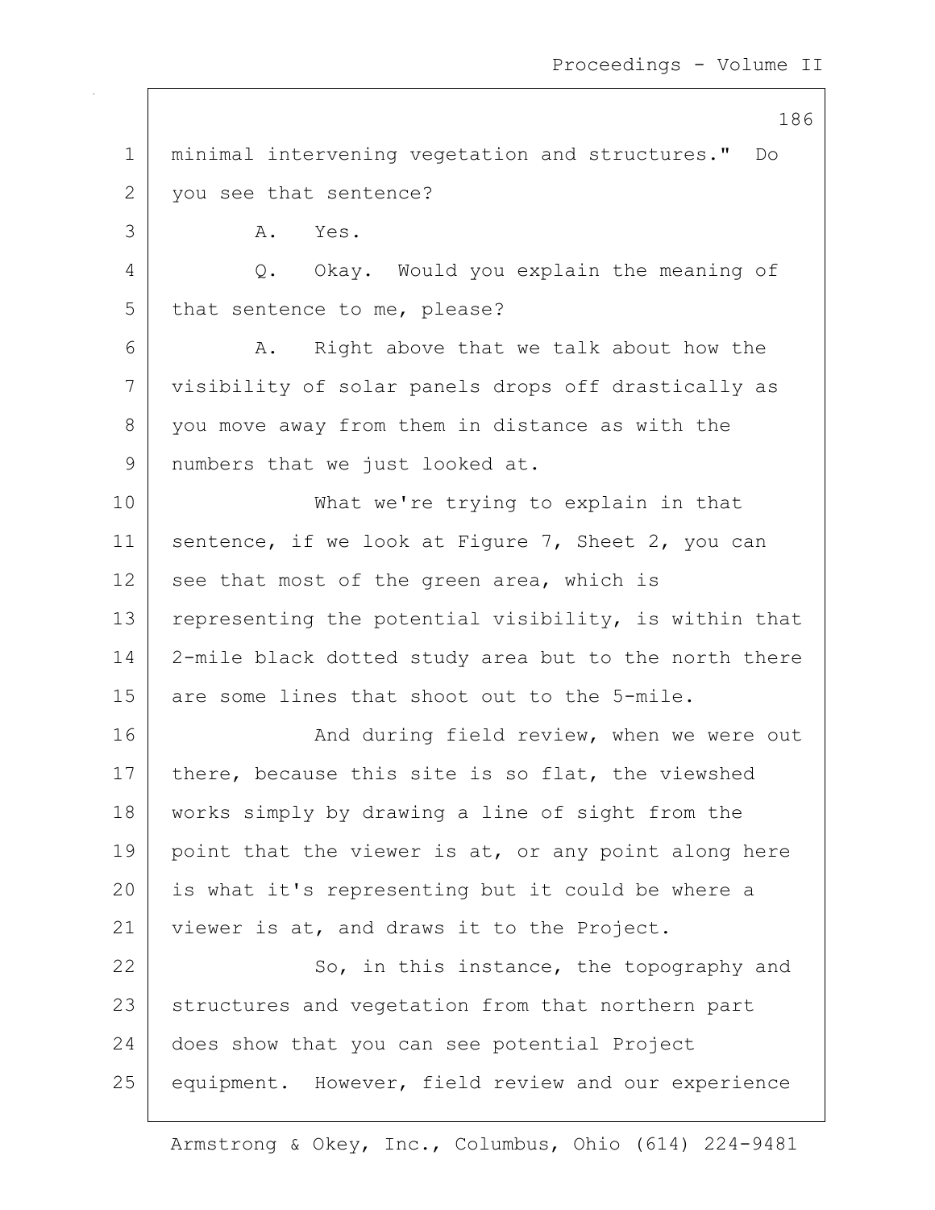minimal intervening vegetation and structures." Do you see that sentence?

A. Yes.

Q. Okay. Would you explain the meaning of that sentence to me, please?

A. Right above that we talk about how the visibility of solar panels drops off drastically as you move away from them in distance as with the numbers that we just looked at.

What we're trying to explain in that sentence, if we look at Figure 7, Sheet 2, you can see that most of the green area, which is representing the potential visibility, is within that 2-mile black dotted study area but to the north there are some lines that shoot out to the 5-mile.

And during field review, when we were out there, because this site is so flat, the viewshed works simply by drawing a line of sight from the point that the viewer is at, or any point along here is what it's representing but it could be where a viewer is at, and draws it to the Project.

So, in this instance, the topography and structures and vegetation from that northern part does show that you can see potential Project equipment. However, field review and our experience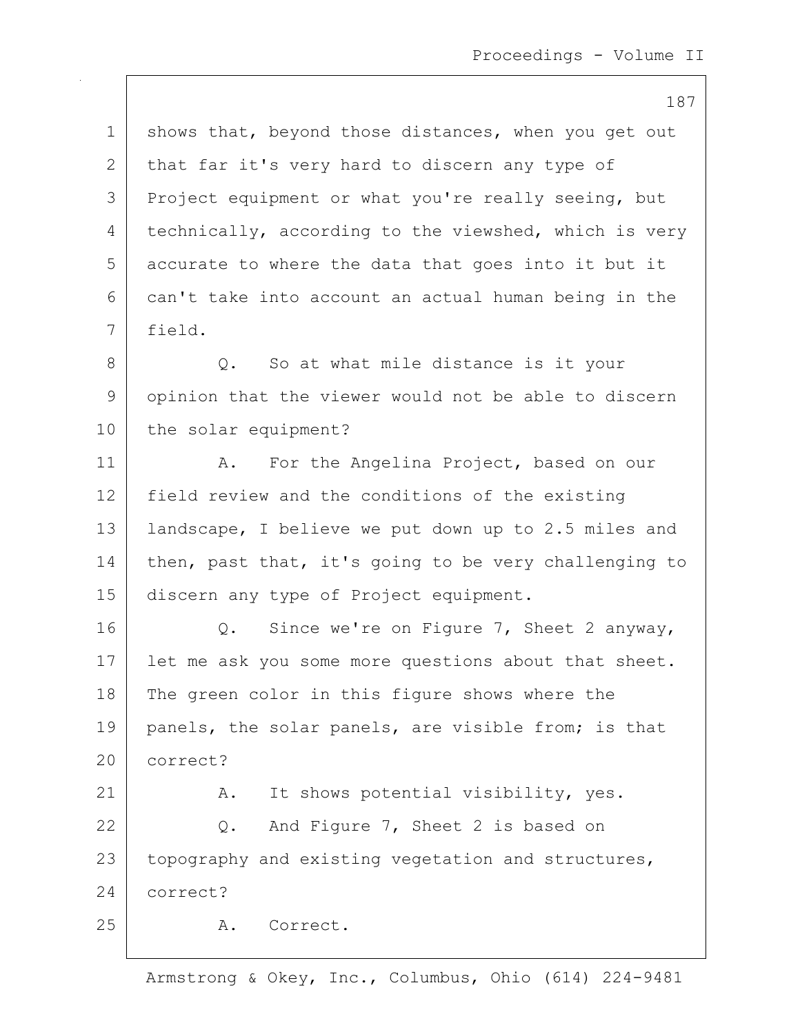shows that, beyond those distances, when you get out that far it's very hard to discern any type of Project equipment or what you're really seeing, but technically, according to the viewshed, which is very accurate to where the data that goes into it but it can't take into account an actual human being in the field.

Q. So at what mile distance is it your opinion that the viewer would not be able to discern the solar equipment?

A. For the Angelina Project, based on our field review and the conditions of the existing landscape, I believe we put down up to 2.5 miles and then, past that, it's going to be very challenging to discern any type of Project equipment.

Q. Since we're on Figure 7, Sheet 2 anyway, let me ask you some more questions about that sheet. The green color in this figure shows where the panels, the solar panels, are visible from; is that correct?

A. It shows potential visibility, yes.

Q. And Figure 7, Sheet 2 is based on topography and existing vegetation and structures, correct?

A. Correct.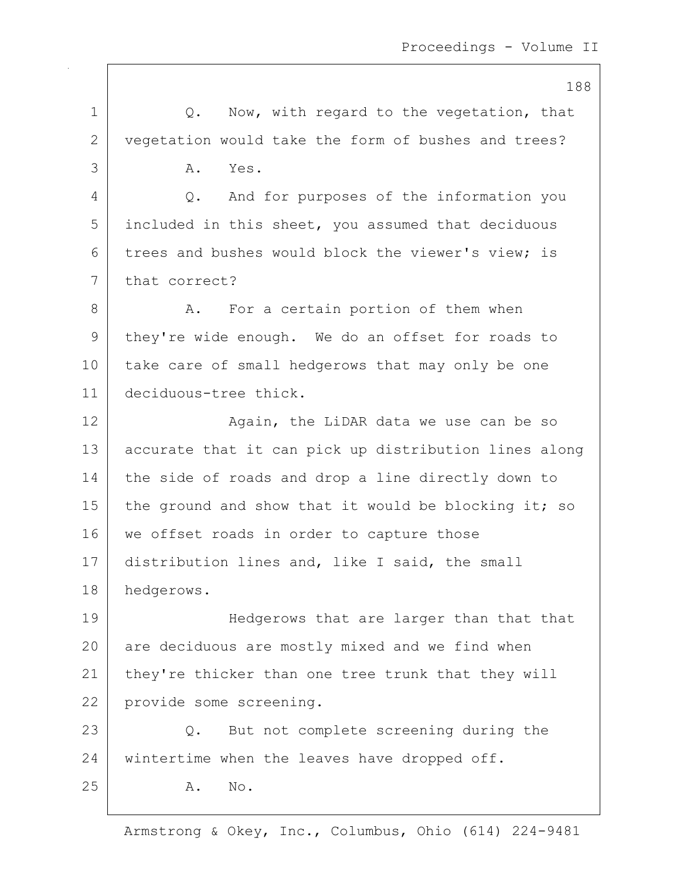Q. Now, with regard to the vegetation, that vegetation would take the form of bushes and trees?

A. Yes.

Q. And for purposes of the information you included in this sheet, you assumed that deciduous trees and bushes would block the viewer's view; is that correct?

A. For a certain portion of them when they're wide enough. We do an offset for roads to take care of small hedgerows that may only be one deciduous-tree thick.

Again, the LiDAR data we use can be so accurate that it can pick up distribution lines along the side of roads and drop a line directly down to the ground and show that it would be blocking it; so we offset roads in order to capture those distribution lines and, like I said, the small hedgerows.

Hedgerows that are larger than that that are deciduous are mostly mixed and we find when they're thicker than one tree trunk that they will provide some screening.

Q. But not complete screening during the wintertime when the leaves have dropped off.

A. No.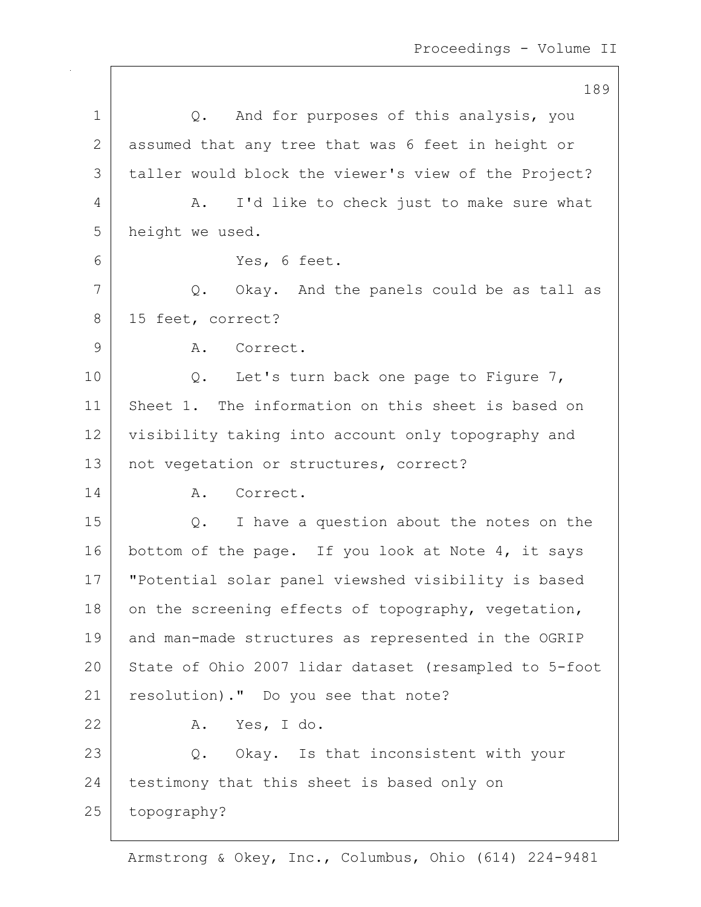Q. And for purposes of this analysis, you assumed that any tree that was 6 feet in height or taller would block the viewer's view of the Project?

A. I'd like to check just to make sure what height we used.

Yes, 6 feet.

Q. Okay. And the panels could be as tall as 15 feet, correct?

A. Correct.

Q. Let's turn back one page to Figure 7, Sheet 1. The information on this sheet is based on visibility taking into account only topography and not vegetation or structures, correct?

A. Correct.

Q. I have a question about the notes on the bottom of the page. If you look at Note 4, it says "Potential solar panel viewshed visibility is based on the screening effects of topography, vegetation, and man-made structures as represented in the OGRIP State of Ohio 2007 lidar dataset (resampled to 5-foot resolution)." Do you see that note?

A. Yes, I do.

Q. Okay. Is that inconsistent with your testimony that this sheet is based only on topography?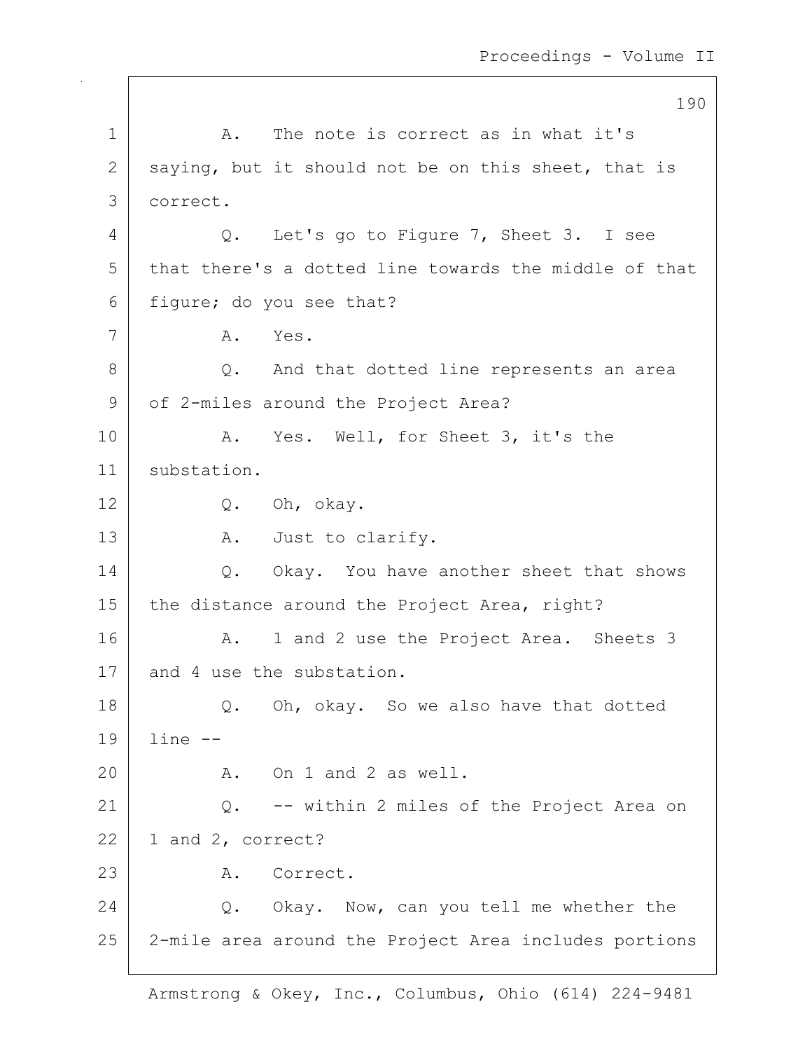A. The note is correct as in what it's saying, but it should not be on this sheet, that is correct.

Q. Let's go to Figure 7, Sheet 3. I see that there's a dotted line towards the middle of that figure; do you see that?

A. Yes.

Q. And that dotted line represents an area of 2-miles around the Project Area?

A. Yes. Well, for Sheet 3, it's the substation.

Q. Oh, okay.

A. Just to clarify.

Q. Okay. You have another sheet that shows the distance around the Project Area, right?

A. 1 and 2 use the Project Area. Sheets 3 and 4 use the substation.

Q. Oh, okay. So we also have that dotted line --

A. On 1 and 2 as well.

Q. -- within 2 miles of the Project Area on 1 and 2, correct?

A. Correct.

Q. Okay. Now, can you tell me whether the 2-mile area around the Project Area includes portions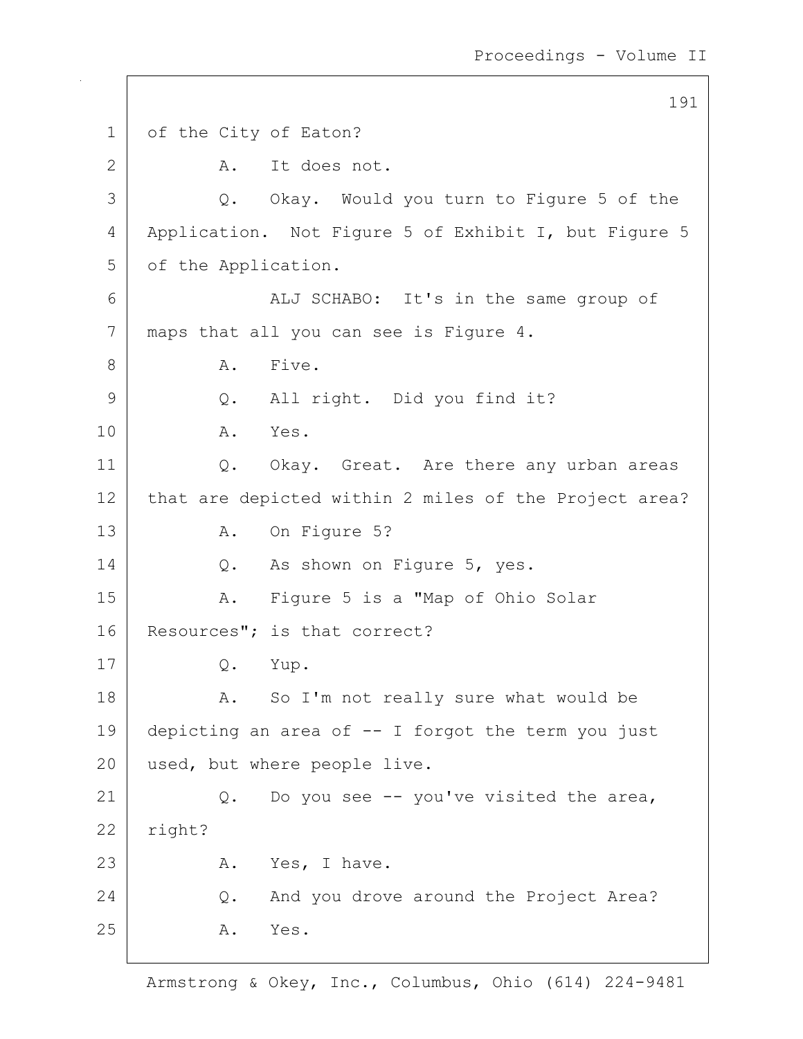of the City of Eaton?

A. It does not.

Q. Okay. Would you turn to Figure 5 of the Application. Not Figure 5 of Exhibit I, but Figure 5 of the Application.

ALJ SCHABO: It's in the same group of maps that all you can see is Figure 4.

A. Five.

Q. All right. Did you find it?

A. Yes.

Q. Okay. Great. Are there any urban areas that are depicted within 2 miles of the Project area?

A. On Figure 5?

Q. As shown on Figure 5, yes.

A. Figure 5 is a "Map of Ohio Solar Resources"; is that correct?

Q. Yup.

A. So I'm not really sure what would be depicting an area of -- I forgot the term you just used, but where people live.

Q. Do you see -- you've visited the area, right?

A. Yes, I have.

Q. And you drove around the Project Area?

A. Yes.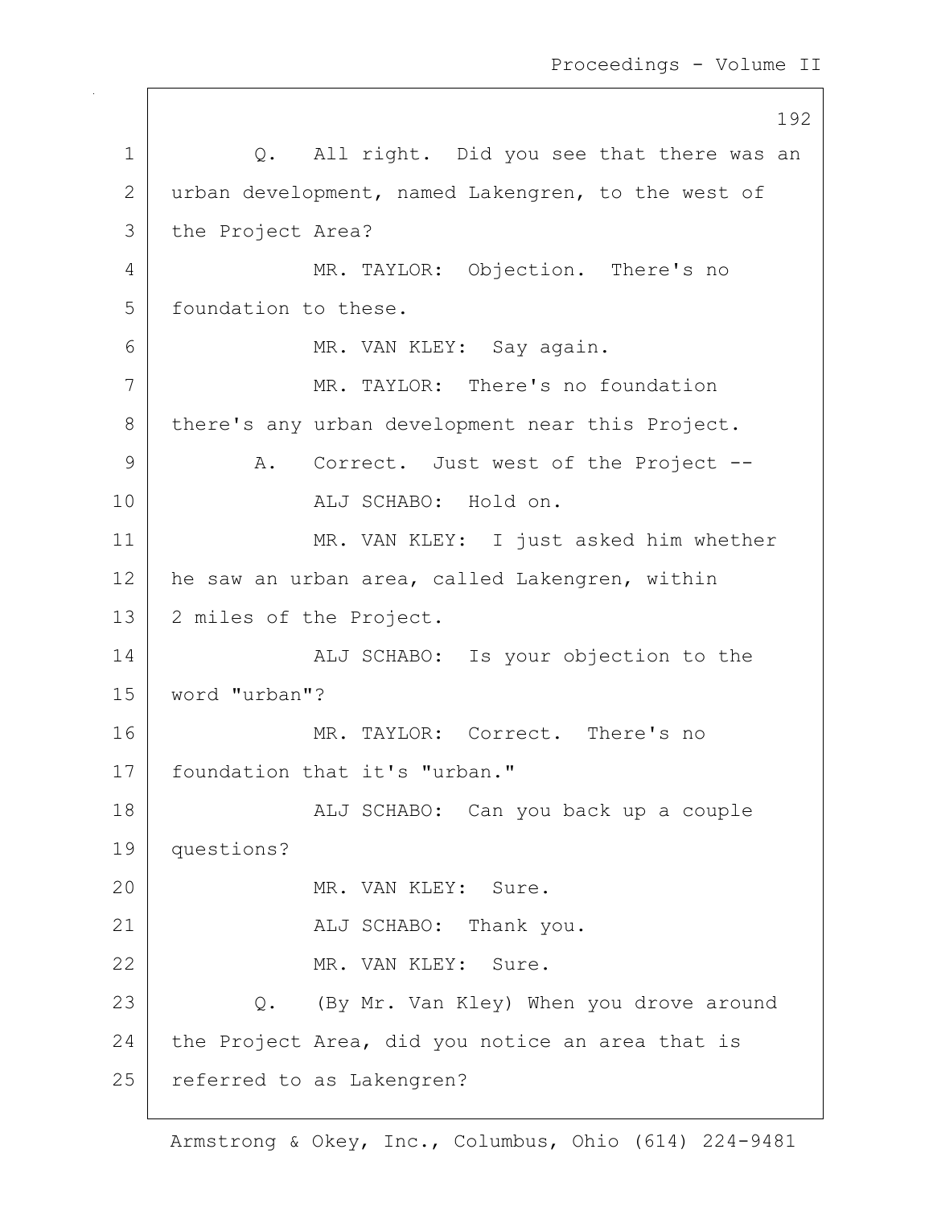Q. All right. Did you see that there was an urban development, named Lakengren, to the west of the Project Area?

MR. TAYLOR: Objection. There's no foundation to these.

MR. VAN KLEY: Say again.

MR. TAYLOR: There's no foundation there's any urban development near this Project.

A. Correct. Just west of the Project --

ALJ SCHABO: Hold on.

MR. VAN KLEY: I just asked him whether he saw an urban area, called Lakengren, within 2 miles of the Project.

ALJ SCHABO: Is your objection to the word "urban"?

MR. TAYLOR: Correct. There's no foundation that it's "urban."

ALJ SCHABO: Can you back up a couple questions?

MR. VAN KLEY: Sure.

ALJ SCHABO: Thank you.

MR. VAN KLEY: Sure.

Q. (By Mr. Van Kley) When you drove around the Project Area, did you notice an area that is referred to as Lakengren?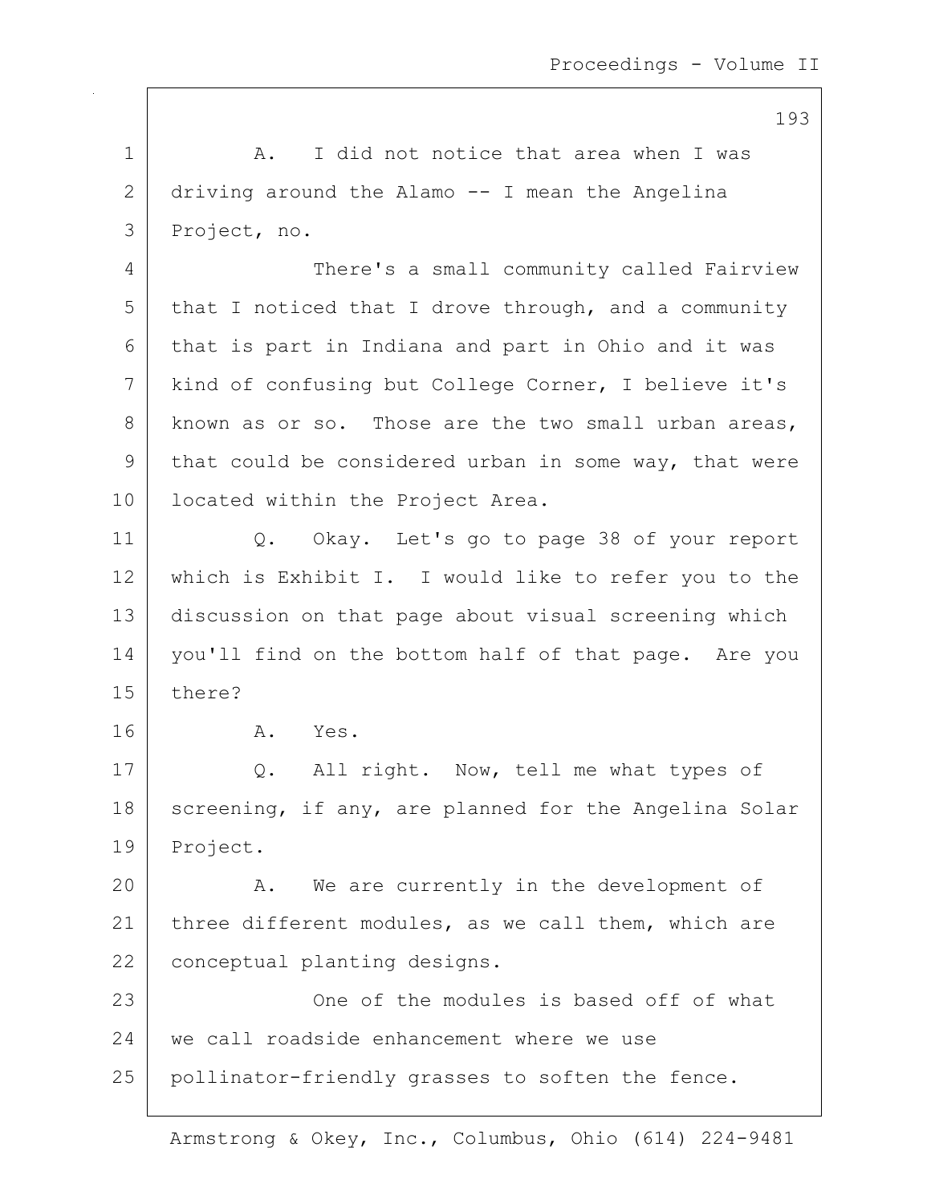A. I did not notice that area when I was driving around the Alamo -- I mean the Angelina Project, no.

There's a small community called Fairview that I noticed that I drove through, and a community that is part in Indiana and part in Ohio and it was kind of confusing but College Corner, I believe it's known as or so. Those are the two small urban areas, that could be considered urban in some way, that were located within the Project Area.

Q. Okay. Let's go to page 38 of your report which is Exhibit I. I would like to refer you to the discussion on that page about visual screening which you'll find on the bottom half of that page. Are you there?

A. Yes.

Q. All right. Now, tell me what types of screening, if any, are planned for the Angelina Solar Project.

A. We are currently in the development of three different modules, as we call them, which are conceptual planting designs.

One of the modules is based off of what we call roadside enhancement where we use pollinator-friendly grasses to soften the fence.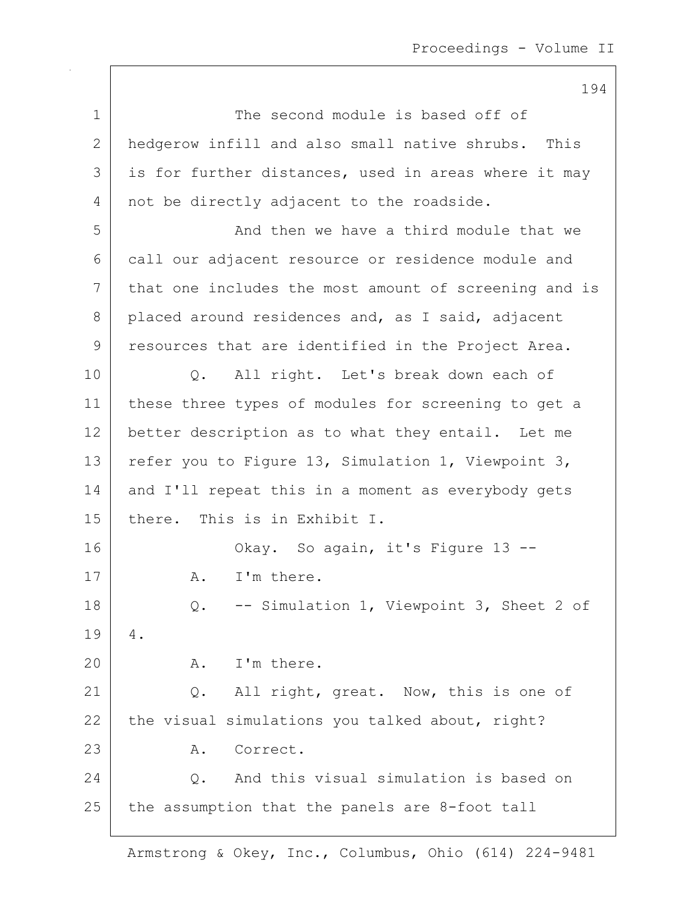The second module is based off of hedgerow infill and also small native shrubs. This is for further distances, used in areas where it may not be directly adjacent to the roadside.

And then we have a third module that we call our adjacent resource or residence module and that one includes the most amount of screening and is placed around residences and, as I said, adjacent resources that are identified in the Project Area.

Q. All right. Let's break down each of these three types of modules for screening to get a better description as to what they entail. Let me refer you to Figure 13, Simulation 1, Viewpoint 3, and I'll repeat this in a moment as everybody gets there. This is in Exhibit I.

Okay. So again, it's Figure 13 --

A. I'm there.

Q. -- Simulation 1, Viewpoint 3, Sheet 2 of 4.

A. I'm there.

Q. All right, great. Now, this is one of the visual simulations you talked about, right?

A. Correct.

Q. And this visual simulation is based on the assumption that the panels are 8-foot tall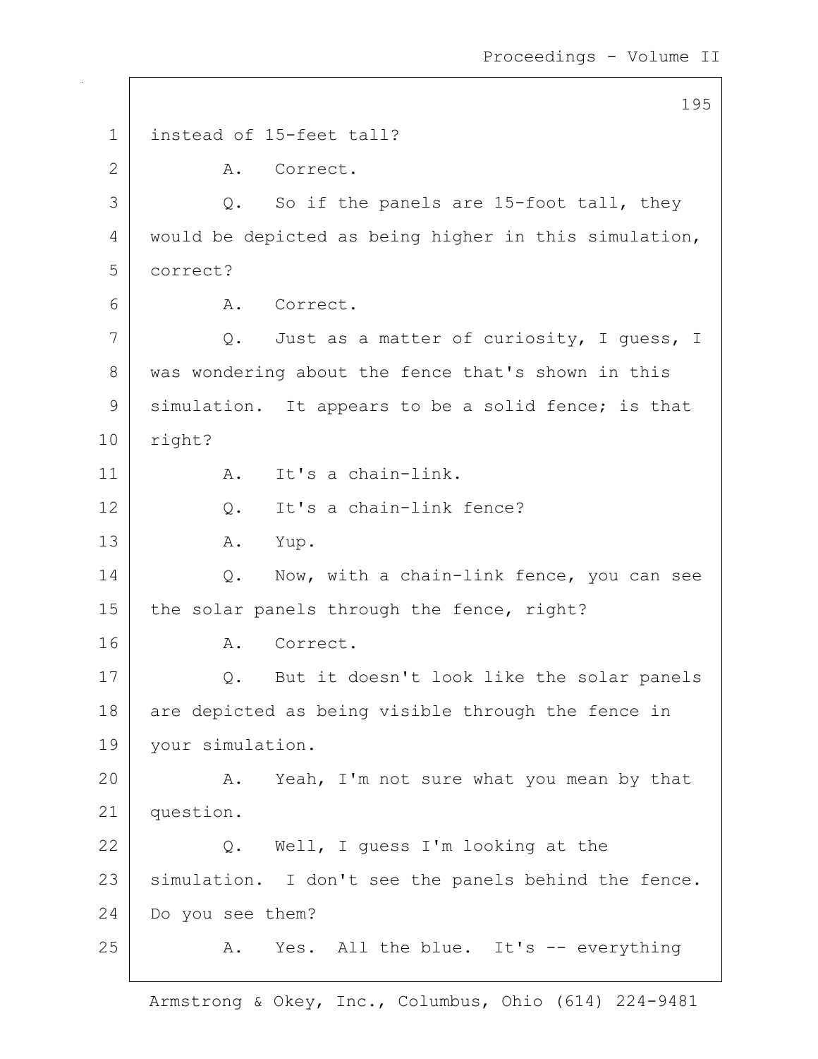1 instead of 15-feet tall?

2 A. Correct.

3 Q. So if the panels are 15-foot tall, they

4 would be depicted as being higher in this simulation,

5 correct?

6 A. Correct.

7 Q. Just as a matter of curiosity, I guess, I

8 was wondering about the fence that's shown in this

9 simulation. It appears to be a solid fence; is that

10 right?

11 A. It's a chain-link.

12 Q. It's a chain-link fence?

13 A. Yup.

14 Q. Now, with a chain-link fence, you can see

15 the solar panels through the fence, right?

16 A. Correct.

17 Q. But it doesn't look like the solar panels

18 are depicted as being visible through the fence in

19 your simulation.

20 A. Yeah, I'm not sure what you mean by that

21 question.

22 Q. Well, I guess I'm looking at the

23 simulation. I don't see the panels behind the fence.

24 Do you see them?

25 A. Yes. All the blue. It's -- everything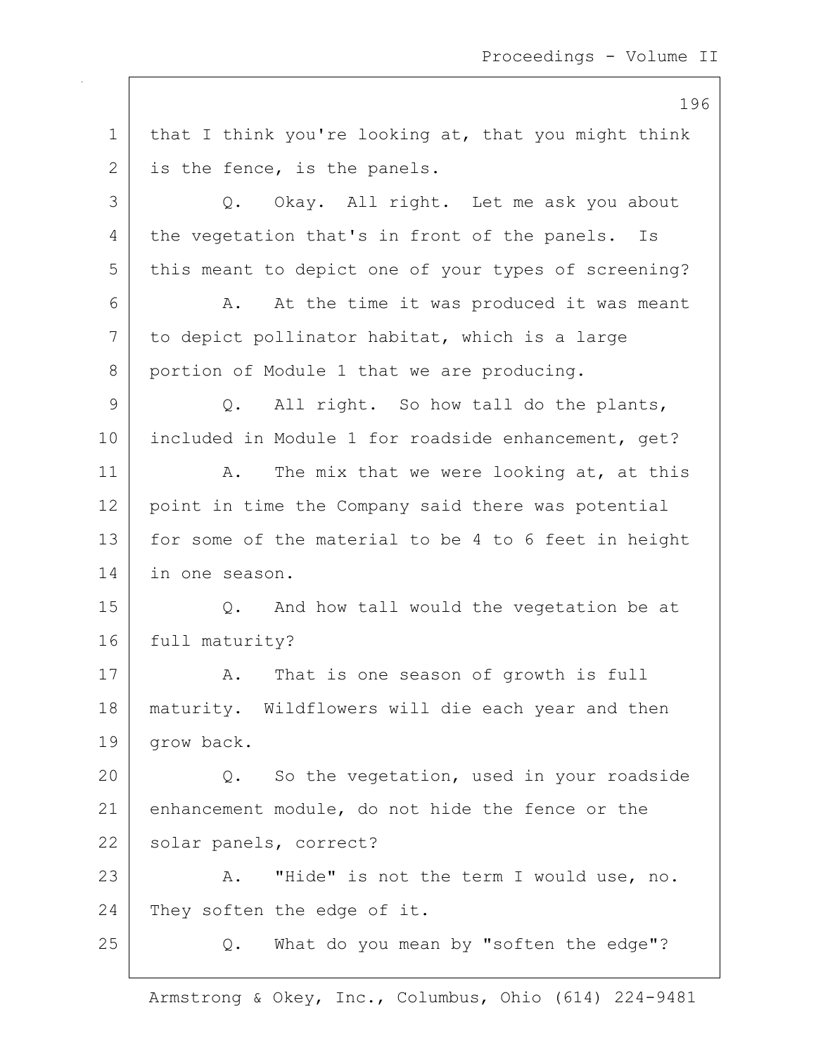that I think you're looking at, that you might think is the fence, is the panels.

Q. Okay. All right. Let me ask you about the vegetation that's in front of the panels. Is this meant to depict one of your types of screening?

A. At the time it was produced it was meant to depict pollinator habitat, which is a large portion of Module 1 that we are producing.

Q. All right. So how tall do the plants, included in Module 1 for roadside enhancement, get?

A. The mix that we were looking at, at this point in time the Company said there was potential for some of the material to be 4 to 6 feet in height in one season.

Q. And how tall would the vegetation be at full maturity?

A. That is one season of growth is full maturity. Wildflowers will die each year and then grow back.

Q. So the vegetation, used in your roadside enhancement module, do not hide the fence or the solar panels, correct?

A. "Hide" is not the term I would use, no. They soften the edge of it.

Q. What do you mean by "soften the edge"?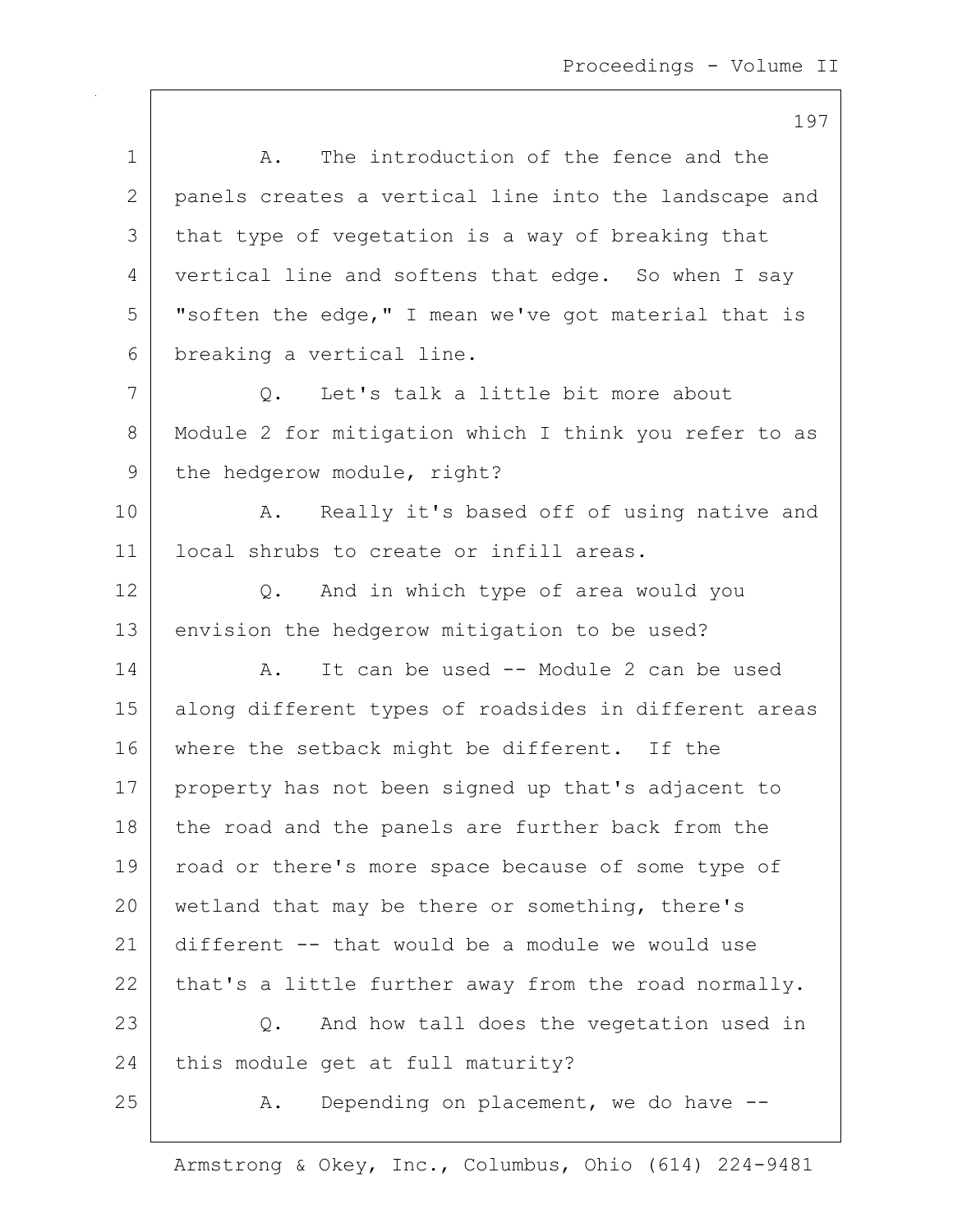A. The introduction of the fence and the panels creates a vertical line into the landscape and that type of vegetation is a way of breaking that vertical line and softens that edge. So when I say "soften the edge," I mean we've got material that is breaking a vertical line.

Q. Let's talk a little bit more about Module 2 for mitigation which I think you refer to as the hedgerow module, right?

A. Really it's based off of using native and local shrubs to create or infill areas.

Q. And in which type of area would you envision the hedgerow mitigation to be used?

A. It can be used -- Module 2 can be used along different types of roadsides in different areas where the setback might be different. If the property has not been signed up that's adjacent to the road and the panels are further back from the road or there's more space because of some type of wetland that may be there or something, there's different -- that would be a module we would use that's a little further away from the road normally.

Q. And how tall does the vegetation used in this module get at full maturity?

A. Depending on placement, we do have --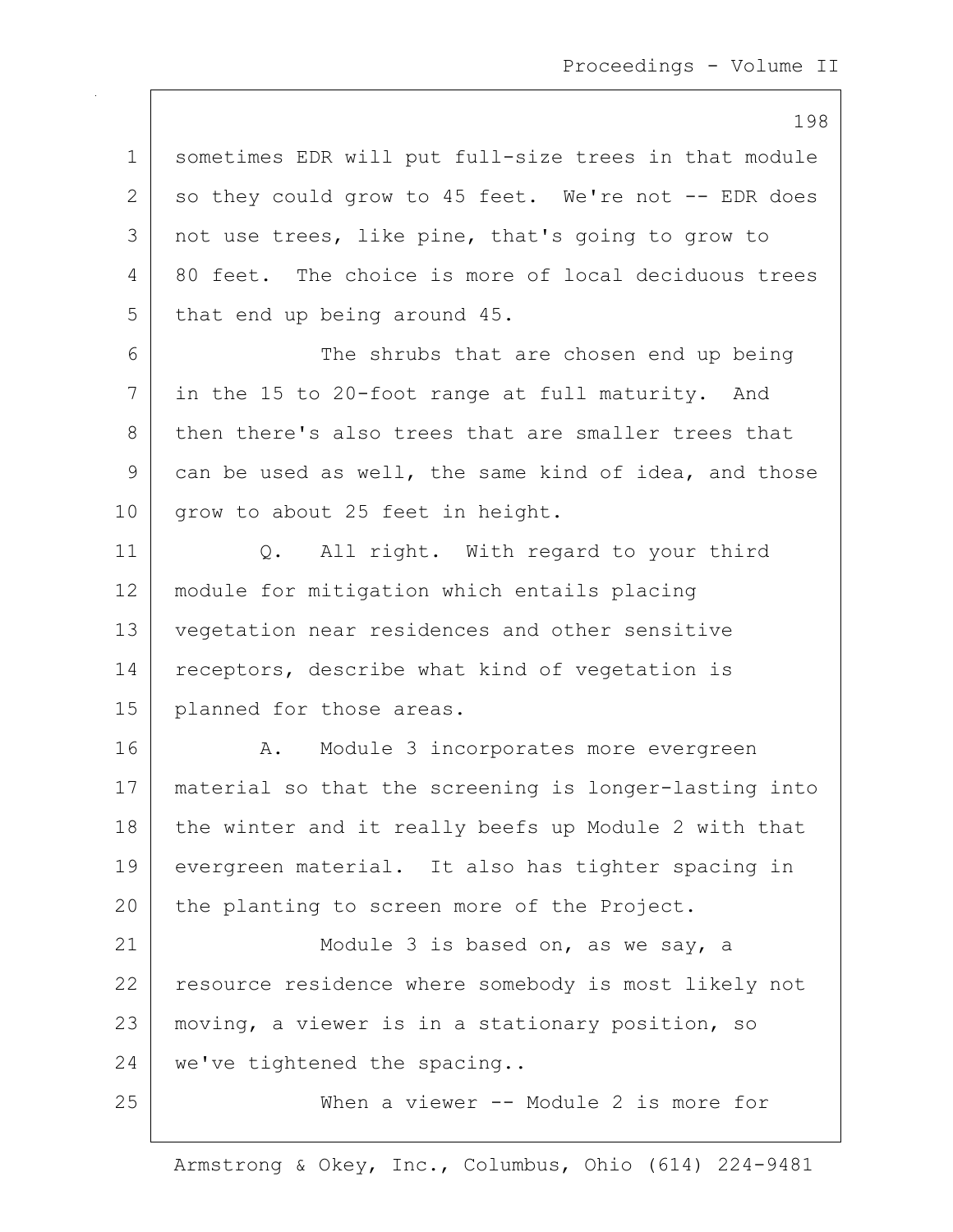sometimes EDR will put full-size trees in that module so they could grow to 45 feet. We're not -- EDR does not use trees, like pine, that's going to grow to 80 feet. The choice is more of local deciduous trees that end up being around 45.

The shrubs that are chosen end up being in the 15 to 20-foot range at full maturity. And then there's also trees that are smaller trees that can be used as well, the same kind of idea, and those grow to about 25 feet in height.

Q. All right. With regard to your third module for mitigation which entails placing vegetation near residences and other sensitive receptors, describe what kind of vegetation is planned for those areas.

A. Module 3 incorporates more evergreen material so that the screening is longer-lasting into the winter and it really beefs up Module 2 with that evergreen material. It also has tighter spacing in the planting to screen more of the Project.

Module 3 is based on, as we say, a resource residence where somebody is most likely not moving, a viewer is in a stationary position, so we've tightened the spacing..

When a viewer -- Module 2 is more for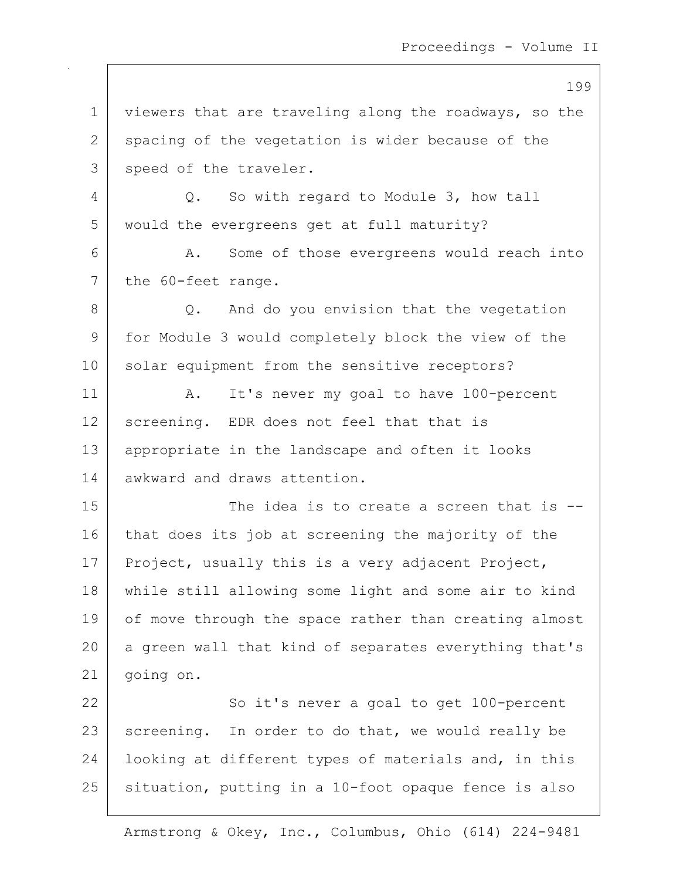viewers that are traveling along the roadways, so the spacing of the vegetation is wider because of the speed of the traveler.

Q. So with regard to Module 3, how tall would the evergreens get at full maturity?

A. Some of those evergreens would reach into the 60-feet range.

Q. And do you envision that the vegetation for Module 3 would completely block the view of the solar equipment from the sensitive receptors?

A. It's never my goal to have 100-percent screening. EDR does not feel that that is appropriate in the landscape and often it looks awkward and draws attention.

The idea is to create a screen that is -- that does its job at screening the majority of the Project, usually this is a very adjacent Project, while still allowing some light and some air to kind of move through the space rather than creating almost a green wall that kind of separates everything that's going on.

So it's never a goal to get 100-percent screening. In order to do that, we would really be looking at different types of materials and, in this situation, putting in a 10-foot opaque fence is also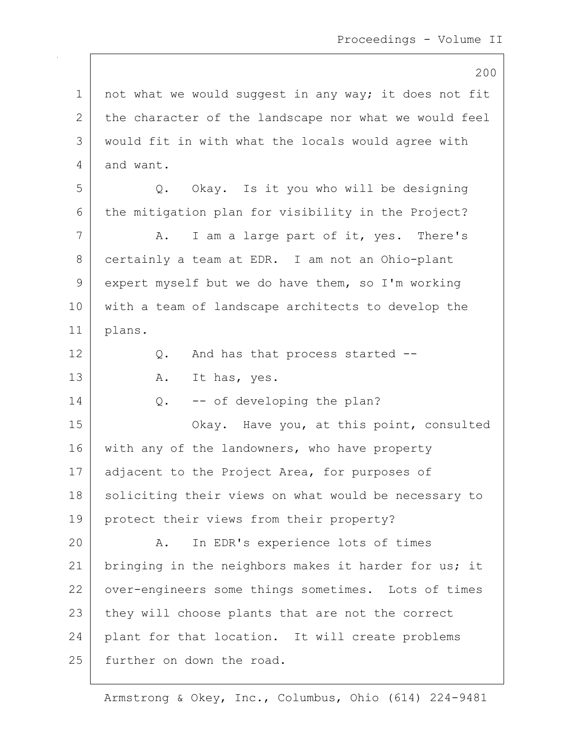not what we would suggest in any way; it does not fit the character of the landscape nor what we would feel would fit in with what the locals would agree with and want.

Q. Okay. Is it you who will be designing the mitigation plan for visibility in the Project?

A. I am a large part of it, yes. There's certainly a team at EDR. I am not an Ohio-plant expert myself but we do have them, so I'm working with a team of landscape architects to develop the plans.

Q. And has that process started --

A. It has, yes.

Q. -- of developing the plan?

Okay. Have you, at this point, consulted with any of the landowners, who have property adjacent to the Project Area, for purposes of soliciting their views on what would be necessary to protect their views from their property?

A. In EDR's experience lots of times bringing in the neighbors makes it harder for us; it over-engineers some things sometimes. Lots of times they will choose plants that are not the correct plant for that location. It will create problems further on down the road.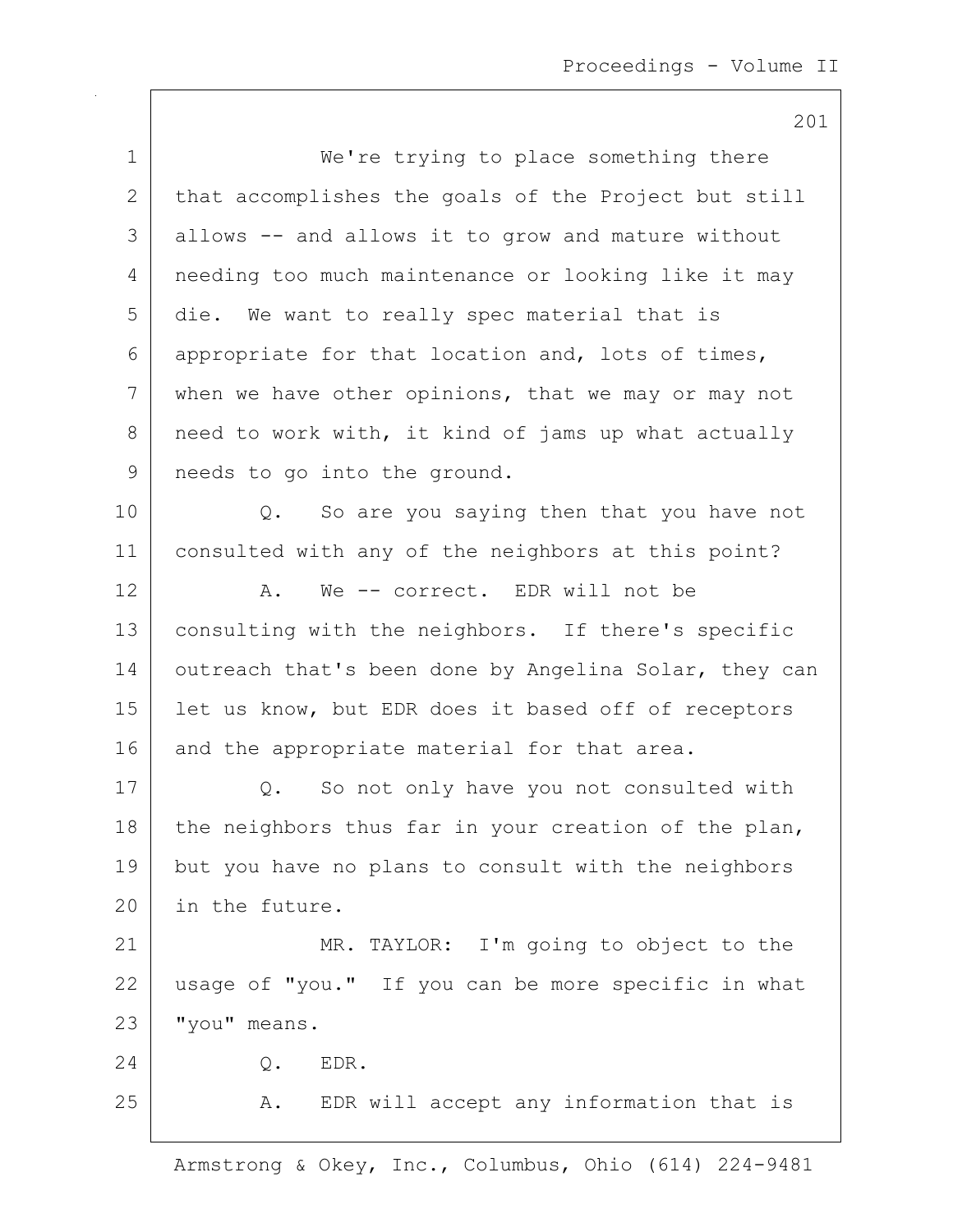We're trying to place something there that accomplishes the goals of the Project but still allows -- and allows it to grow and mature without needing too much maintenance or looking like it may die. We want to really spec material that is appropriate for that location and, lots of times, when we have other opinions, that we may or may not need to work with, it kind of jams up what actually needs to go into the ground.

Q. So are you saying then that you have not consulted with any of the neighbors at this point?

A. We -- correct. EDR will not be consulting with the neighbors. If there's specific outreach that's been done by Angelina Solar, they can let us know, but EDR does it based off of receptors and the appropriate material for that area.

Q. So not only have you not consulted with the neighbors thus far in your creation of the plan, but you have no plans to consult with the neighbors in the future.

MR. TAYLOR: I'm going to object to the usage of "you." If you can be more specific in what "you" means.

Q. EDR.

A. EDR will accept any information that is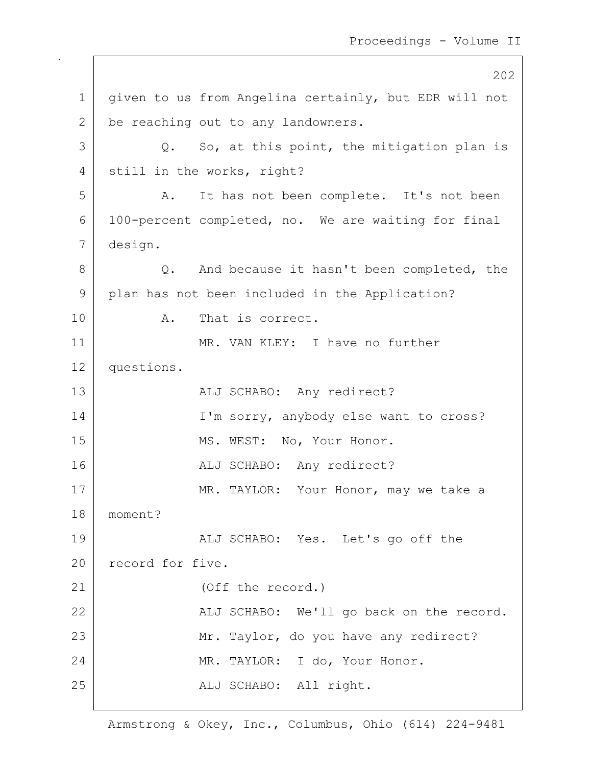given to us from Angelina certainly, but EDR will not be reaching out to any landowners.

Q. So, at this point, the mitigation plan is still in the works, right?

A. It has not been complete. It's not been 100-percent completed, no. We are waiting for final design.

Q. And because it hasn't been completed, the plan has not been included in the Application?

A. That is correct.

MR. VAN KLEY: I have no further questions.

ALJ SCHABO: Any redirect?

I'm sorry, anybody else want to cross?

MS. WEST: No, Your Honor.

ALJ SCHABO: Any redirect?

MR. TAYLOR: Your Honor, may we take a moment?

ALJ SCHABO: Yes. Let's go off the record for five.

(Off the record.)

ALJ SCHABO: We'll go back on the record.

Mr. Taylor, do you have any redirect?

MR. TAYLOR: I do, Your Honor.

ALJ SCHABO: All right.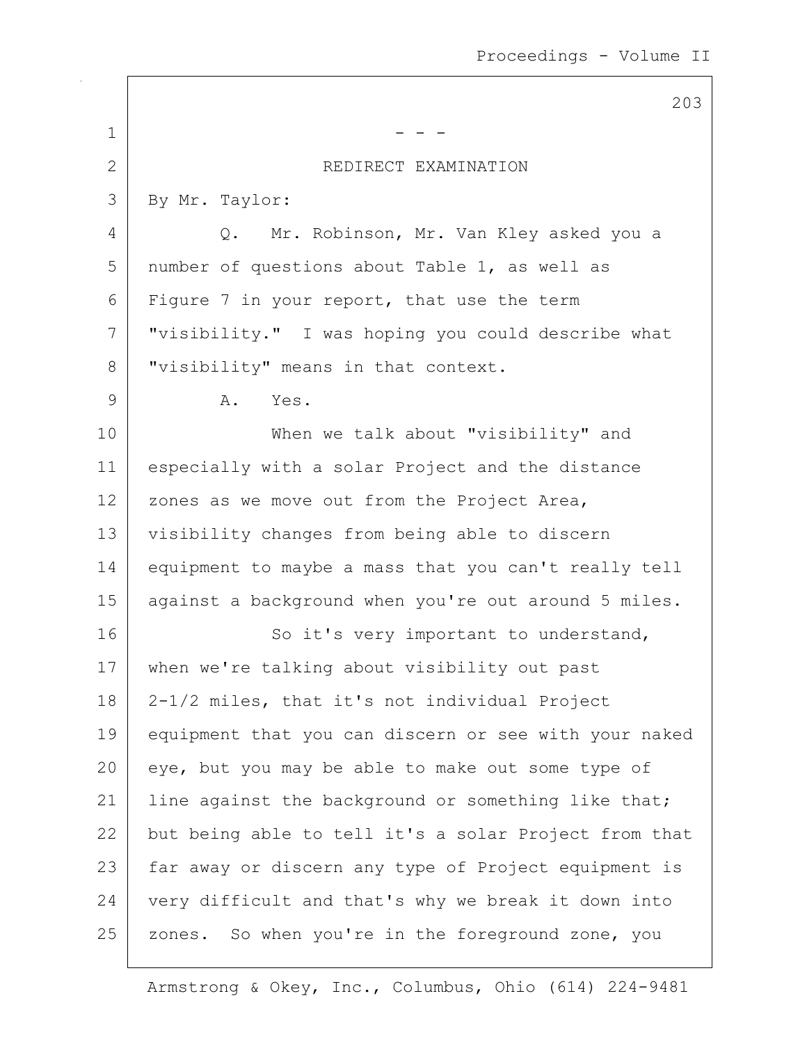- - -

## REDIRECT EXAMINATION

By Mr. Taylor:

Q. Mr. Robinson, Mr. Van Kley asked you a number of questions about Table 1, as well as Figure 7 in your report, that use the term "visibility." I was hoping you could describe what "visibility" means in that context.

A. Yes.

When we talk about "visibility" and especially with a solar Project and the distance zones as we move out from the Project Area, visibility changes from being able to discern equipment to maybe a mass that you can't really tell against a background when you're out around 5 miles.

So it's very important to understand, when we're talking about visibility out past 2-1/2 miles, that it's not individual Project equipment that you can discern or see with your naked eye, but you may be able to make out some type of line against the background or something like that; but being able to tell it's a solar Project from that far away or discern any type of Project equipment is very difficult and that's why we break it down into zones. So when you're in the foreground zone, you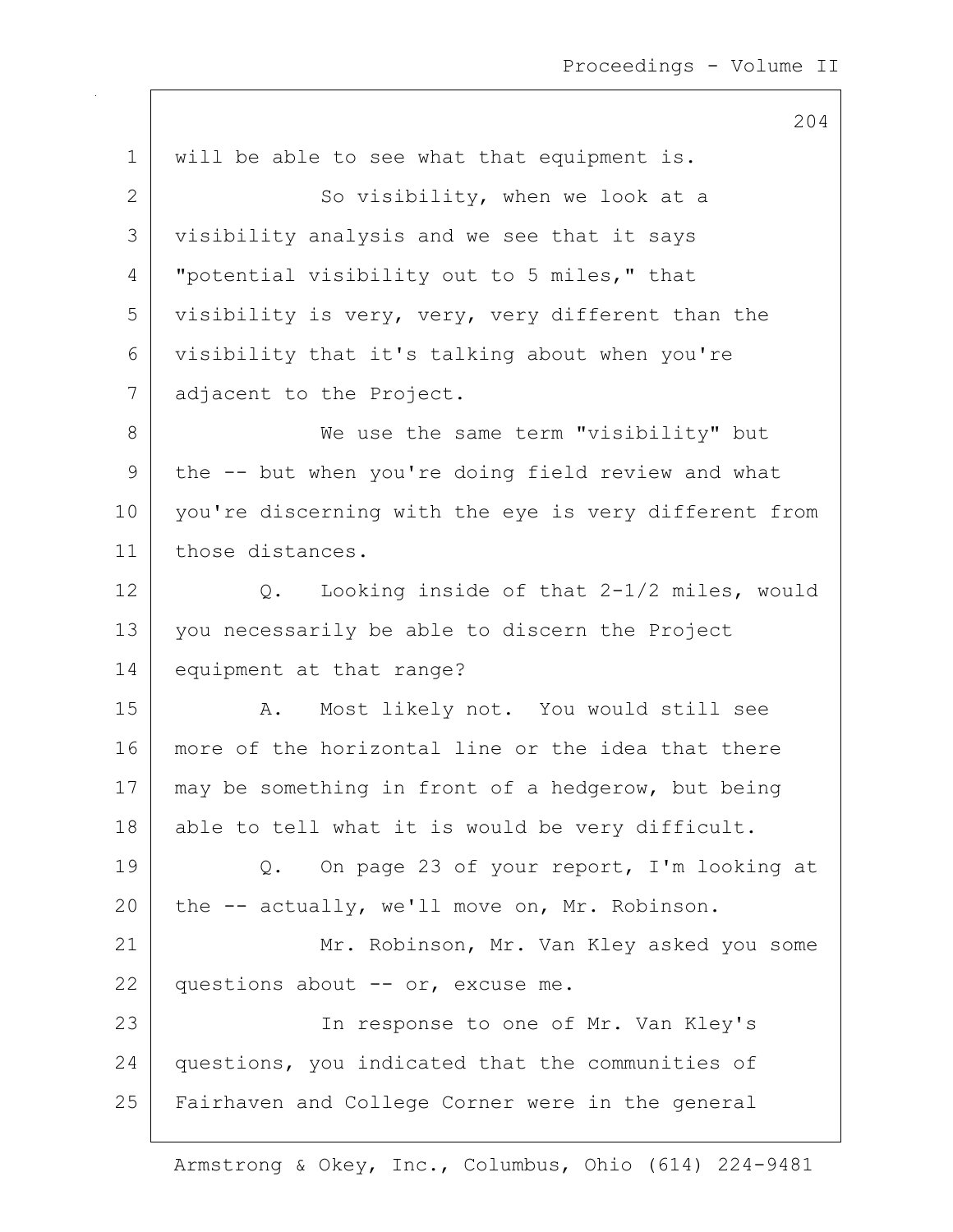will be able to see what that equipment is.

So visibility, when we look at a visibility analysis and we see that it says "potential visibility out to 5 miles," that visibility is very, very, very different than the visibility that it's talking about when you're adjacent to the Project.

We use the same term "visibility" but the -- but when you're doing field review and what you're discerning with the eye is very different from those distances.

Q. Looking inside of that 2-1/2 miles, would you necessarily be able to discern the Project equipment at that range?

A. Most likely not. You would still see more of the horizontal line or the idea that there may be something in front of a hedgerow, but being able to tell what it is would be very difficult.

Q. On page 23 of your report, I'm looking at the -- actually, we'll move on, Mr. Robinson.

Mr. Robinson, Mr. Van Kley asked you some questions about -- or, excuse me.

In response to one of Mr. Van Kley's questions, you indicated that the communities of Fairhaven and College Corner were in the general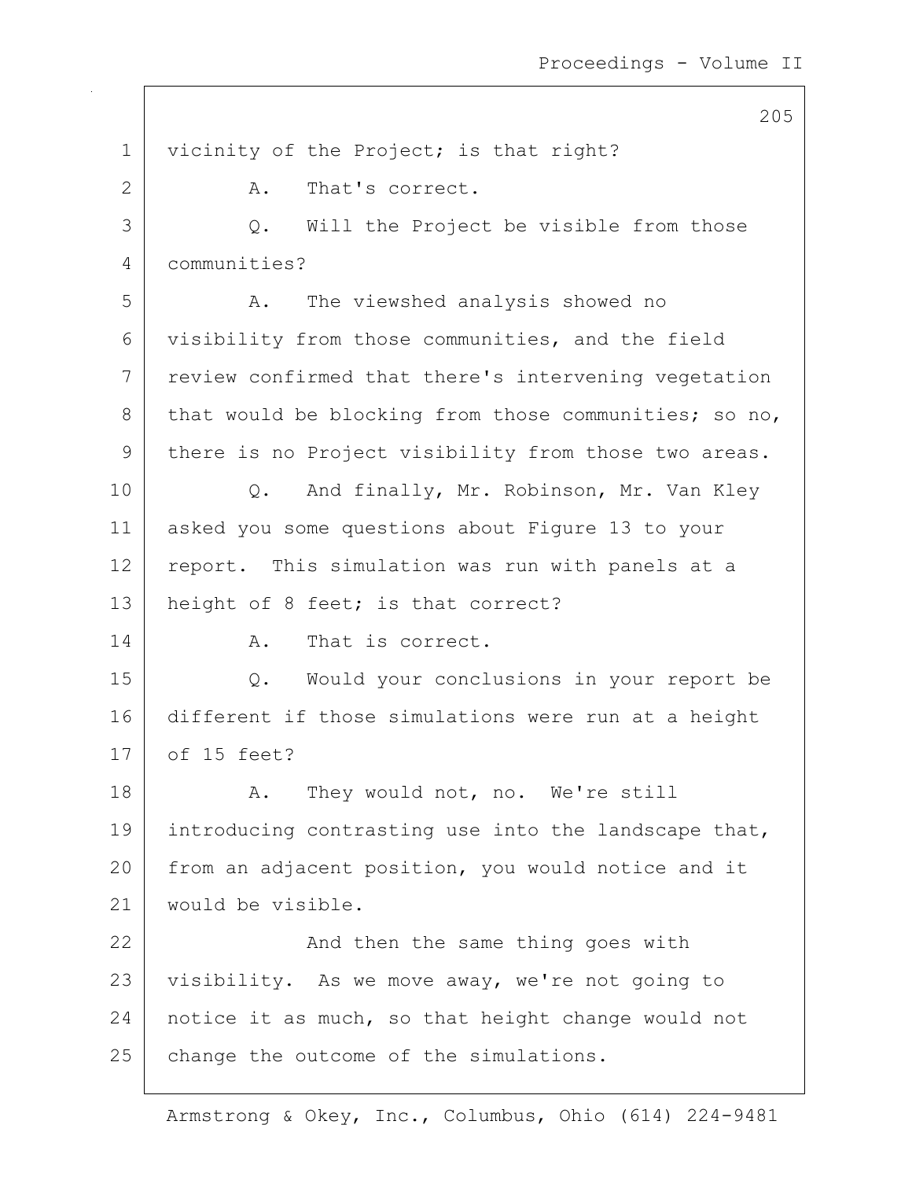vicinity of the Project; is that right?

A. That's correct.

Q. Will the Project be visible from those communities?

A. The viewshed analysis showed no visibility from those communities, and the field review confirmed that there's intervening vegetation that would be blocking from those communities; so no, there is no Project visibility from those two areas.

Q. And finally, Mr. Robinson, Mr. Van Kley asked you some questions about Figure 13 to your report. This simulation was run with panels at a height of 8 feet; is that correct?

A. That is correct.

Q. Would your conclusions in your report be different if those simulations were run at a height of 15 feet?

A. They would not, no. We're still introducing contrasting use into the landscape that, from an adjacent position, you would notice and it would be visible.

And then the same thing goes with visibility. As we move away, we're not going to notice it as much, so that height change would not change the outcome of the simulations.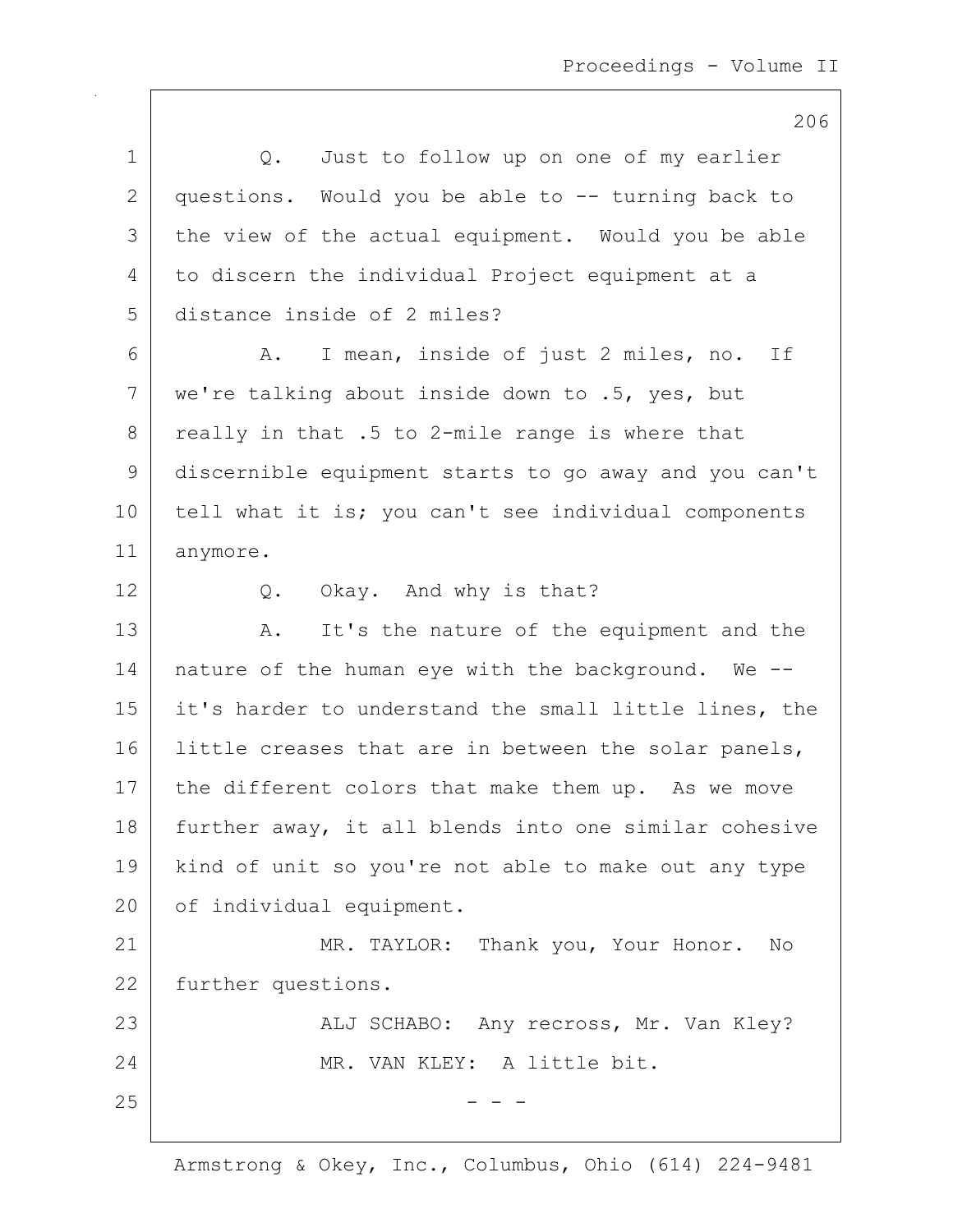Q. Just to follow up on one of my earlier questions. Would you be able to -- turning back to the view of the actual equipment. Would you be able to discern the individual Project equipment at a distance inside of 2 miles?

A. I mean, inside of just 2 miles, no. If we're talking about inside down to .5, yes, but really in that .5 to 2-mile range is where that discernible equipment starts to go away and you can't tell what it is; you can't see individual components anymore.

Q. Okay. And why is that?

A. It's the nature of the equipment and the nature of the human eye with the background. We -- it's harder to understand the small little lines, the little creases that are in between the solar panels, the different colors that make them up. As we move further away, it all blends into one similar cohesive kind of unit so you're not able to make out any type of individual equipment.

MR. TAYLOR: Thank you, Your Honor. No further questions.

ALJ SCHABO: Any recross, Mr. Van Kley?

MR. VAN KLEY: A little bit.

\- - -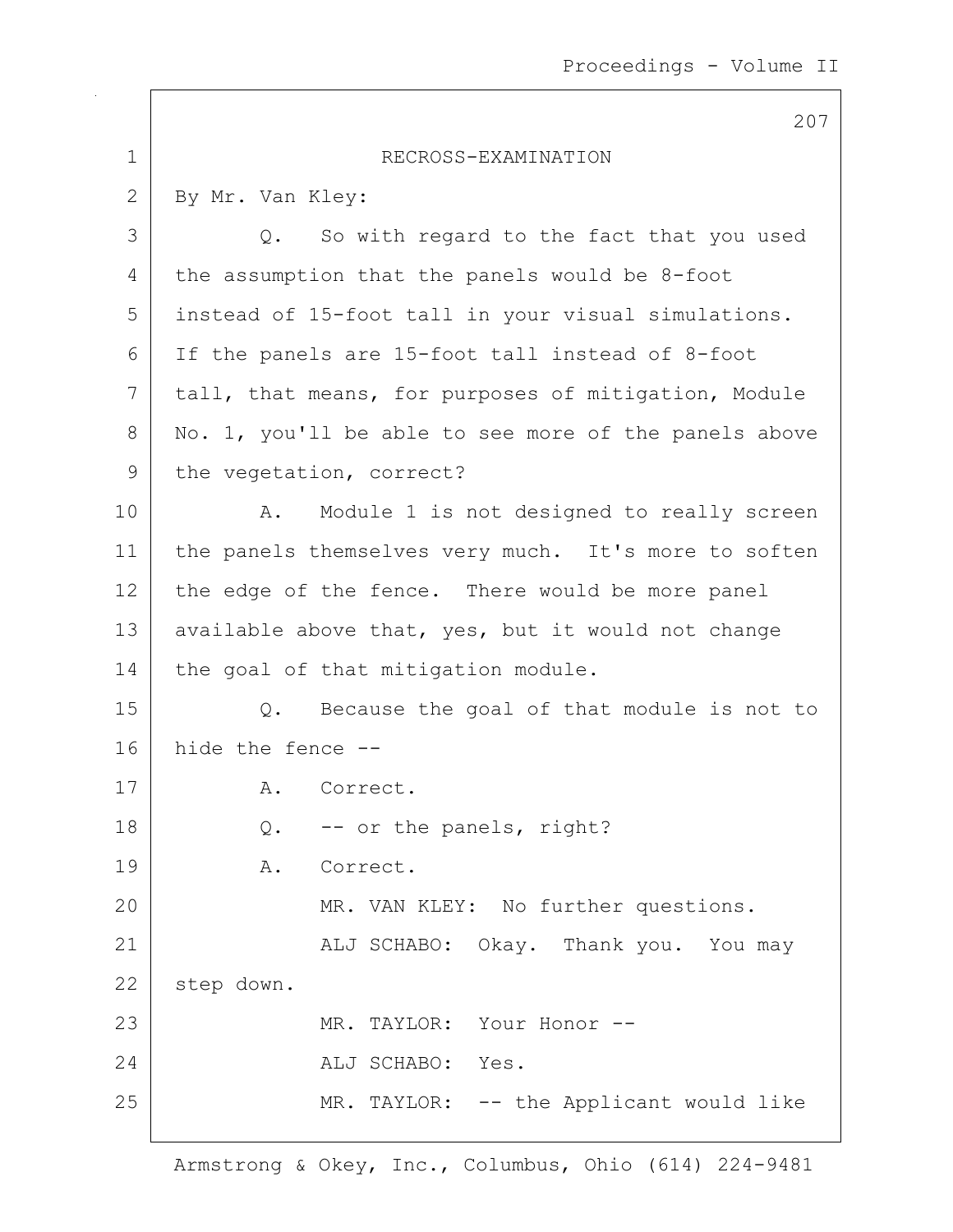## RECROSS-EXAMINATION

By Mr. Van Kley:

Q. So with regard to the fact that you used the assumption that the panels would be 8-foot instead of 15-foot tall in your visual simulations. If the panels are 15-foot tall instead of 8-foot tall, that means, for purposes of mitigation, Module No. 1, you'll be able to see more of the panels above the vegetation, correct?

A. Module 1 is not designed to really screen the panels themselves very much. It's more to soften the edge of the fence. There would be more panel available above that, yes, but it would not change the goal of that mitigation module.

Q. Because the goal of that module is not to hide the fence --

A. Correct.

Q. -- or the panels, right?

A. Correct.

MR. VAN KLEY: No further questions.

ALJ SCHABO: Okay. Thank you. You may step down.

MR. TAYLOR: Your Honor --

ALJ SCHABO: Yes.

MR. TAYLOR: -- the Applicant would like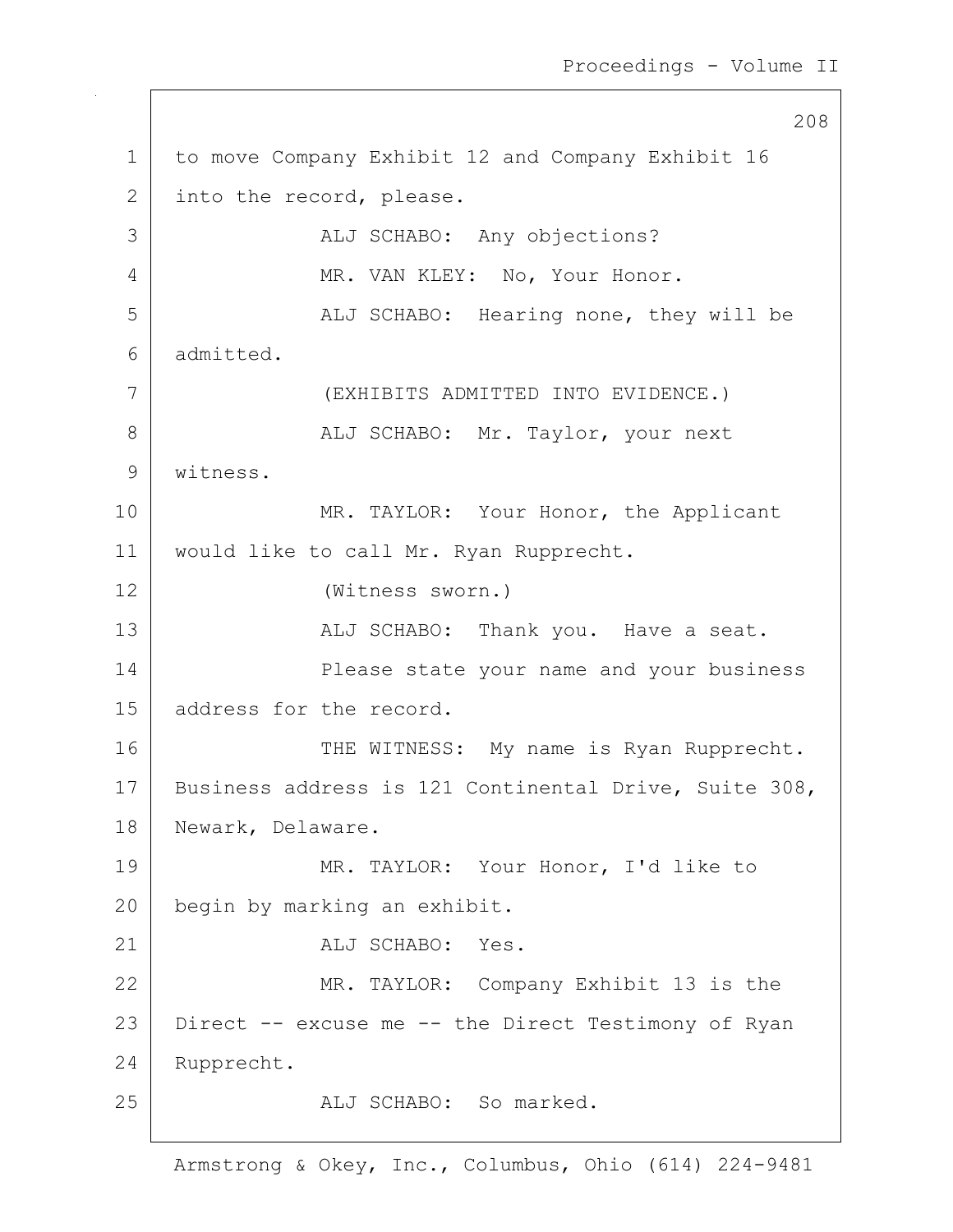to move Company Exhibit 12 and Company Exhibit 16 into the record, please.

ALJ SCHABO: Any objections?

MR. VAN KLEY: No, Your Honor.

ALJ SCHABO: Hearing none, they will be admitted.

(EXHIBITS ADMITTED INTO EVIDENCE.)

ALJ SCHABO: Mr. Taylor, your next witness.

MR. TAYLOR: Your Honor, the Applicant would like to call Mr. Ryan Rupprecht.

(Witness sworn.)

ALJ SCHABO: Thank you. Have a seat.

Please state your name and your business address for the record.

THE WITNESS: My name is Ryan Rupprecht. Business address is 121 Continental Drive, Suite 308, Newark, Delaware.

MR. TAYLOR: Your Honor, I'd like to begin by marking an exhibit.

ALJ SCHABO: Yes.

MR. TAYLOR: Company Exhibit 13 is the Direct -- excuse me -- the Direct Testimony of Ryan Rupprecht.

ALJ SCHABO: So marked.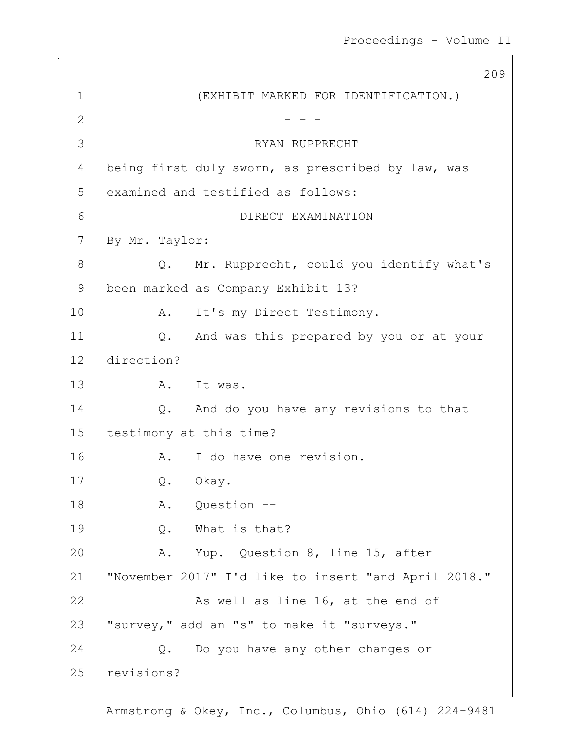(EXHIBIT MARKED FOR IDENTIFICATION.)

\- - -

RYAN RUPPRECHT

being first duly sworn, as prescribed by law, was examined and testified as follows:

DIRECT EXAMINATION

By Mr. Taylor:

Q. Mr. Rupprecht, could you identify what's been marked as Company Exhibit 13?

A. It's my Direct Testimony.

Q. And was this prepared by you or at your direction?

A. It was.

Q. And do you have any revisions to that testimony at this time?

A. I do have one revision.

Q. Okay.

A. Question --

Q. What is that?

A. Yup. Question 8, line 15, after "November 2017" I'd like to insert "and April 2018."

As well as line 16, at the end of "survey," add an "s" to make it "surveys."

Q. Do you have any other changes or revisions?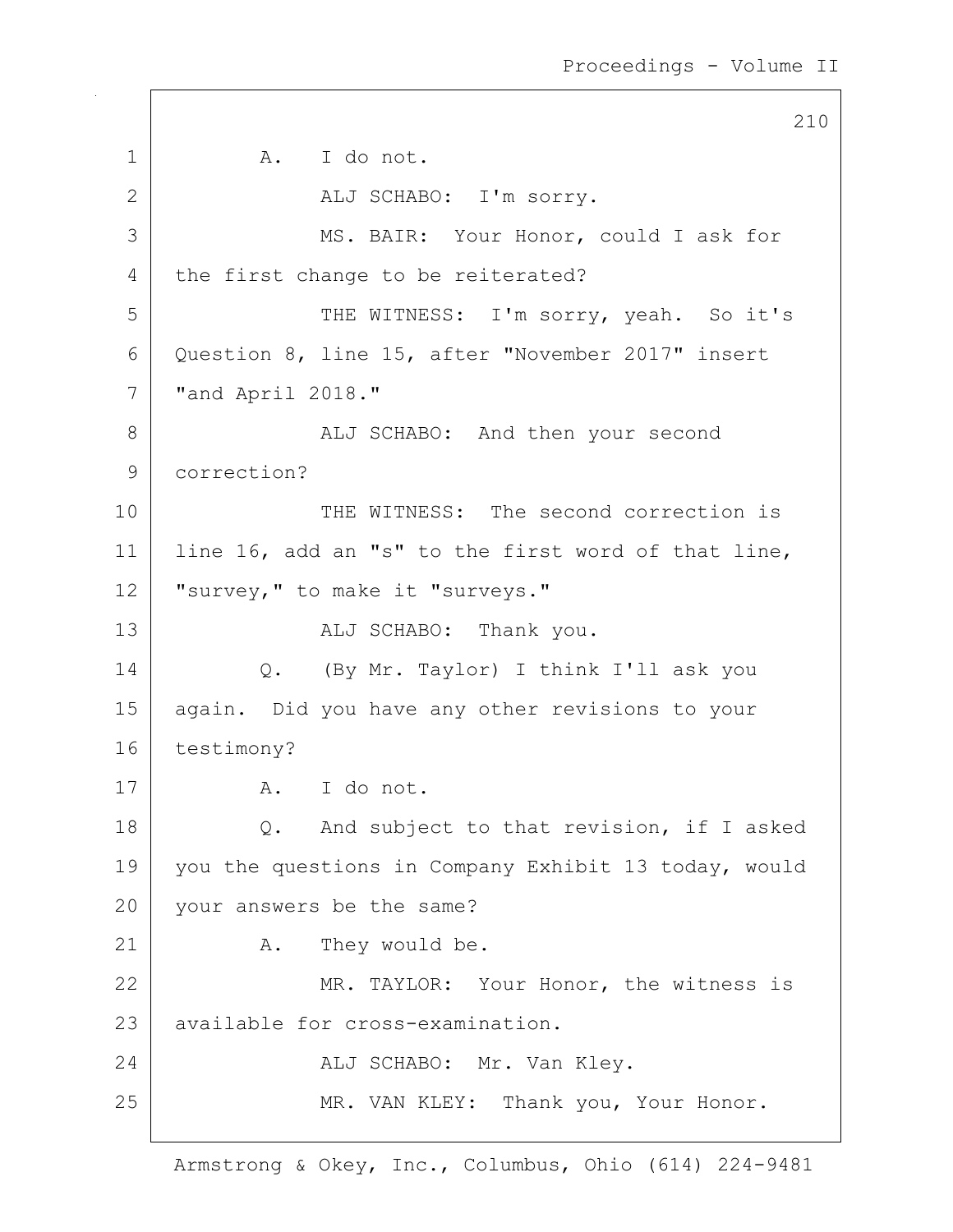1 A. I do not.

2 ALJ SCHABO: I'm sorry.

3 MS. BAIR: Your Honor, could I ask for

4 the first change to be reiterated?

5 THE WITNESS: I'm sorry, yeah. So it's

6 Question 8, line 15, after "November 2017" insert

7 "and April 2018."

8 ALJ SCHABO: And then your second

9 correction?

10 THE WITNESS: The second correction is

11 line 16, add an "s" to the first word of that line,

12 "survey," to make it "surveys."

13 ALJ SCHABO: Thank you.

14 Q. (By Mr. Taylor) I think I'll ask you

15 again. Did you have any other revisions to your

16 testimony?

17 A. I do not.

18 Q. And subject to that revision, if I asked

19 you the questions in Company Exhibit 13 today, would

20 your answers be the same?

21 A. They would be.

22 MR. TAYLOR: Your Honor, the witness is

23 available for cross-examination.

24 ALJ SCHABO: Mr. Van Kley.

25 MR. VAN KLEY: Thank you, Your Honor.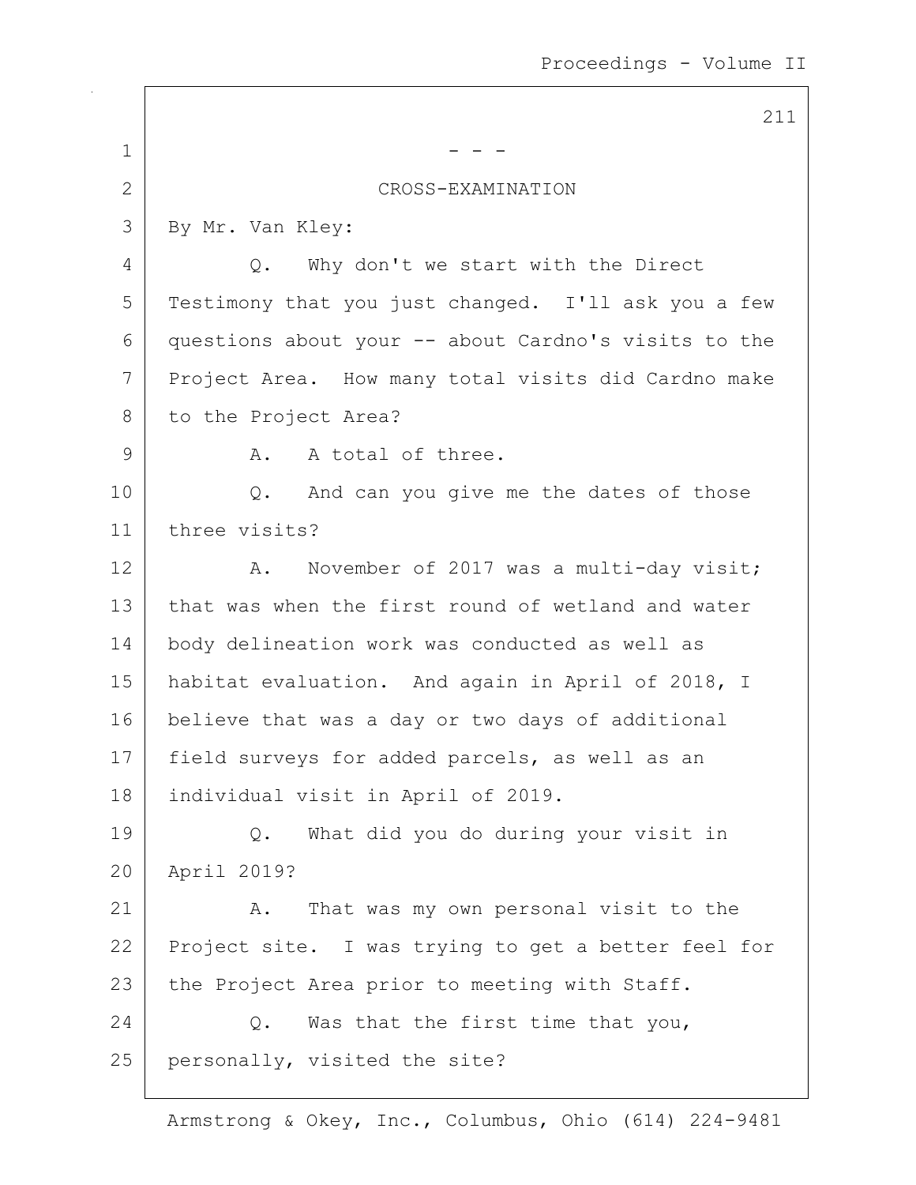- - -

CROSS-EXAMINATION

By Mr. Van Kley:

Q. Why don't we start with the Direct Testimony that you just changed. I'll ask you a few questions about your -- about Cardno's visits to the Project Area. How many total visits did Cardno make to the Project Area?

A. A total of three.

Q. And can you give me the dates of those three visits?

A. November of 2017 was a multi-day visit; that was when the first round of wetland and water body delineation work was conducted as well as habitat evaluation. And again in April of 2018, I believe that was a day or two days of additional field surveys for added parcels, as well as an individual visit in April of 2019.

Q. What did you do during your visit in April 2019?

A. That was my own personal visit to the Project site. I was trying to get a better feel for the Project Area prior to meeting with Staff.

Q. Was that the first time that you, personally, visited the site?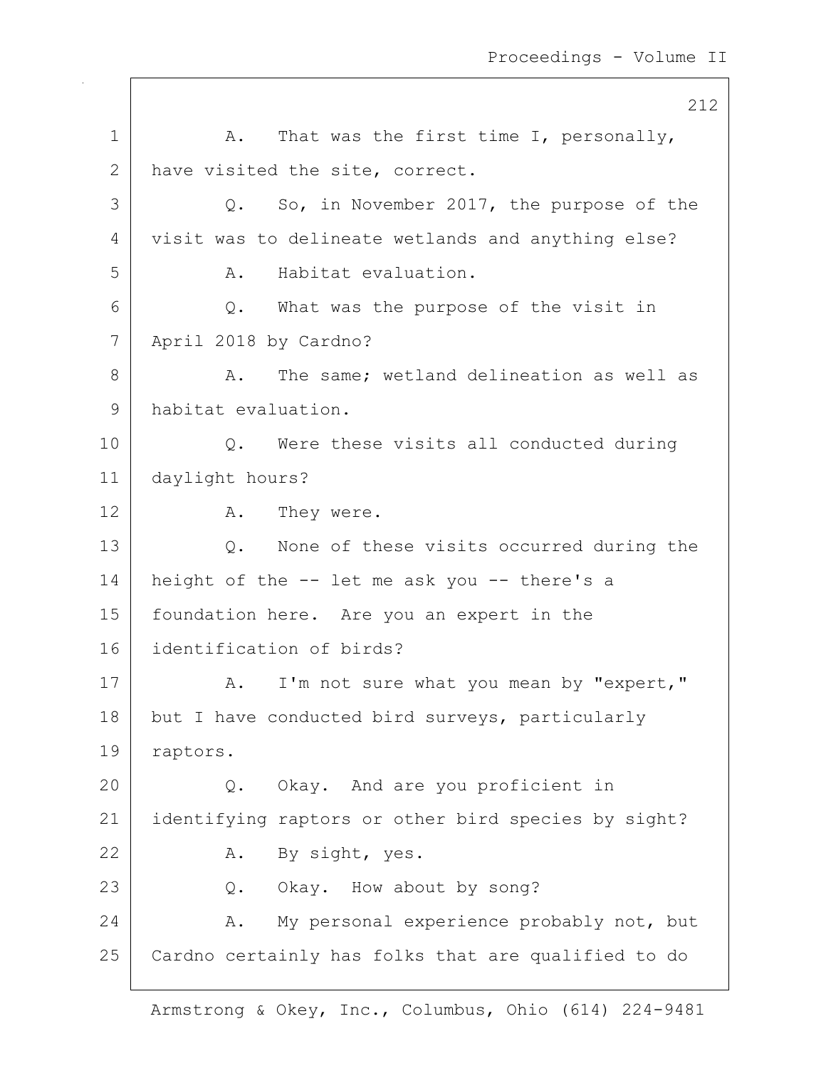1 A. That was the first time I, personally,
2 have visited the site, correct.
3 Q. So, in November 2017, the purpose of the
4 visit was to delineate wetlands and anything else?
5 A. Habitat evaluation.
6 Q. What was the purpose of the visit in
7 April 2018 by Cardno?
8 A. The same; wetland delineation as well as
9 habitat evaluation.
10 Q. Were these visits all conducted during
11 daylight hours?
12 A. They were.
13 Q. None of these visits occurred during the
14 height of the -- let me ask you -- there's a
15 foundation here. Are you an expert in the
16 identification of birds?
17 A. I'm not sure what you mean by "expert,"
18 but I have conducted bird surveys, particularly
19 raptors.
20 Q. Okay. And are you proficient in
21 identifying raptors or other bird species by sight?
22 A. By sight, yes.
23 Q. Okay. How about by song?
24 A. My personal experience probably not, but
25 Cardno certainly has folks that are qualified to do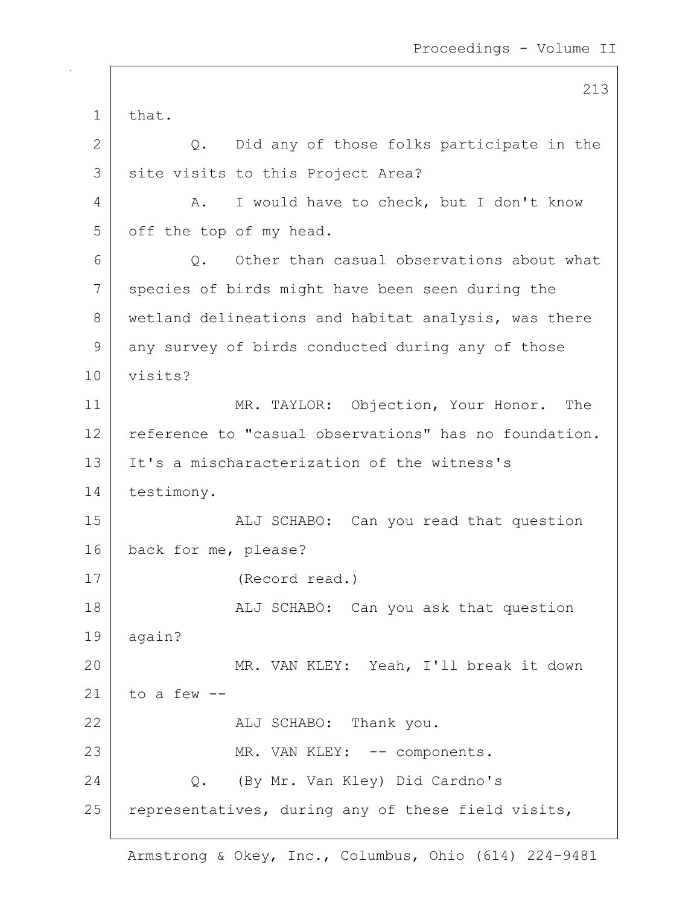that.

Q. Did any of those folks participate in the site visits to this Project Area?

A. I would have to check, but I don't know off the top of my head.

Q. Other than casual observations about what species of birds might have been seen during the wetland delineations and habitat analysis, was there any survey of birds conducted during any of those visits?

MR. TAYLOR: Objection, Your Honor. The reference to "casual observations" has no foundation. It's a mischaracterization of the witness's testimony.

ALJ SCHABO: Can you read that question back for me, please?

(Record read.)

ALJ SCHABO: Can you ask that question again?

MR. VAN KLEY: Yeah, I'll break it down to a few --

ALJ SCHABO: Thank you.

MR. VAN KLEY: -- components.

Q. (By Mr. Van Kley) Did Cardno's representatives, during any of these field visits,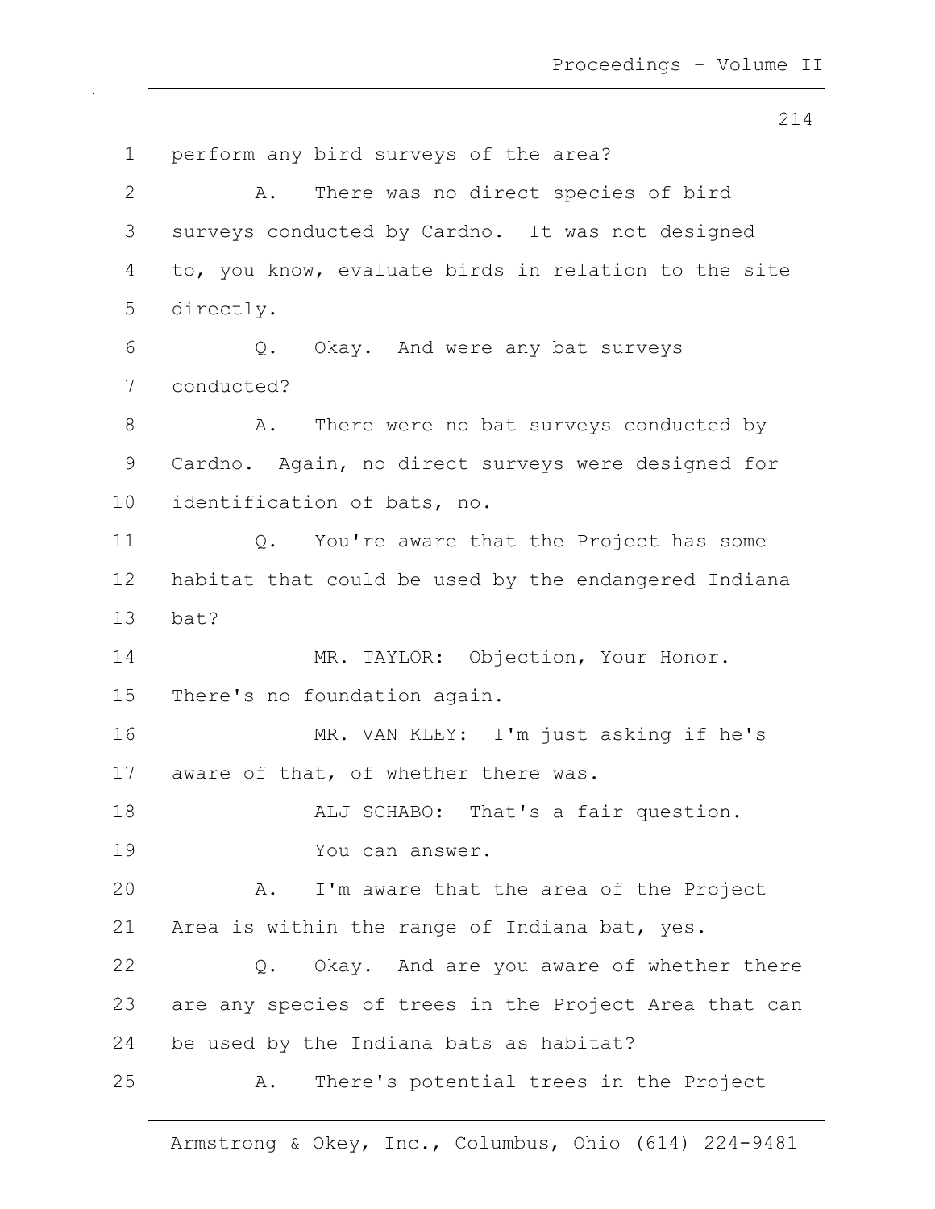perform any bird surveys of the area?

A. There was no direct species of bird surveys conducted by Cardno. It was not designed to, you know, evaluate birds in relation to the site directly.

Q. Okay. And were any bat surveys conducted?

A. There were no bat surveys conducted by Cardno. Again, no direct surveys were designed for identification of bats, no.

Q. You're aware that the Project has some habitat that could be used by the endangered Indiana bat?

MR. TAYLOR: Objection, Your Honor. There's no foundation again.

MR. VAN KLEY: I'm just asking if he's aware of that, of whether there was.

ALJ SCHABO: That's a fair question.

You can answer.

A. I'm aware that the area of the Project Area is within the range of Indiana bat, yes.

Q. Okay. And are you aware of whether there are any species of trees in the Project Area that can be used by the Indiana bats as habitat?

A. There's potential trees in the Project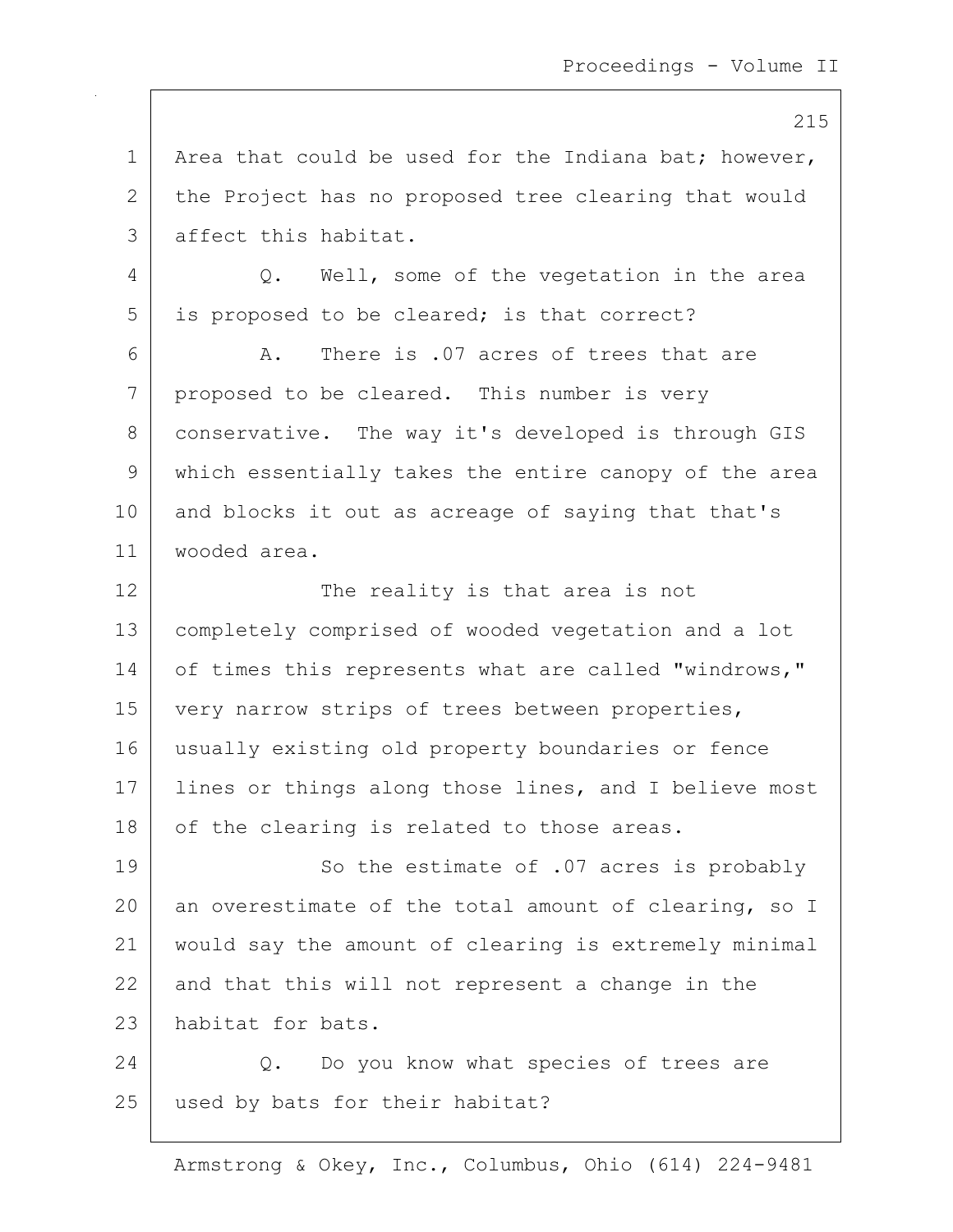Area that could be used for the Indiana bat; however, the Project has no proposed tree clearing that would affect this habitat.

Q. Well, some of the vegetation in the area is proposed to be cleared; is that correct?

A. There is .07 acres of trees that are proposed to be cleared. This number is very conservative. The way it's developed is through GIS which essentially takes the entire canopy of the area and blocks it out as acreage of saying that that's wooded area.

The reality is that area is not completely comprised of wooded vegetation and a lot of times this represents what are called "windrows," very narrow strips of trees between properties, usually existing old property boundaries or fence lines or things along those lines, and I believe most of the clearing is related to those areas.

So the estimate of .07 acres is probably an overestimate of the total amount of clearing, so I would say the amount of clearing is extremely minimal and that this will not represent a change in the habitat for bats.

Q. Do you know what species of trees are used by bats for their habitat?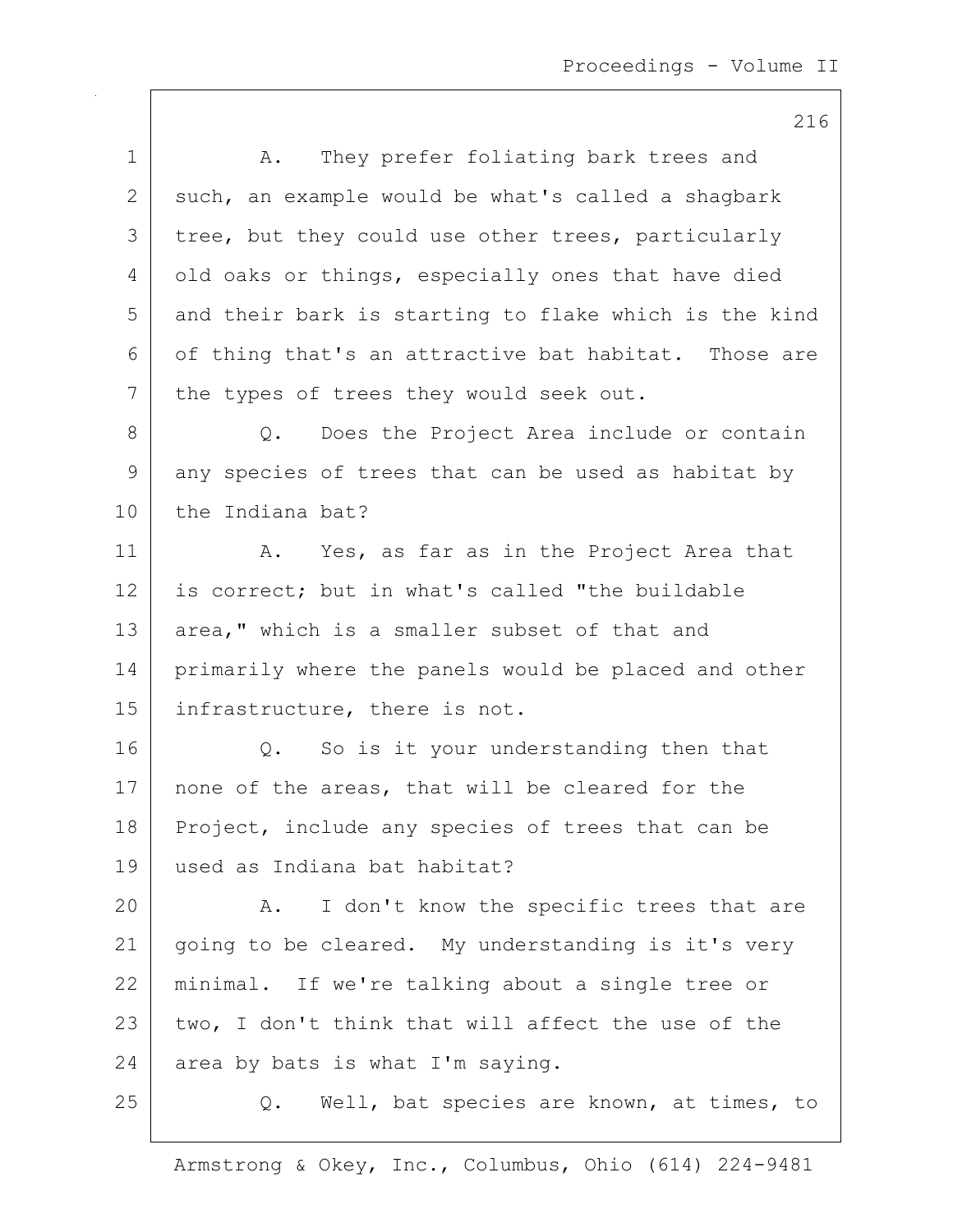A. They prefer foliating bark trees and such, an example would be what's called a shagbark tree, but they could use other trees, particularly old oaks or things, especially ones that have died and their bark is starting to flake which is the kind of thing that's an attractive bat habitat. Those are the types of trees they would seek out.

Q. Does the Project Area include or contain any species of trees that can be used as habitat by the Indiana bat?

A. Yes, as far as in the Project Area that is correct; but in what's called "the buildable area," which is a smaller subset of that and primarily where the panels would be placed and other infrastructure, there is not.

Q. So is it your understanding then that none of the areas, that will be cleared for the Project, include any species of trees that can be used as Indiana bat habitat?

A. I don't know the specific trees that are going to be cleared. My understanding is it's very minimal. If we're talking about a single tree or two, I don't think that will affect the use of the area by bats is what I'm saying.

Q. Well, bat species are known, at times, to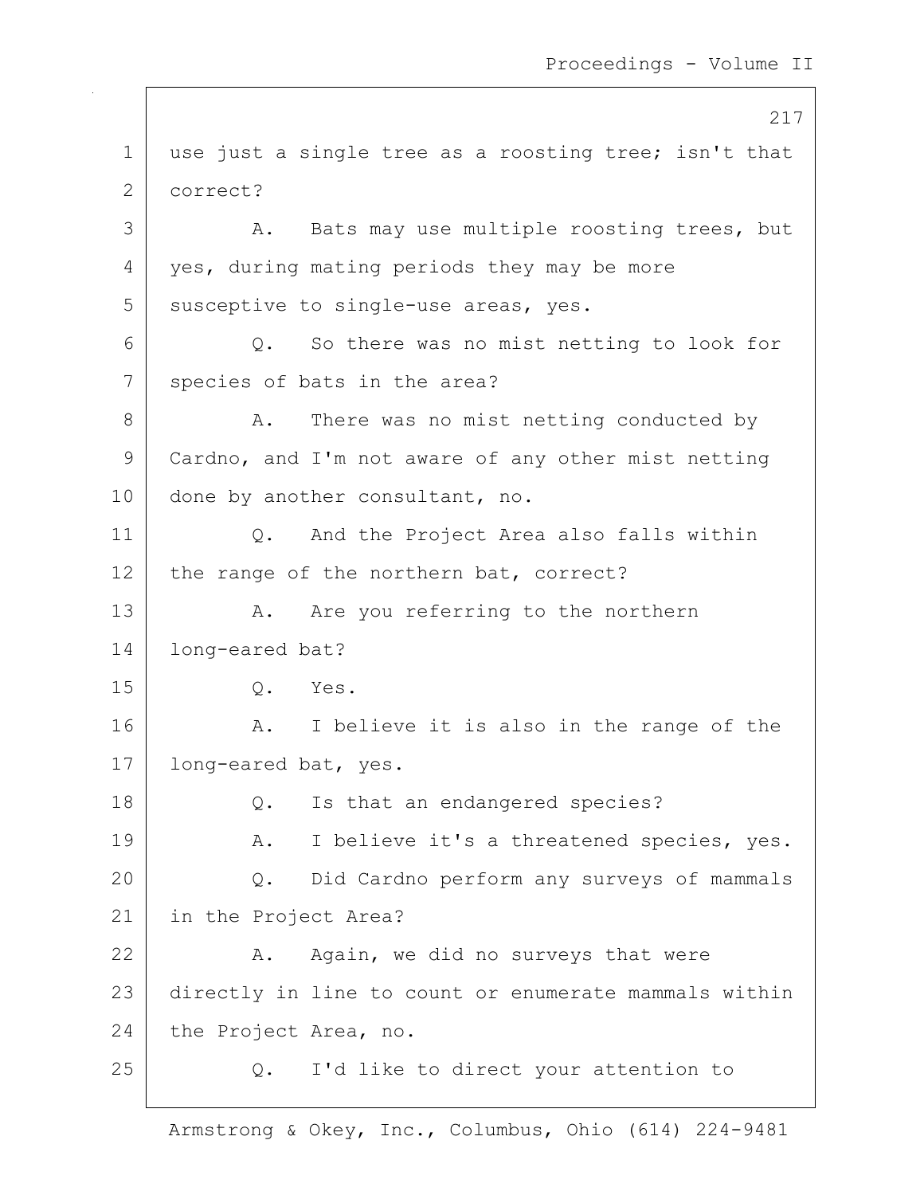use just a single tree as a roosting tree; isn't that correct?

A. Bats may use multiple roosting trees, but yes, during mating periods they may be more susceptive to single-use areas, yes.

Q. So there was no mist netting to look for species of bats in the area?

A. There was no mist netting conducted by Cardno, and I'm not aware of any other mist netting done by another consultant, no.

Q. And the Project Area also falls within the range of the northern bat, correct?

A. Are you referring to the northern long-eared bat?

Q. Yes.

A. I believe it is also in the range of the long-eared bat, yes.

Q. Is that an endangered species?

A. I believe it's a threatened species, yes.

Q. Did Cardno perform any surveys of mammals in the Project Area?

A. Again, we did no surveys that were directly in line to count or enumerate mammals within the Project Area, no.

Q. I'd like to direct your attention to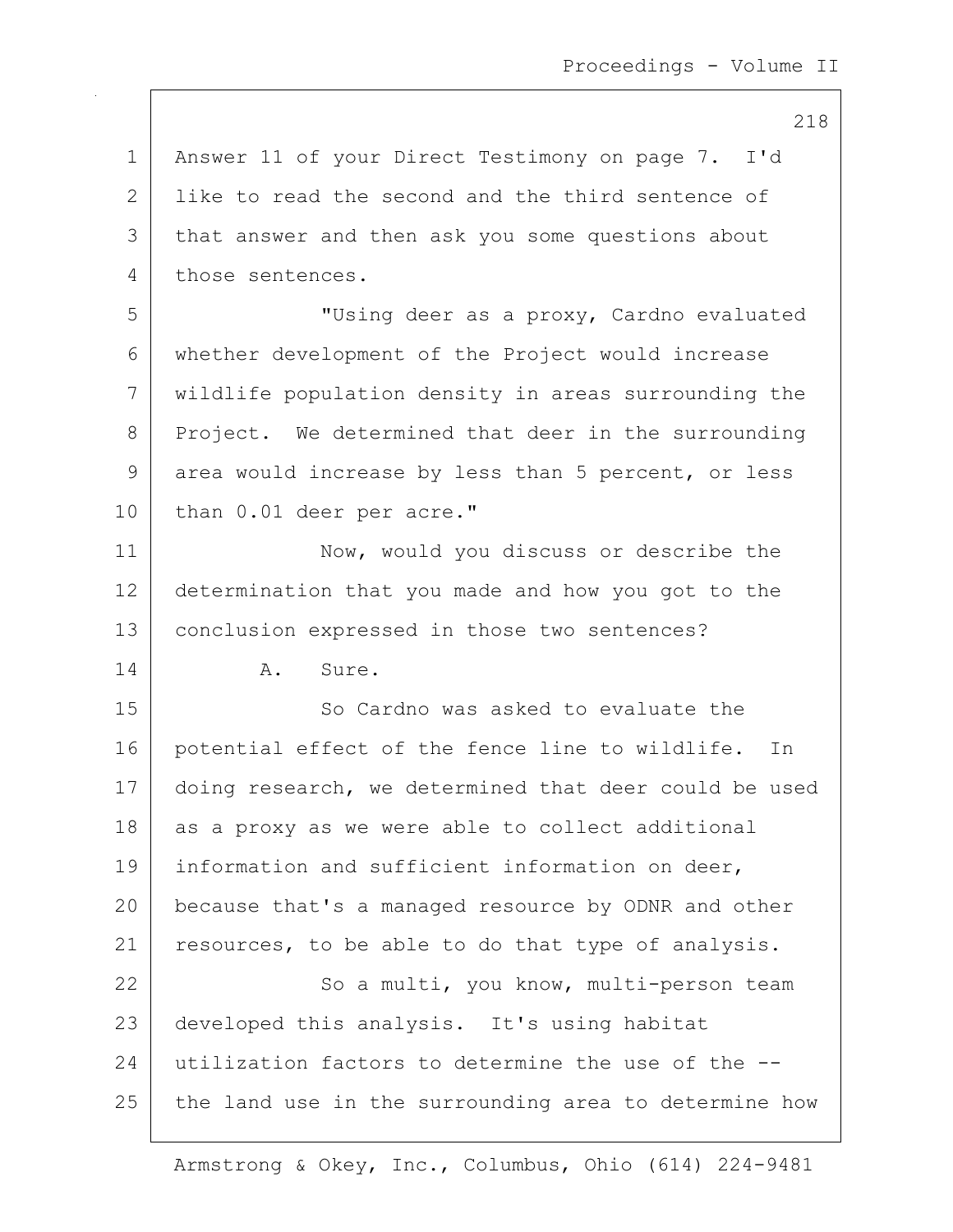Answer 11 of your Direct Testimony on page 7. I'd like to read the second and the third sentence of that answer and then ask you some questions about those sentences.

"Using deer as a proxy, Cardno evaluated whether development of the Project would increase wildlife population density in areas surrounding the Project. We determined that deer in the surrounding area would increase by less than 5 percent, or less than 0.01 deer per acre."

Now, would you discuss or describe the determination that you made and how you got to the conclusion expressed in those two sentences?

A. Sure.

So Cardno was asked to evaluate the potential effect of the fence line to wildlife. In doing research, we determined that deer could be used as a proxy as we were able to collect additional information and sufficient information on deer, because that's a managed resource by ODNR and other resources, to be able to do that type of analysis.

So a multi, you know, multi-person team developed this analysis. It's using habitat utilization factors to determine the use of the -- the land use in the surrounding area to determine how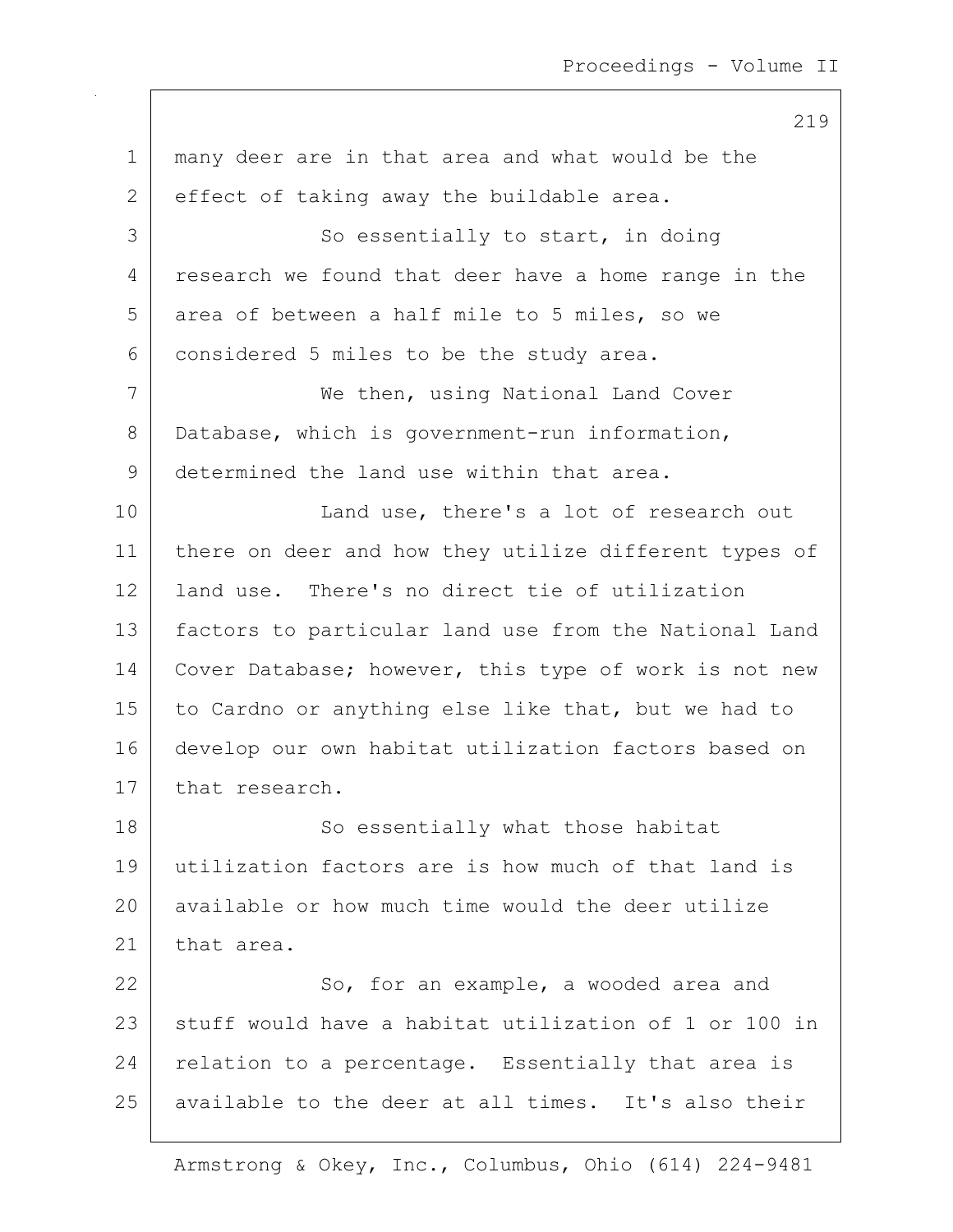many deer are in that area and what would be the effect of taking away the buildable area.

So essentially to start, in doing research we found that deer have a home range in the area of between a half mile to 5 miles, so we considered 5 miles to be the study area.

We then, using National Land Cover Database, which is government-run information, determined the land use within that area.

Land use, there's a lot of research out there on deer and how they utilize different types of land use. There's no direct tie of utilization factors to particular land use from the National Land Cover Database; however, this type of work is not new to Cardno or anything else like that, but we had to develop our own habitat utilization factors based on that research.

So essentially what those habitat utilization factors are is how much of that land is available or how much time would the deer utilize that area.

So, for an example, a wooded area and stuff would have a habitat utilization of 1 or 100 in relation to a percentage. Essentially that area is available to the deer at all times. It's also their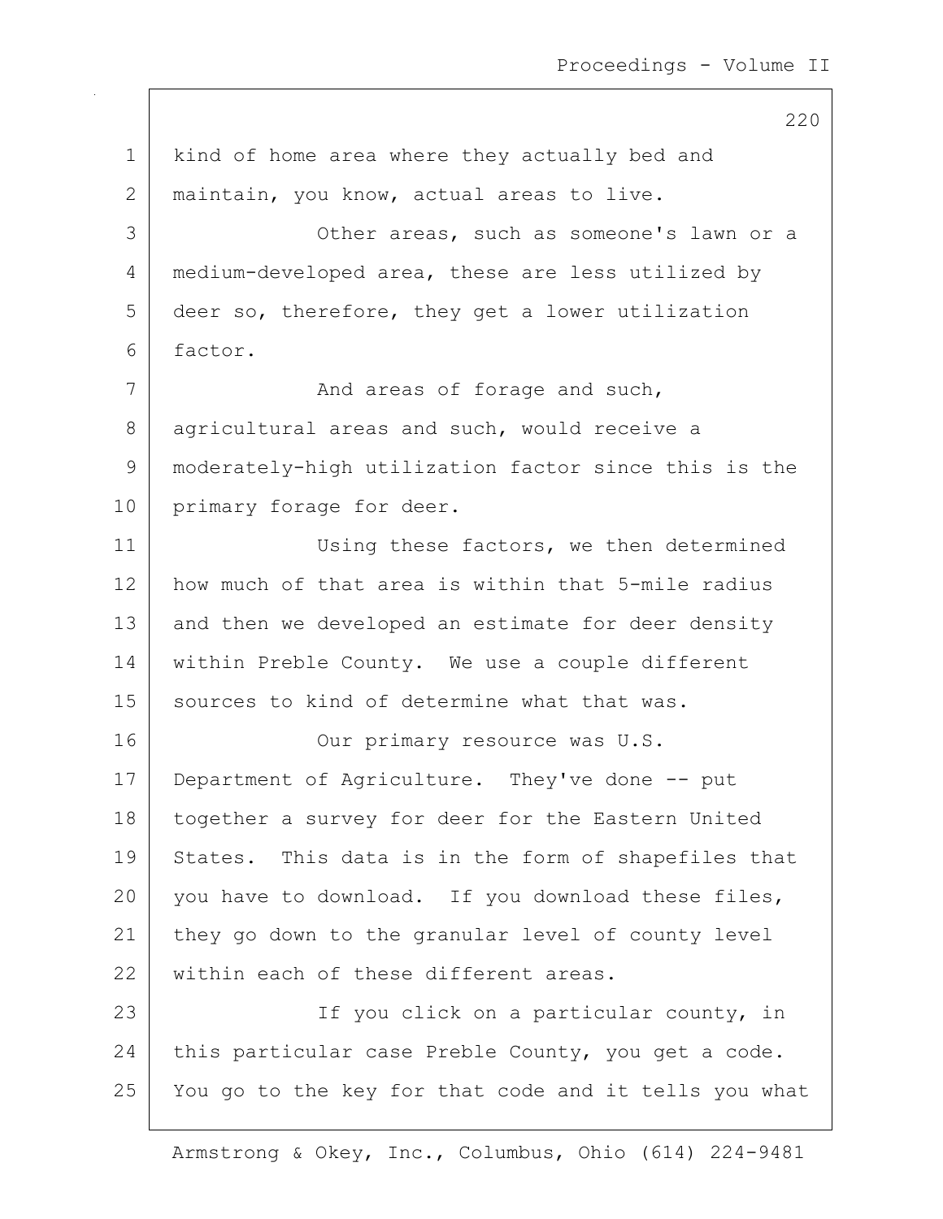kind of home area where they actually bed and maintain, you know, actual areas to live.

Other areas, such as someone's lawn or a medium-developed area, these are less utilized by deer so, therefore, they get a lower utilization factor.

And areas of forage and such, agricultural areas and such, would receive a moderately-high utilization factor since this is the primary forage for deer.

Using these factors, we then determined how much of that area is within that 5-mile radius and then we developed an estimate for deer density within Preble County. We use a couple different sources to kind of determine what that was.

Our primary resource was U.S. Department of Agriculture. They've done -- put together a survey for deer for the Eastern United States. This data is in the form of shapefiles that you have to download. If you download these files, they go down to the granular level of county level within each of these different areas.

If you click on a particular county, in this particular case Preble County, you get a code. You go to the key for that code and it tells you what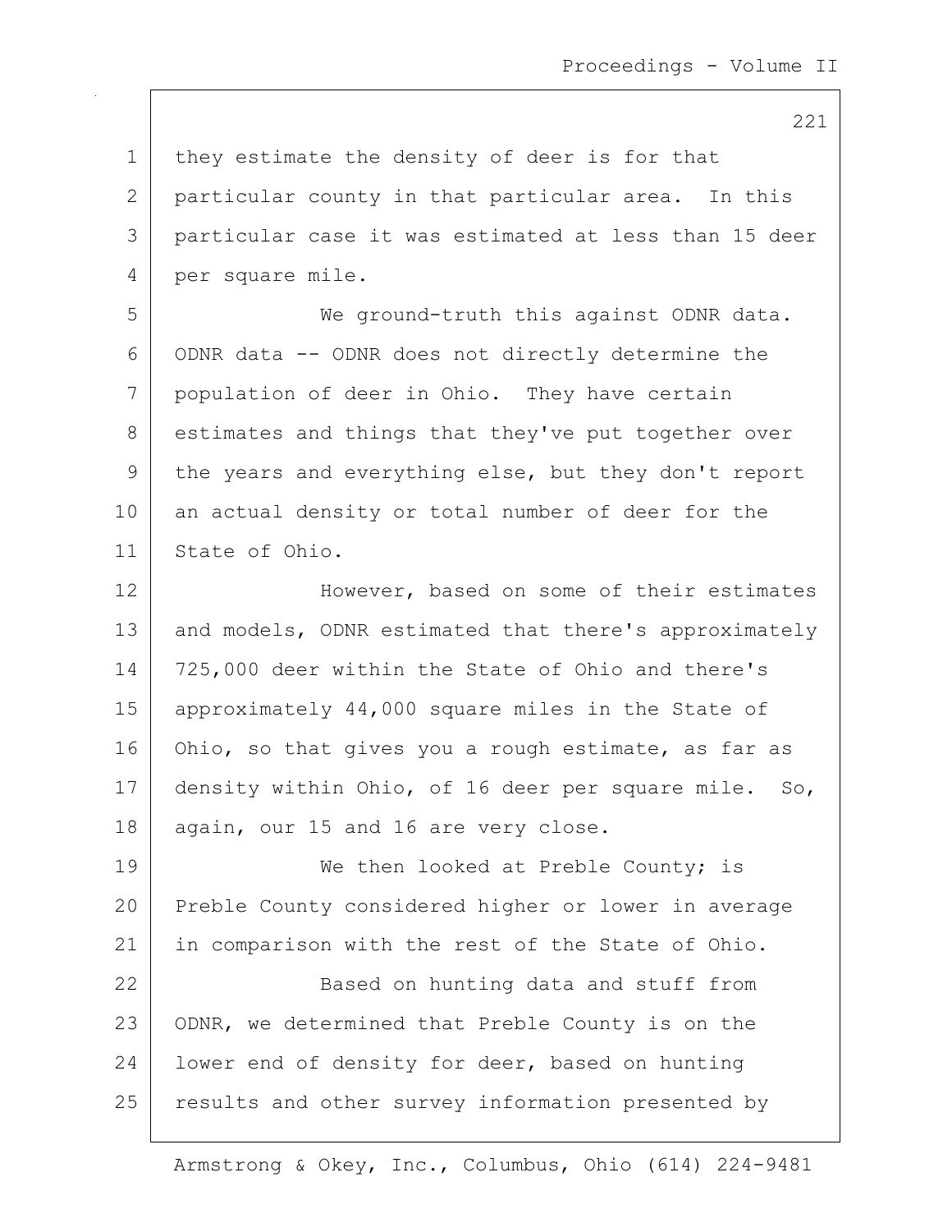they estimate the density of deer is for that particular county in that particular area. In this particular case it was estimated at less than 15 deer per square mile.

We ground-truth this against ODNR data. ODNR data -- ODNR does not directly determine the population of deer in Ohio. They have certain estimates and things that they've put together over the years and everything else, but they don't report an actual density or total number of deer for the State of Ohio.

However, based on some of their estimates and models, ODNR estimated that there's approximately 725,000 deer within the State of Ohio and there's approximately 44,000 square miles in the State of Ohio, so that gives you a rough estimate, as far as density within Ohio, of 16 deer per square mile. So, again, our 15 and 16 are very close.

We then looked at Preble County; is Preble County considered higher or lower in average in comparison with the rest of the State of Ohio.

Based on hunting data and stuff from ODNR, we determined that Preble County is on the lower end of density for deer, based on hunting results and other survey information presented by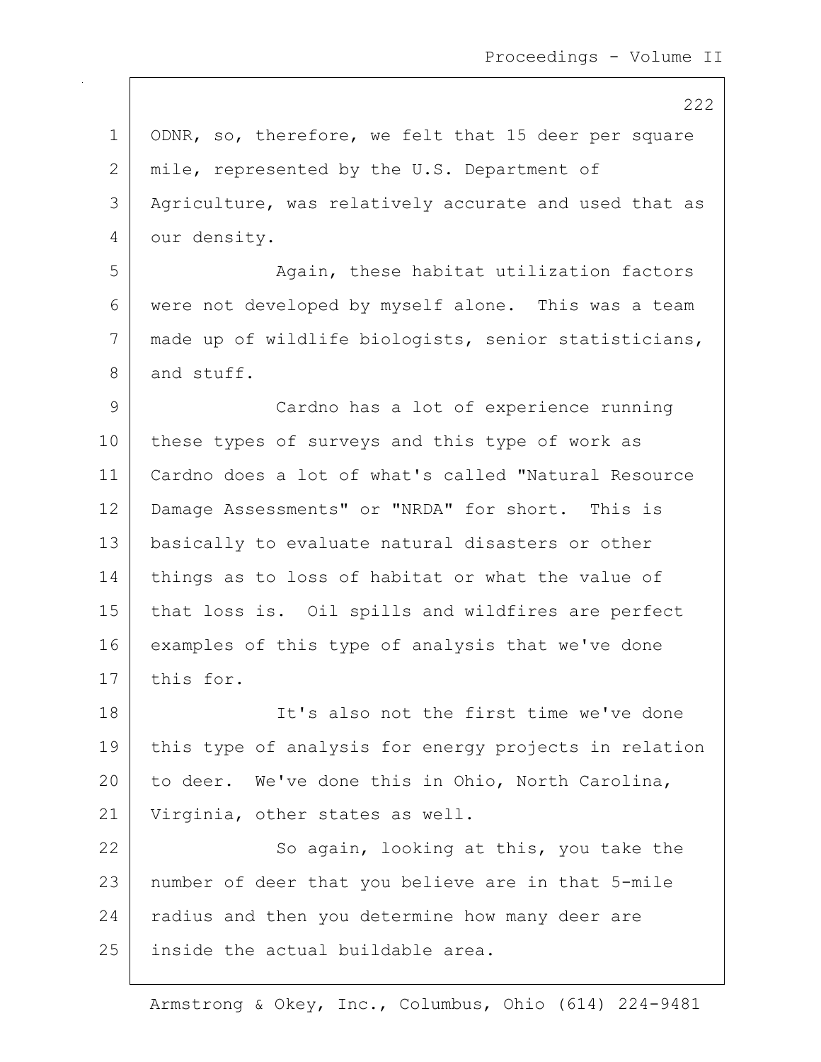ODNR, so, therefore, we felt that 15 deer per square mile, represented by the U.S. Department of Agriculture, was relatively accurate and used that as our density.

Again, these habitat utilization factors were not developed by myself alone. This was a team made up of wildlife biologists, senior statisticians, and stuff.

Cardno has a lot of experience running these types of surveys and this type of work as Cardno does a lot of what's called "Natural Resource Damage Assessments" or "NRDA" for short. This is basically to evaluate natural disasters or other things as to loss of habitat or what the value of that loss is. Oil spills and wildfires are perfect examples of this type of analysis that we've done this for.

It's also not the first time we've done this type of analysis for energy projects in relation to deer. We've done this in Ohio, North Carolina, Virginia, other states as well.

So again, looking at this, you take the number of deer that you believe are in that 5-mile radius and then you determine how many deer are inside the actual buildable area.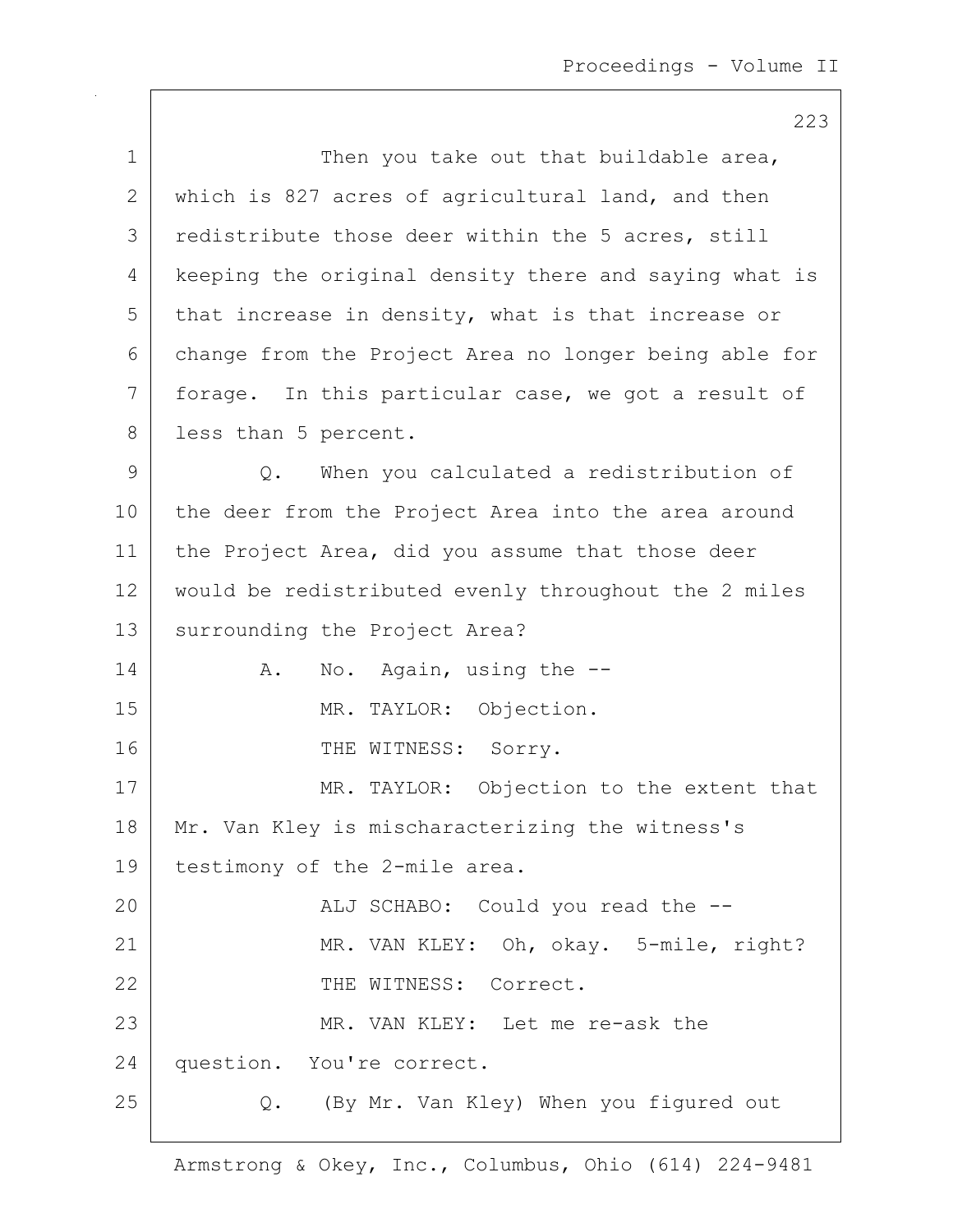Then you take out that buildable area, which is 827 acres of agricultural land, and then redistribute those deer within the 5 acres, still keeping the original density there and saying what is that increase in density, what is that increase or change from the Project Area no longer being able for forage. In this particular case, we got a result of less than 5 percent.

Q. When you calculated a redistribution of the deer from the Project Area into the area around the Project Area, did you assume that those deer would be redistributed evenly throughout the 2 miles surrounding the Project Area?

A. No. Again, using the --

MR. TAYLOR: Objection.

THE WITNESS: Sorry.

MR. TAYLOR: Objection to the extent that Mr. Van Kley is mischaracterizing the witness's testimony of the 2-mile area.

ALJ SCHABO: Could you read the --

MR. VAN KLEY: Oh, okay. 5-mile, right?

THE WITNESS: Correct.

MR. VAN KLEY: Let me re-ask the question. You're correct.

Q. (By Mr. Van Kley) When you figured out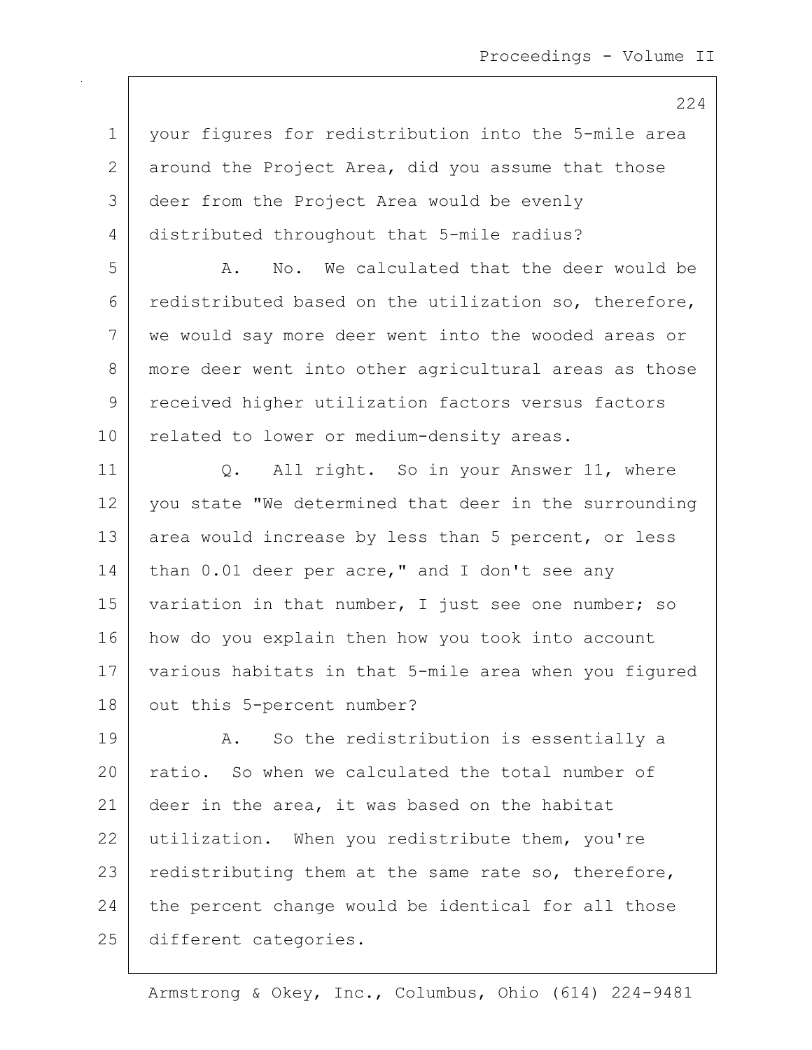your figures for redistribution into the 5-mile area around the Project Area, did you assume that those deer from the Project Area would be evenly distributed throughout that 5-mile radius?

A. No. We calculated that the deer would be redistributed based on the utilization so, therefore, we would say more deer went into the wooded areas or more deer went into other agricultural areas as those received higher utilization factors versus factors related to lower or medium-density areas.

Q. All right. So in your Answer 11, where you state "We determined that deer in the surrounding area would increase by less than 5 percent, or less than 0.01 deer per acre," and I don't see any variation in that number, I just see one number; so how do you explain then how you took into account various habitats in that 5-mile area when you figured out this 5-percent number?

A. So the redistribution is essentially a ratio. So when we calculated the total number of deer in the area, it was based on the habitat utilization. When you redistribute them, you're redistributing them at the same rate so, therefore, the percent change would be identical for all those different categories.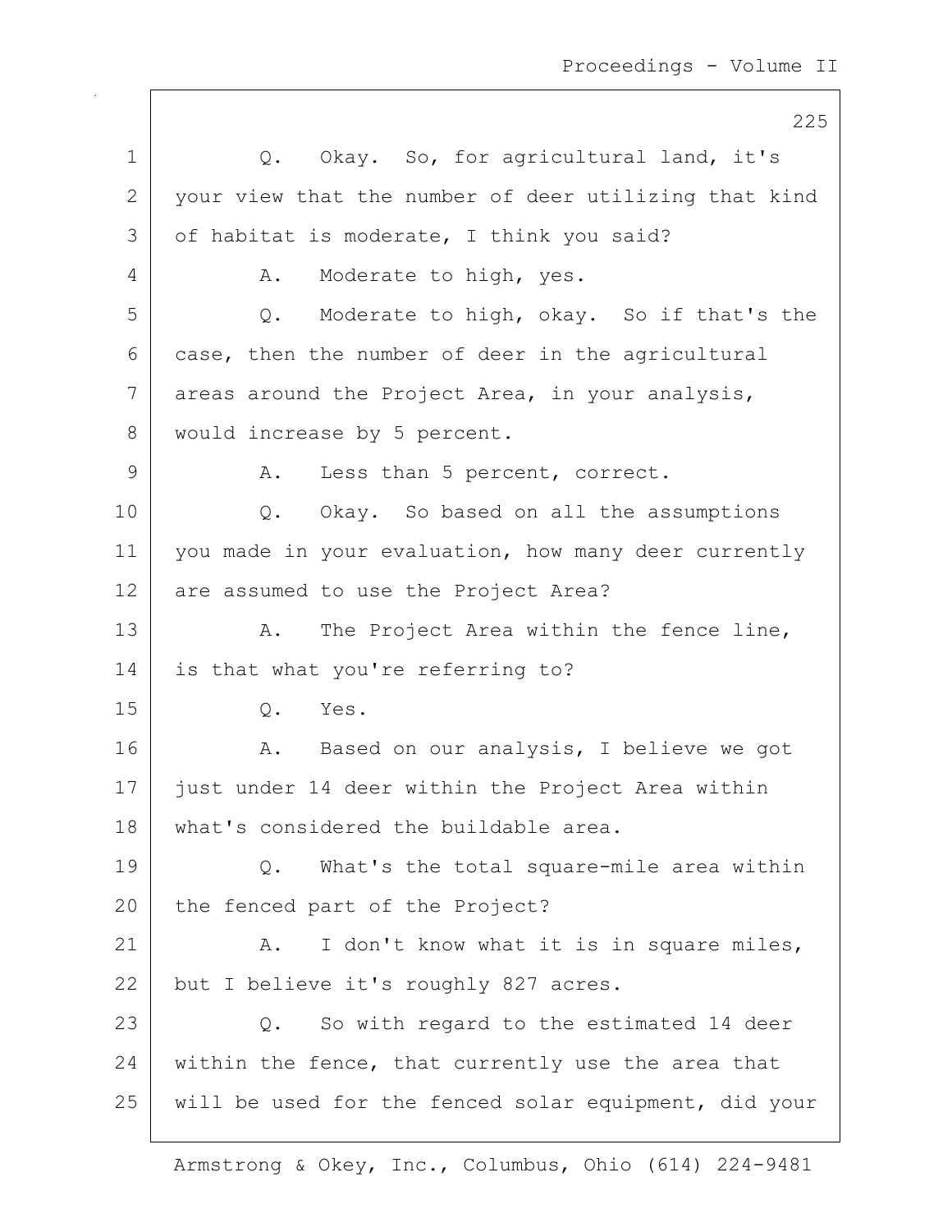Q. Okay. So, for agricultural land, it's your view that the number of deer utilizing that kind of habitat is moderate, I think you said?

A. Moderate to high, yes.

Q. Moderate to high, okay. So if that's the case, then the number of deer in the agricultural areas around the Project Area, in your analysis, would increase by 5 percent.

A. Less than 5 percent, correct.

Q. Okay. So based on all the assumptions you made in your evaluation, how many deer currently are assumed to use the Project Area?

A. The Project Area within the fence line, is that what you're referring to?

Q. Yes.

A. Based on our analysis, I believe we got just under 14 deer within the Project Area within what's considered the buildable area.

Q. What's the total square-mile area within the fenced part of the Project?

A. I don't know what it is in square miles, but I believe it's roughly 827 acres.

Q. So with regard to the estimated 14 deer within the fence, that currently use the area that will be used for the fenced solar equipment, did your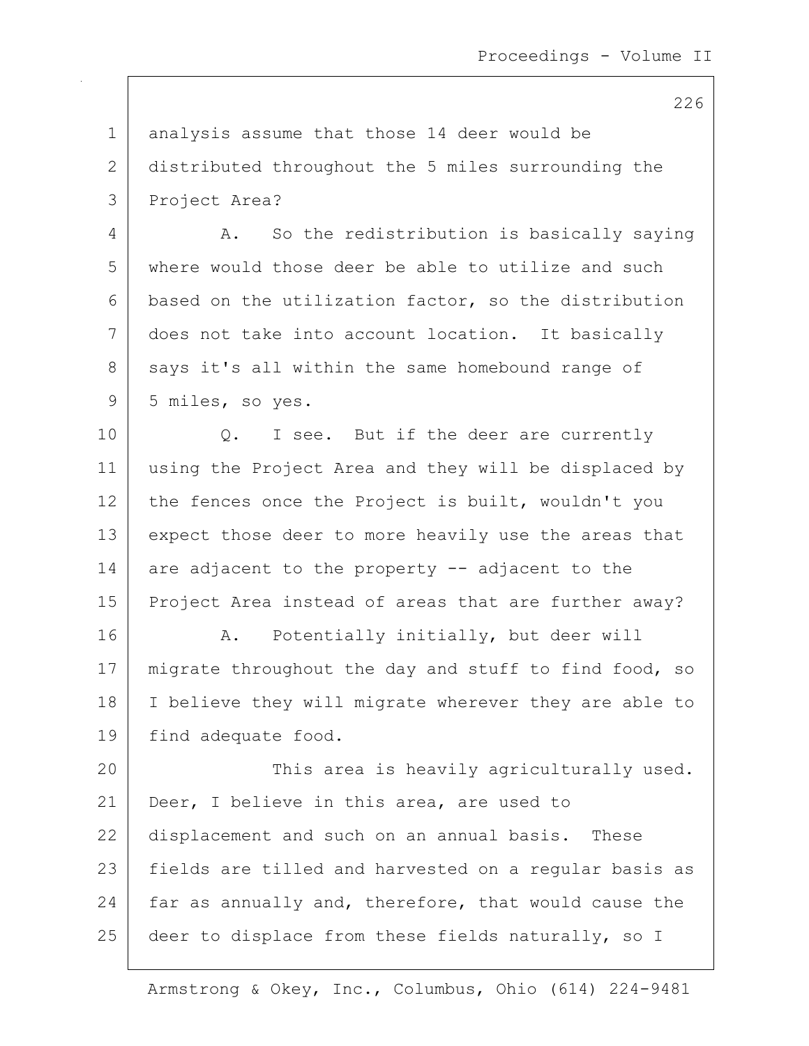analysis assume that those 14 deer would be distributed throughout the 5 miles surrounding the Project Area?

A. So the redistribution is basically saying where would those deer be able to utilize and such based on the utilization factor, so the distribution does not take into account location. It basically says it's all within the same homebound range of 5 miles, so yes.

Q. I see. But if the deer are currently using the Project Area and they will be displaced by the fences once the Project is built, wouldn't you expect those deer to more heavily use the areas that are adjacent to the property -- adjacent to the Project Area instead of areas that are further away?

A. Potentially initially, but deer will migrate throughout the day and stuff to find food, so I believe they will migrate wherever they are able to find adequate food.

This area is heavily agriculturally used. Deer, I believe in this area, are used to displacement and such on an annual basis. These fields are tilled and harvested on a regular basis as far as annually and, therefore, that would cause the deer to displace from these fields naturally, so I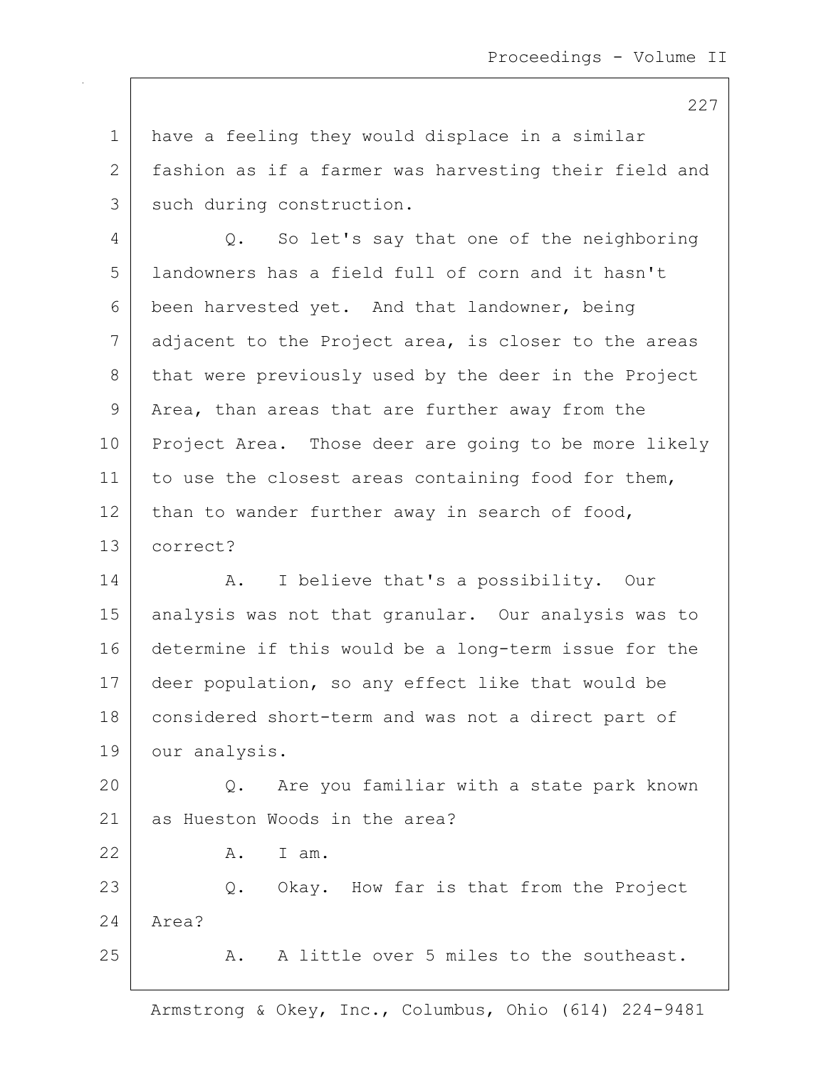have a feeling they would displace in a similar fashion as if a farmer was harvesting their field and such during construction.

Q. So let's say that one of the neighboring landowners has a field full of corn and it hasn't been harvested yet. And that landowner, being adjacent to the Project area, is closer to the areas that were previously used by the deer in the Project Area, than areas that are further away from the Project Area. Those deer are going to be more likely to use the closest areas containing food for them, than to wander further away in search of food, correct?

A. I believe that's a possibility. Our analysis was not that granular. Our analysis was to determine if this would be a long-term issue for the deer population, so any effect like that would be considered short-term and was not a direct part of our analysis.

Q. Are you familiar with a state park known as Hueston Woods in the area?

A. I am.

Q. Okay. How far is that from the Project Area?

A. A little over 5 miles to the southeast.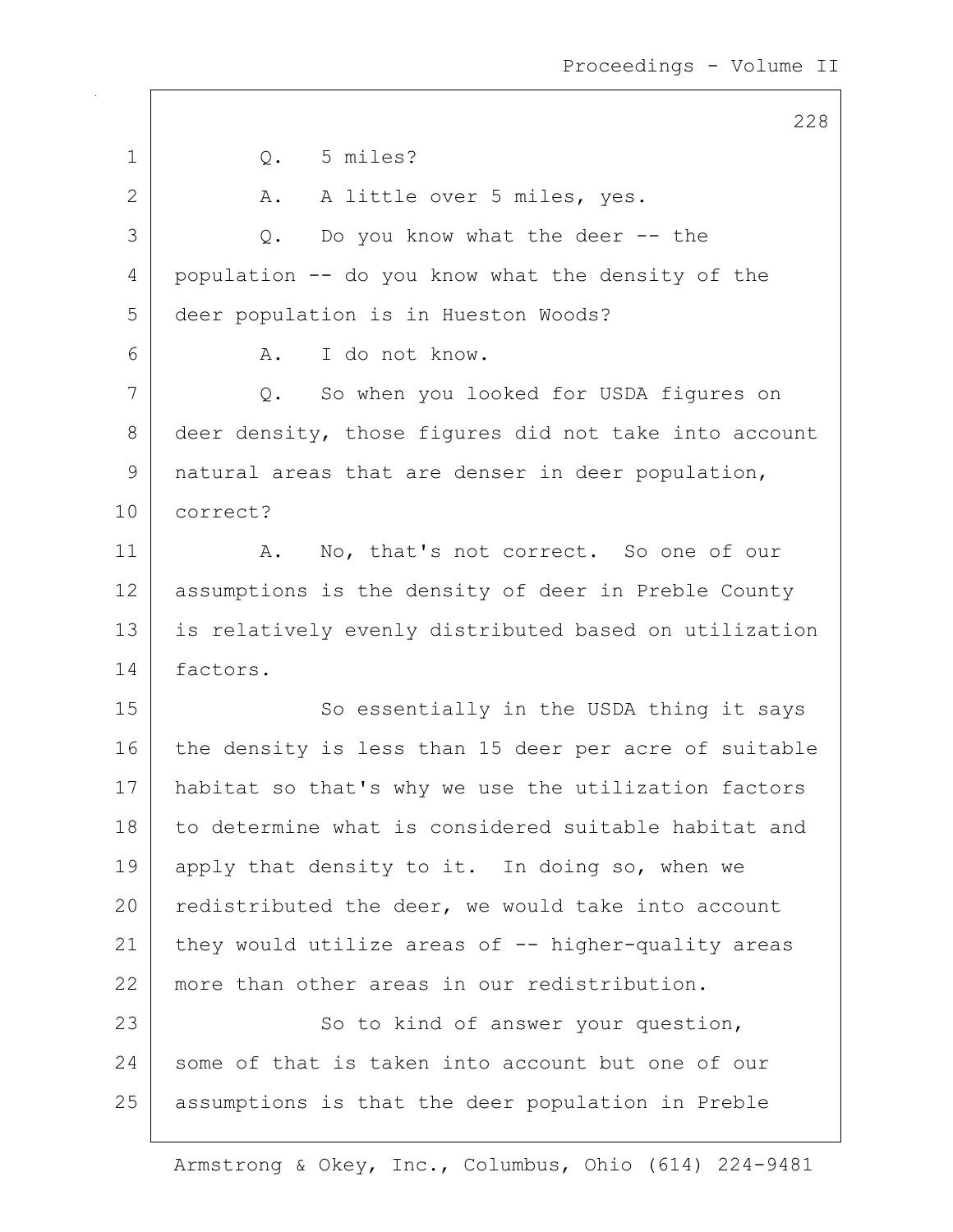Q. 5 miles?

A. A little over 5 miles, yes.

Q. Do you know what the deer -- the population -- do you know what the density of the deer population is in Hueston Woods?

A. I do not know.

Q. So when you looked for USDA figures on deer density, those figures did not take into account natural areas that are denser in deer population, correct?

A. No, that's not correct. So one of our assumptions is the density of deer in Preble County is relatively evenly distributed based on utilization factors.

So essentially in the USDA thing it says the density is less than 15 deer per acre of suitable habitat so that's why we use the utilization factors to determine what is considered suitable habitat and apply that density to it. In doing so, when we redistributed the deer, we would take into account they would utilize areas of -- higher-quality areas more than other areas in our redistribution.

So to kind of answer your question, some of that is taken into account but one of our assumptions is that the deer population in Preble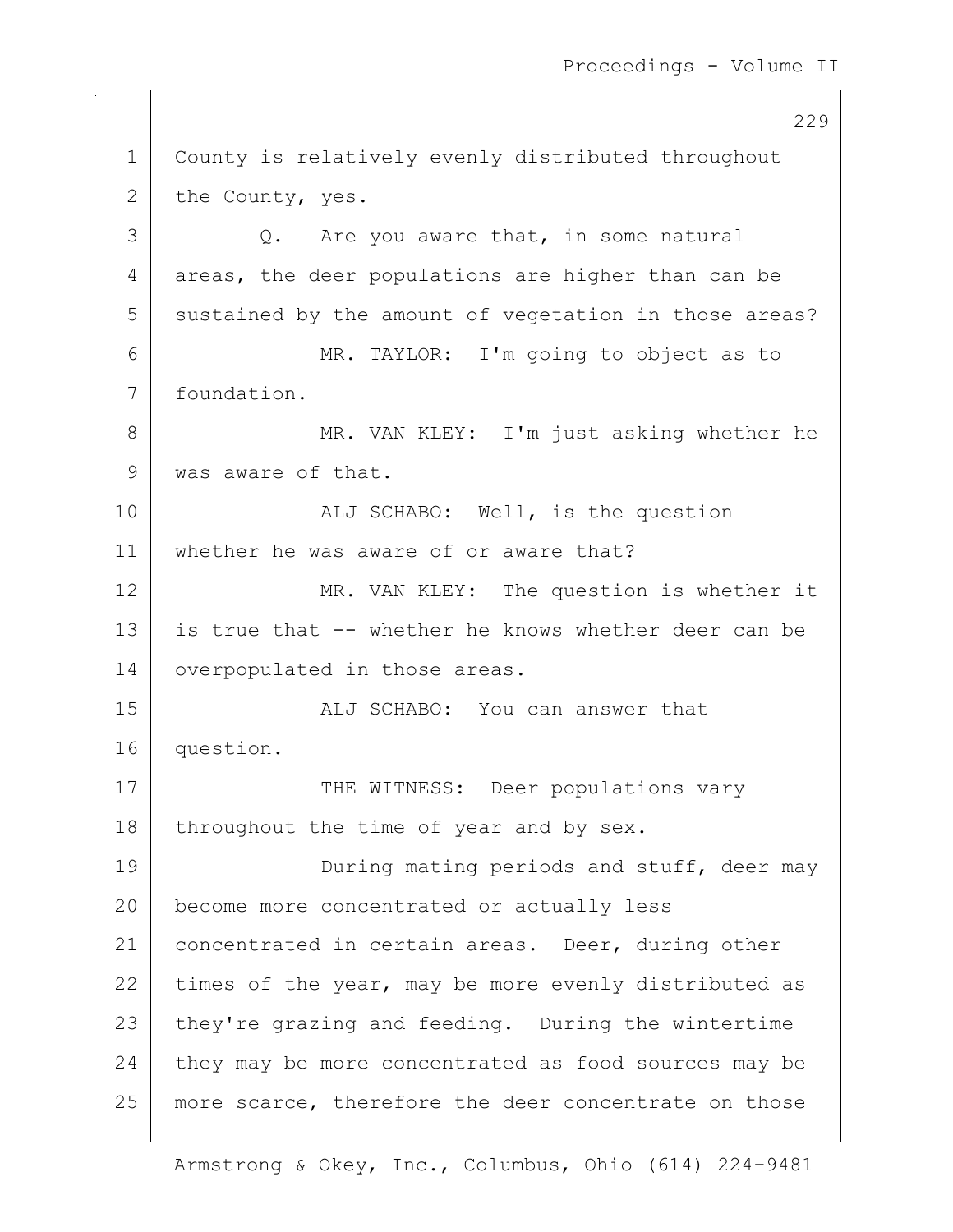County is relatively evenly distributed throughout the County, yes.

Q. Are you aware that, in some natural areas, the deer populations are higher than can be sustained by the amount of vegetation in those areas?

MR. TAYLOR: I'm going to object as to foundation.

MR. VAN KLEY: I'm just asking whether he was aware of that.

ALJ SCHABO: Well, is the question whether he was aware of or aware that?

MR. VAN KLEY: The question is whether it is true that -- whether he knows whether deer can be overpopulated in those areas.

ALJ SCHABO: You can answer that question.

THE WITNESS: Deer populations vary throughout the time of year and by sex.

During mating periods and stuff, deer may become more concentrated or actually less concentrated in certain areas. Deer, during other times of the year, may be more evenly distributed as they're grazing and feeding. During the wintertime they may be more concentrated as food sources may be more scarce, therefore the deer concentrate on those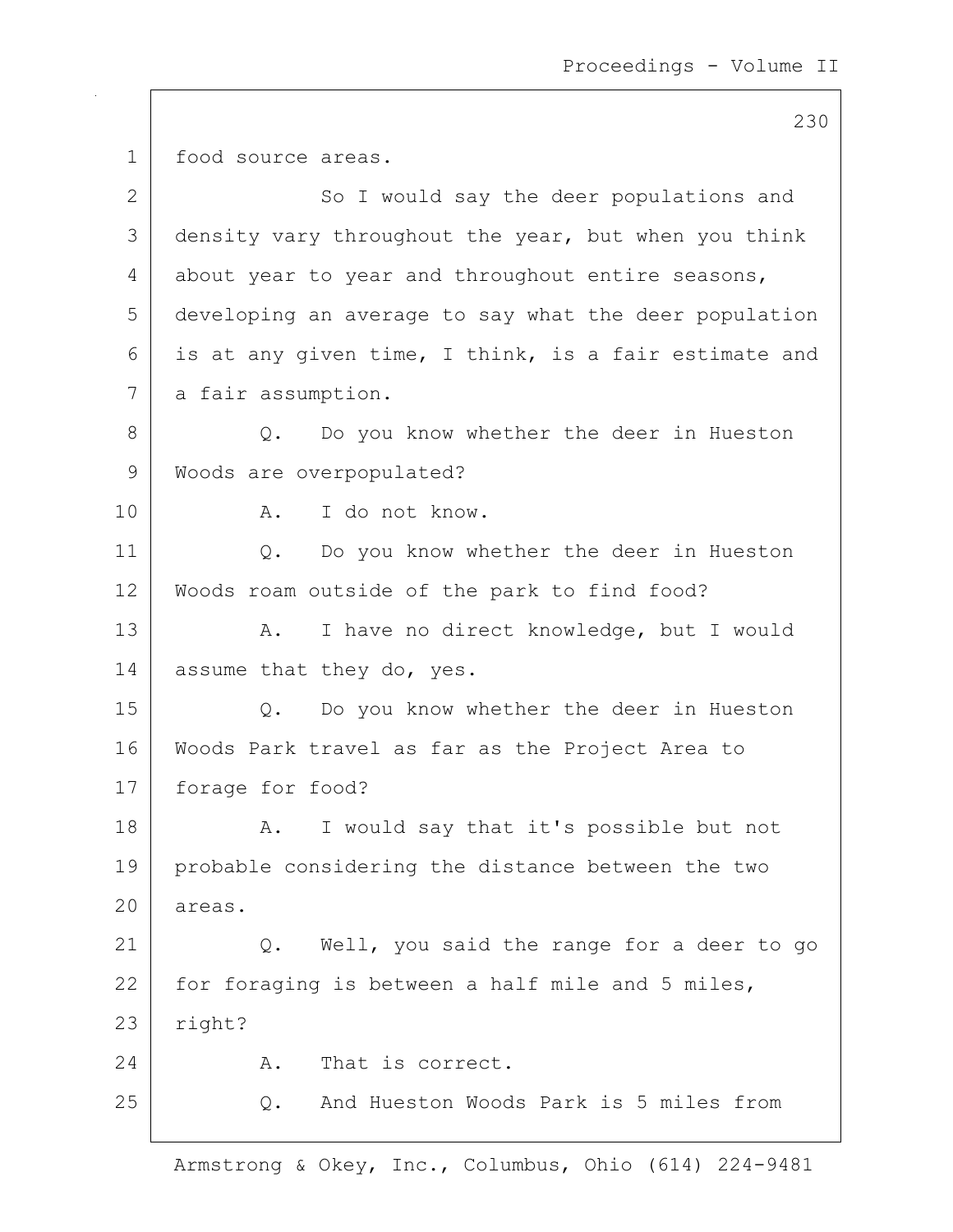food source areas.

So I would say the deer populations and density vary throughout the year, but when you think about year to year and throughout entire seasons, developing an average to say what the deer population is at any given time, I think, is a fair estimate and a fair assumption.

Q. Do you know whether the deer in Hueston Woods are overpopulated?

A. I do not know.

Q. Do you know whether the deer in Hueston Woods roam outside of the park to find food?

A. I have no direct knowledge, but I would assume that they do, yes.

Q. Do you know whether the deer in Hueston Woods Park travel as far as the Project Area to forage for food?

A. I would say that it's possible but not probable considering the distance between the two areas.

Q. Well, you said the range for a deer to go for foraging is between a half mile and 5 miles, right?

A. That is correct.

Q. And Hueston Woods Park is 5 miles from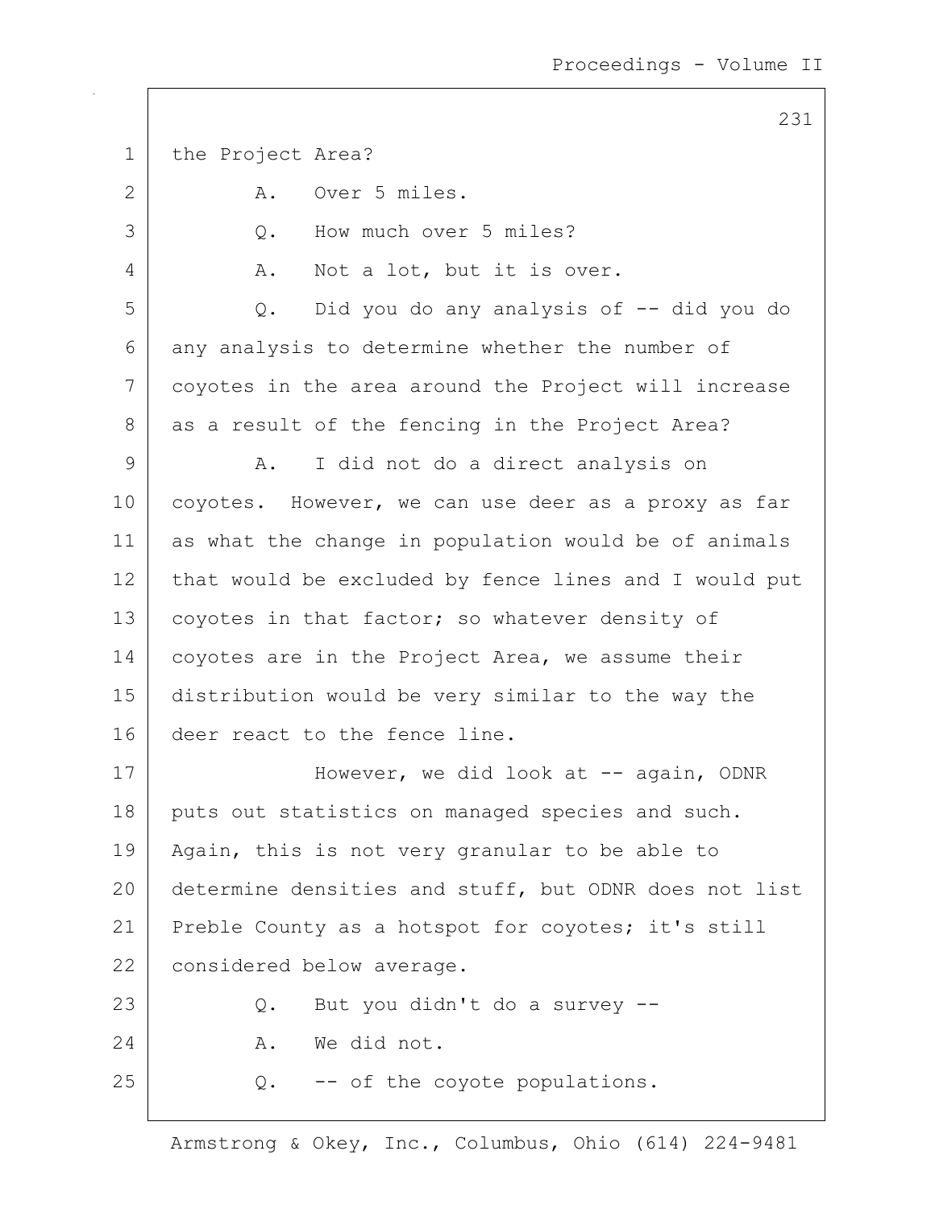the Project Area?

A. Over 5 miles.

Q. How much over 5 miles?

A. Not a lot, but it is over.

Q. Did you do any analysis of -- did you do any analysis to determine whether the number of coyotes in the area around the Project will increase as a result of the fencing in the Project Area?

A. I did not do a direct analysis on coyotes. However, we can use deer as a proxy as far as what the change in population would be of animals that would be excluded by fence lines and I would put coyotes in that factor; so whatever density of coyotes are in the Project Area, we assume their distribution would be very similar to the way the deer react to the fence line.

However, we did look at -- again, ODNR puts out statistics on managed species and such. Again, this is not very granular to be able to determine densities and stuff, but ODNR does not list Preble County as a hotspot for coyotes; it's still considered below average.

Q. But you didn't do a survey --

A. We did not.

Q. -- of the coyote populations.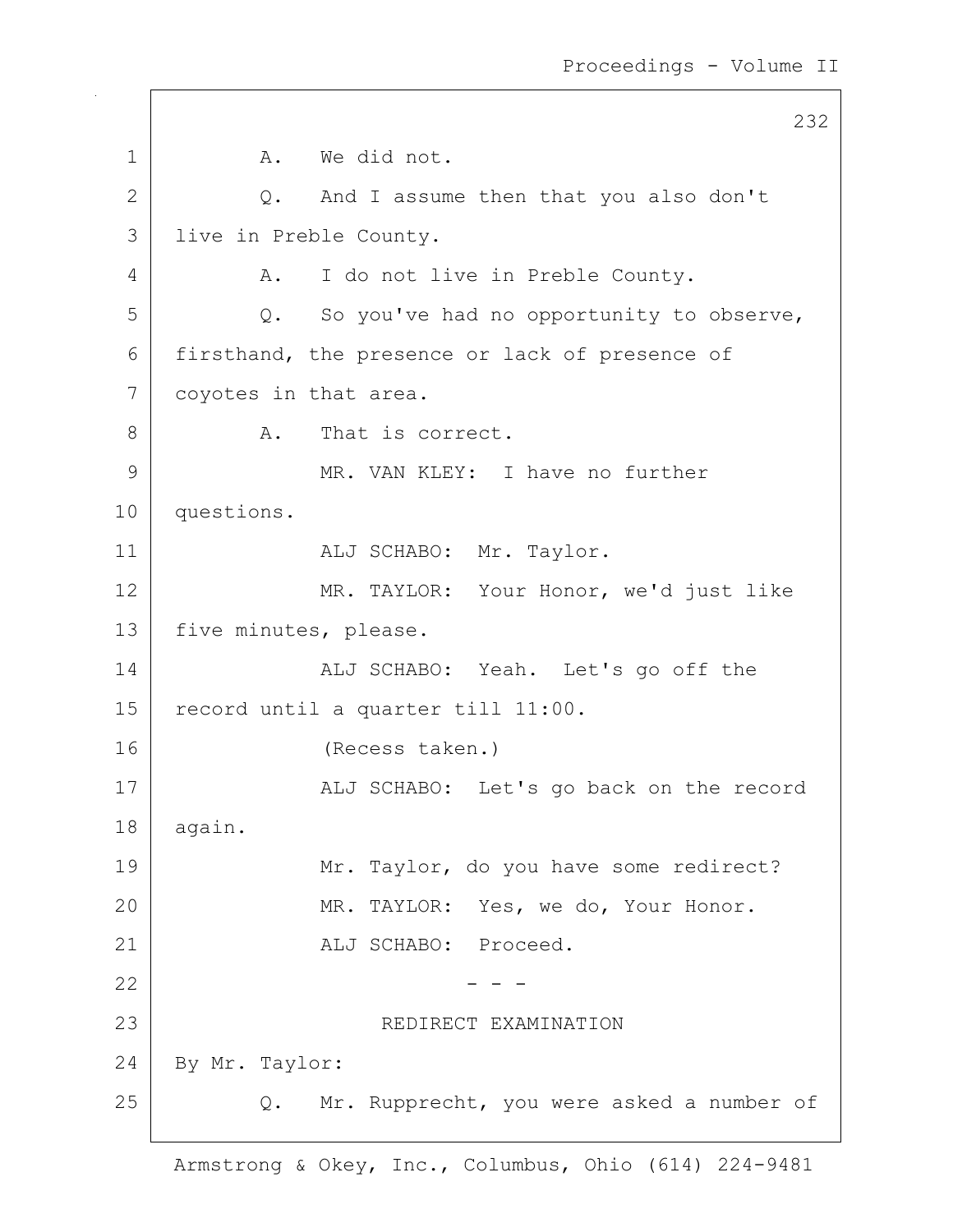A. We did not.

Q. And I assume then that you also don't live in Preble County.

A. I do not live in Preble County.

Q. So you've had no opportunity to observe, firsthand, the presence or lack of presence of coyotes in that area.

A. That is correct.

MR. VAN KLEY: I have no further questions.

ALJ SCHABO: Mr. Taylor.

MR. TAYLOR: Your Honor, we'd just like five minutes, please.

ALJ SCHABO: Yeah. Let's go off the record until a quarter till 11:00.

(Recess taken.)

ALJ SCHABO: Let's go back on the record again.

Mr. Taylor, do you have some redirect?

MR. TAYLOR: Yes, we do, Your Honor.

ALJ SCHABO: Proceed.

\- - -

REDIRECT EXAMINATION

By Mr. Taylor:

Q. Mr. Rupprecht, you were asked a number of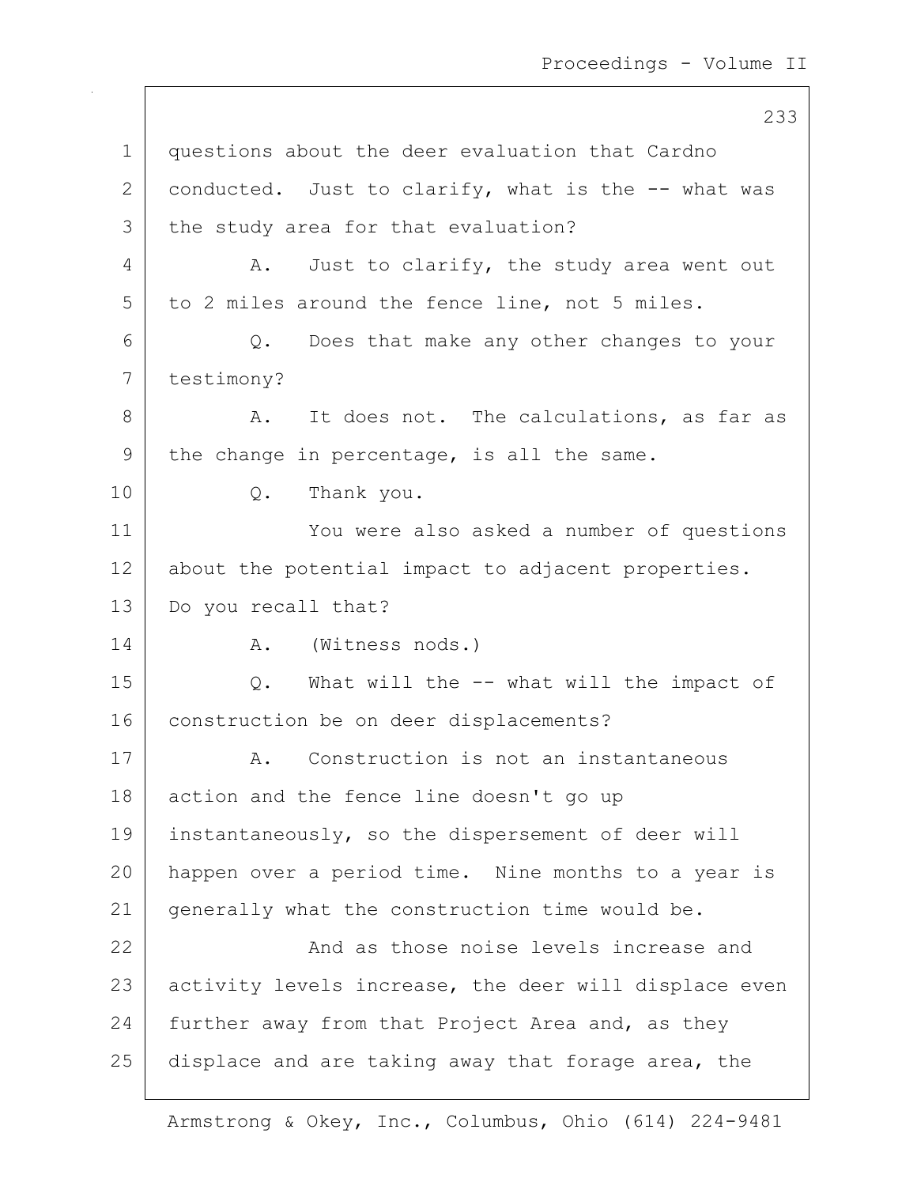questions about the deer evaluation that Cardno conducted. Just to clarify, what is the -- what was the study area for that evaluation?

A. Just to clarify, the study area went out to 2 miles around the fence line, not 5 miles.

Q. Does that make any other changes to your testimony?

A. It does not. The calculations, as far as the change in percentage, is all the same.

Q. Thank you.

You were also asked a number of questions about the potential impact to adjacent properties. Do you recall that?

A. (Witness nods.)

Q. What will the -- what will the impact of construction be on deer displacements?

A. Construction is not an instantaneous action and the fence line doesn't go up instantaneously, so the dispersement of deer will happen over a period time. Nine months to a year is generally what the construction time would be.

And as those noise levels increase and activity levels increase, the deer will displace even further away from that Project Area and, as they displace and are taking away that forage area, the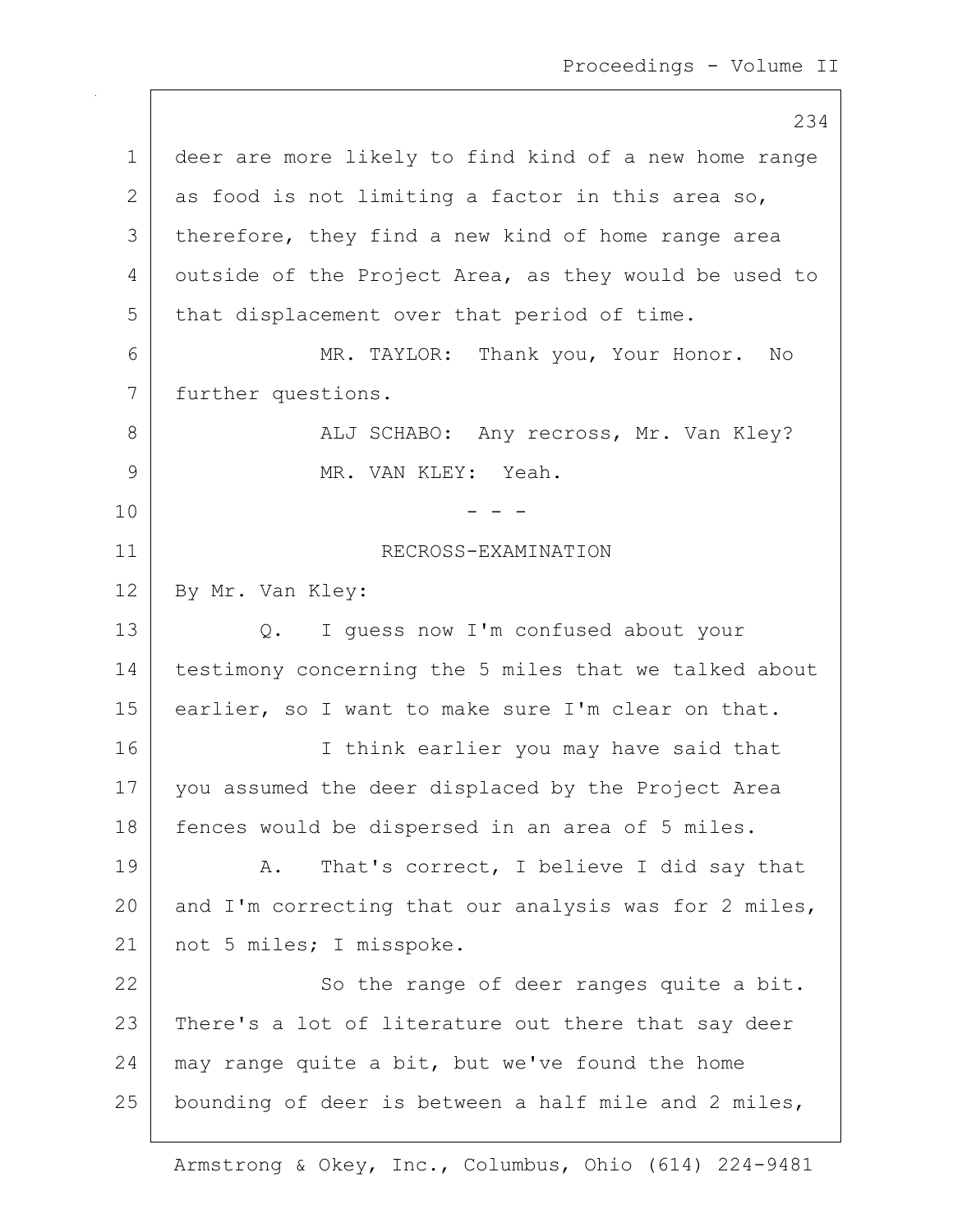deer are more likely to find kind of a new home range as food is not limiting a factor in this area so, therefore, they find a new kind of home range area outside of the Project Area, as they would be used to that displacement over that period of time.

MR. TAYLOR: Thank you, Your Honor. No further questions.

ALJ SCHABO: Any recross, Mr. Van Kley?

MR. VAN KLEY: Yeah.

\- - -

RECROSS-EXAMINATION

By Mr. Van Kley:

Q. I guess now I'm confused about your testimony concerning the 5 miles that we talked about earlier, so I want to make sure I'm clear on that.

I think earlier you may have said that you assumed the deer displaced by the Project Area fences would be dispersed in an area of 5 miles.

A. That's correct, I believe I did say that and I'm correcting that our analysis was for 2 miles, not 5 miles; I misspoke.

So the range of deer ranges quite a bit. There's a lot of literature out there that say deer may range quite a bit, but we've found the home bounding of deer is between a half mile and 2 miles,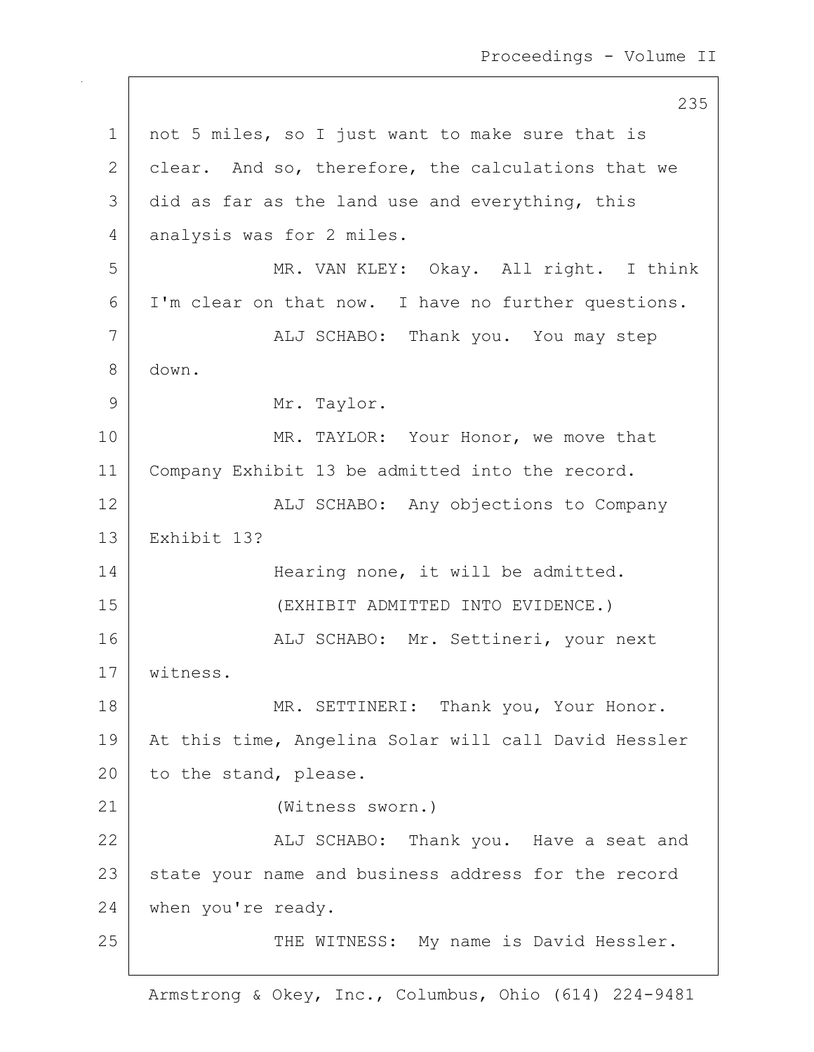not 5 miles, so I just want to make sure that is clear. And so, therefore, the calculations that we did as far as the land use and everything, this analysis was for 2 miles.

MR. VAN KLEY: Okay. All right. I think I'm clear on that now. I have no further questions.

ALJ SCHABO: Thank you. You may step down.

Mr. Taylor.

MR. TAYLOR: Your Honor, we move that Company Exhibit 13 be admitted into the record.

ALJ SCHABO: Any objections to Company Exhibit 13?

Hearing none, it will be admitted.

(EXHIBIT ADMITTED INTO EVIDENCE.)

ALJ SCHABO: Mr. Settineri, your next witness.

MR. SETTINERI: Thank you, Your Honor. At this time, Angelina Solar will call David Hessler to the stand, please.

(Witness sworn.)

ALJ SCHABO: Thank you. Have a seat and state your name and business address for the record when you're ready.

THE WITNESS: My name is David Hessler.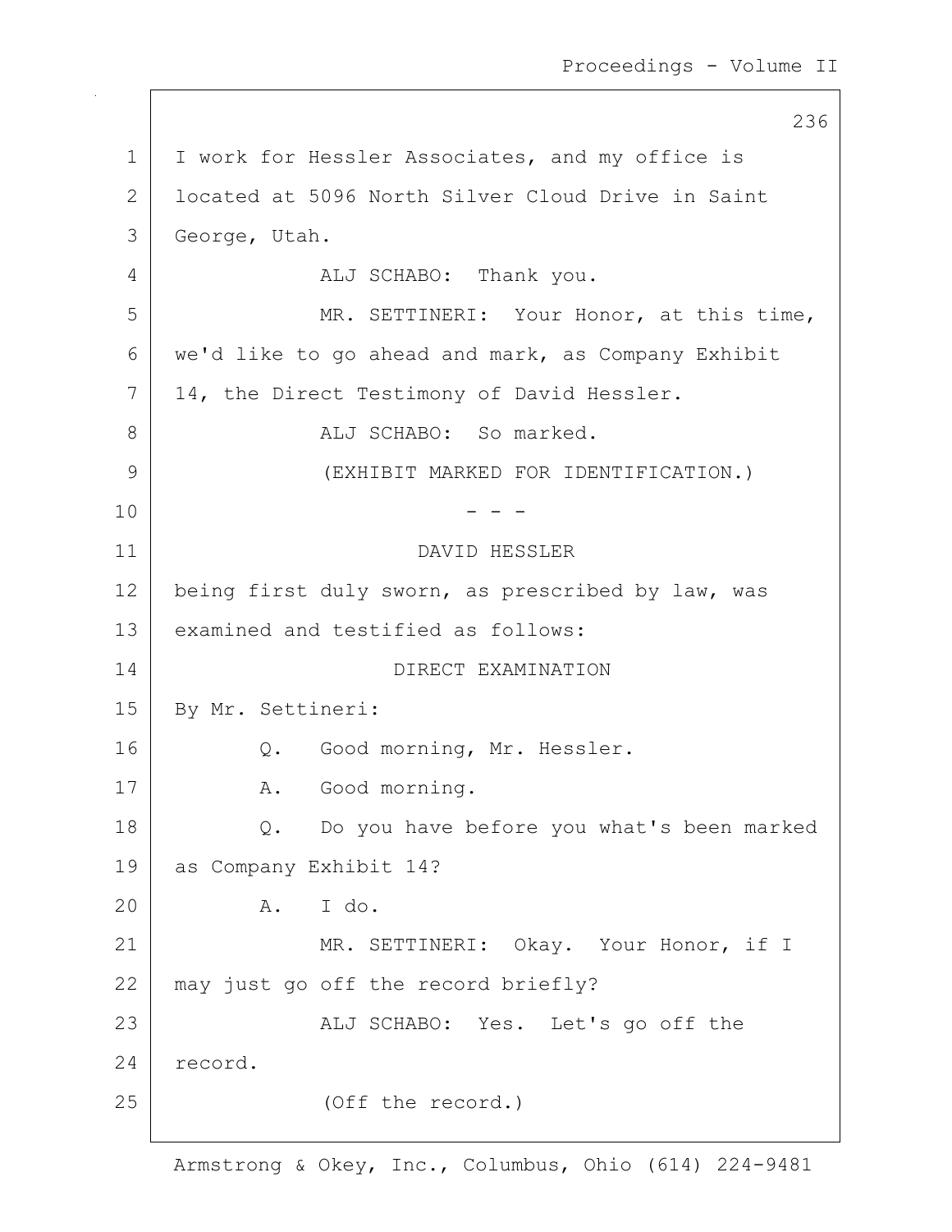I work for Hessler Associates, and my office is located at 5096 North Silver Cloud Drive in Saint George, Utah.

ALJ SCHABO: Thank you.

MR. SETTINERI: Your Honor, at this time, we'd like to go ahead and mark, as Company Exhibit 14, the Direct Testimony of David Hessler.

ALJ SCHABO: So marked.

(EXHIBIT MARKED FOR IDENTIFICATION.)

- - -

DAVID HESSLER

being first duly sworn, as prescribed by law, was examined and testified as follows:

DIRECT EXAMINATION

By Mr. Settineri:

Q. Good morning, Mr. Hessler.

A. Good morning.

Q. Do you have before you what's been marked as Company Exhibit 14?

A. I do.

MR. SETTINERI: Okay. Your Honor, if I may just go off the record briefly?

ALJ SCHABO: Yes. Let's go off the record.

(Off the record.)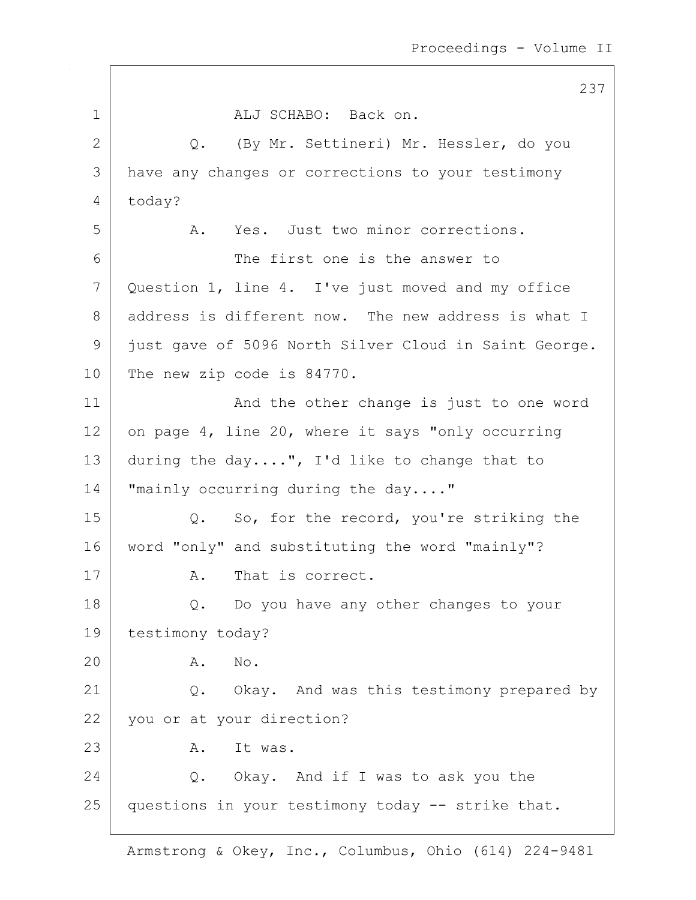ALJ SCHABO: Back on.

Q. (By Mr. Settineri) Mr. Hessler, do you have any changes or corrections to your testimony today?

A. Yes. Just two minor corrections.

The first one is the answer to Question 1, line 4. I've just moved and my office address is different now. The new address is what I just gave of 5096 North Silver Cloud in Saint George. The new zip code is 84770.

And the other change is just to one word on page 4, line 20, where it says "only occurring during the day....", I'd like to change that to "mainly occurring during the day...."

Q. So, for the record, you're striking the word "only" and substituting the word "mainly"?

A. That is correct.

Q. Do you have any other changes to your testimony today?

A. No.

Q. Okay. And was this testimony prepared by you or at your direction?

A. It was.

Q. Okay. And if I was to ask you the questions in your testimony today -- strike that.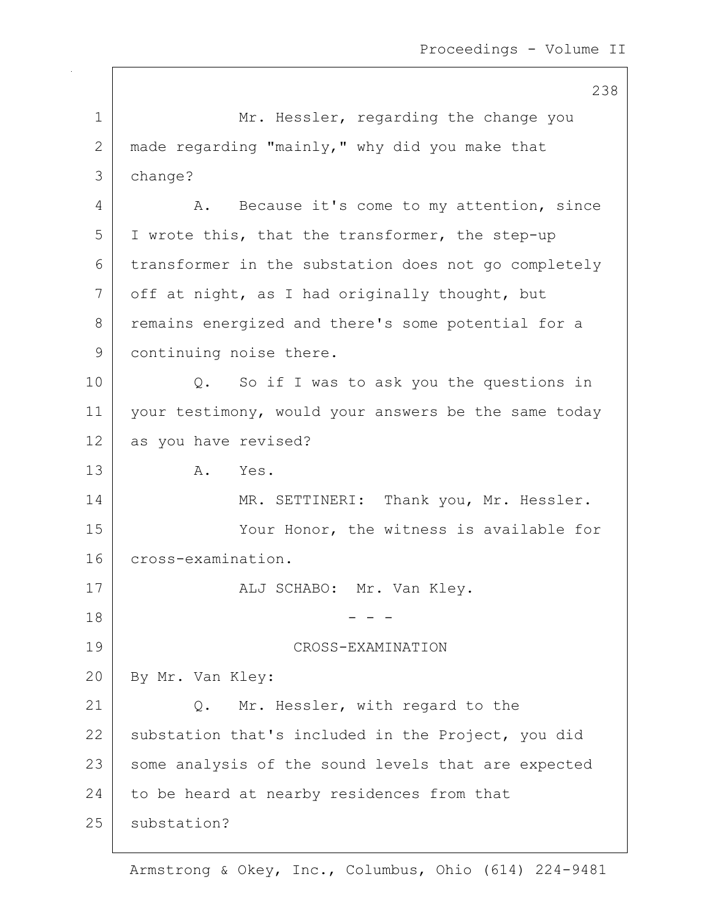Mr. Hessler, regarding the change you made regarding "mainly," why did you make that change?

A. Because it's come to my attention, since I wrote this, that the transformer, the step-up transformer in the substation does not go completely off at night, as I had originally thought, but remains energized and there's some potential for a continuing noise there.

Q. So if I was to ask you the questions in your testimony, would your answers be the same today as you have revised?

A. Yes.

MR. SETTINERI: Thank you, Mr. Hessler.

Your Honor, the witness is available for cross-examination.

ALJ SCHABO: Mr. Van Kley.

\- - -

CROSS-EXAMINATION

By Mr. Van Kley:

Q. Mr. Hessler, with regard to the substation that's included in the Project, you did some analysis of the sound levels that are expected to be heard at nearby residences from that substation?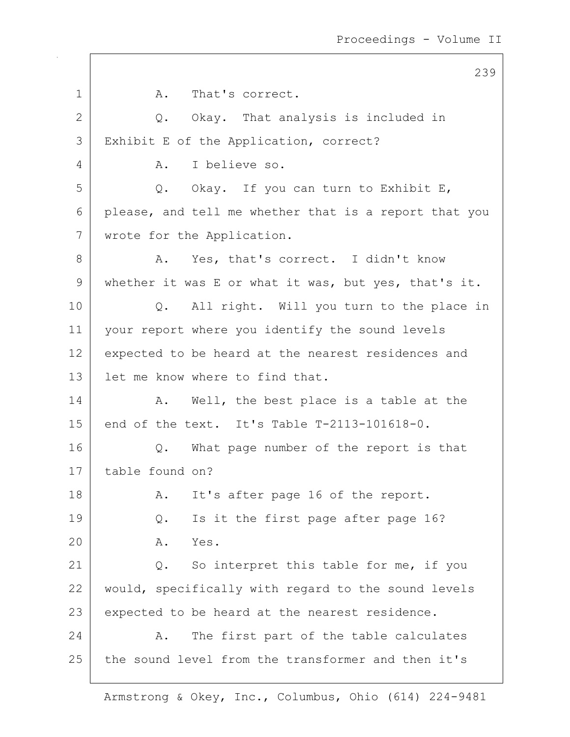A. That's correct.

Q. Okay. That analysis is included in Exhibit E of the Application, correct?

A. I believe so.

Q. Okay. If you can turn to Exhibit E, please, and tell me whether that is a report that you wrote for the Application.

A. Yes, that's correct. I didn't know whether it was E or what it was, but yes, that's it.

Q. All right. Will you turn to the place in your report where you identify the sound levels expected to be heard at the nearest residences and let me know where to find that.

A. Well, the best place is a table at the end of the text. It's Table T-2113-101618-0.

Q. What page number of the report is that table found on?

A. It's after page 16 of the report.

Q. Is it the first page after page 16?

A. Yes.

Q. So interpret this table for me, if you would, specifically with regard to the sound levels expected to be heard at the nearest residence.

A. The first part of the table calculates the sound level from the transformer and then it's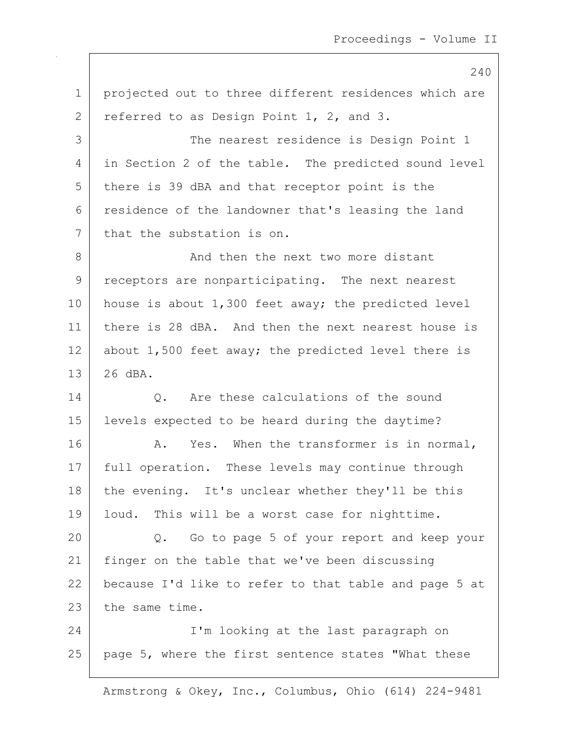projected out to three different residences which are referred to as Design Point 1, 2, and 3.

The nearest residence is Design Point 1 in Section 2 of the table. The predicted sound level there is 39 dBA and that receptor point is the residence of the landowner that's leasing the land that the substation is on.

And then the next two more distant receptors are nonparticipating. The next nearest house is about 1,300 feet away; the predicted level there is 28 dBA. And then the next nearest house is about 1,500 feet away; the predicted level there is 26 dBA.

Q. Are these calculations of the sound levels expected to be heard during the daytime?

A. Yes. When the transformer is in normal, full operation. These levels may continue through the evening. It's unclear whether they'll be this loud. This will be a worst case for nighttime.

Q. Go to page 5 of your report and keep your finger on the table that we've been discussing because I'd like to refer to that table and page 5 at the same time.

I'm looking at the last paragraph on page 5, where the first sentence states "What these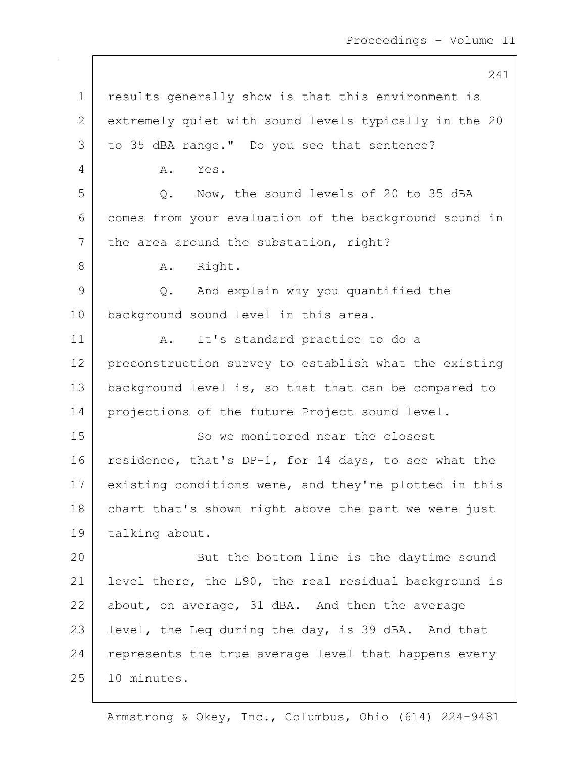results generally show is that this environment is extremely quiet with sound levels typically in the 20 to 35 dBA range." Do you see that sentence?

A. Yes.

Q. Now, the sound levels of 20 to 35 dBA comes from your evaluation of the background sound in the area around the substation, right?

A. Right.

Q. And explain why you quantified the background sound level in this area.

A. It's standard practice to do a preconstruction survey to establish what the existing background level is, so that that can be compared to projections of the future Project sound level.

So we monitored near the closest residence, that's DP-1, for 14 days, to see what the existing conditions were, and they're plotted in this chart that's shown right above the part we were just talking about.

But the bottom line is the daytime sound level there, the L90, the real residual background is about, on average, 31 dBA. And then the average level, the Leq during the day, is 39 dBA. And that represents the true average level that happens every 10 minutes.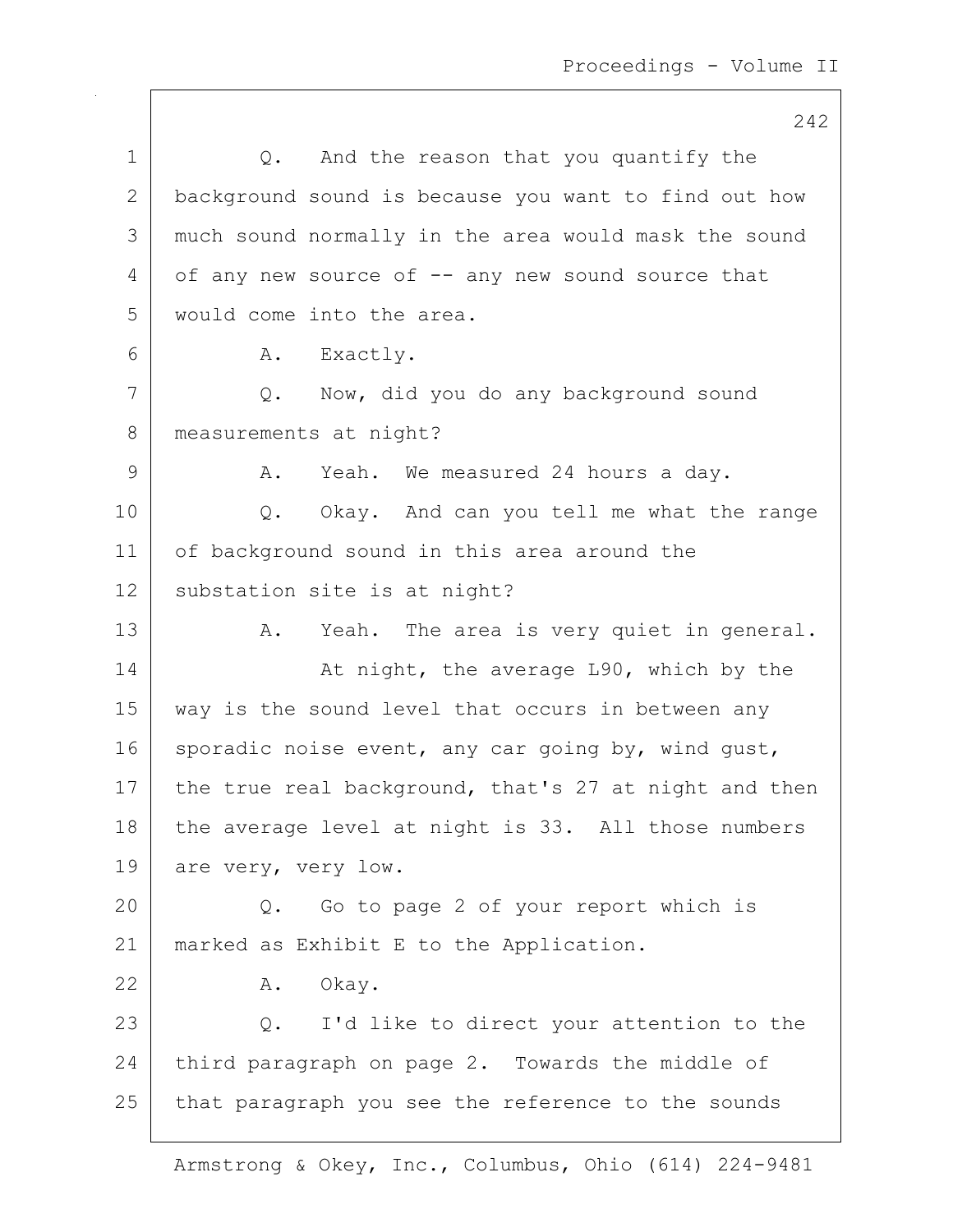Q. And the reason that you quantify the background sound is because you want to find out how much sound normally in the area would mask the sound of any new source of -- any new sound source that would come into the area.

A. Exactly.

Q. Now, did you do any background sound measurements at night?

A. Yeah. We measured 24 hours a day.

Q. Okay. And can you tell me what the range of background sound in this area around the substation site is at night?

A. Yeah. The area is very quiet in general.

At night, the average L90, which by the way is the sound level that occurs in between any sporadic noise event, any car going by, wind gust, the true real background, that's 27 at night and then the average level at night is 33. All those numbers are very, very low.

Q. Go to page 2 of your report which is marked as Exhibit E to the Application.

A. Okay.

Q. I'd like to direct your attention to the third paragraph on page 2. Towards the middle of that paragraph you see the reference to the sounds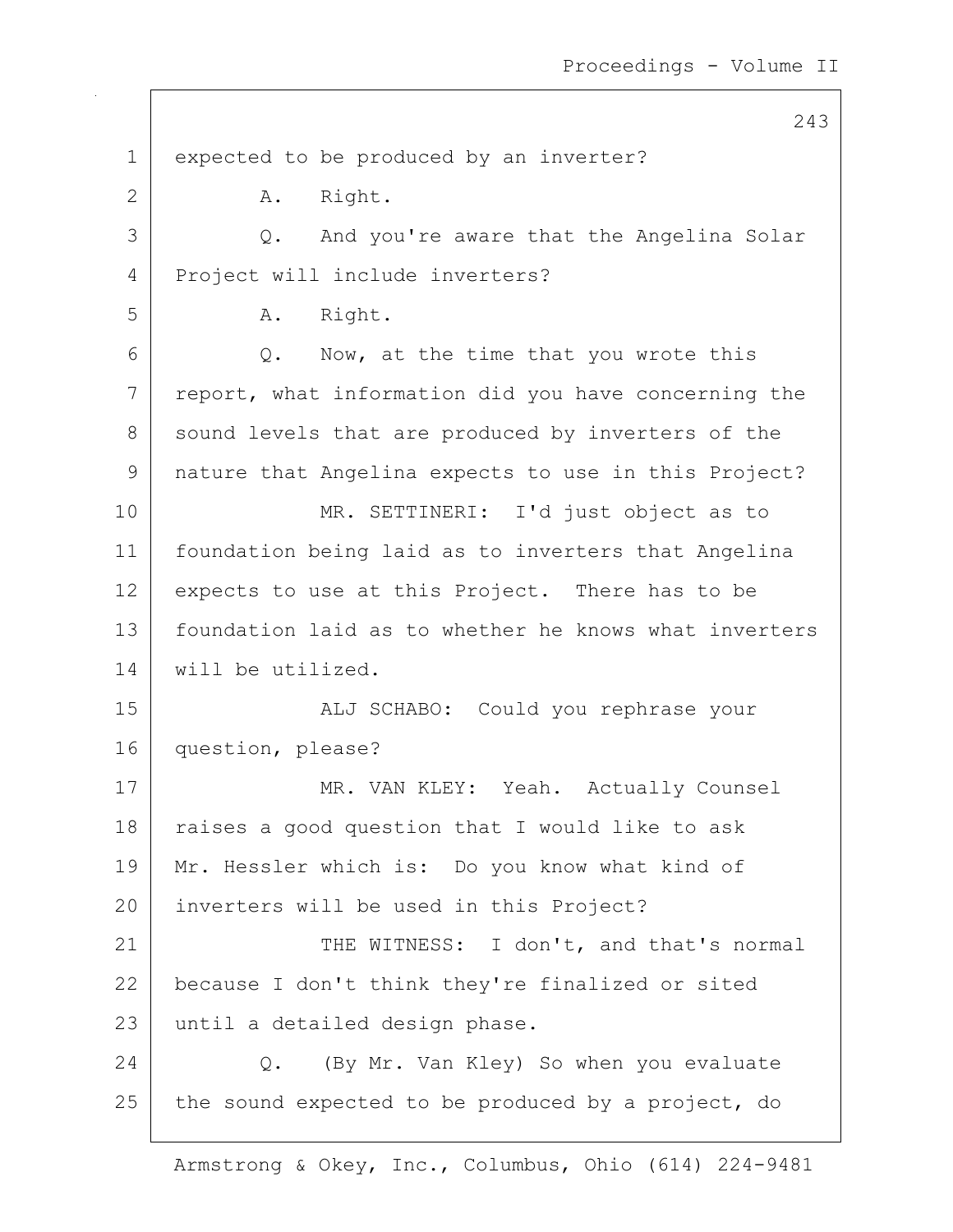expected to be produced by an inverter?

A. Right.

Q. And you're aware that the Angelina Solar Project will include inverters?

A. Right.

Q. Now, at the time that you wrote this report, what information did you have concerning the sound levels that are produced by inverters of the nature that Angelina expects to use in this Project?

MR. SETTINERI: I'd just object as to foundation being laid as to inverters that Angelina expects to use at this Project. There has to be foundation laid as to whether he knows what inverters will be utilized.

ALJ SCHABO: Could you rephrase your question, please?

MR. VAN KLEY: Yeah. Actually Counsel raises a good question that I would like to ask Mr. Hessler which is: Do you know what kind of inverters will be used in this Project?

THE WITNESS: I don't, and that's normal because I don't think they're finalized or sited until a detailed design phase.

Q. (By Mr. Van Kley) So when you evaluate the sound expected to be produced by a project, do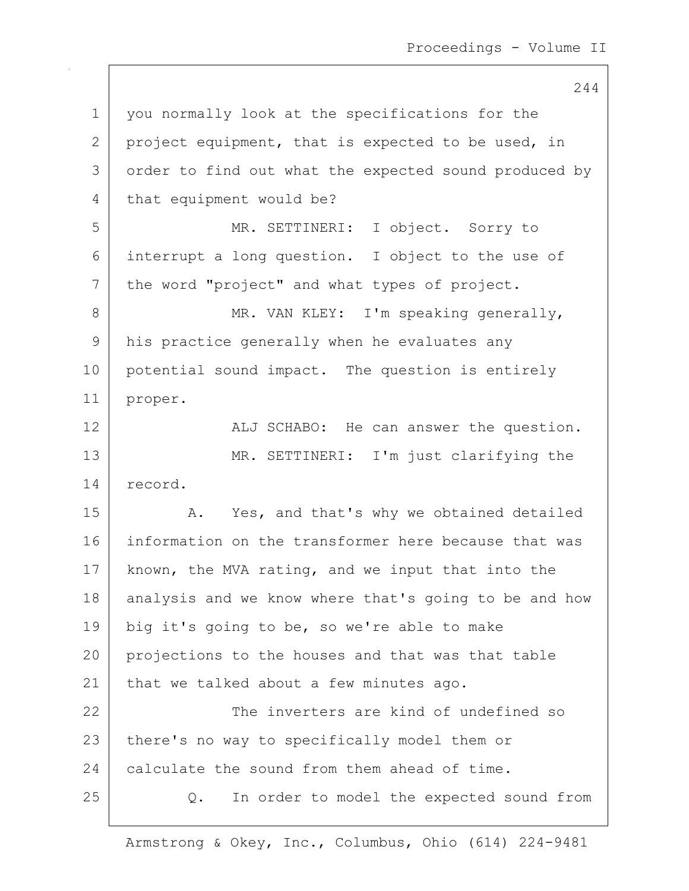you normally look at the specifications for the project equipment, that is expected to be used, in order to find out what the expected sound produced by that equipment would be?

MR. SETTINERI: I object. Sorry to interrupt a long question. I object to the use of the word "project" and what types of project.

MR. VAN KLEY: I'm speaking generally, his practice generally when he evaluates any potential sound impact. The question is entirely proper.

ALJ SCHABO: He can answer the question.

MR. SETTINERI: I'm just clarifying the record.

A. Yes, and that's why we obtained detailed information on the transformer here because that was known, the MVA rating, and we input that into the analysis and we know where that's going to be and how big it's going to be, so we're able to make projections to the houses and that was that table that we talked about a few minutes ago.

The inverters are kind of undefined so there's no way to specifically model them or calculate the sound from them ahead of time.

Q. In order to model the expected sound from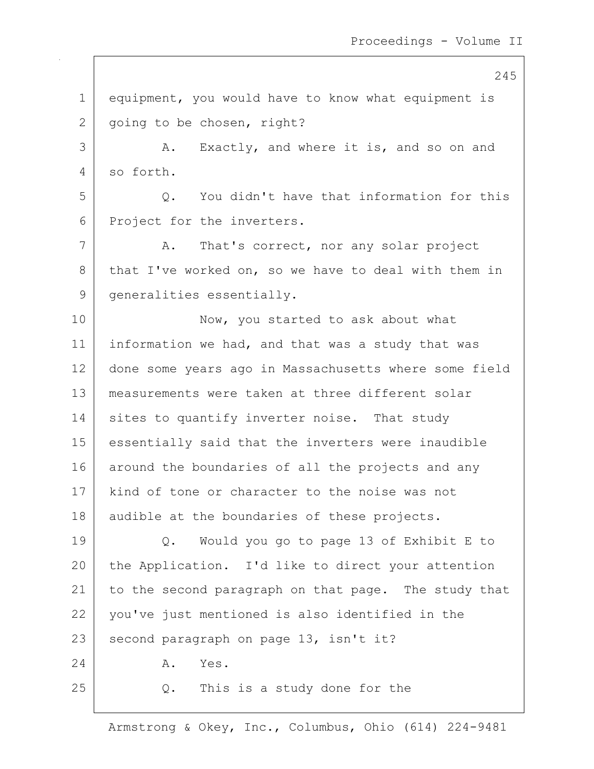1 equipment, you would have to know what equipment is
2 going to be chosen, right?

3 A. Exactly, and where it is, and so on and
4 so forth.

5 Q. You didn't have that information for this
6 Project for the inverters.

7 A. That's correct, nor any solar project
8 that I've worked on, so we have to deal with them in
9 generalities essentially.

10 Now, you started to ask about what
11 information we had, and that was a study that was
12 done some years ago in Massachusetts where some field
13 measurements were taken at three different solar
14 sites to quantify inverter noise. That study
15 essentially said that the inverters were inaudible
16 around the boundaries of all the projects and any
17 kind of tone or character to the noise was not
18 audible at the boundaries of these projects.

19 Q. Would you go to page 13 of Exhibit E to
20 the Application. I'd like to direct your attention
21 to the second paragraph on that page. The study that
22 you've just mentioned is also identified in the
23 second paragraph on page 13, isn't it?

24 A. Yes.

25 Q. This is a study done for the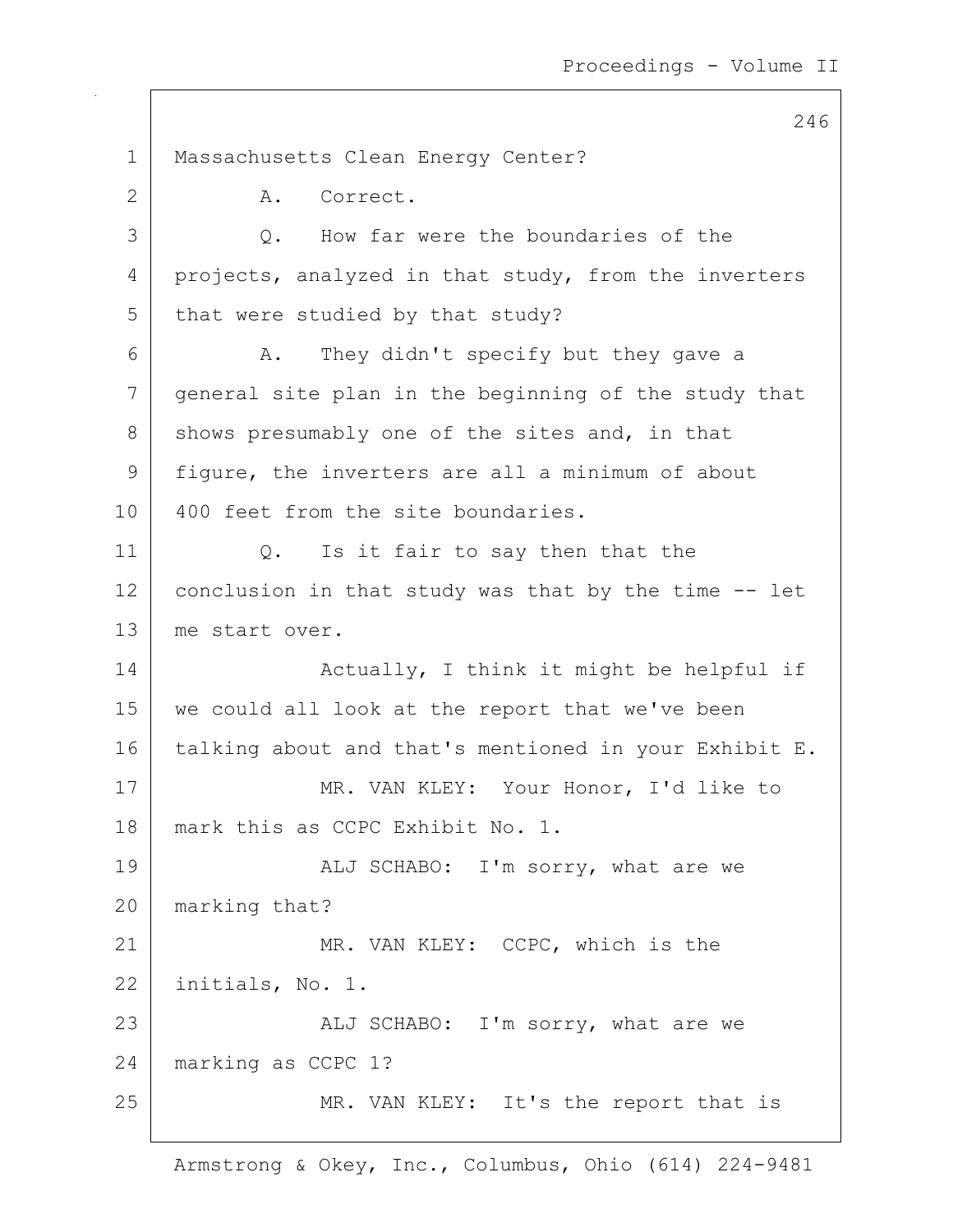Massachusetts Clean Energy Center?

A. Correct.

Q. How far were the boundaries of the projects, analyzed in that study, from the inverters that were studied by that study?

A. They didn't specify but they gave a general site plan in the beginning of the study that shows presumably one of the sites and, in that figure, the inverters are all a minimum of about 400 feet from the site boundaries.

Q. Is it fair to say then that the conclusion in that study was that by the time -- let me start over.

Actually, I think it might be helpful if we could all look at the report that we've been talking about and that's mentioned in your Exhibit E.

MR. VAN KLEY: Your Honor, I'd like to mark this as CCPC Exhibit No. 1.

ALJ SCHABO: I'm sorry, what are we marking that?

MR. VAN KLEY: CCPC, which is the initials, No. 1.

ALJ SCHABO: I'm sorry, what are we marking as CCPC 1?

MR. VAN KLEY: It's the report that is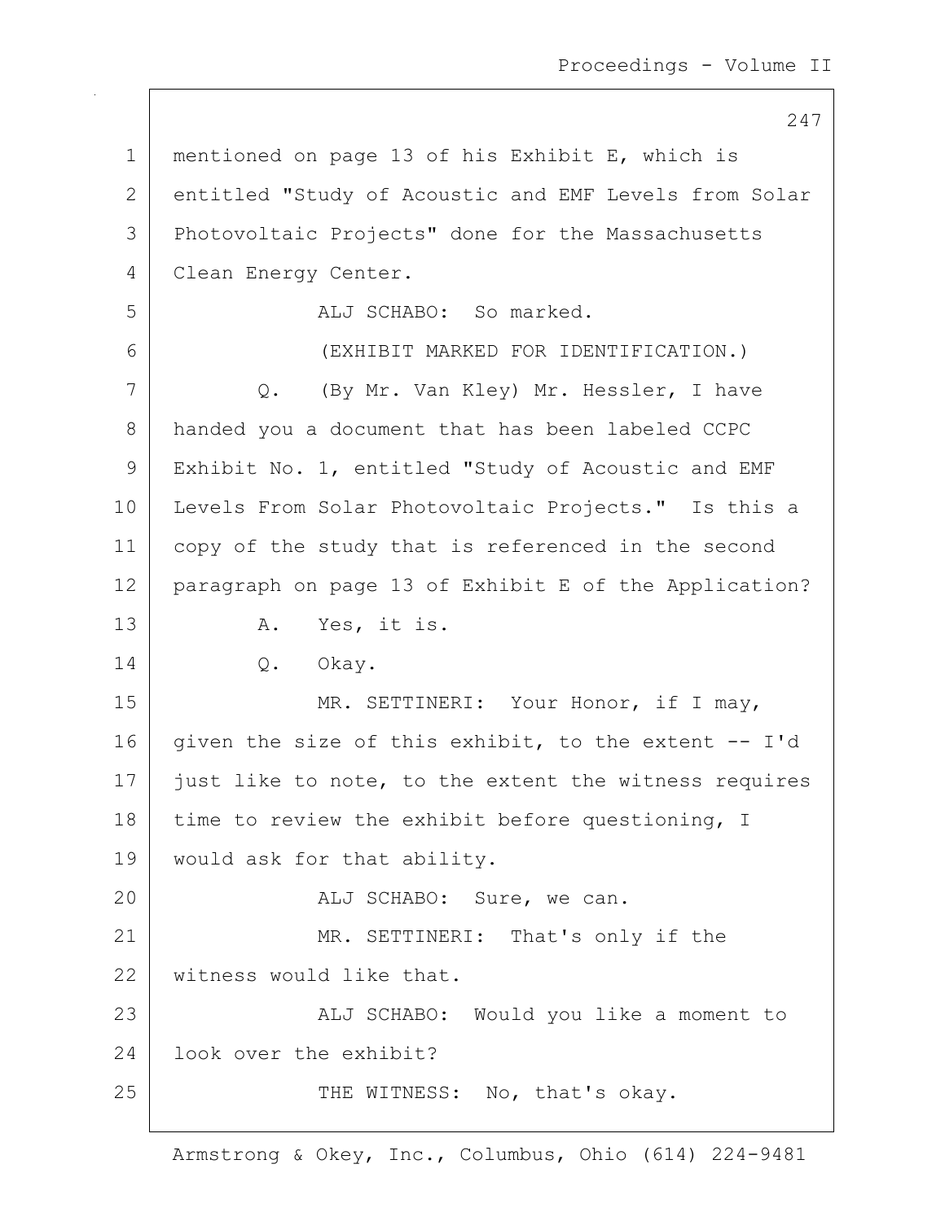mentioned on page 13 of his Exhibit E, which is entitled "Study of Acoustic and EMF Levels from Solar Photovoltaic Projects" done for the Massachusetts Clean Energy Center.

ALJ SCHABO: So marked.

(EXHIBIT MARKED FOR IDENTIFICATION.)

Q. (By Mr. Van Kley) Mr. Hessler, I have handed you a document that has been labeled CCPC Exhibit No. 1, entitled "Study of Acoustic and EMF Levels From Solar Photovoltaic Projects." Is this a copy of the study that is referenced in the second paragraph on page 13 of Exhibit E of the Application?

A. Yes, it is.

Q. Okay.

MR. SETTINERI: Your Honor, if I may, given the size of this exhibit, to the extent -- I'd just like to note, to the extent the witness requires time to review the exhibit before questioning, I would ask for that ability.

ALJ SCHABO: Sure, we can.

MR. SETTINERI: That's only if the witness would like that.

ALJ SCHABO: Would you like a moment to look over the exhibit?

THE WITNESS: No, that's okay.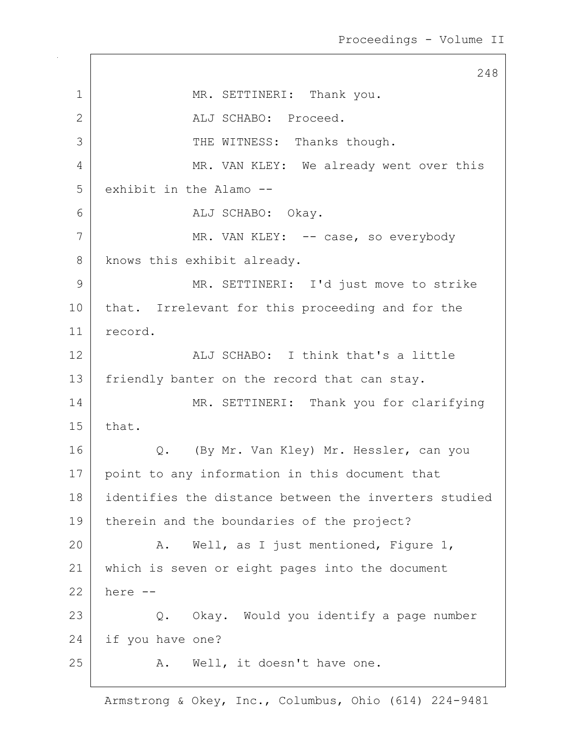MR. SETTINERI: Thank you.

ALJ SCHABO: Proceed.

THE WITNESS: Thanks though.

MR. VAN KLEY: We already went over this exhibit in the Alamo --

ALJ SCHABO: Okay.

MR. VAN KLEY: -- case, so everybody knows this exhibit already.

MR. SETTINERI: I'd just move to strike that. Irrelevant for this proceeding and for the record.

ALJ SCHABO: I think that's a little friendly banter on the record that can stay.

MR. SETTINERI: Thank you for clarifying that.

Q. (By Mr. Van Kley) Mr. Hessler, can you point to any information in this document that identifies the distance between the inverters studied therein and the boundaries of the project?

A. Well, as I just mentioned, Figure 1, which is seven or eight pages into the document here --

Q. Okay. Would you identify a page number if you have one?

A. Well, it doesn't have one.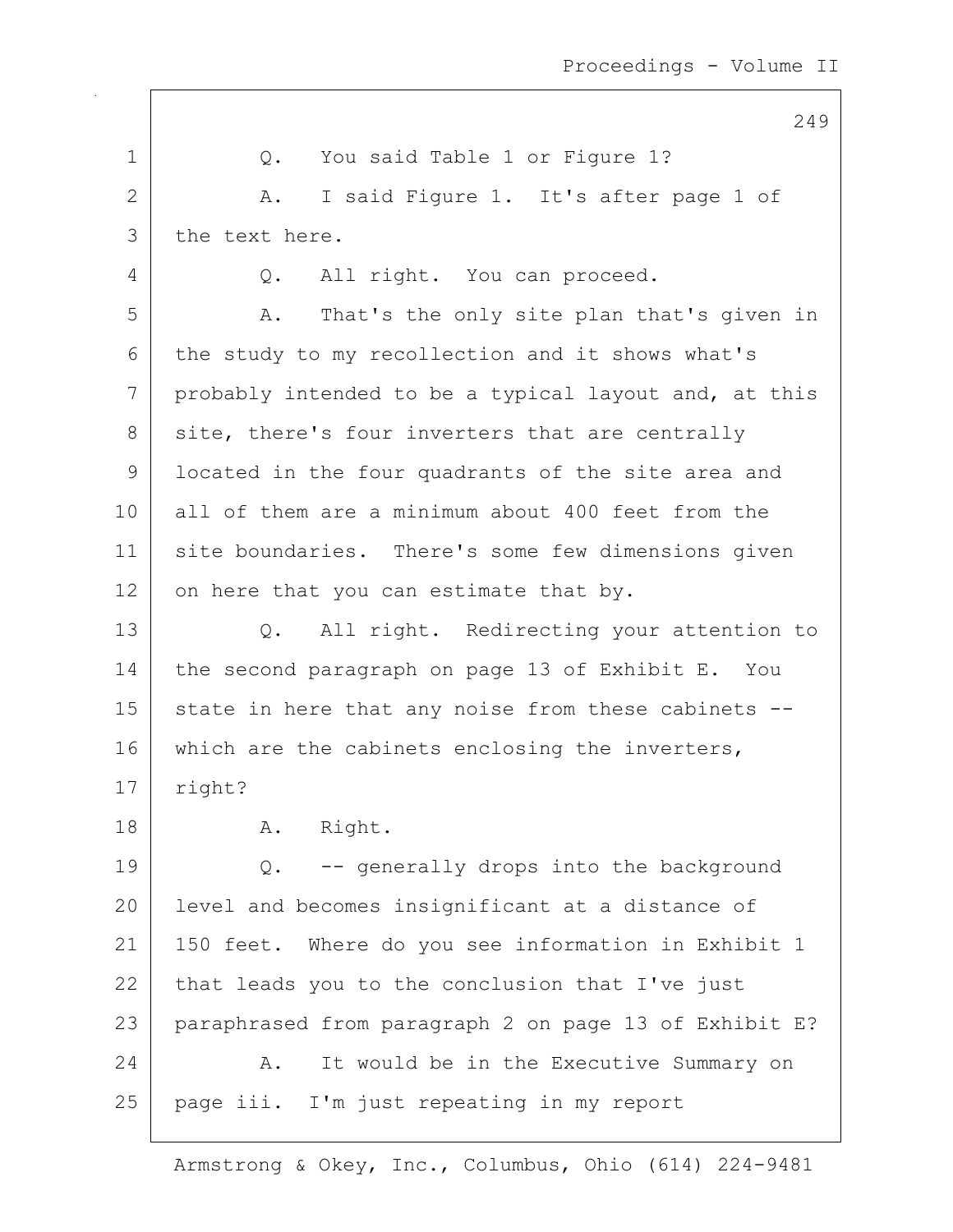Q. You said Table 1 or Figure 1?

A. I said Figure 1. It's after page 1 of the text here.

Q. All right. You can proceed.

A. That's the only site plan that's given in the study to my recollection and it shows what's probably intended to be a typical layout and, at this site, there's four inverters that are centrally located in the four quadrants of the site area and all of them are a minimum about 400 feet from the site boundaries. There's some few dimensions given on here that you can estimate that by.

Q. All right. Redirecting your attention to the second paragraph on page 13 of Exhibit E. You state in here that any noise from these cabinets -- which are the cabinets enclosing the inverters, right?

A. Right.

Q. -- generally drops into the background level and becomes insignificant at a distance of 150 feet. Where do you see information in Exhibit 1 that leads you to the conclusion that I've just paraphrased from paragraph 2 on page 13 of Exhibit E?

A. It would be in the Executive Summary on page iii. I'm just repeating in my report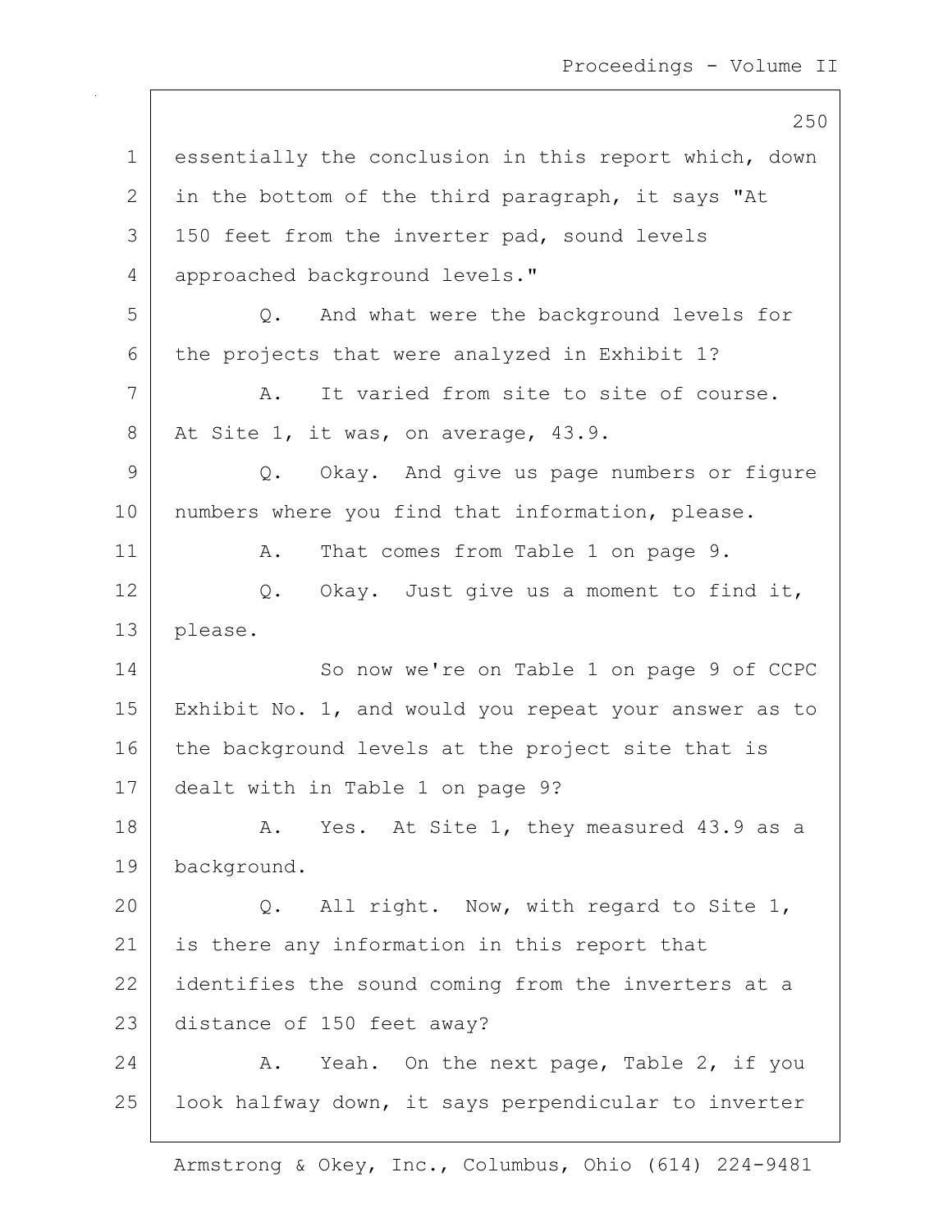essentially the conclusion in this report which, down in the bottom of the third paragraph, it says "At 150 feet from the inverter pad, sound levels approached background levels."

Q. And what were the background levels for the projects that were analyzed in Exhibit 1?

A. It varied from site to site of course. At Site 1, it was, on average, 43.9.

Q. Okay. And give us page numbers or figure numbers where you find that information, please.

A. That comes from Table 1 on page 9.

Q. Okay. Just give us a moment to find it, please.

So now we're on Table 1 on page 9 of CCPC Exhibit No. 1, and would you repeat your answer as to the background levels at the project site that is dealt with in Table 1 on page 9?

A. Yes. At Site 1, they measured 43.9 as a background.

Q. All right. Now, with regard to Site 1, is there any information in this report that identifies the sound coming from the inverters at a distance of 150 feet away?

A. Yeah. On the next page, Table 2, if you look halfway down, it says perpendicular to inverter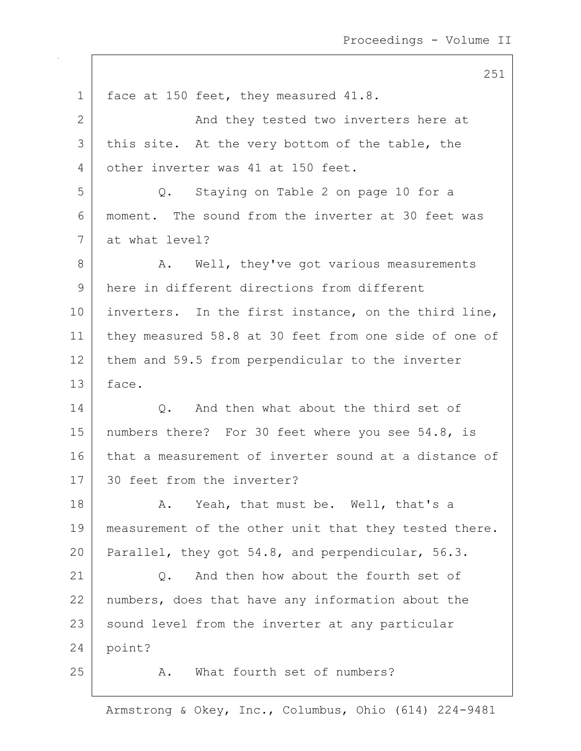face at 150 feet, they measured 41.8.

And they tested two inverters here at this site. At the very bottom of the table, the other inverter was 41 at 150 feet.

Q. Staying on Table 2 on page 10 for a moment. The sound from the inverter at 30 feet was at what level?

A. Well, they've got various measurements here in different directions from different inverters. In the first instance, on the third line, they measured 58.8 at 30 feet from one side of one of them and 59.5 from perpendicular to the inverter face.

Q. And then what about the third set of numbers there? For 30 feet where you see 54.8, is that a measurement of inverter sound at a distance of 30 feet from the inverter?

A. Yeah, that must be. Well, that's a measurement of the other unit that they tested there. Parallel, they got 54.8, and perpendicular, 56.3.

Q. And then how about the fourth set of numbers, does that have any information about the sound level from the inverter at any particular point?

A. What fourth set of numbers?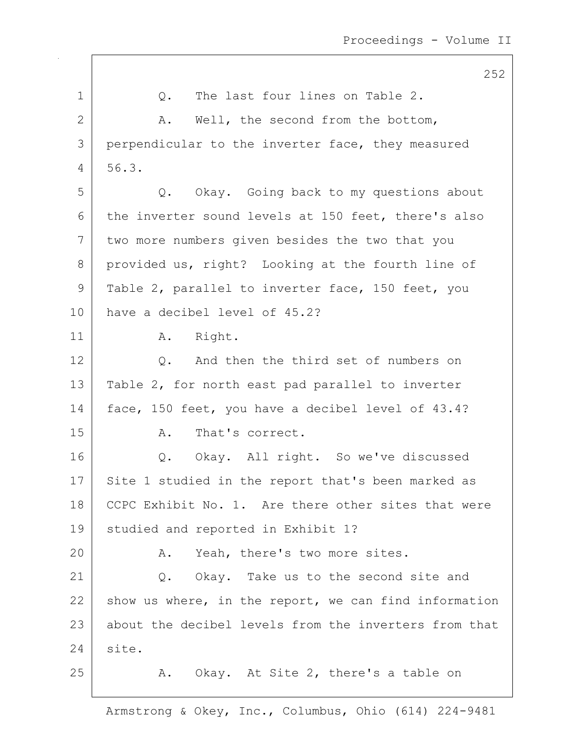Q. The last four lines on Table 2.

A. Well, the second from the bottom, perpendicular to the inverter face, they measured 56.3.

Q. Okay. Going back to my questions about the inverter sound levels at 150 feet, there's also two more numbers given besides the two that you provided us, right? Looking at the fourth line of Table 2, parallel to inverter face, 150 feet, you have a decibel level of 45.2?

A. Right.

Q. And then the third set of numbers on Table 2, for north east pad parallel to inverter face, 150 feet, you have a decibel level of 43.4?

A. That's correct.

Q. Okay. All right. So we've discussed Site 1 studied in the report that's been marked as CCPC Exhibit No. 1. Are there other sites that were studied and reported in Exhibit 1?

A. Yeah, there's two more sites.

Q. Okay. Take us to the second site and show us where, in the report, we can find information about the decibel levels from the inverters from that site.

A. Okay. At Site 2, there's a table on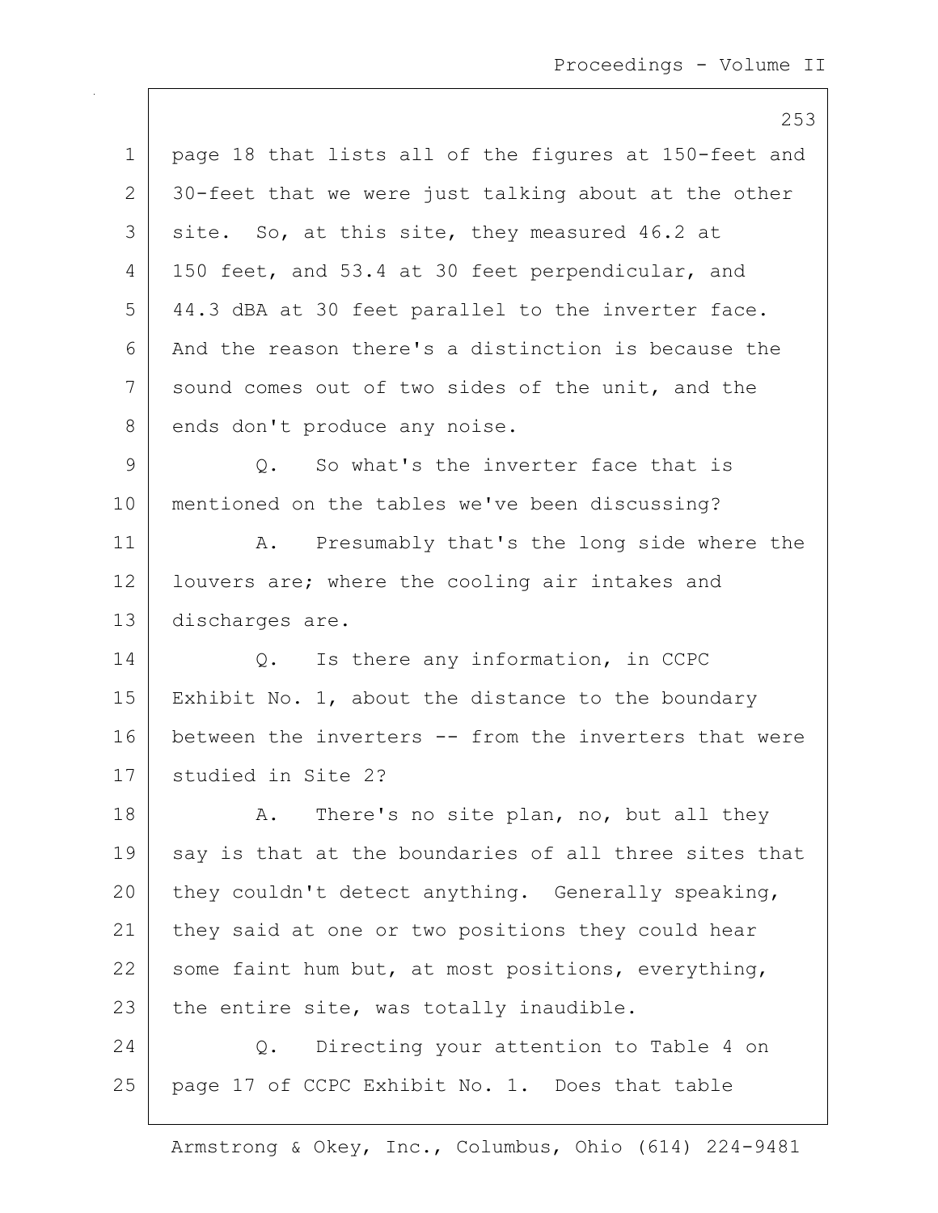page 18 that lists all of the figures at 150-feet and 30-feet that we were just talking about at the other site. So, at this site, they measured 46.2 at 150 feet, and 53.4 at 30 feet perpendicular, and 44.3 dBA at 30 feet parallel to the inverter face. And the reason there's a distinction is because the sound comes out of two sides of the unit, and the ends don't produce any noise.

Q. So what's the inverter face that is mentioned on the tables we've been discussing?

A. Presumably that's the long side where the louvers are; where the cooling air intakes and discharges are.

Q. Is there any information, in CCPC Exhibit No. 1, about the distance to the boundary between the inverters -- from the inverters that were studied in Site 2?

A. There's no site plan, no, but all they say is that at the boundaries of all three sites that they couldn't detect anything. Generally speaking, they said at one or two positions they could hear some faint hum but, at most positions, everything, the entire site, was totally inaudible.

Q. Directing your attention to Table 4 on page 17 of CCPC Exhibit No. 1. Does that table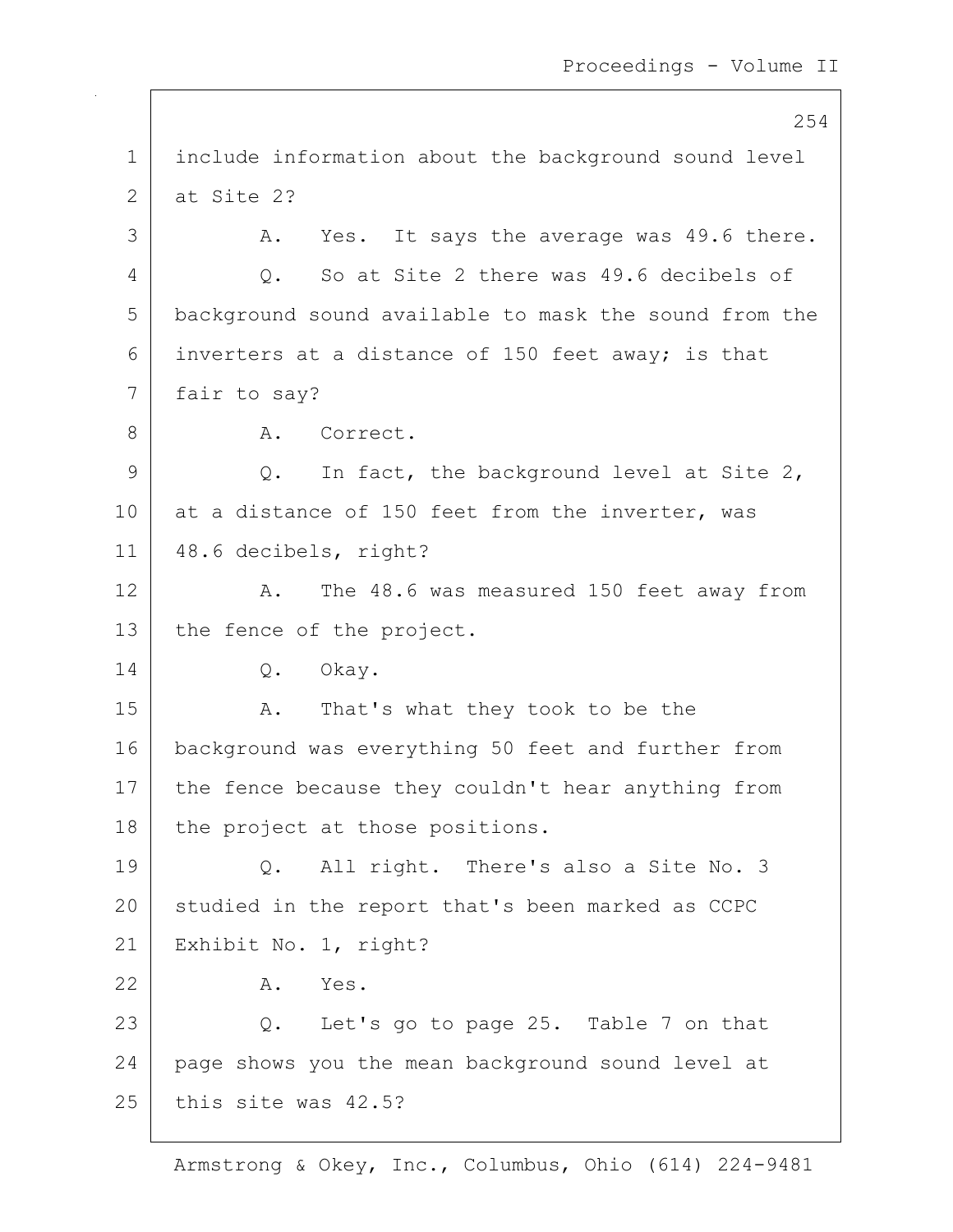1 include information about the background sound level
2 at Site 2?
3 A. Yes. It says the average was 49.6 there.
4 Q. So at Site 2 there was 49.6 decibels of
5 background sound available to mask the sound from the
6 inverters at a distance of 150 feet away; is that
7 fair to say?
8 A. Correct.
9 Q. In fact, the background level at Site 2,
10 at a distance of 150 feet from the inverter, was
11 48.6 decibels, right?
12 A. The 48.6 was measured 150 feet away from
13 the fence of the project.
14 Q. Okay.
15 A. That's what they took to be the
16 background was everything 50 feet and further from
17 the fence because they couldn't hear anything from
18 the project at those positions.
19 Q. All right. There's also a Site No. 3
20 studied in the report that's been marked as CCPC
21 Exhibit No. 1, right?
22 A. Yes.
23 Q. Let's go to page 25. Table 7 on that
24 page shows you the mean background sound level at
25 this site was 42.5?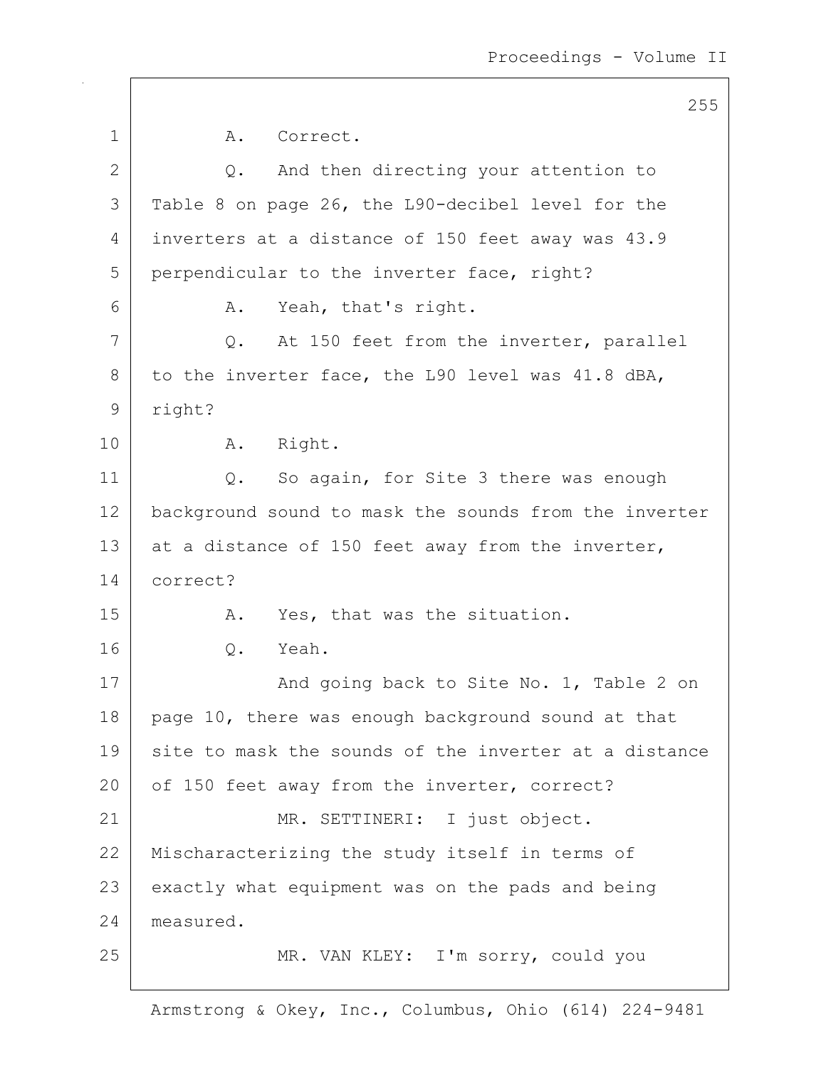A. Correct.

Q. And then directing your attention to Table 8 on page 26, the L90-decibel level for the inverters at a distance of 150 feet away was 43.9 perpendicular to the inverter face, right?

A. Yeah, that's right.

Q. At 150 feet from the inverter, parallel to the inverter face, the L90 level was 41.8 dBA, right?

A. Right.

Q. So again, for Site 3 there was enough background sound to mask the sounds from the inverter at a distance of 150 feet away from the inverter, correct?

A. Yes, that was the situation.

Q. Yeah.

And going back to Site No. 1, Table 2 on page 10, there was enough background sound at that site to mask the sounds of the inverter at a distance of 150 feet away from the inverter, correct?

MR. SETTINERI: I just object. Mischaracterizing the study itself in terms of exactly what equipment was on the pads and being measured.

MR. VAN KLEY: I'm sorry, could you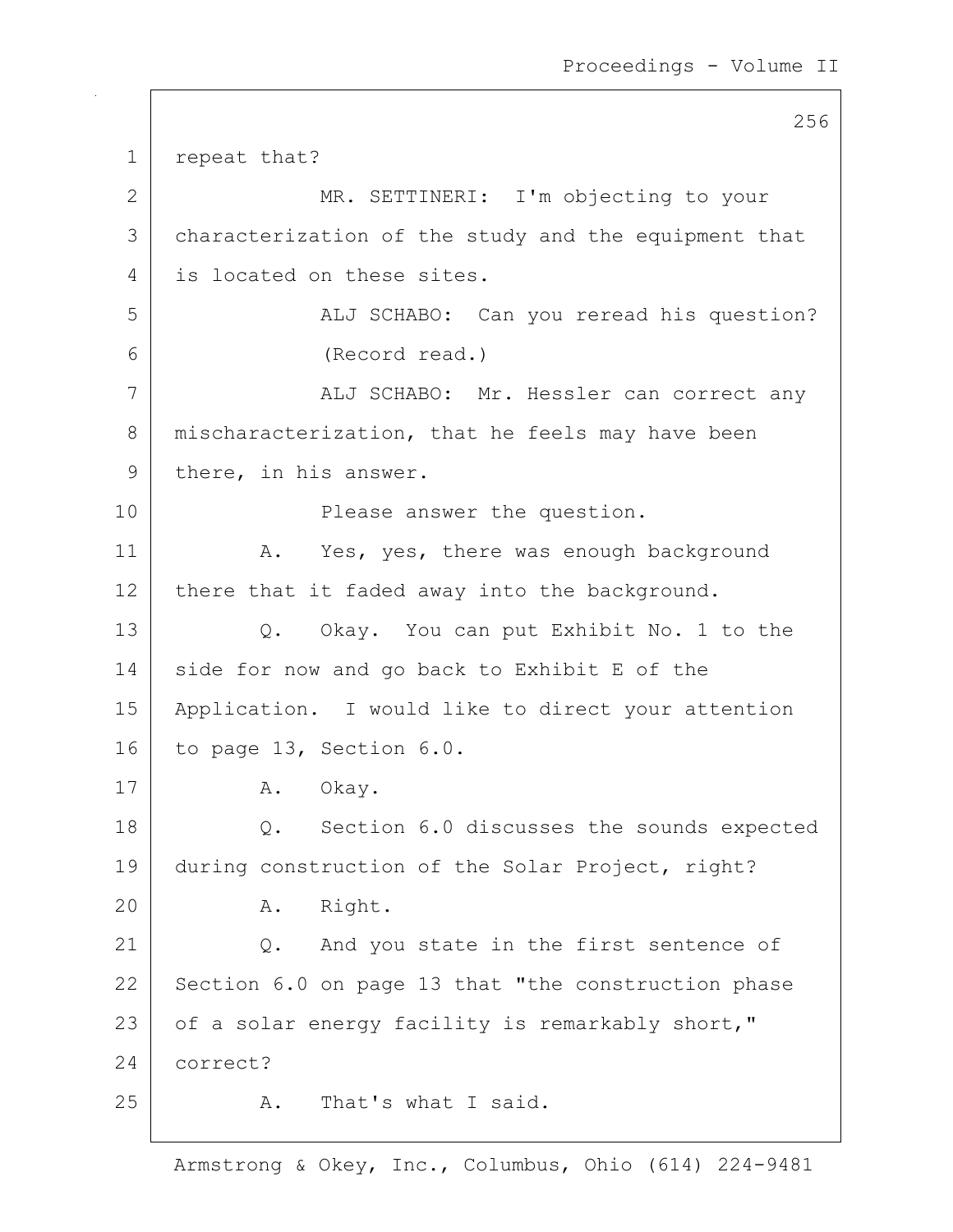repeat that?

MR. SETTINERI: I'm objecting to your characterization of the study and the equipment that is located on these sites.

ALJ SCHABO: Can you reread his question?

(Record read.)

ALJ SCHABO: Mr. Hessler can correct any mischaracterization, that he feels may have been there, in his answer.

Please answer the question.

A. Yes, yes, there was enough background there that it faded away into the background.

Q. Okay. You can put Exhibit No. 1 to the side for now and go back to Exhibit E of the Application. I would like to direct your attention to page 13, Section 6.0.

A. Okay.

Q. Section 6.0 discusses the sounds expected during construction of the Solar Project, right?

A. Right.

Q. And you state in the first sentence of Section 6.0 on page 13 that "the construction phase of a solar energy facility is remarkably short," correct?

A. That's what I said.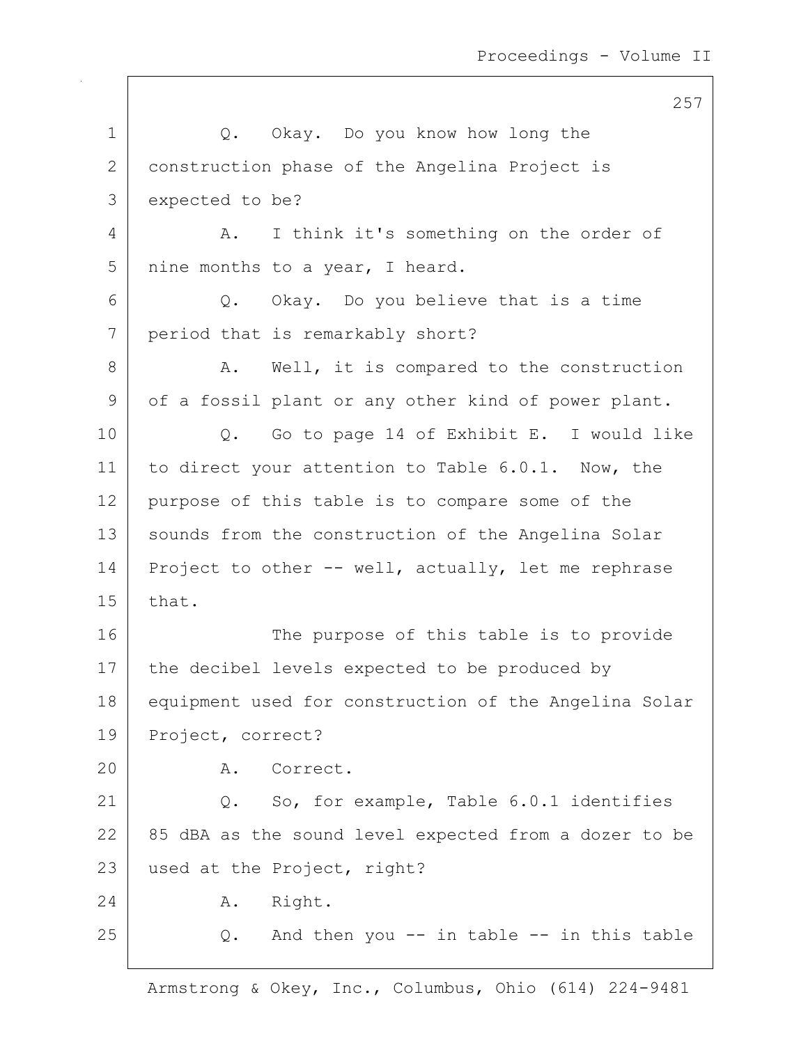Q. Okay. Do you know how long the construction phase of the Angelina Project is expected to be?

A. I think it's something on the order of nine months to a year, I heard.

Q. Okay. Do you believe that is a time period that is remarkably short?

A. Well, it is compared to the construction of a fossil plant or any other kind of power plant.

Q. Go to page 14 of Exhibit E. I would like to direct your attention to Table 6.0.1. Now, the purpose of this table is to compare some of the sounds from the construction of the Angelina Solar Project to other -- well, actually, let me rephrase that.

The purpose of this table is to provide the decibel levels expected to be produced by equipment used for construction of the Angelina Solar Project, correct?

A. Correct.

Q. So, for example, Table 6.0.1 identifies 85 dBA as the sound level expected from a dozer to be used at the Project, right?

A. Right.

Q. And then you -- in table -- in this table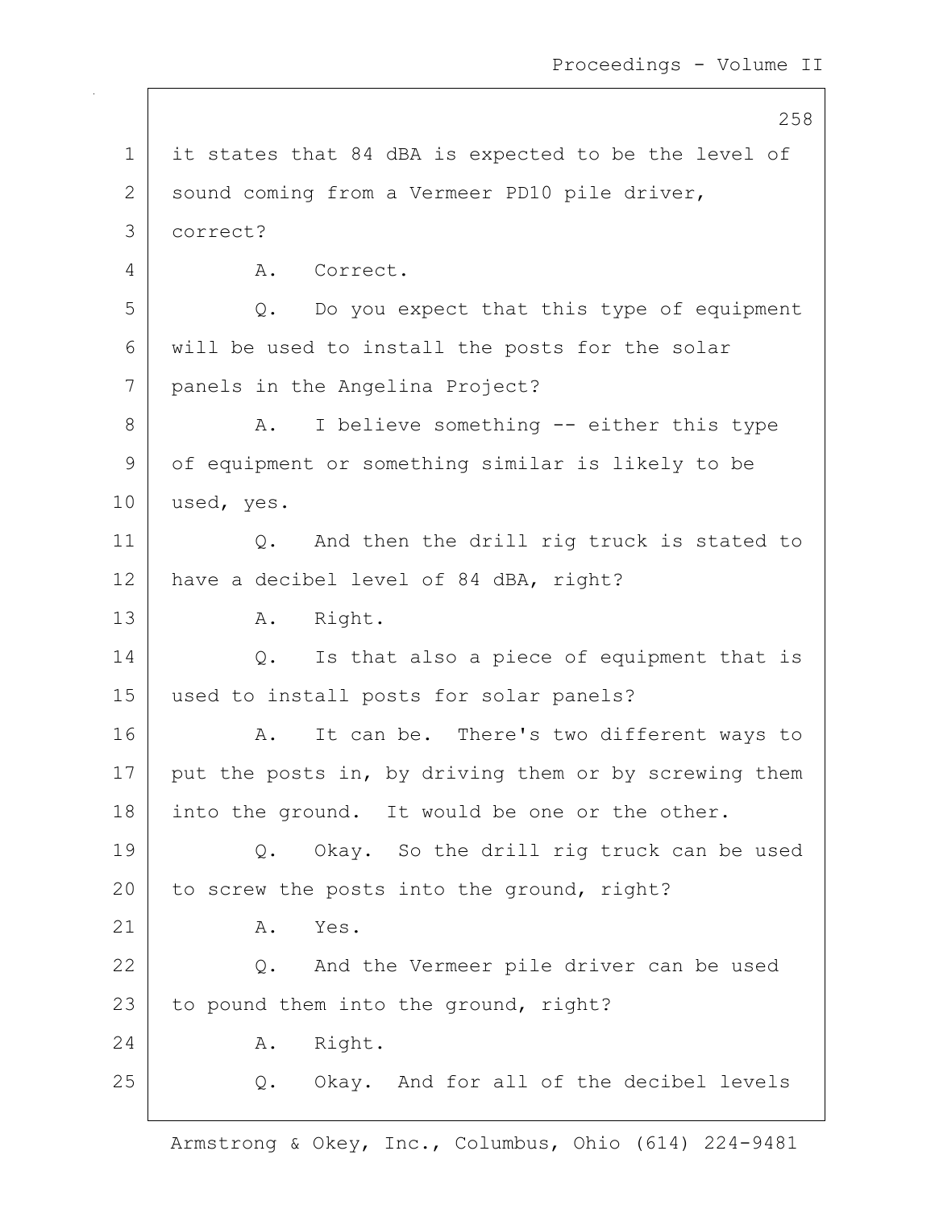1 it states that 84 dBA is expected to be the level of
2 sound coming from a Vermeer PD10 pile driver,
3 correct?

4 A. Correct.

5 Q. Do you expect that this type of equipment
6 will be used to install the posts for the solar
7 panels in the Angelina Project?

8 A. I believe something -- either this type
9 of equipment or something similar is likely to be
10 used, yes.

11 Q. And then the drill rig truck is stated to
12 have a decibel level of 84 dBA, right?

13 A. Right.

14 Q. Is that also a piece of equipment that is
15 used to install posts for solar panels?

16 A. It can be. There's two different ways to
17 put the posts in, by driving them or by screwing them
18 into the ground. It would be one or the other.

19 Q. Okay. So the drill rig truck can be used
20 to screw the posts into the ground, right?

21 A. Yes.

22 Q. And the Vermeer pile driver can be used
23 to pound them into the ground, right?

24 A. Right.

25 Q. Okay. And for all of the decibel levels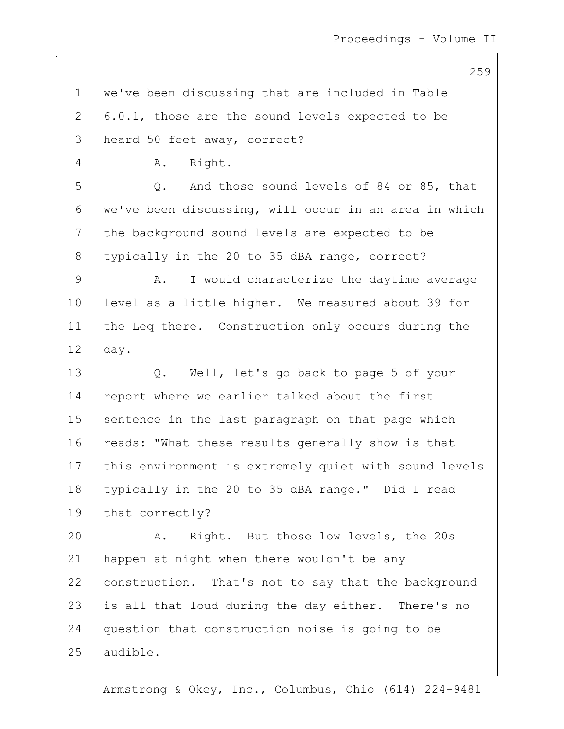we've been discussing that are included in Table 6.0.1, those are the sound levels expected to be heard 50 feet away, correct?

A. Right.

Q. And those sound levels of 84 or 85, that we've been discussing, will occur in an area in which the background sound levels are expected to be typically in the 20 to 35 dBA range, correct?

A. I would characterize the daytime average level as a little higher. We measured about 39 for the Leq there. Construction only occurs during the day.

Q. Well, let's go back to page 5 of your report where we earlier talked about the first sentence in the last paragraph on that page which reads: "What these results generally show is that this environment is extremely quiet with sound levels typically in the 20 to 35 dBA range." Did I read that correctly?

A. Right. But those low levels, the 20s happen at night when there wouldn't be any construction. That's not to say that the background is all that loud during the day either. There's no question that construction noise is going to be audible.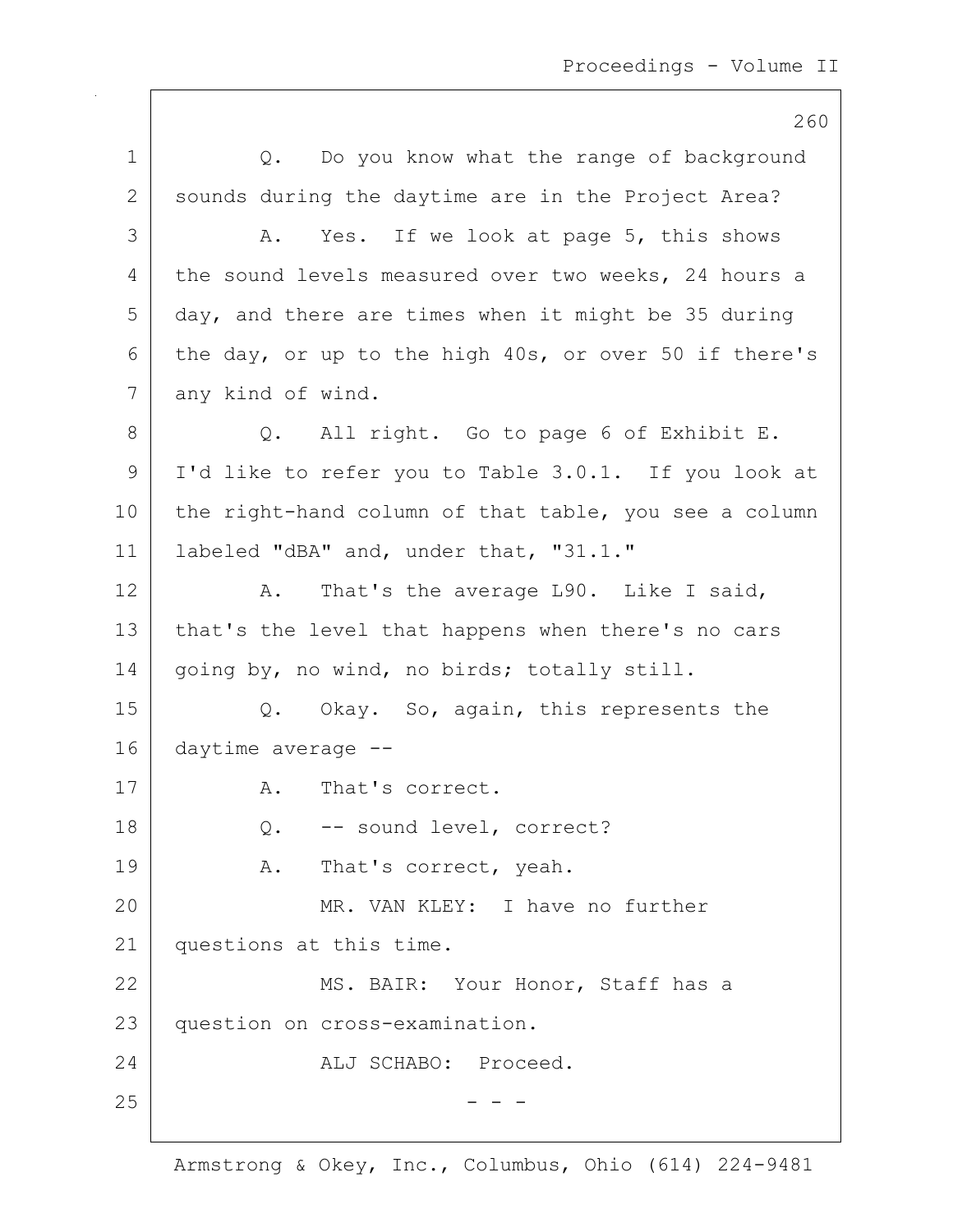Q. Do you know what the range of background sounds during the daytime are in the Project Area?

A. Yes. If we look at page 5, this shows the sound levels measured over two weeks, 24 hours a day, and there are times when it might be 35 during the day, or up to the high 40s, or over 50 if there's any kind of wind.

Q. All right. Go to page 6 of Exhibit E. I'd like to refer you to Table 3.0.1. If you look at the right-hand column of that table, you see a column labeled "dBA" and, under that, "31.1."

A. That's the average L90. Like I said, that's the level that happens when there's no cars going by, no wind, no birds; totally still.

Q. Okay. So, again, this represents the daytime average --

A. That's correct.

Q. -- sound level, correct?

A. That's correct, yeah.

MR. VAN KLEY: I have no further questions at this time.

MS. BAIR: Your Honor, Staff has a question on cross-examination.

ALJ SCHABO: Proceed.

\- - -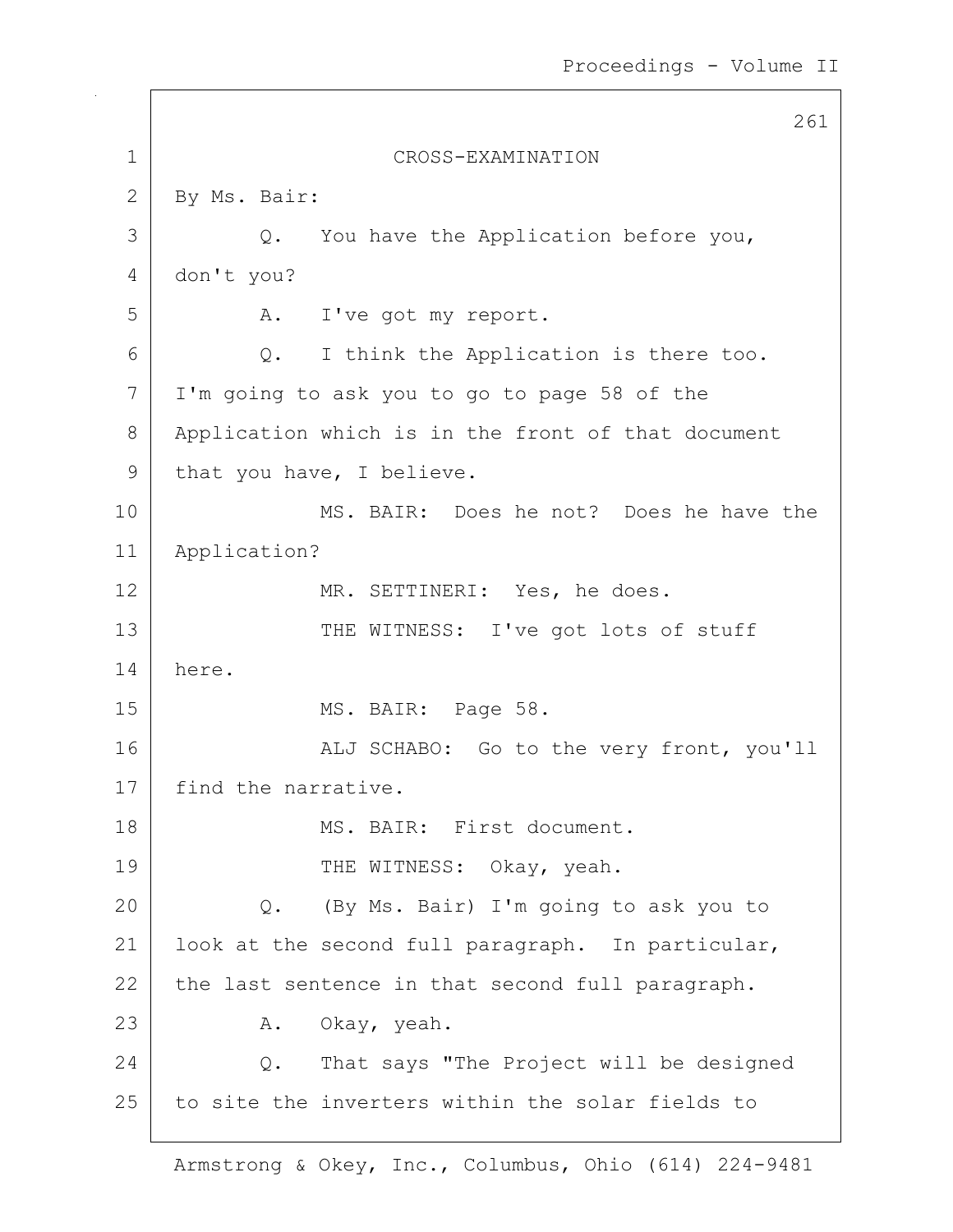CROSS-EXAMINATION

By Ms. Bair:

Q. You have the Application before you, don't you?

A. I've got my report.

Q. I think the Application is there too. I'm going to ask you to go to page 58 of the Application which is in the front of that document that you have, I believe.

MS. BAIR: Does he not? Does he have the Application?

MR. SETTINERI: Yes, he does.

THE WITNESS: I've got lots of stuff here.

MS. BAIR: Page 58.

ALJ SCHABO: Go to the very front, you'll find the narrative.

MS. BAIR: First document.

THE WITNESS: Okay, yeah.

Q. (By Ms. Bair) I'm going to ask you to look at the second full paragraph. In particular, the last sentence in that second full paragraph.

A. Okay, yeah.

Q. That says "The Project will be designed to site the inverters within the solar fields to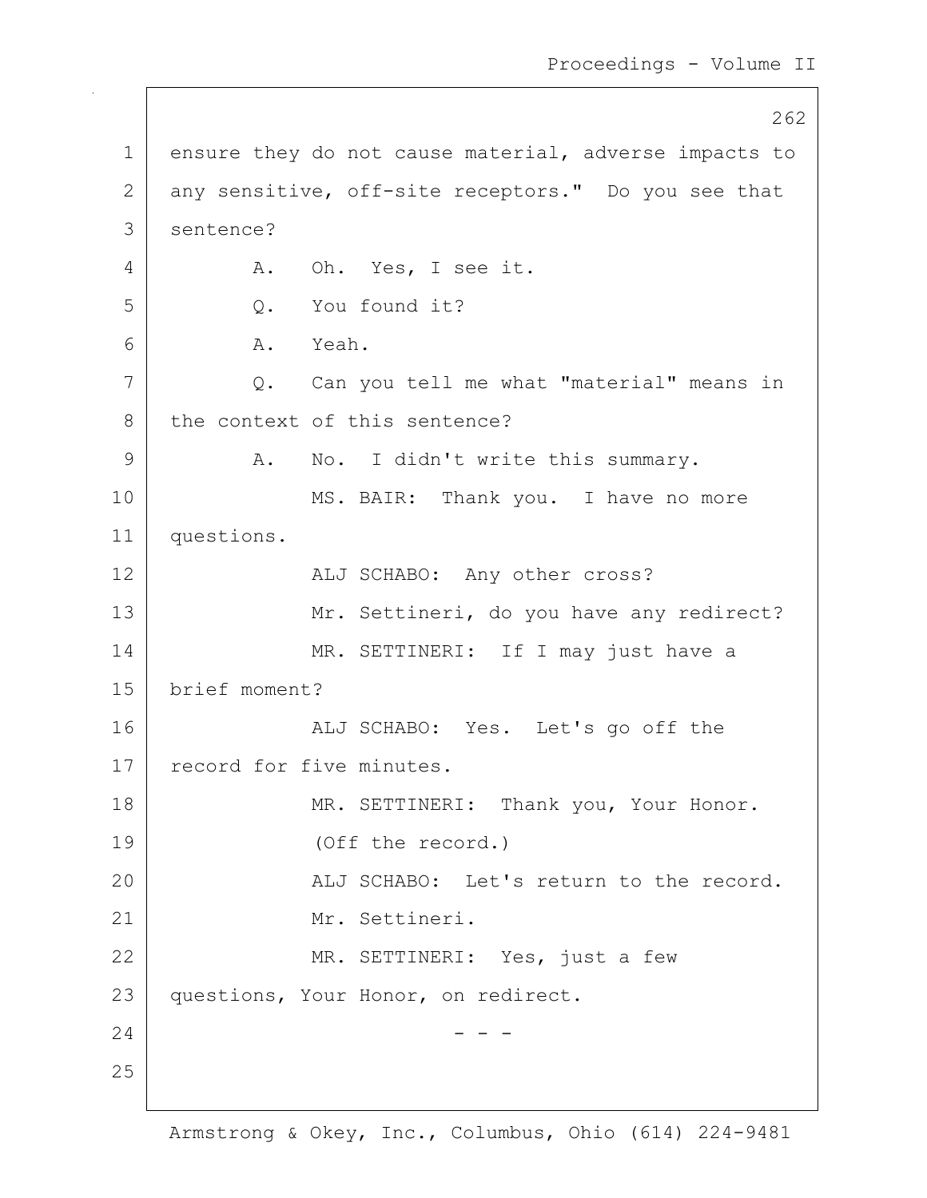ensure they do not cause material, adverse impacts to any sensitive, off-site receptors." Do you see that sentence?

A. Oh. Yes, I see it.

Q. You found it?

A. Yeah.

Q. Can you tell me what "material" means in the context of this sentence?

A. No. I didn't write this summary.

MS. BAIR: Thank you. I have no more questions.

ALJ SCHABO: Any other cross?

Mr. Settineri, do you have any redirect?

MR. SETTINERI: If I may just have a brief moment?

ALJ SCHABO: Yes. Let's go off the record for five minutes.

MR. SETTINERI: Thank you, Your Honor.

(Off the record.)

ALJ SCHABO: Let's return to the record.

Mr. Settineri.

MR. SETTINERI: Yes, just a few questions, Your Honor, on redirect.

\- - -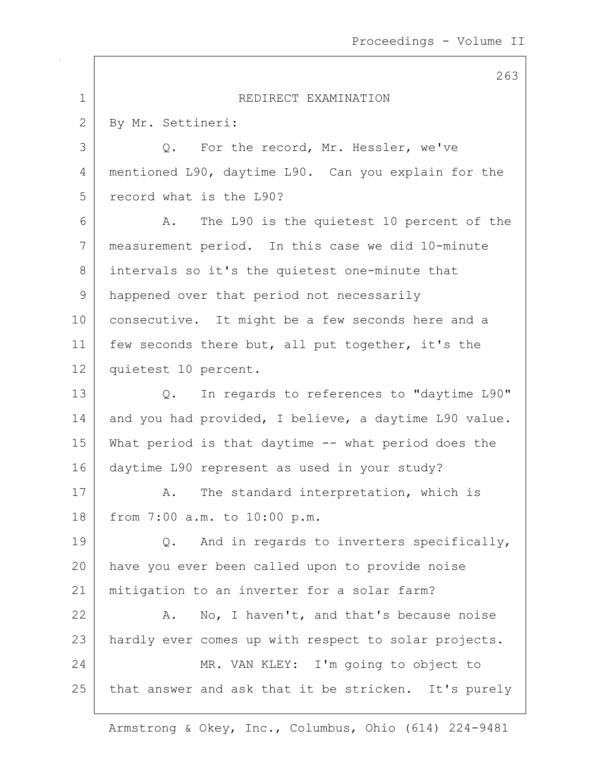## REDIRECT EXAMINATION

By Mr. Settineri:

Q. For the record, Mr. Hessler, we've mentioned L90, daytime L90. Can you explain for the record what is the L90?

A. The L90 is the quietest 10 percent of the measurement period. In this case we did 10-minute intervals so it's the quietest one-minute that happened over that period not necessarily consecutive. It might be a few seconds here and a few seconds there but, all put together, it's the quietest 10 percent.

Q. In regards to references to "daytime L90" and you had provided, I believe, a daytime L90 value. What period is that daytime -- what period does the daytime L90 represent as used in your study?

A. The standard interpretation, which is from 7:00 a.m. to 10:00 p.m.

Q. And in regards to inverters specifically, have you ever been called upon to provide noise mitigation to an inverter for a solar farm?

A. No, I haven't, and that's because noise hardly ever comes up with respect to solar projects.

MR. VAN KLEY: I'm going to object to that answer and ask that it be stricken. It's purely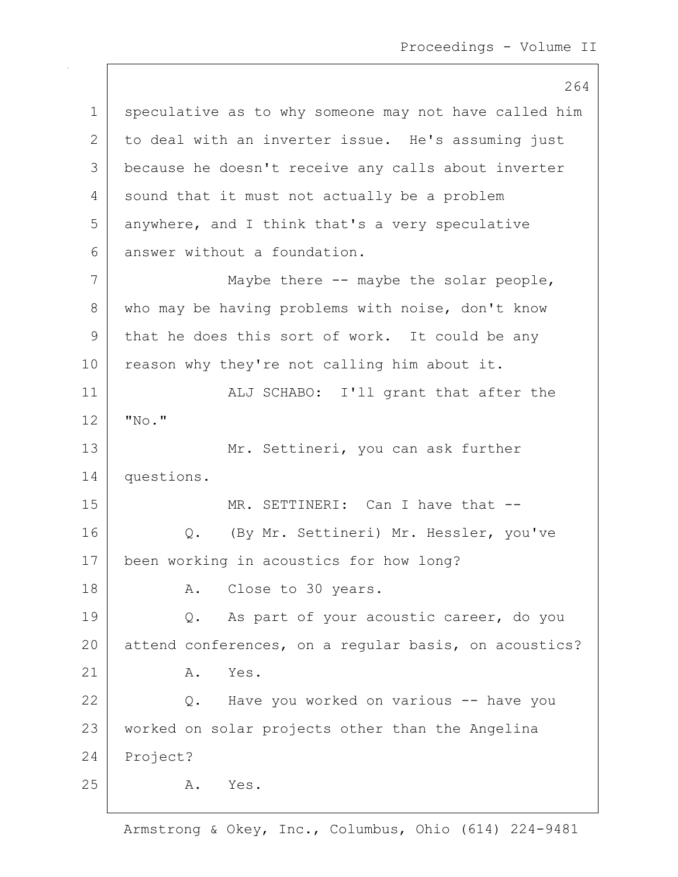speculative as to why someone may not have called him to deal with an inverter issue. He's assuming just because he doesn't receive any calls about inverter sound that it must not actually be a problem anywhere, and I think that's a very speculative answer without a foundation.

Maybe there -- maybe the solar people, who may be having problems with noise, don't know that he does this sort of work. It could be any reason why they're not calling him about it.

ALJ SCHABO: I'll grant that after the "No."

Mr. Settineri, you can ask further questions.

MR. SETTINERI: Can I have that --

Q. (By Mr. Settineri) Mr. Hessler, you've been working in acoustics for how long?

A. Close to 30 years.

Q. As part of your acoustic career, do you attend conferences, on a regular basis, on acoustics?

A. Yes.

Q. Have you worked on various -- have you worked on solar projects other than the Angelina Project?

A. Yes.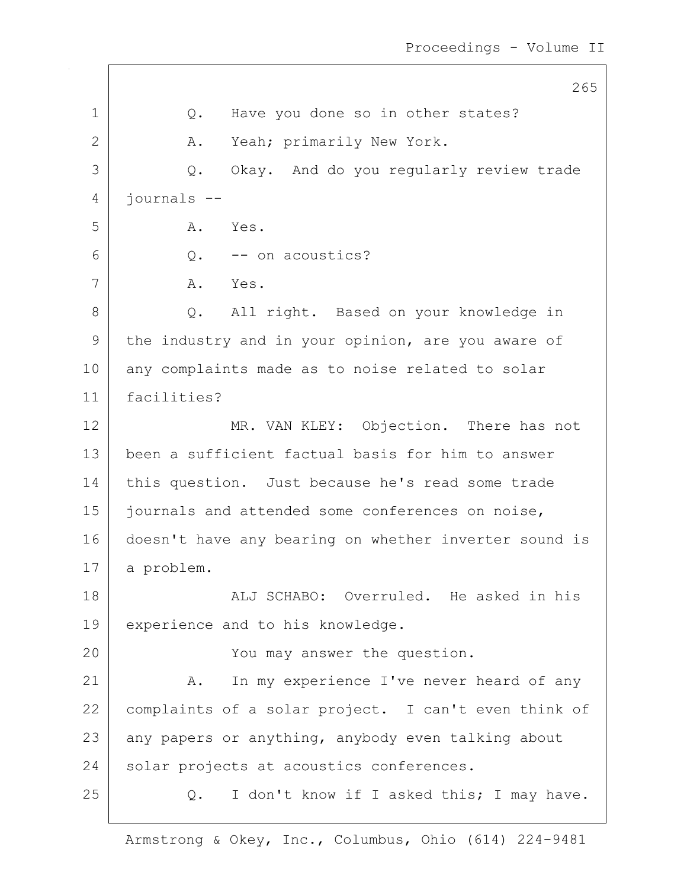Q. Have you done so in other states?

A. Yeah; primarily New York.

Q. Okay. And do you regularly review trade journals --

A. Yes.

Q. -- on acoustics?

A. Yes.

Q. All right. Based on your knowledge in the industry and in your opinion, are you aware of any complaints made as to noise related to solar facilities?

MR. VAN KLEY: Objection. There has not been a sufficient factual basis for him to answer this question. Just because he's read some trade journals and attended some conferences on noise, doesn't have any bearing on whether inverter sound is a problem.

ALJ SCHABO: Overruled. He asked in his experience and to his knowledge.

You may answer the question.

A. In my experience I've never heard of any complaints of a solar project. I can't even think of any papers or anything, anybody even talking about solar projects at acoustics conferences.

Q. I don't know if I asked this; I may have.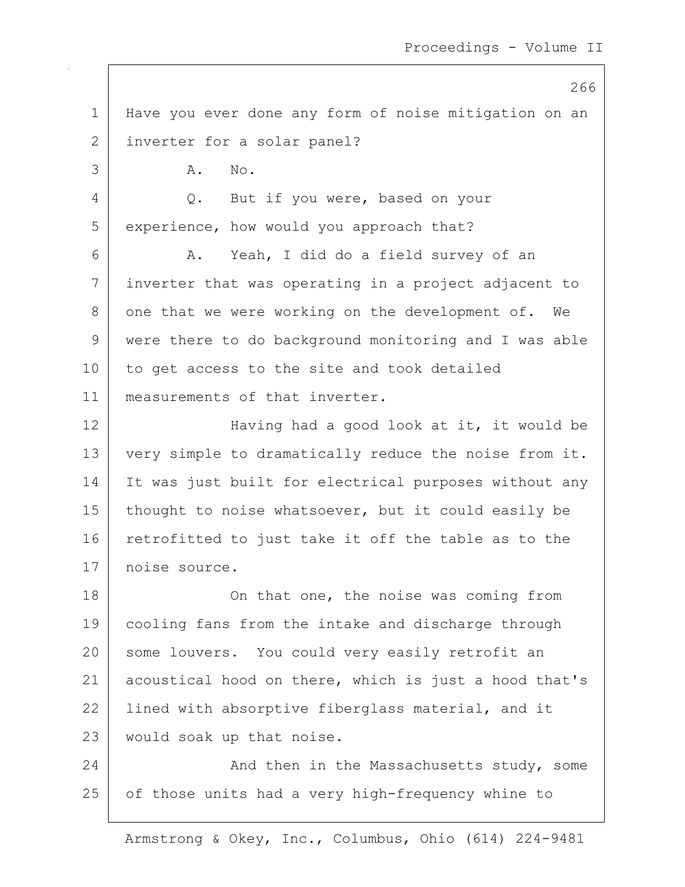Have you ever done any form of noise mitigation on an inverter for a solar panel?

A. No.

Q. But if you were, based on your experience, how would you approach that?

A. Yeah, I did do a field survey of an inverter that was operating in a project adjacent to one that we were working on the development of. We were there to do background monitoring and I was able to get access to the site and took detailed measurements of that inverter.

Having had a good look at it, it would be very simple to dramatically reduce the noise from it. It was just built for electrical purposes without any thought to noise whatsoever, but it could easily be retrofitted to just take it off the table as to the noise source.

On that one, the noise was coming from cooling fans from the intake and discharge through some louvers. You could very easily retrofit an acoustical hood on there, which is just a hood that's lined with absorptive fiberglass material, and it would soak up that noise.

And then in the Massachusetts study, some of those units had a very high-frequency whine to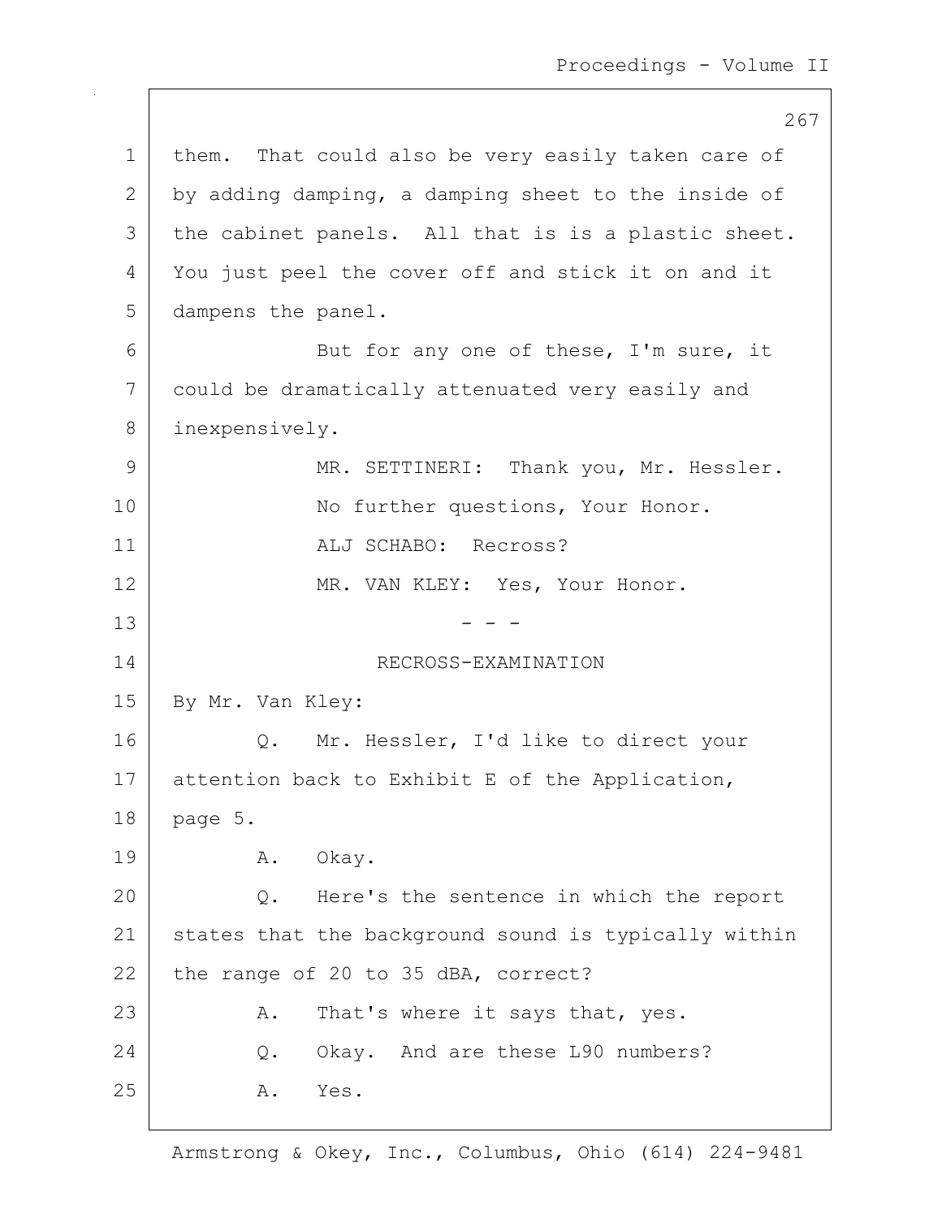them. That could also be very easily taken care of by adding damping, a damping sheet to the inside of the cabinet panels. All that is is a plastic sheet. You just peel the cover off and stick it on and it dampens the panel.

But for any one of these, I'm sure, it could be dramatically attenuated very easily and inexpensively.

MR. SETTINERI: Thank you, Mr. Hessler.

No further questions, Your Honor.

ALJ SCHABO: Recross?

MR. VAN KLEY: Yes, Your Honor.

\- - -

RECROSS-EXAMINATION

By Mr. Van Kley:

Q. Mr. Hessler, I'd like to direct your attention back to Exhibit E of the Application, page 5.

A. Okay.

Q. Here's the sentence in which the report states that the background sound is typically within the range of 20 to 35 dBA, correct?

A. That's where it says that, yes.

Q. Okay. And are these L90 numbers?

A. Yes.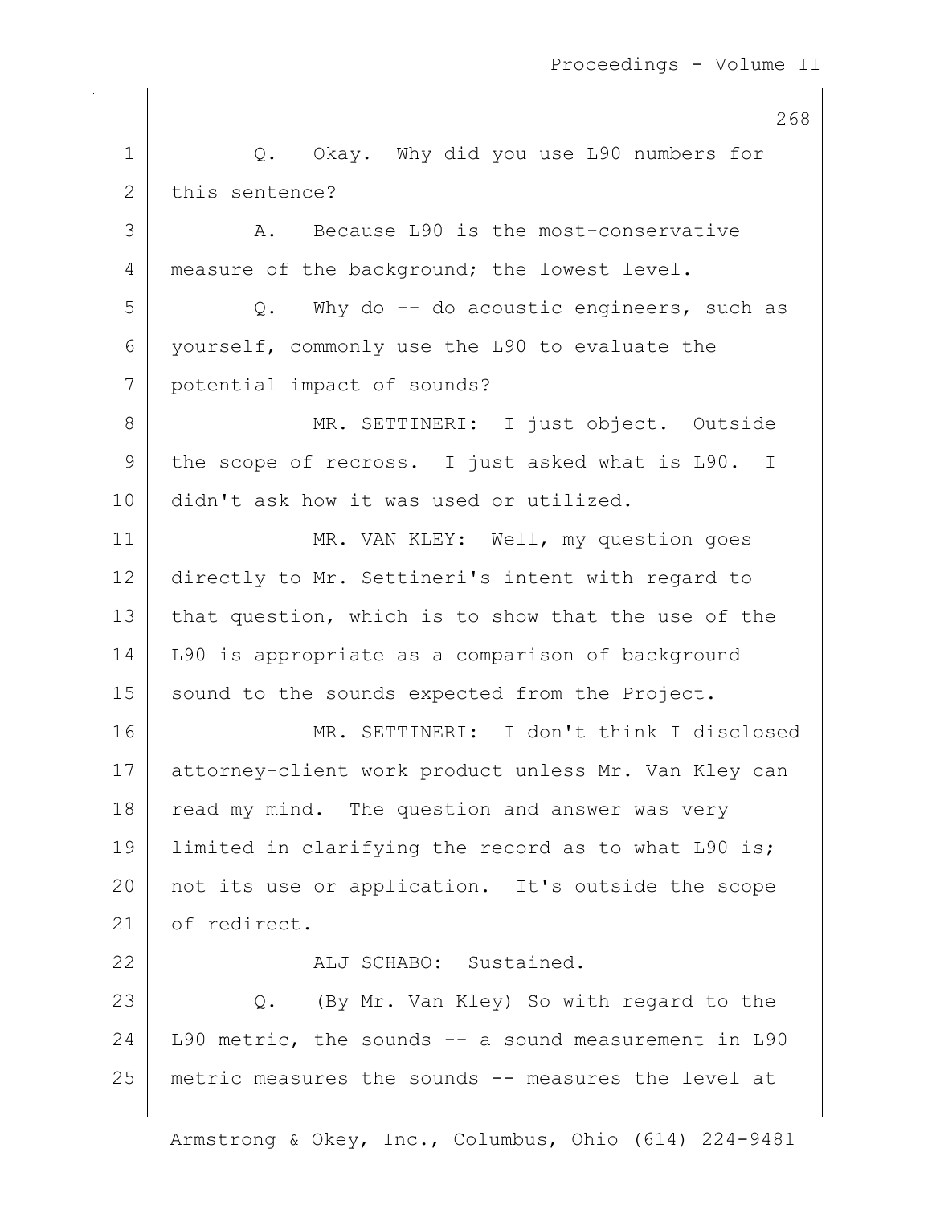Q. Okay. Why did you use L90 numbers for this sentence?

A. Because L90 is the most-conservative measure of the background; the lowest level.

Q. Why do -- do acoustic engineers, such as yourself, commonly use the L90 to evaluate the potential impact of sounds?

MR. SETTINERI: I just object. Outside the scope of recross. I just asked what is L90. I didn't ask how it was used or utilized.

MR. VAN KLEY: Well, my question goes directly to Mr. Settineri's intent with regard to that question, which is to show that the use of the L90 is appropriate as a comparison of background sound to the sounds expected from the Project.

MR. SETTINERI: I don't think I disclosed attorney-client work product unless Mr. Van Kley can read my mind. The question and answer was very limited in clarifying the record as to what L90 is; not its use or application. It's outside the scope of redirect.

ALJ SCHABO: Sustained.

Q. (By Mr. Van Kley) So with regard to the L90 metric, the sounds -- a sound measurement in L90 metric measures the sounds -- measures the level at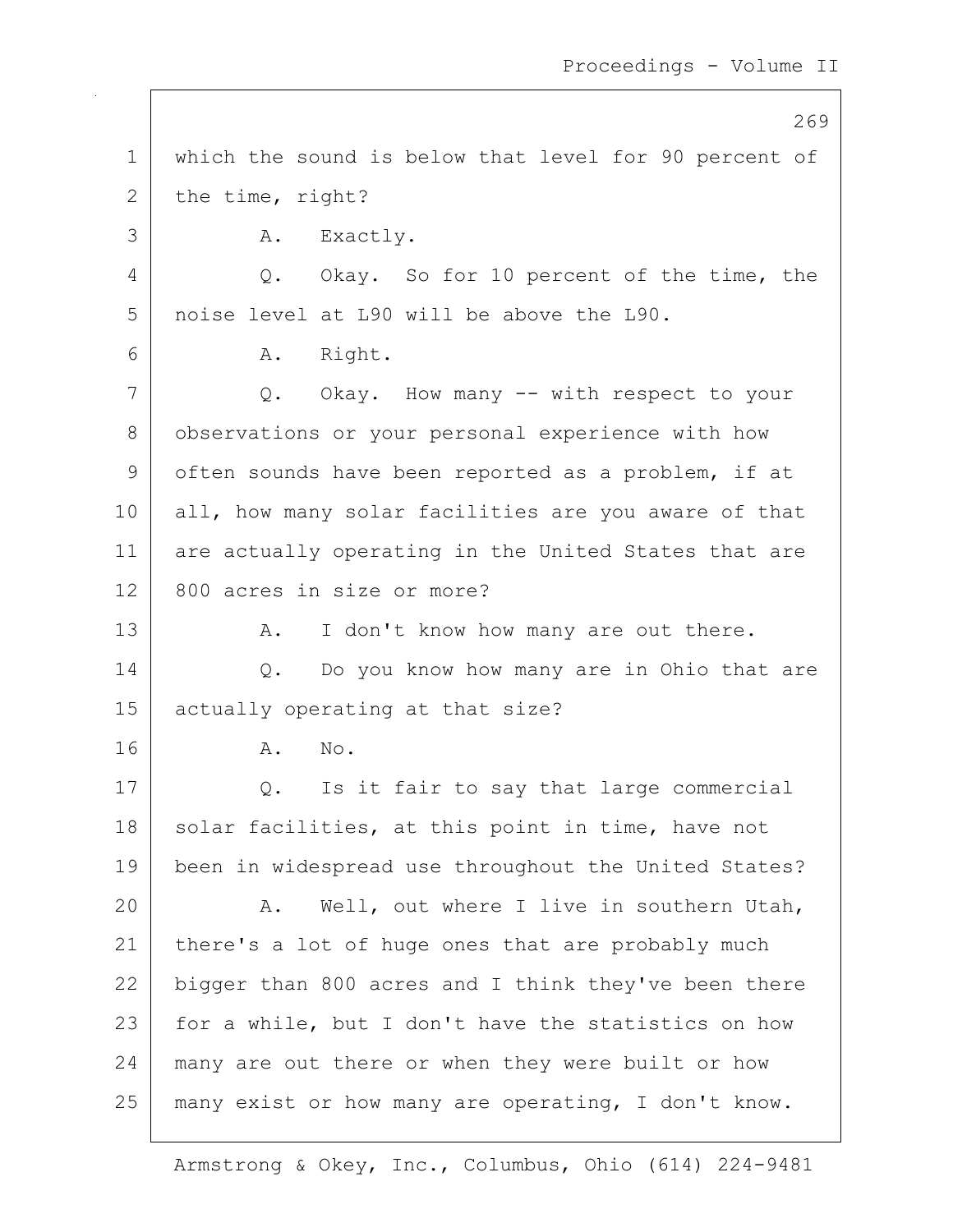which the sound is below that level for 90 percent of the time, right?

A. Exactly.

Q. Okay. So for 10 percent of the time, the noise level at L90 will be above the L90.

A. Right.

Q. Okay. How many -- with respect to your observations or your personal experience with how often sounds have been reported as a problem, if at all, how many solar facilities are you aware of that are actually operating in the United States that are 800 acres in size or more?

A. I don't know how many are out there.

Q. Do you know how many are in Ohio that are actually operating at that size?

A. No.

Q. Is it fair to say that large commercial solar facilities, at this point in time, have not been in widespread use throughout the United States?

A. Well, out where I live in southern Utah, there's a lot of huge ones that are probably much bigger than 800 acres and I think they've been there for a while, but I don't have the statistics on how many are out there or when they were built or how many exist or how many are operating, I don't know.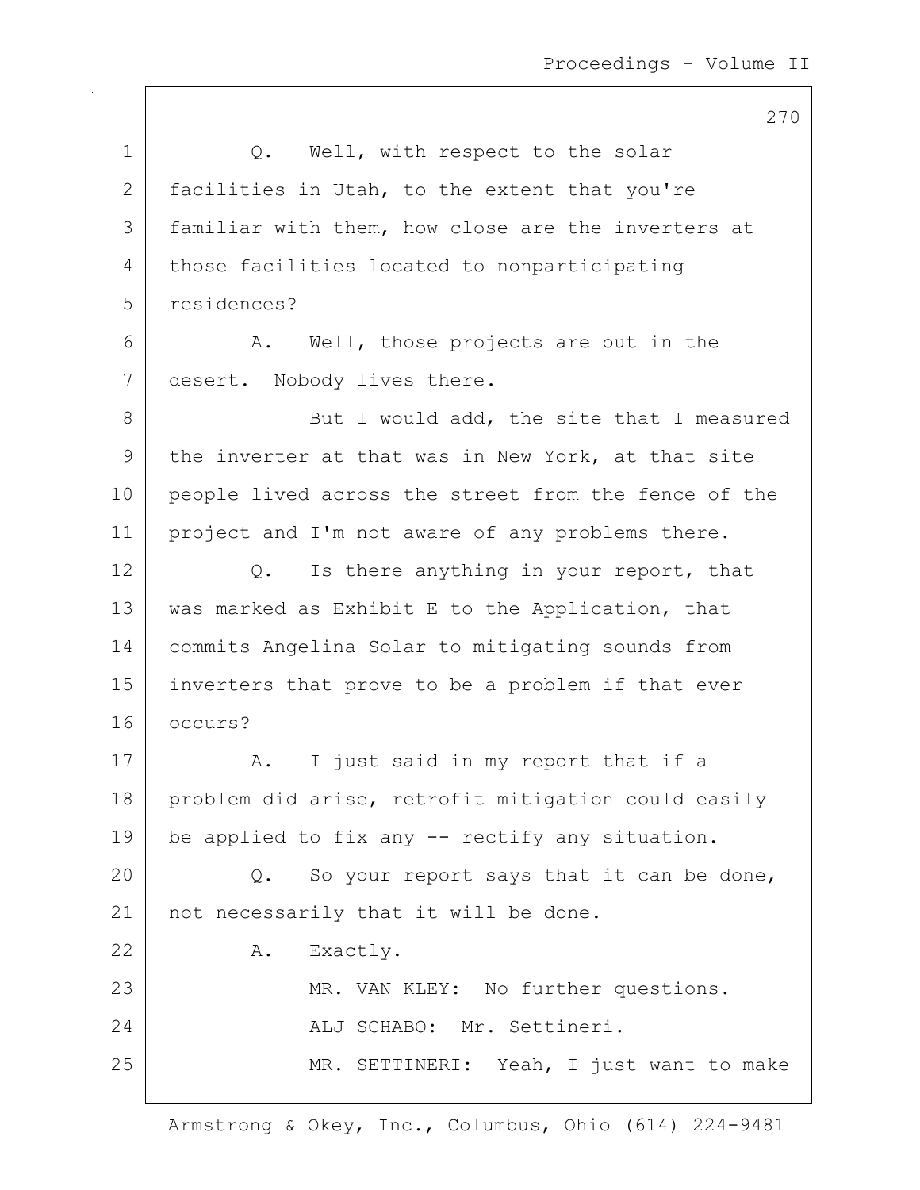Q. Well, with respect to the solar facilities in Utah, to the extent that you're familiar with them, how close are the inverters at those facilities located to nonparticipating residences?

A. Well, those projects are out in the desert. Nobody lives there.

But I would add, the site that I measured the inverter at that was in New York, at that site people lived across the street from the fence of the project and I'm not aware of any problems there.

Q. Is there anything in your report, that was marked as Exhibit E to the Application, that commits Angelina Solar to mitigating sounds from inverters that prove to be a problem if that ever occurs?

A. I just said in my report that if a problem did arise, retrofit mitigation could easily be applied to fix any -- rectify any situation.

Q. So your report says that it can be done, not necessarily that it will be done.

A. Exactly.

MR. VAN KLEY: No further questions.

ALJ SCHABO: Mr. Settineri.

MR. SETTINERI: Yeah, I just want to make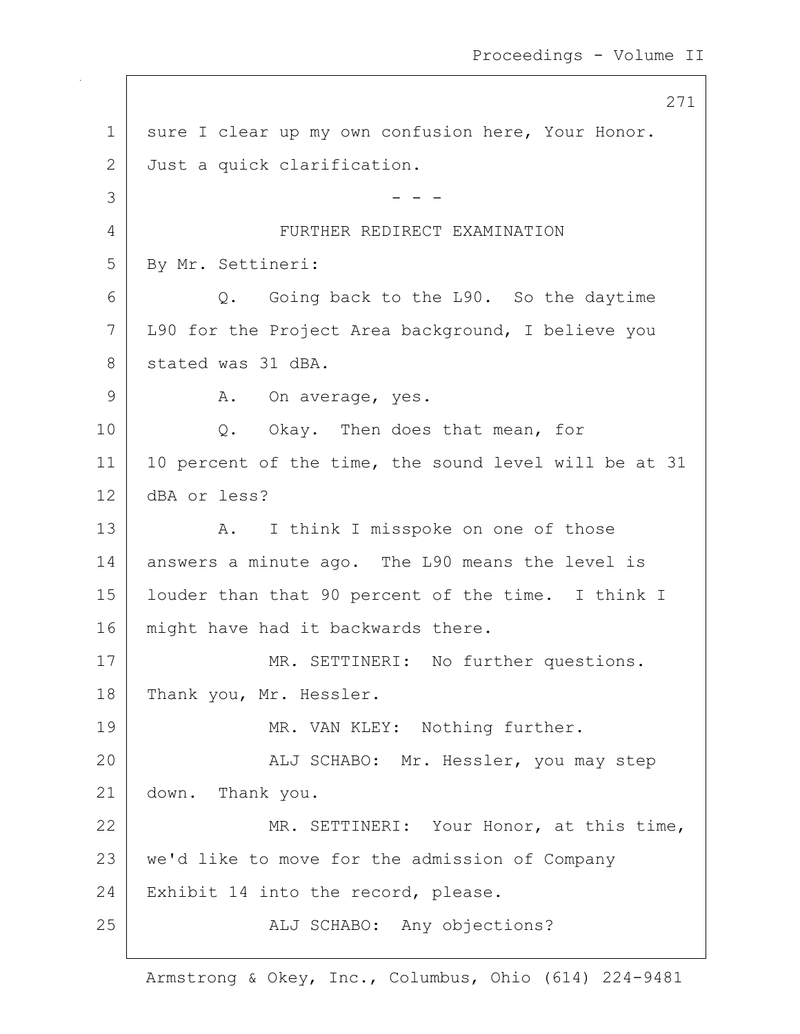sure I clear up my own confusion here, Your Honor. Just a quick clarification.

- - -

FURTHER REDIRECT EXAMINATION

By Mr. Settineri:

Q. Going back to the L90. So the daytime L90 for the Project Area background, I believe you stated was 31 dBA.

A. On average, yes.

Q. Okay. Then does that mean, for 10 percent of the time, the sound level will be at 31 dBA or less?

A. I think I misspoke on one of those answers a minute ago. The L90 means the level is louder than that 90 percent of the time. I think I might have had it backwards there.

MR. SETTINERI: No further questions. Thank you, Mr. Hessler.

MR. VAN KLEY: Nothing further.

ALJ SCHABO: Mr. Hessler, you may step down. Thank you.

MR. SETTINERI: Your Honor, at this time, we'd like to move for the admission of Company Exhibit 14 into the record, please.

ALJ SCHABO: Any objections?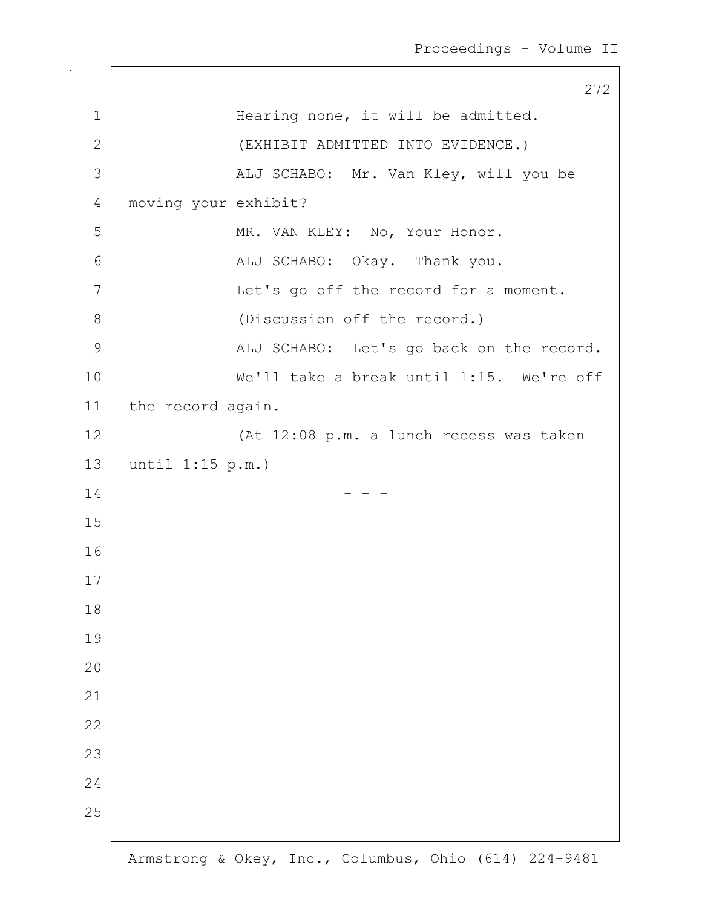Hearing none, it will be admitted.

(EXHIBIT ADMITTED INTO EVIDENCE.)

ALJ SCHABO: Mr. Van Kley, will you be moving your exhibit?

MR. VAN KLEY: No, Your Honor.

ALJ SCHABO: Okay. Thank you.

Let's go off the record for a moment.

(Discussion off the record.)

ALJ SCHABO: Let's go back on the record.

We'll take a break until 1:15. We're off the record again.

(At 12:08 p.m. a lunch recess was taken until 1:15 p.m.)

\- - -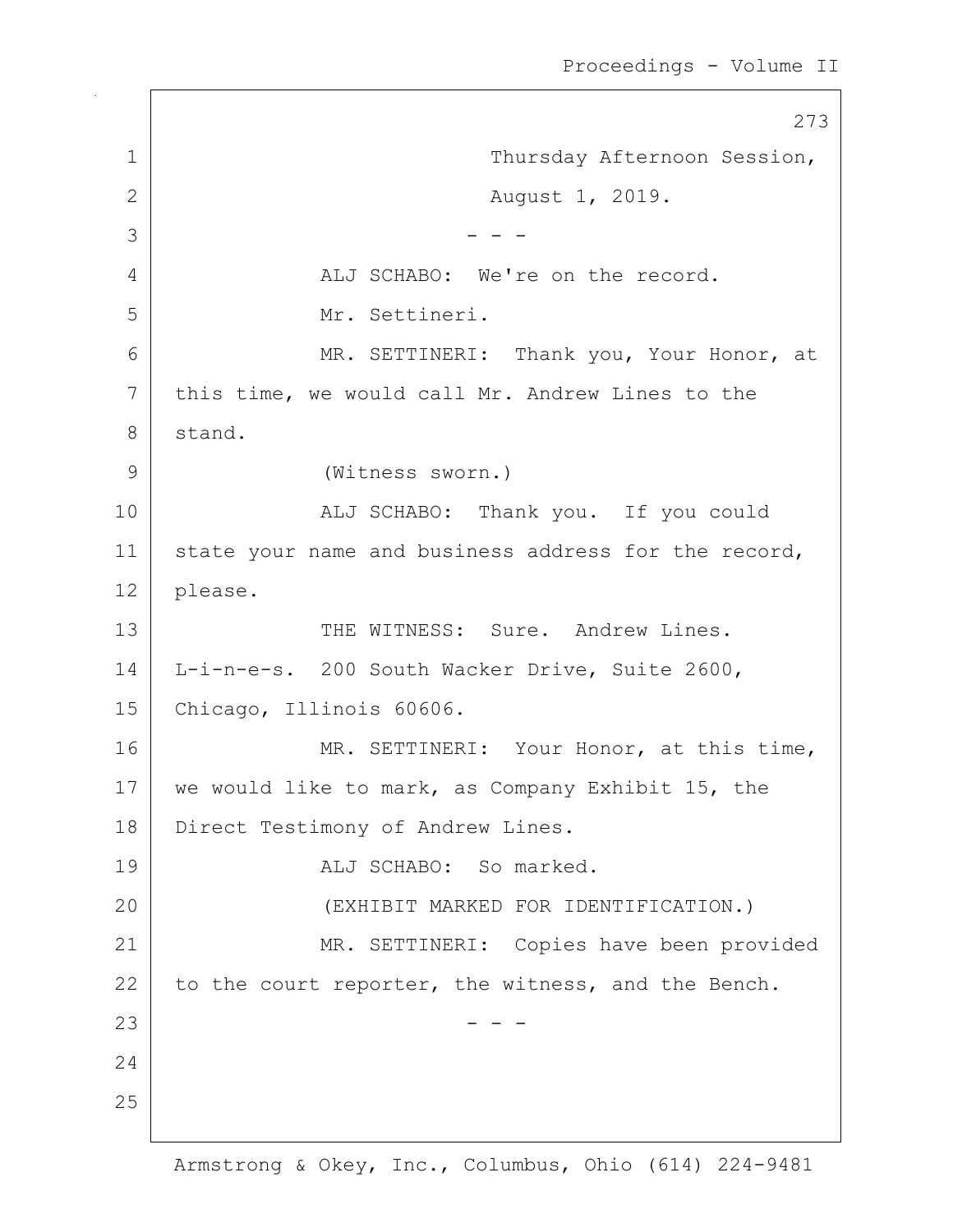Thursday Afternoon Session,

August 1, 2019.

- - -

ALJ SCHABO: We're on the record.

Mr. Settineri.

MR. SETTINERI: Thank you, Your Honor, at this time, we would call Mr. Andrew Lines to the stand.

(Witness sworn.)

ALJ SCHABO: Thank you. If you could state your name and business address for the record, please.

THE WITNESS: Sure. Andrew Lines. L-i-n-e-s. 200 South Wacker Drive, Suite 2600, Chicago, Illinois 60606.

MR. SETTINERI: Your Honor, at this time, we would like to mark, as Company Exhibit 15, the Direct Testimony of Andrew Lines.

ALJ SCHABO: So marked.

(EXHIBIT MARKED FOR IDENTIFICATION.)

MR. SETTINERI: Copies have been provided to the court reporter, the witness, and the Bench.

- - -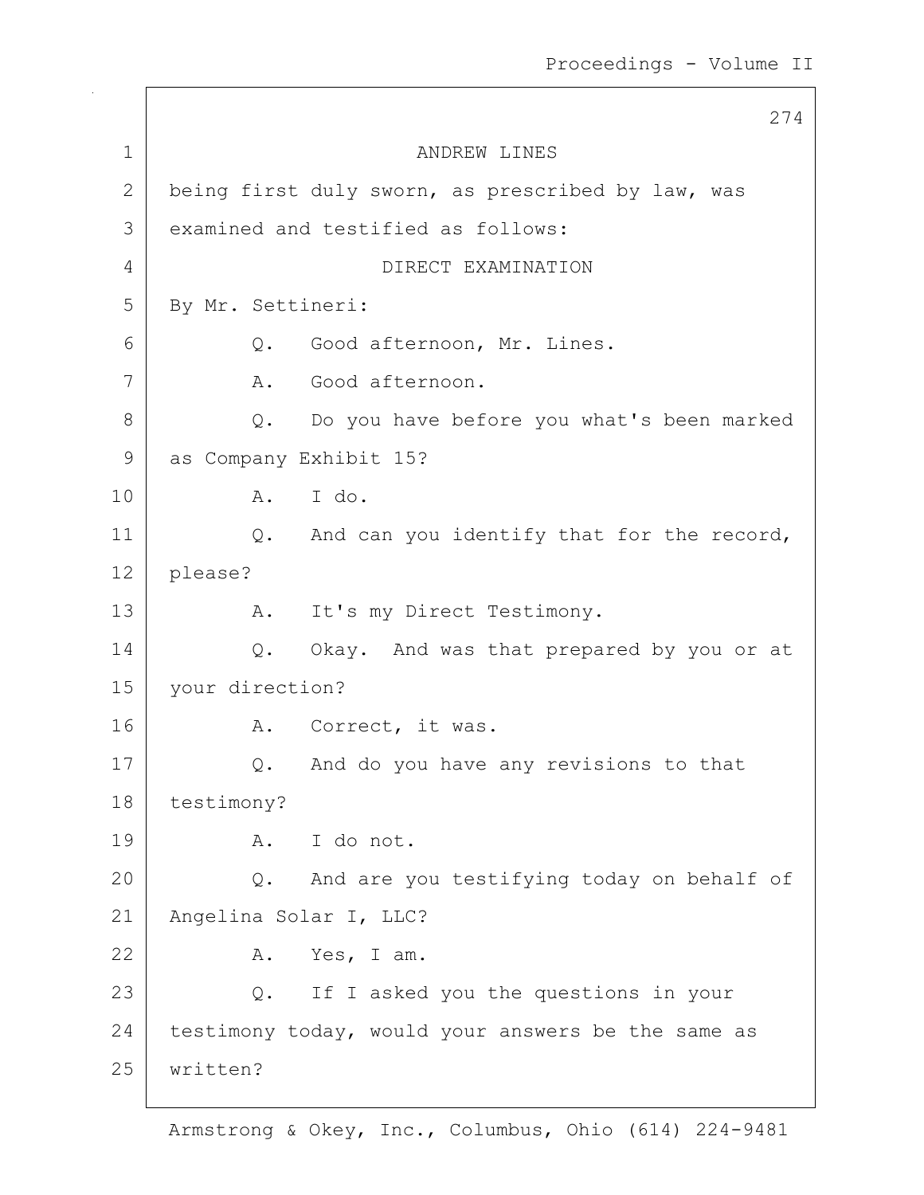ANDREW LINES

being first duly sworn, as prescribed by law, was examined and testified as follows:

DIRECT EXAMINATION

By Mr. Settineri:

Q. Good afternoon, Mr. Lines.

A. Good afternoon.

Q. Do you have before you what's been marked as Company Exhibit 15?

A. I do.

Q. And can you identify that for the record, please?

A. It's my Direct Testimony.

Q. Okay. And was that prepared by you or at your direction?

A. Correct, it was.

Q. And do you have any revisions to that testimony?

A. I do not.

Q. And are you testifying today on behalf of Angelina Solar I, LLC?

A. Yes, I am.

Q. If I asked you the questions in your testimony today, would your answers be the same as written?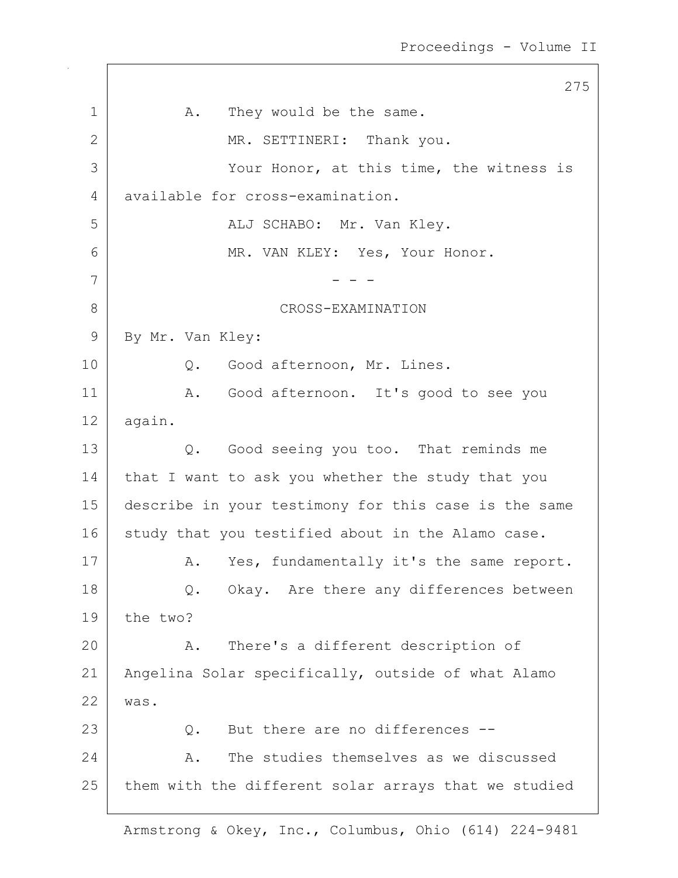1 A. They would be the same.

2 MR. SETTINERI: Thank you.

3 Your Honor, at this time, the witness is

4 available for cross-examination.

5 ALJ SCHABO: Mr. Van Kley.

6 MR. VAN KLEY: Yes, Your Honor.

7 - - -

8 CROSS-EXAMINATION

9 By Mr. Van Kley:

10 Q. Good afternoon, Mr. Lines.

11 A. Good afternoon. It's good to see you

12 again.

13 Q. Good seeing you too. That reminds me

14 that I want to ask you whether the study that you

15 describe in your testimony for this case is the same

16 study that you testified about in the Alamo case.

17 A. Yes, fundamentally it's the same report.

18 Q. Okay. Are there any differences between

19 the two?

20 A. There's a different description of

21 Angelina Solar specifically, outside of what Alamo

22 was.

23 Q. But there are no differences --

24 A. The studies themselves as we discussed

25 them with the different solar arrays that we studied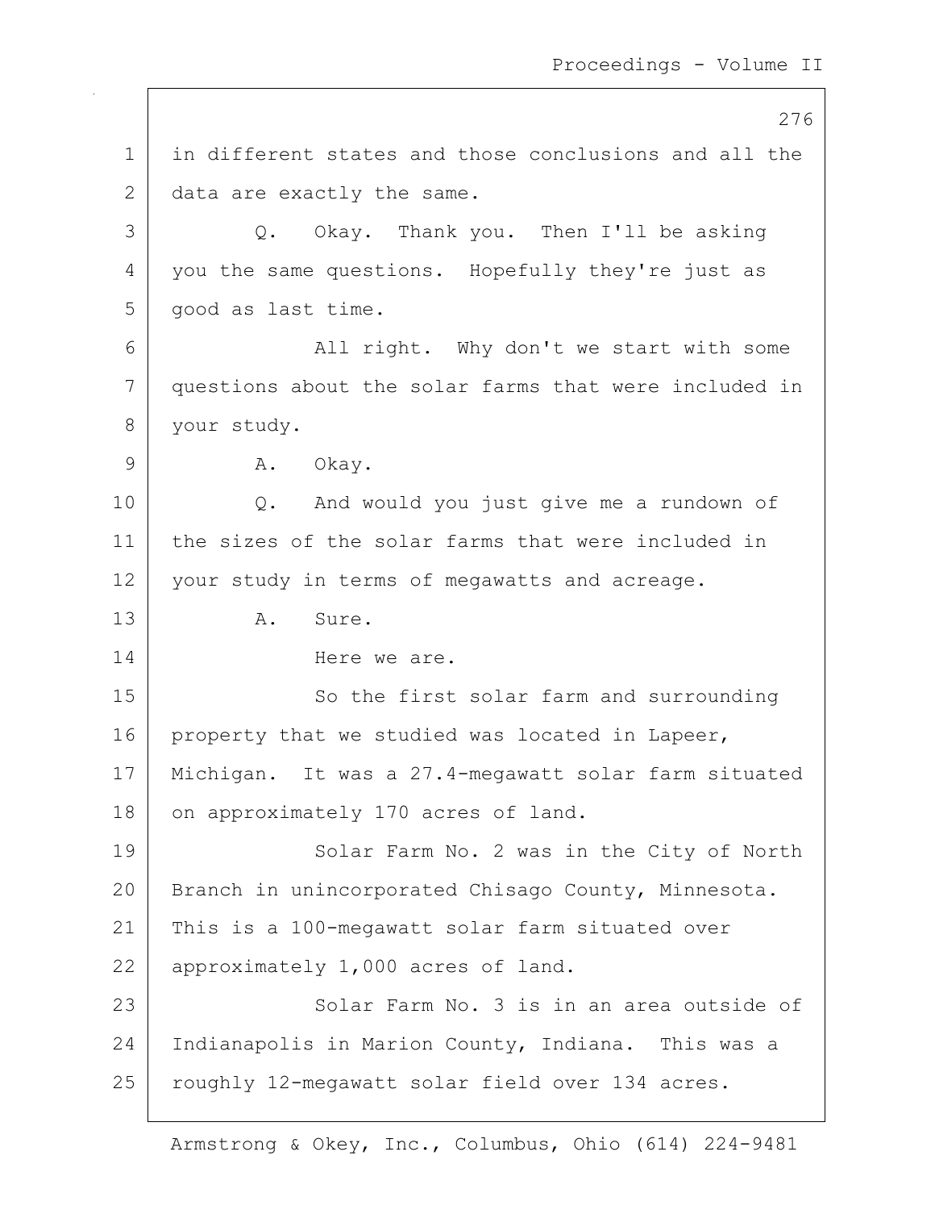in different states and those conclusions and all the data are exactly the same.

Q. Okay. Thank you. Then I'll be asking you the same questions. Hopefully they're just as good as last time.

All right. Why don't we start with some questions about the solar farms that were included in your study.

A. Okay.

Q. And would you just give me a rundown of the sizes of the solar farms that were included in your study in terms of megawatts and acreage.

A. Sure.

Here we are.

So the first solar farm and surrounding property that we studied was located in Lapeer, Michigan. It was a 27.4-megawatt solar farm situated on approximately 170 acres of land.

Solar Farm No. 2 was in the City of North Branch in unincorporated Chisago County, Minnesota. This is a 100-megawatt solar farm situated over approximately 1,000 acres of land.

Solar Farm No. 3 is in an area outside of Indianapolis in Marion County, Indiana. This was a roughly 12-megawatt solar field over 134 acres.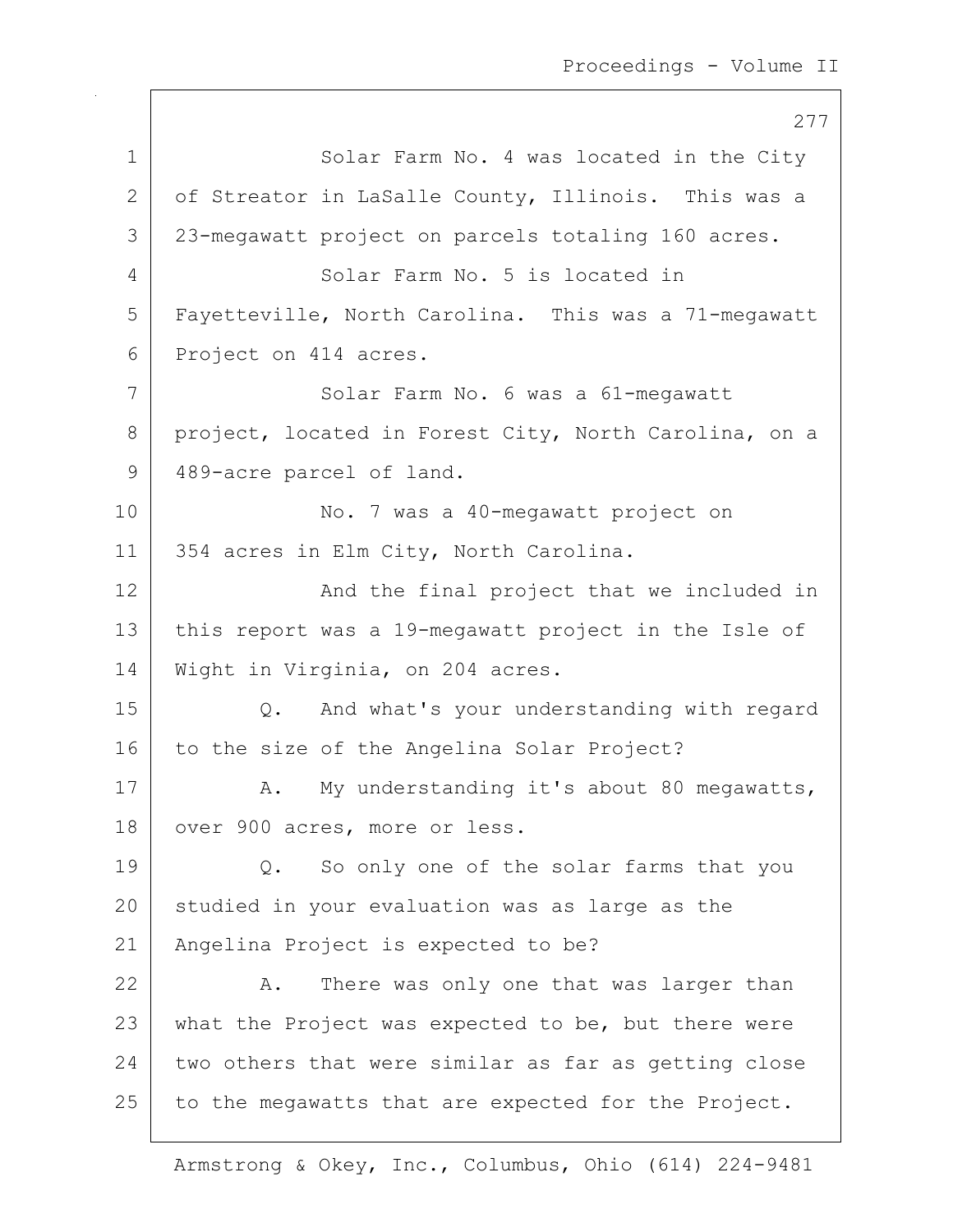Solar Farm No. 4 was located in the City of Streator in LaSalle County, Illinois. This was a 23-megawatt project on parcels totaling 160 acres.

Solar Farm No. 5 is located in Fayetteville, North Carolina. This was a 71-megawatt Project on 414 acres.

Solar Farm No. 6 was a 61-megawatt project, located in Forest City, North Carolina, on a 489-acre parcel of land.

No. 7 was a 40-megawatt project on 354 acres in Elm City, North Carolina.

And the final project that we included in this report was a 19-megawatt project in the Isle of Wight in Virginia, on 204 acres.

Q. And what's your understanding with regard to the size of the Angelina Solar Project?

A. My understanding it's about 80 megawatts, over 900 acres, more or less.

Q. So only one of the solar farms that you studied in your evaluation was as large as the Angelina Project is expected to be?

A. There was only one that was larger than what the Project was expected to be, but there were two others that were similar as far as getting close to the megawatts that are expected for the Project.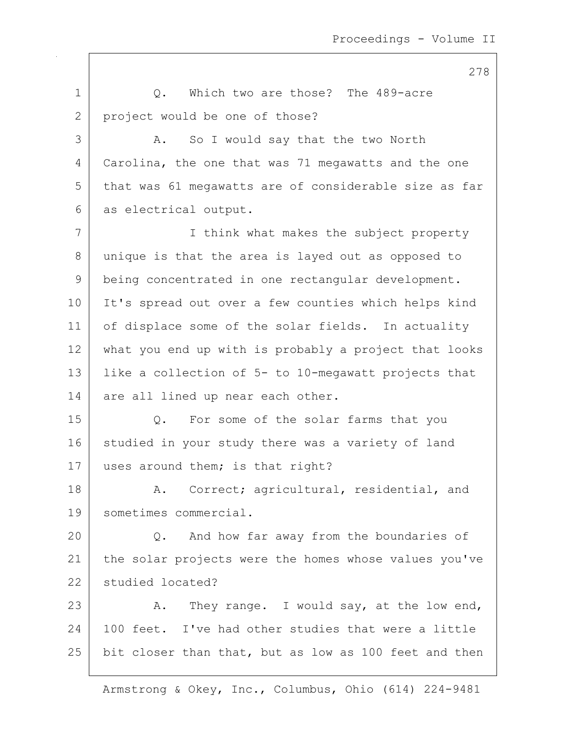Q. Which two are those? The 489-acre project would be one of those?

A. So I would say that the two North Carolina, the one that was 71 megawatts and the one that was 61 megawatts are of considerable size as far as electrical output.

I think what makes the subject property unique is that the area is layed out as opposed to being concentrated in one rectangular development. It's spread out over a few counties which helps kind of displace some of the solar fields. In actuality what you end up with is probably a project that looks like a collection of 5- to 10-megawatt projects that are all lined up near each other.

Q. For some of the solar farms that you studied in your study there was a variety of land uses around them; is that right?

A. Correct; agricultural, residential, and sometimes commercial.

Q. And how far away from the boundaries of the solar projects were the homes whose values you've studied located?

A. They range. I would say, at the low end, 100 feet. I've had other studies that were a little bit closer than that, but as low as 100 feet and then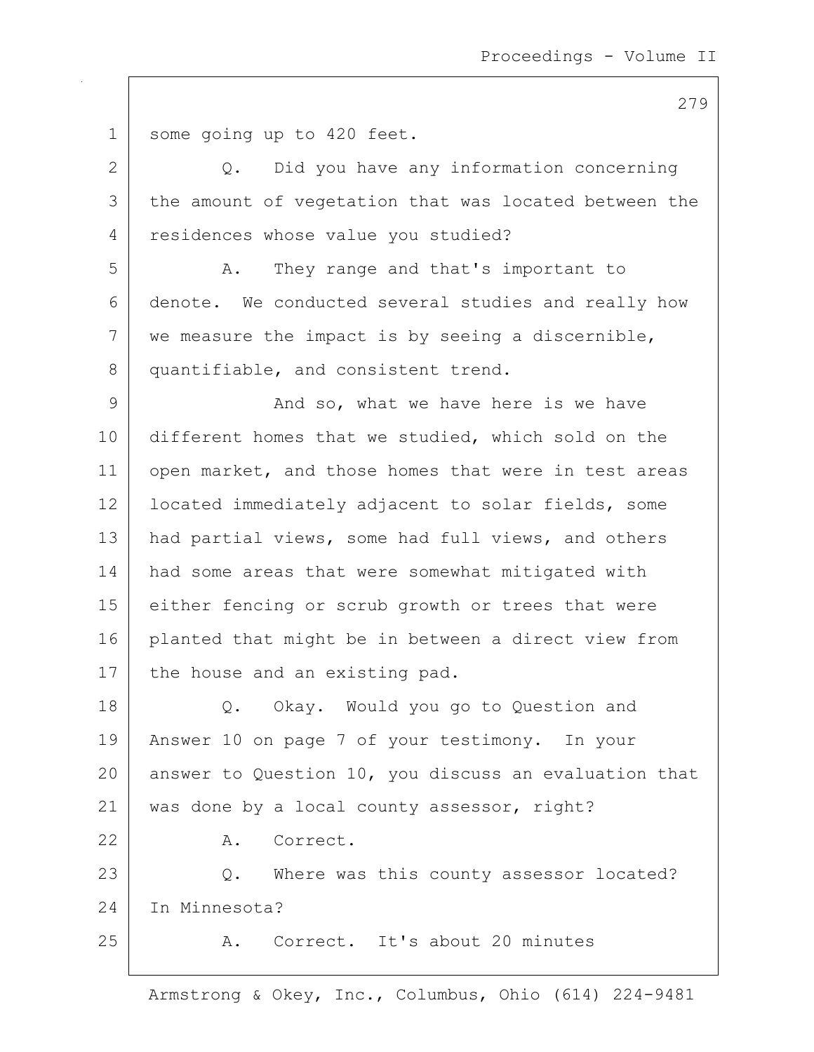some going up to 420 feet.

Q. Did you have any information concerning the amount of vegetation that was located between the residences whose value you studied?

A. They range and that's important to denote. We conducted several studies and really how we measure the impact is by seeing a discernible, quantifiable, and consistent trend.

And so, what we have here is we have different homes that we studied, which sold on the open market, and those homes that were in test areas located immediately adjacent to solar fields, some had partial views, some had full views, and others had some areas that were somewhat mitigated with either fencing or scrub growth or trees that were planted that might be in between a direct view from the house and an existing pad.

Q. Okay. Would you go to Question and Answer 10 on page 7 of your testimony. In your answer to Question 10, you discuss an evaluation that was done by a local county assessor, right?

A. Correct.

Q. Where was this county assessor located? In Minnesota?

A. Correct. It's about 20 minutes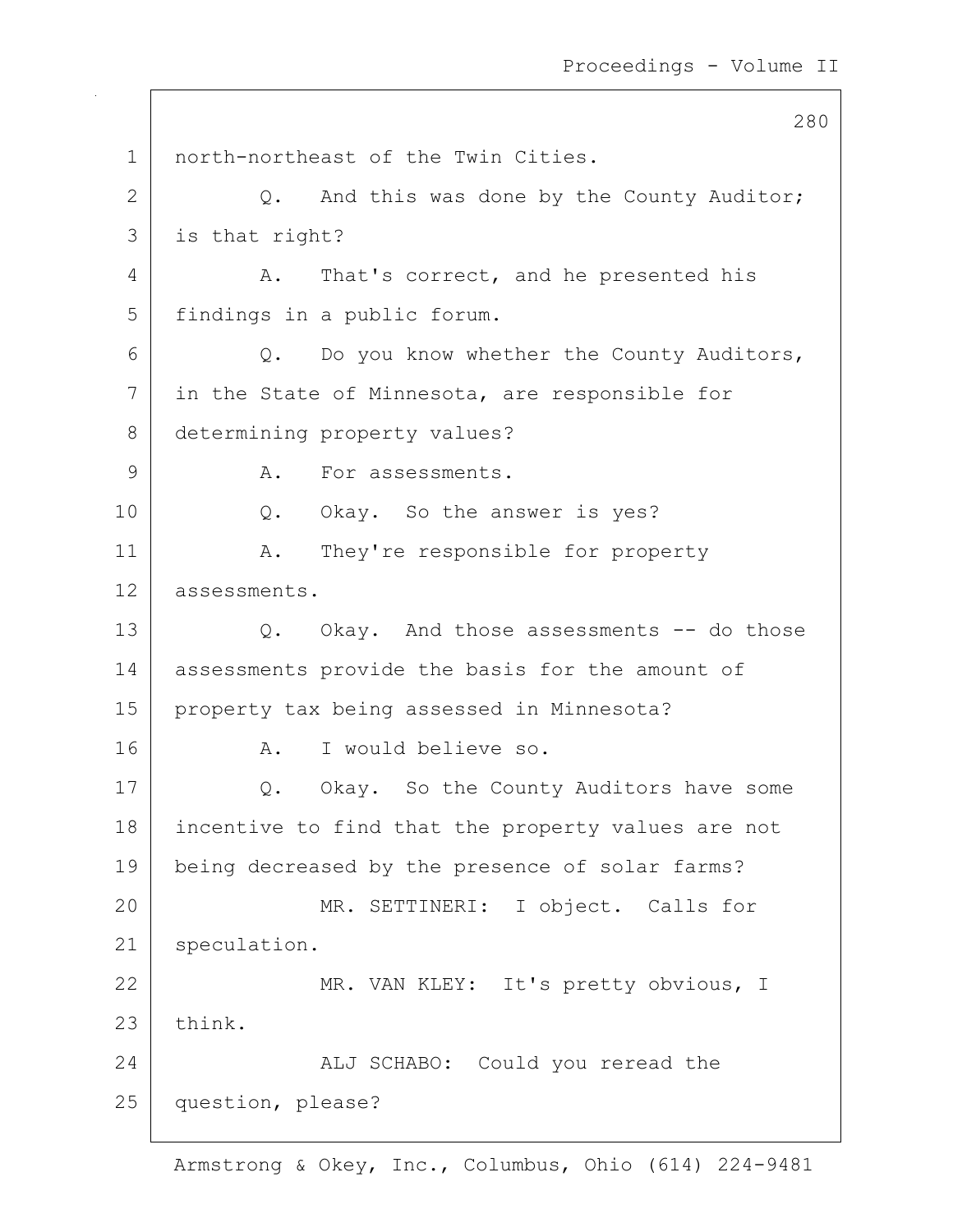north-northeast of the Twin Cities.

Q. And this was done by the County Auditor; is that right?

A. That's correct, and he presented his findings in a public forum.

Q. Do you know whether the County Auditors, in the State of Minnesota, are responsible for determining property values?

A. For assessments.

Q. Okay. So the answer is yes?

A. They're responsible for property assessments.

Q. Okay. And those assessments -- do those assessments provide the basis for the amount of property tax being assessed in Minnesota?

A. I would believe so.

Q. Okay. So the County Auditors have some incentive to find that the property values are not being decreased by the presence of solar farms?

MR. SETTINERI: I object. Calls for speculation.

MR. VAN KLEY: It's pretty obvious, I think.

ALJ SCHABO: Could you reread the question, please?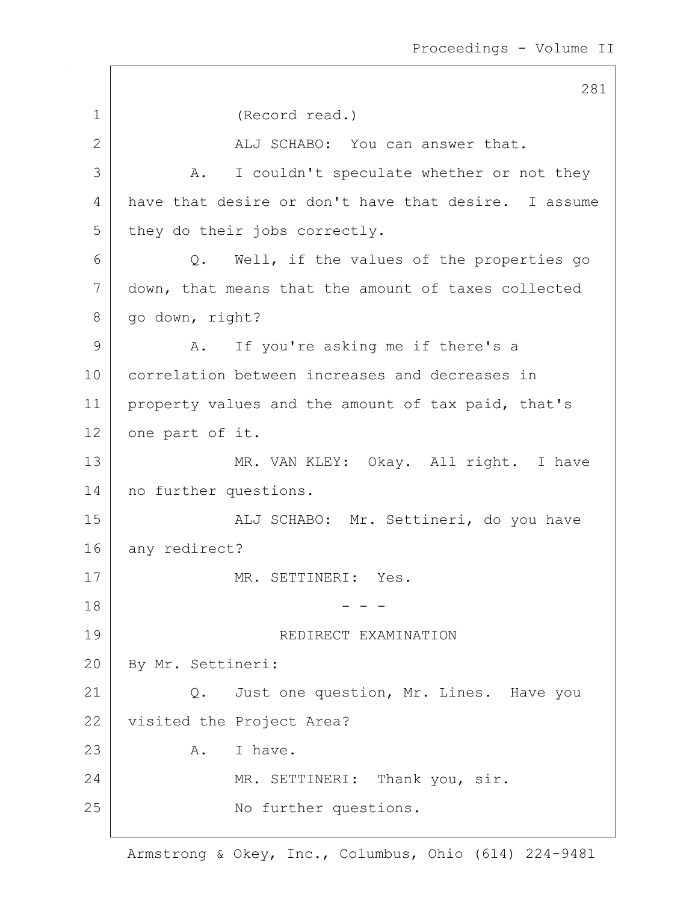(Record read.)

ALJ SCHABO: You can answer that.

A. I couldn't speculate whether or not they have that desire or don't have that desire. I assume they do their jobs correctly.

Q. Well, if the values of the properties go down, that means that the amount of taxes collected go down, right?

A. If you're asking me if there's a correlation between increases and decreases in property values and the amount of tax paid, that's one part of it.

MR. VAN KLEY: Okay. All right. I have no further questions.

ALJ SCHABO: Mr. Settineri, do you have any redirect?

MR. SETTINERI: Yes.

- - -

REDIRECT EXAMINATION

By Mr. Settineri:

Q. Just one question, Mr. Lines. Have you visited the Project Area?

A. I have.

MR. SETTINERI: Thank you, sir.

No further questions.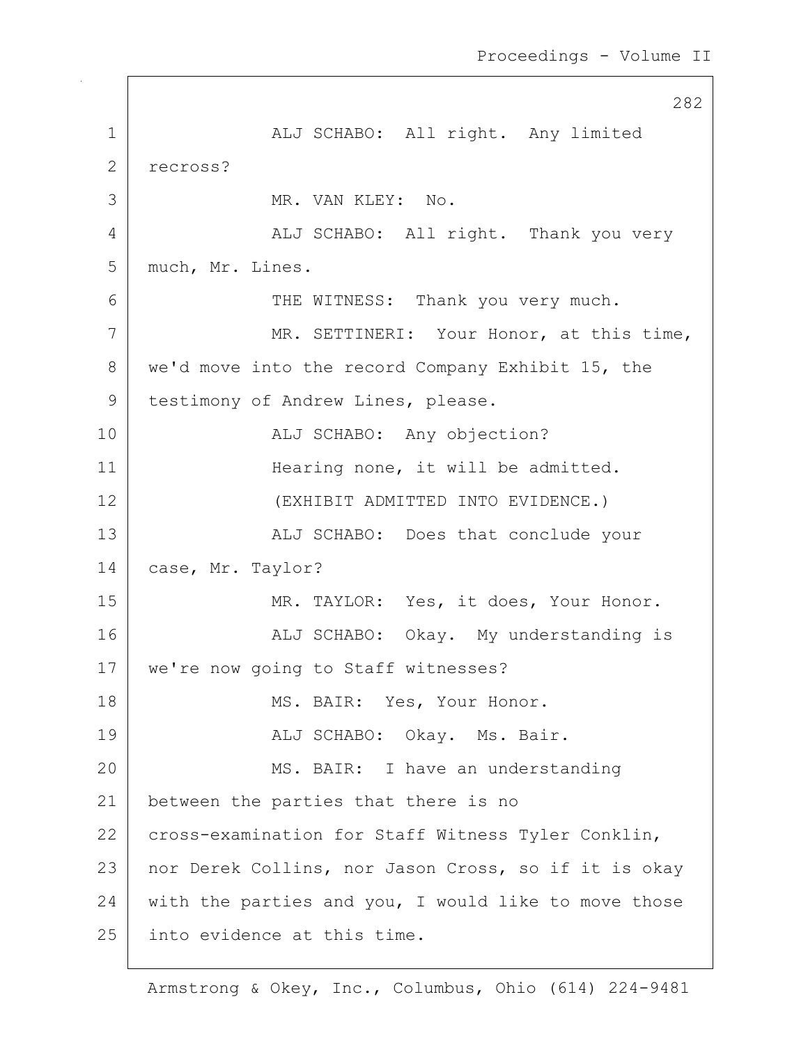ALJ SCHABO: All right. Any limited recross?

MR. VAN KLEY: No.

ALJ SCHABO: All right. Thank you very much, Mr. Lines.

THE WITNESS: Thank you very much.

MR. SETTINERI: Your Honor, at this time, we'd move into the record Company Exhibit 15, the testimony of Andrew Lines, please.

ALJ SCHABO: Any objection?

Hearing none, it will be admitted.

(EXHIBIT ADMITTED INTO EVIDENCE.)

ALJ SCHABO: Does that conclude your case, Mr. Taylor?

MR. TAYLOR: Yes, it does, Your Honor.

ALJ SCHABO: Okay. My understanding is we're now going to Staff witnesses?

MS. BAIR: Yes, Your Honor.

ALJ SCHABO: Okay. Ms. Bair.

MS. BAIR: I have an understanding between the parties that there is no cross-examination for Staff Witness Tyler Conklin, nor Derek Collins, nor Jason Cross, so if it is okay with the parties and you, I would like to move those into evidence at this time.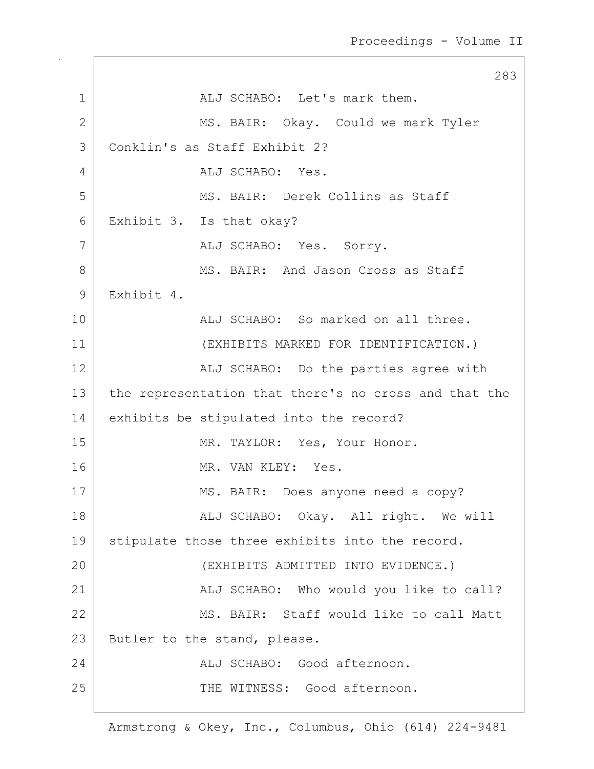1 ALJ SCHABO: Let's mark them.

2 MS. BAIR: Okay. Could we mark Tyler

3 Conklin's as Staff Exhibit 2?

4 ALJ SCHABO: Yes.

5 MS. BAIR: Derek Collins as Staff

6 Exhibit 3. Is that okay?

7 ALJ SCHABO: Yes. Sorry.

8 MS. BAIR: And Jason Cross as Staff

9 Exhibit 4.

10 ALJ SCHABO: So marked on all three.

11 (EXHIBITS MARKED FOR IDENTIFICATION.)

12 ALJ SCHABO: Do the parties agree with

13 the representation that there's no cross and that the

14 exhibits be stipulated into the record?

15 MR. TAYLOR: Yes, Your Honor.

16 MR. VAN KLEY: Yes.

17 MS. BAIR: Does anyone need a copy?

18 ALJ SCHABO: Okay. All right. We will

19 stipulate those three exhibits into the record.

20 (EXHIBITS ADMITTED INTO EVIDENCE.)

21 ALJ SCHABO: Who would you like to call?

22 MS. BAIR: Staff would like to call Matt

23 Butler to the stand, please.

24 ALJ SCHABO: Good afternoon.

25 THE WITNESS: Good afternoon.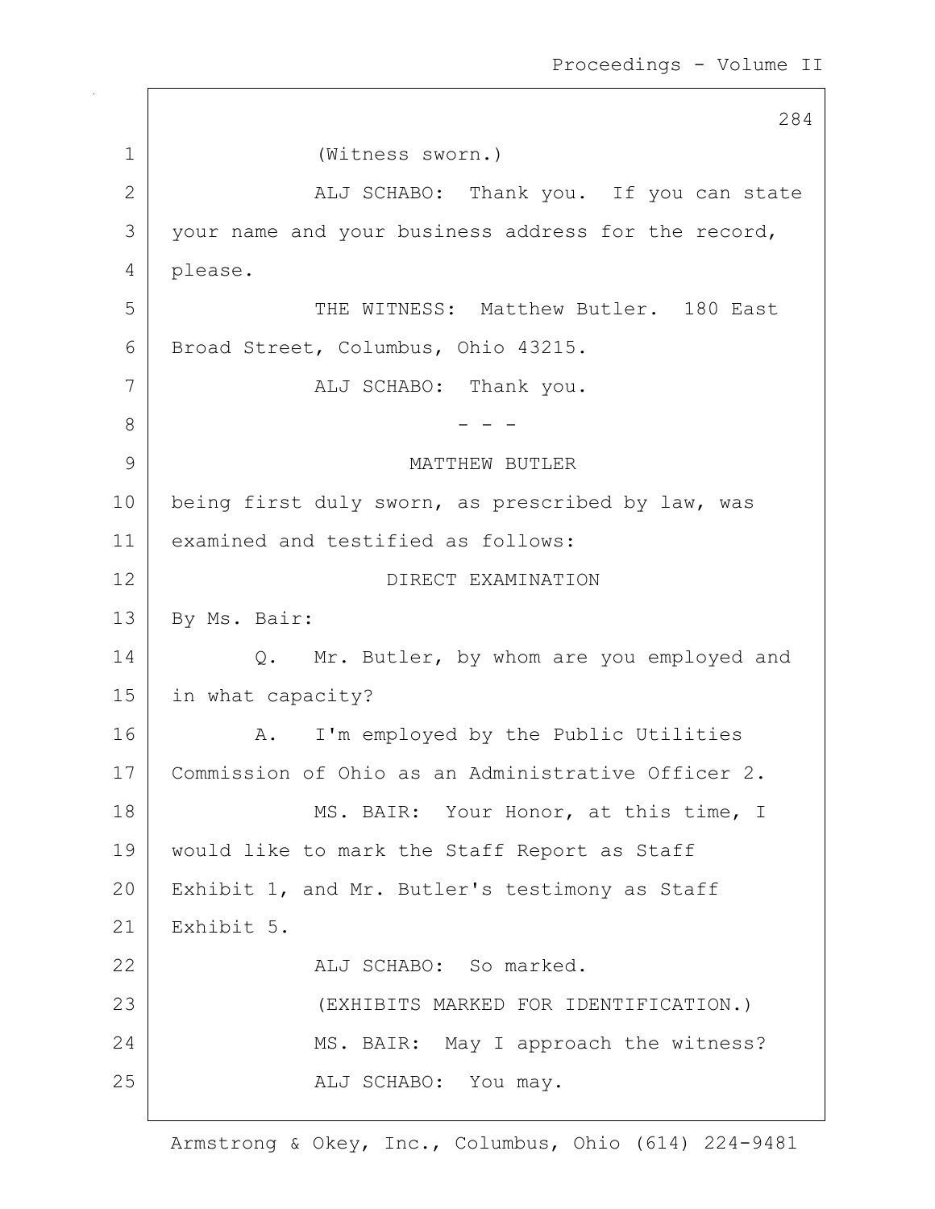(Witness sworn.)

ALJ SCHABO: Thank you. If you can state your name and your business address for the record, please.

THE WITNESS: Matthew Butler. 180 East Broad Street, Columbus, Ohio 43215.

ALJ SCHABO: Thank you.

- - -

MATTHEW BUTLER

being first duly sworn, as prescribed by law, was examined and testified as follows:

DIRECT EXAMINATION

By Ms. Bair:

Q. Mr. Butler, by whom are you employed and in what capacity?

A. I'm employed by the Public Utilities Commission of Ohio as an Administrative Officer 2.

MS. BAIR: Your Honor, at this time, I would like to mark the Staff Report as Staff Exhibit 1, and Mr. Butler's testimony as Staff Exhibit 5.

ALJ SCHABO: So marked.

(EXHIBITS MARKED FOR IDENTIFICATION.)

MS. BAIR: May I approach the witness?

ALJ SCHABO: You may.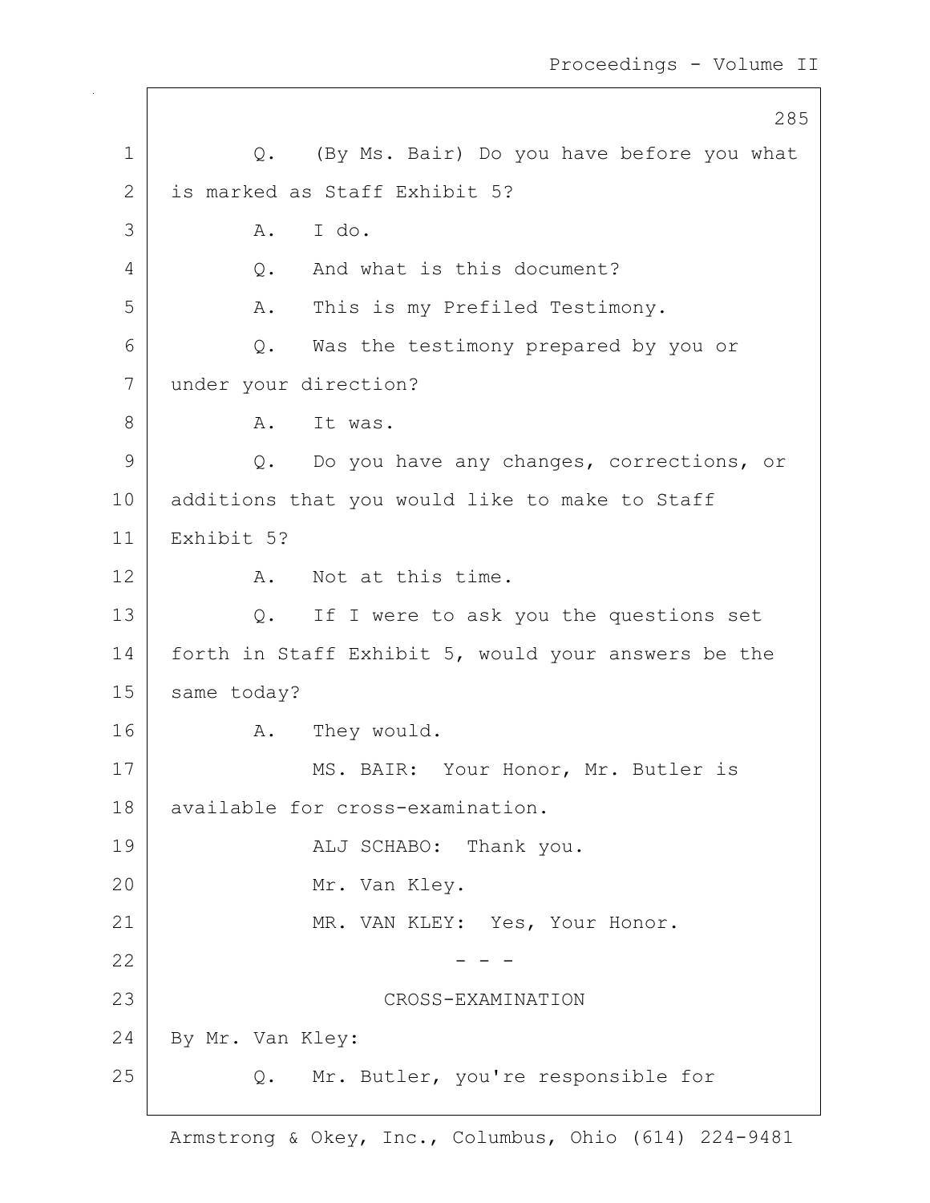Q. (By Ms. Bair) Do you have before you what is marked as Staff Exhibit 5?

A. I do.

Q. And what is this document?

A. This is my Prefiled Testimony.

Q. Was the testimony prepared by you or under your direction?

A. It was.

Q. Do you have any changes, corrections, or additions that you would like to make to Staff Exhibit 5?

A. Not at this time.

Q. If I were to ask you the questions set forth in Staff Exhibit 5, would your answers be the same today?

A. They would.

MS. BAIR: Your Honor, Mr. Butler is available for cross-examination.

ALJ SCHABO: Thank you.

Mr. Van Kley.

MR. VAN KLEY: Yes, Your Honor.

- - -

CROSS-EXAMINATION

By Mr. Van Kley:

Q. Mr. Butler, you're responsible for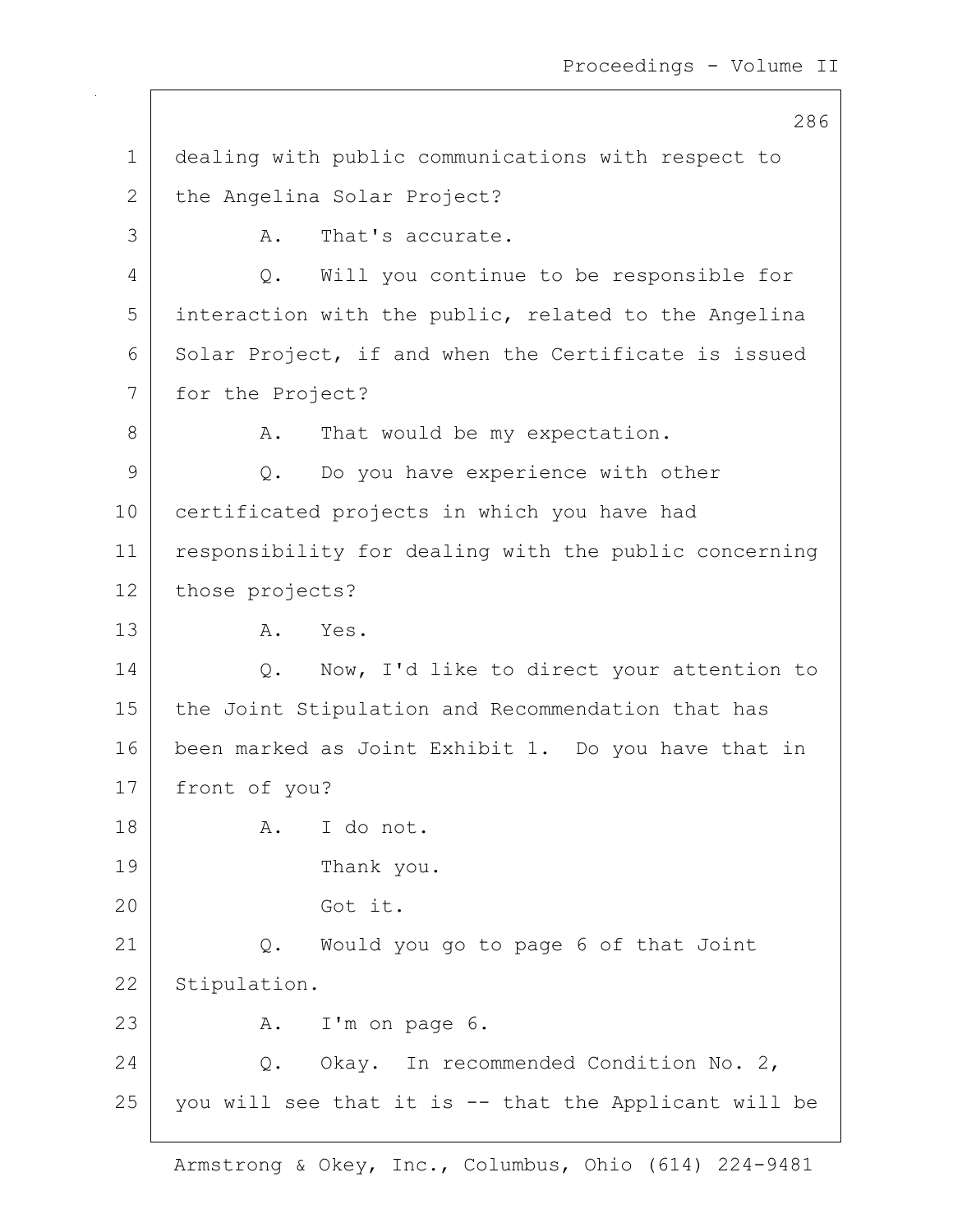1 dealing with public communications with respect to
2 the Angelina Solar Project?
3 A. That's accurate.
4 Q. Will you continue to be responsible for
5 interaction with the public, related to the Angelina
6 Solar Project, if and when the Certificate is issued
7 for the Project?
8 A. That would be my expectation.
9 Q. Do you have experience with other
10 certificated projects in which you have had
11 responsibility for dealing with the public concerning
12 those projects?
13 A. Yes.
14 Q. Now, I'd like to direct your attention to
15 the Joint Stipulation and Recommendation that has
16 been marked as Joint Exhibit 1. Do you have that in
17 front of you?
18 A. I do not.
19 Thank you.
20 Got it.
21 Q. Would you go to page 6 of that Joint
22 Stipulation.
23 A. I'm on page 6.
24 Q. Okay. In recommended Condition No. 2,
25 you will see that it is -- that the Applicant will be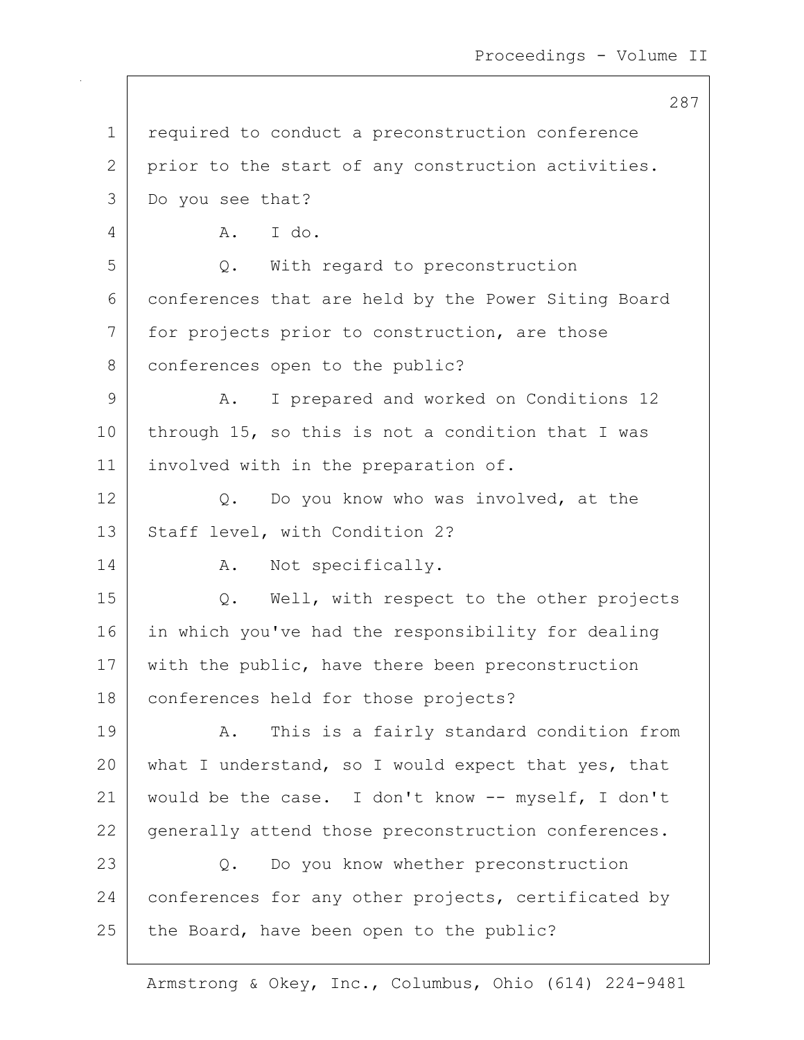1 required to conduct a preconstruction conference
2 prior to the start of any construction activities.
3 Do you see that?
4 A. I do.
5 Q. With regard to preconstruction
6 conferences that are held by the Power Siting Board
7 for projects prior to construction, are those
8 conferences open to the public?
9 A. I prepared and worked on Conditions 12
10 through 15, so this is not a condition that I was
11 involved with in the preparation of.
12 Q. Do you know who was involved, at the
13 Staff level, with Condition 2?
14 A. Not specifically.
15 Q. Well, with respect to the other projects
16 in which you've had the responsibility for dealing
17 with the public, have there been preconstruction
18 conferences held for those projects?
19 A. This is a fairly standard condition from
20 what I understand, so I would expect that yes, that
21 would be the case. I don't know -- myself, I don't
22 generally attend those preconstruction conferences.
23 Q. Do you know whether preconstruction
24 conferences for any other projects, certificated by
25 the Board, have been open to the public?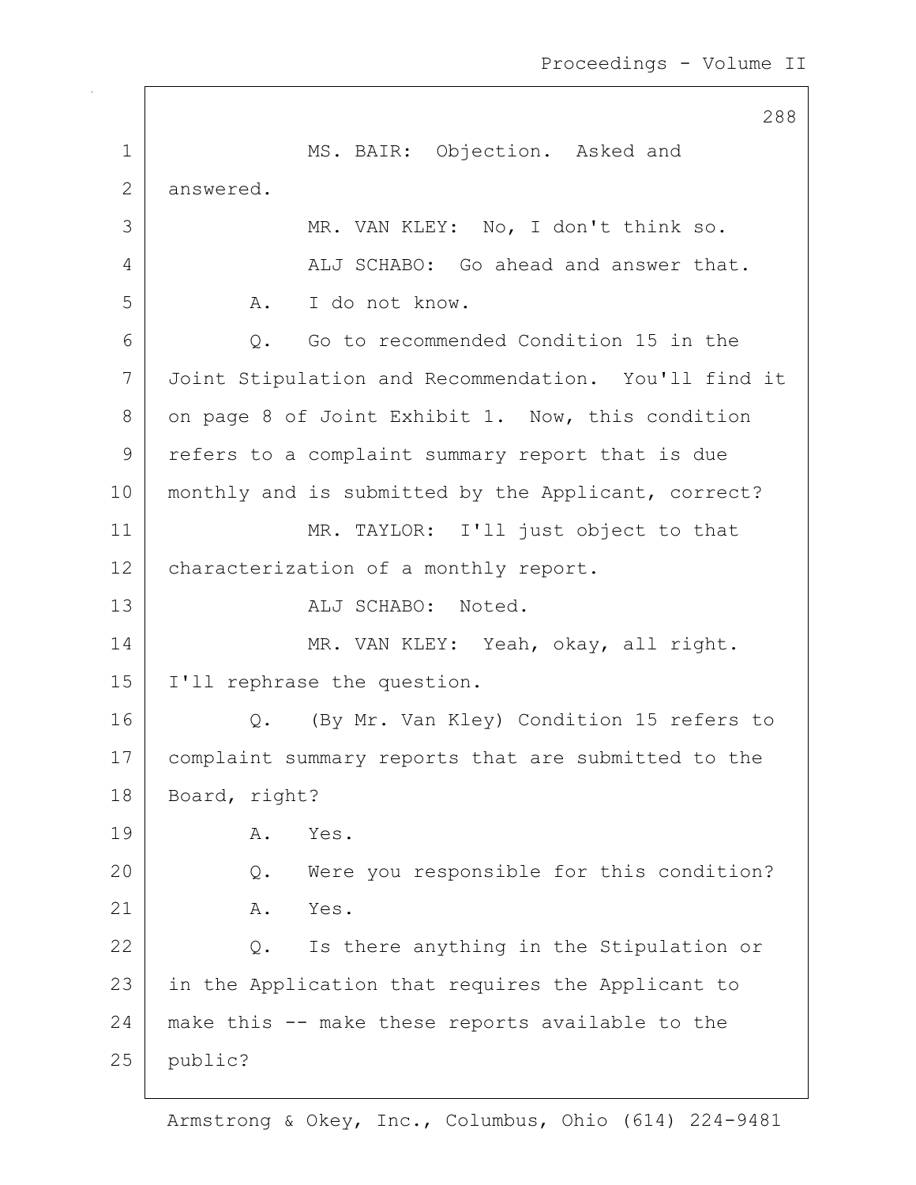MS. BAIR: Objection. Asked and answered.

MR. VAN KLEY: No, I don't think so.

ALJ SCHABO: Go ahead and answer that.

A. I do not know.

Q. Go to recommended Condition 15 in the Joint Stipulation and Recommendation. You'll find it on page 8 of Joint Exhibit 1. Now, this condition refers to a complaint summary report that is due monthly and is submitted by the Applicant, correct?

MR. TAYLOR: I'll just object to that characterization of a monthly report.

ALJ SCHABO: Noted.

MR. VAN KLEY: Yeah, okay, all right. I'll rephrase the question.

Q. (By Mr. Van Kley) Condition 15 refers to complaint summary reports that are submitted to the Board, right?

A. Yes.

Q. Were you responsible for this condition?

A. Yes.

Q. Is there anything in the Stipulation or in the Application that requires the Applicant to make this -- make these reports available to the public?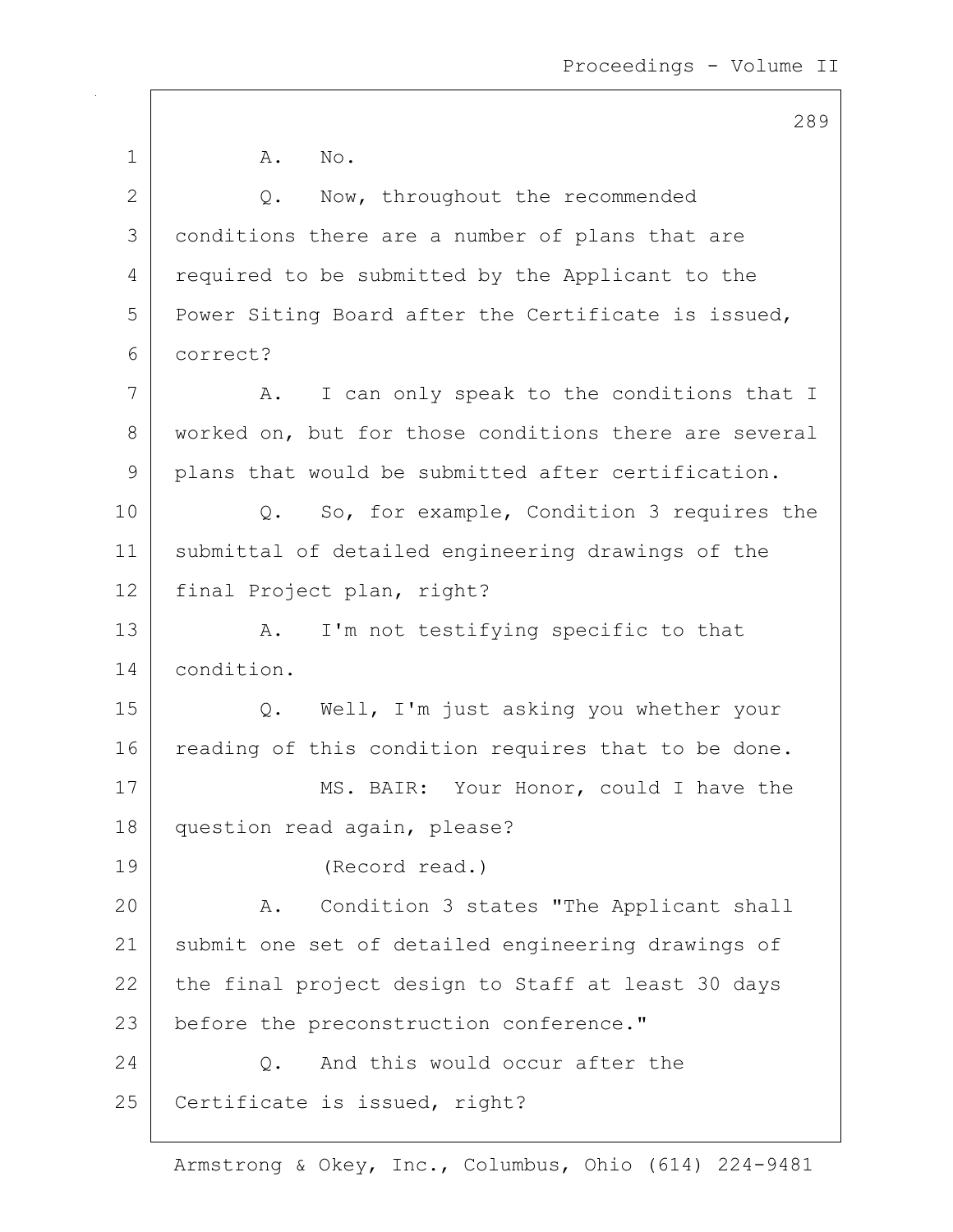A. No.

Q. Now, throughout the recommended conditions there are a number of plans that are required to be submitted by the Applicant to the Power Siting Board after the Certificate is issued, correct?

A. I can only speak to the conditions that I worked on, but for those conditions there are several plans that would be submitted after certification.

Q. So, for example, Condition 3 requires the submittal of detailed engineering drawings of the final Project plan, right?

A. I'm not testifying specific to that condition.

Q. Well, I'm just asking you whether your reading of this condition requires that to be done.

MS. BAIR: Your Honor, could I have the question read again, please?

(Record read.)

A. Condition 3 states "The Applicant shall submit one set of detailed engineering drawings of the final project design to Staff at least 30 days before the preconstruction conference."

Q. And this would occur after the Certificate is issued, right?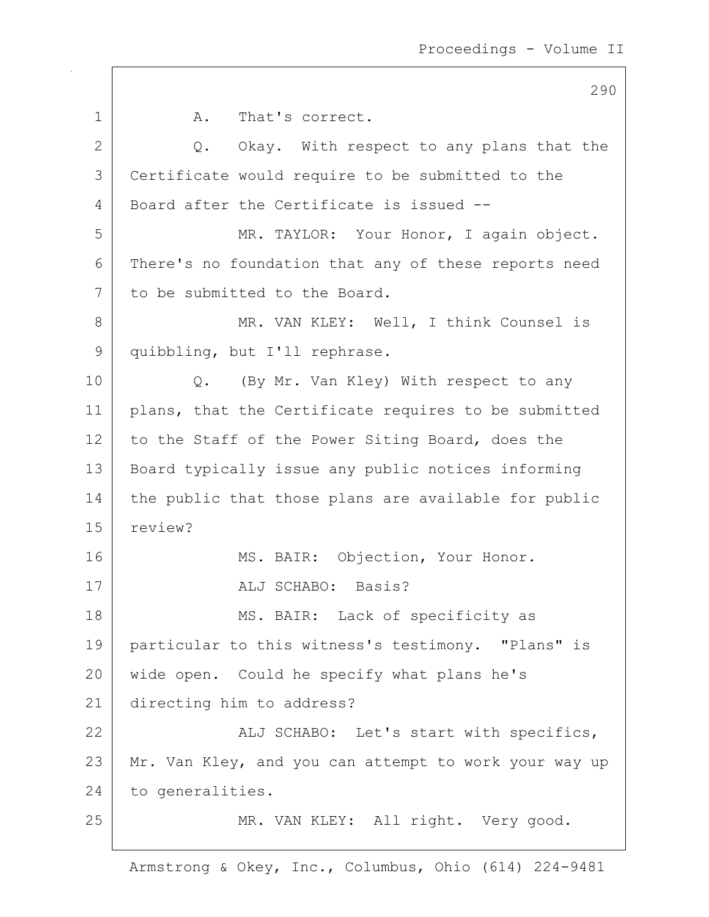A. That's correct.

Q. Okay. With respect to any plans that the Certificate would require to be submitted to the Board after the Certificate is issued --

MR. TAYLOR: Your Honor, I again object. There's no foundation that any of these reports need to be submitted to the Board.

MR. VAN KLEY: Well, I think Counsel is quibbling, but I'll rephrase.

Q. (By Mr. Van Kley) With respect to any plans, that the Certificate requires to be submitted to the Staff of the Power Siting Board, does the Board typically issue any public notices informing the public that those plans are available for public review?

MS. BAIR: Objection, Your Honor.

ALJ SCHABO: Basis?

MS. BAIR: Lack of specificity as particular to this witness's testimony. "Plans" is wide open. Could he specify what plans he's directing him to address?

ALJ SCHABO: Let's start with specifics, Mr. Van Kley, and you can attempt to work your way up to generalities.

MR. VAN KLEY: All right. Very good.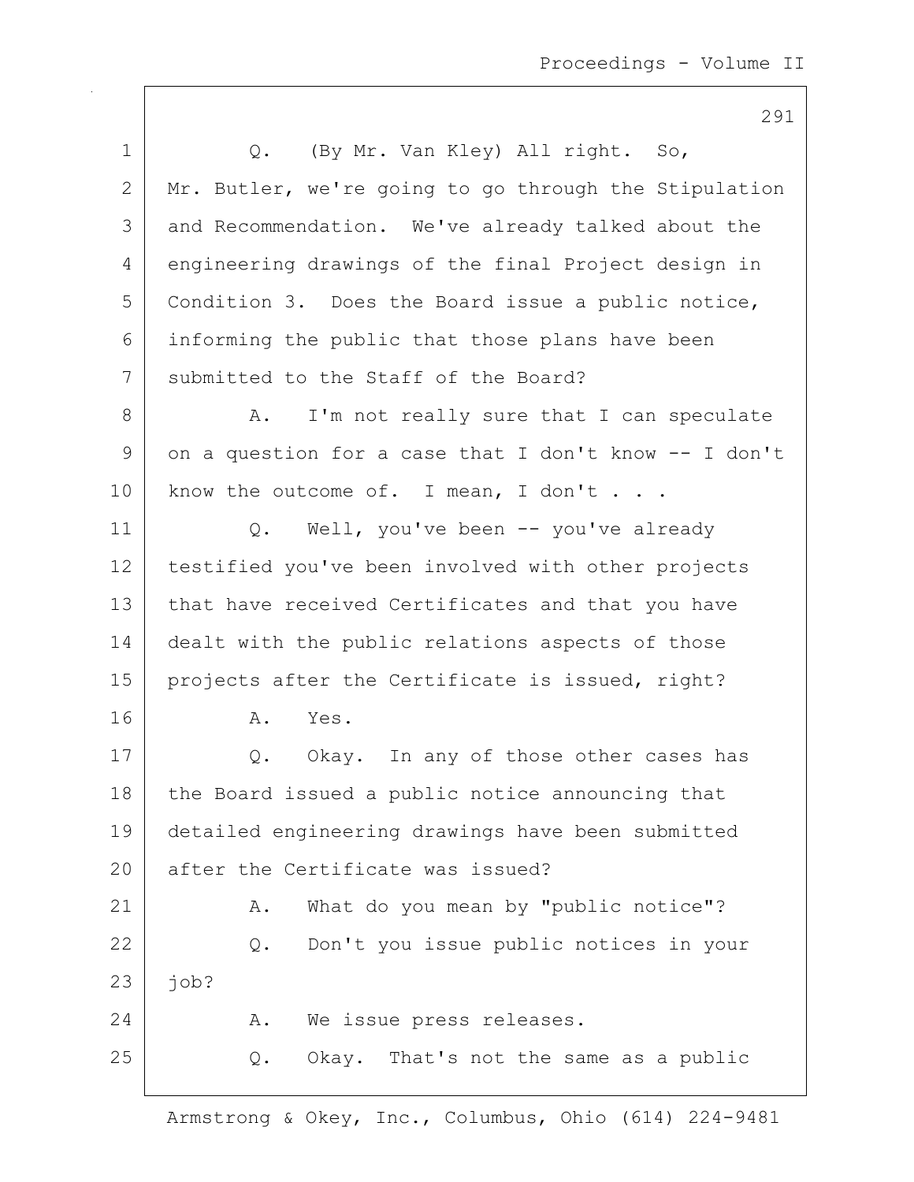Q. (By Mr. Van Kley) All right. So, Mr. Butler, we're going to go through the Stipulation and Recommendation. We've already talked about the engineering drawings of the final Project design in Condition 3. Does the Board issue a public notice, informing the public that those plans have been submitted to the Staff of the Board?

A. I'm not really sure that I can speculate on a question for a case that I don't know -- I don't know the outcome of. I mean, I don't . . .

Q. Well, you've been -- you've already testified you've been involved with other projects that have received Certificates and that you have dealt with the public relations aspects of those projects after the Certificate is issued, right?

A. Yes.

Q. Okay. In any of those other cases has the Board issued a public notice announcing that detailed engineering drawings have been submitted after the Certificate was issued?

A. What do you mean by "public notice"?

Q. Don't you issue public notices in your job?

A. We issue press releases.

Q. Okay. That's not the same as a public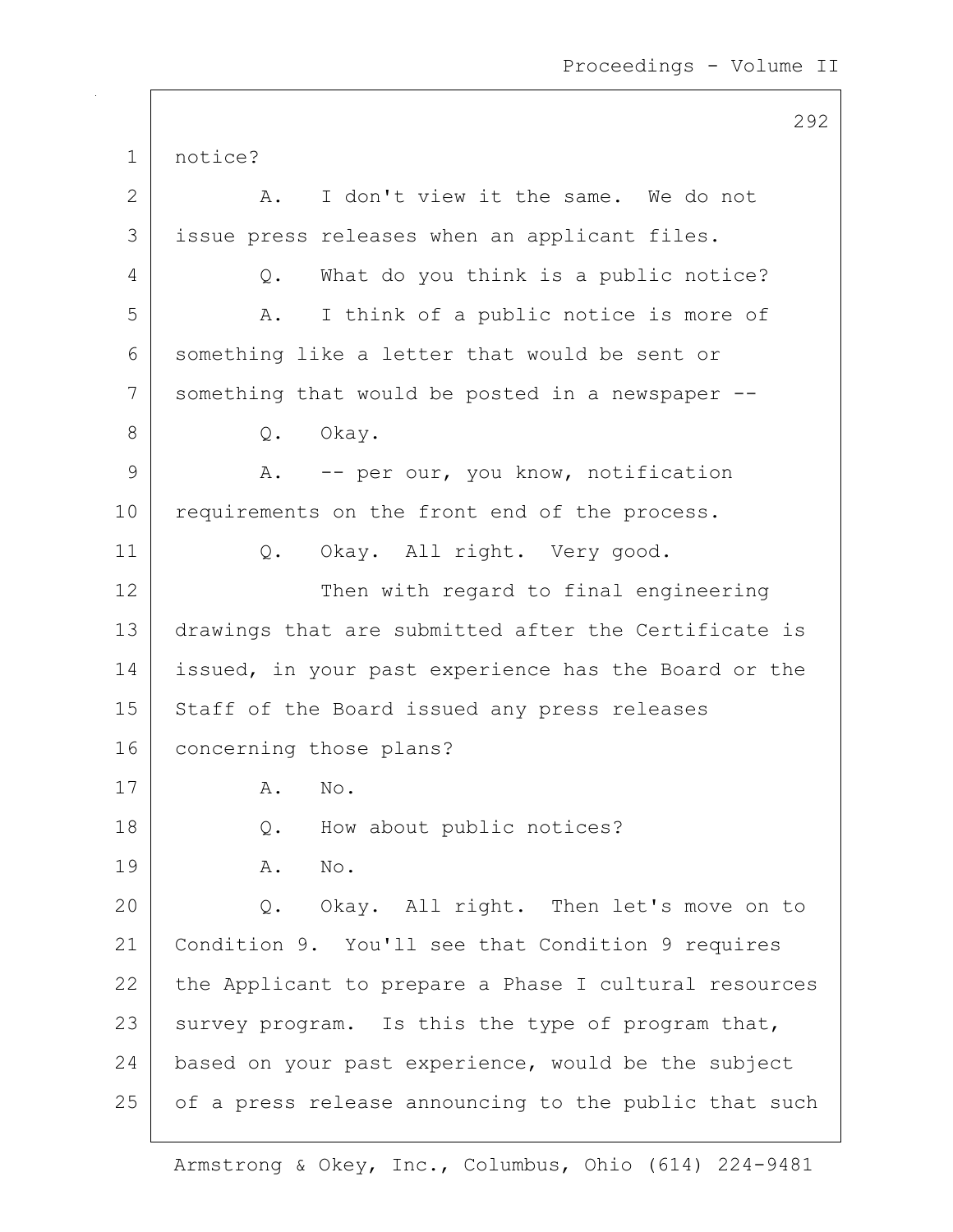notice?

A. I don't view it the same. We do not issue press releases when an applicant files.

Q. What do you think is a public notice?

A. I think of a public notice is more of something like a letter that would be sent or something that would be posted in a newspaper --

Q. Okay.

A. -- per our, you know, notification requirements on the front end of the process.

Q. Okay. All right. Very good.

Then with regard to final engineering drawings that are submitted after the Certificate is issued, in your past experience has the Board or the Staff of the Board issued any press releases concerning those plans?

A. No.

Q. How about public notices?

A. No.

Q. Okay. All right. Then let's move on to Condition 9. You'll see that Condition 9 requires the Applicant to prepare a Phase I cultural resources survey program. Is this the type of program that, based on your past experience, would be the subject of a press release announcing to the public that such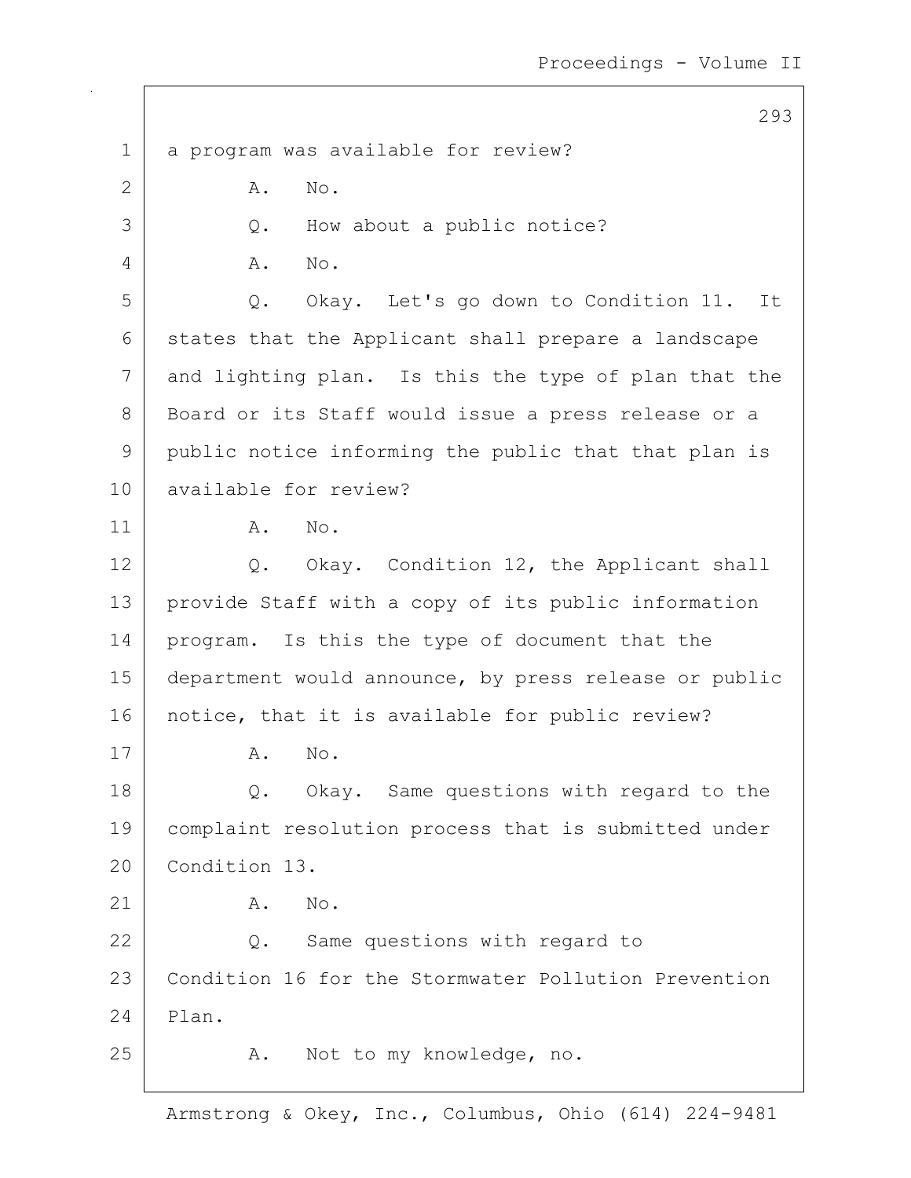a program was available for review?

A. No.

Q. How about a public notice?

A. No.

Q. Okay. Let's go down to Condition 11. It states that the Applicant shall prepare a landscape and lighting plan. Is this the type of plan that the Board or its Staff would issue a press release or a public notice informing the public that that plan is available for review?

A. No.

Q. Okay. Condition 12, the Applicant shall provide Staff with a copy of its public information program. Is this the type of document that the department would announce, by press release or public notice, that it is available for public review?

A. No.

Q. Okay. Same questions with regard to the complaint resolution process that is submitted under Condition 13.

A. No.

Q. Same questions with regard to Condition 16 for the Stormwater Pollution Prevention Plan.

A. Not to my knowledge, no.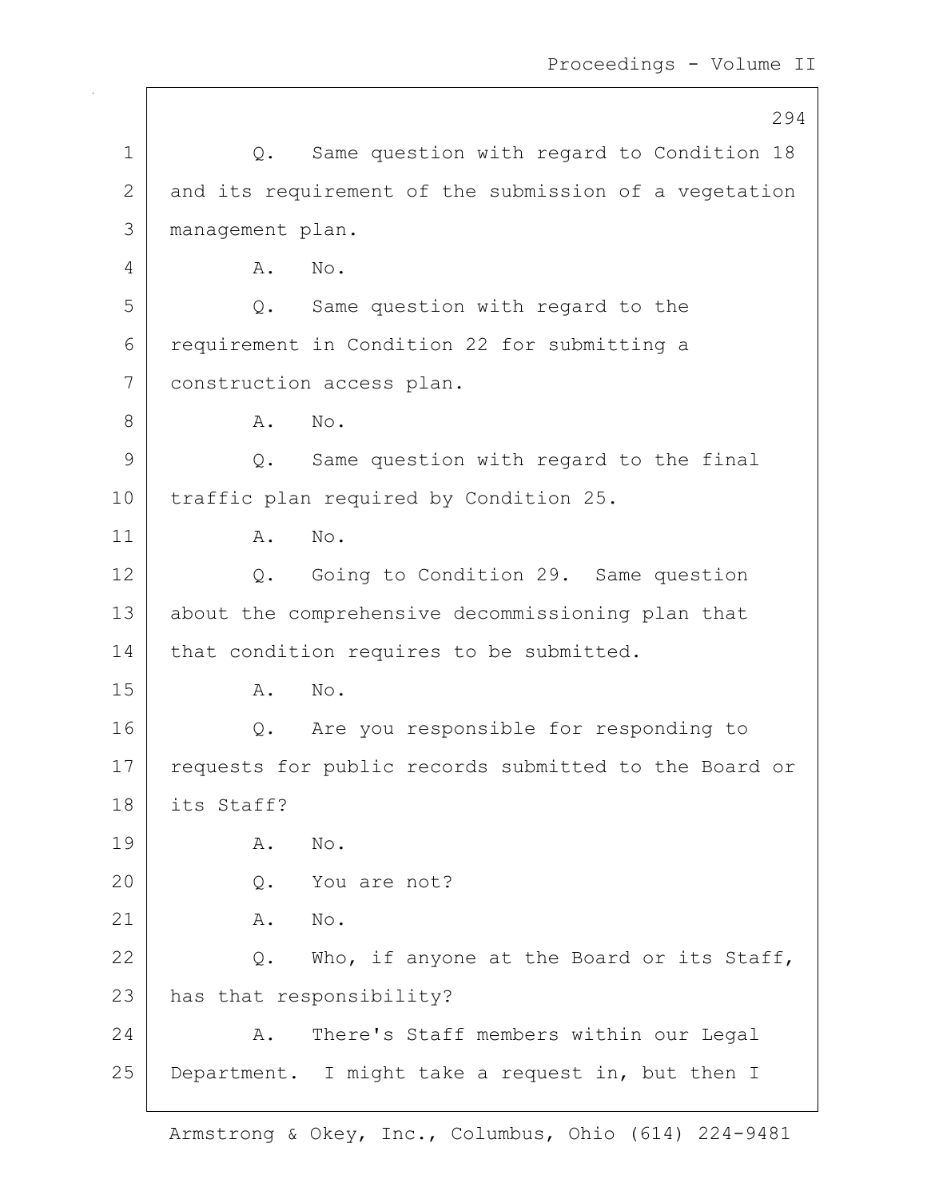Q. Same question with regard to Condition 18 and its requirement of the submission of a vegetation management plan.

A. No.

Q. Same question with regard to the requirement in Condition 22 for submitting a construction access plan.

A. No.

Q. Same question with regard to the final traffic plan required by Condition 25.

A. No.

Q. Going to Condition 29. Same question about the comprehensive decommissioning plan that that condition requires to be submitted.

A. No.

Q. Are you responsible for responding to requests for public records submitted to the Board or its Staff?

A. No.

Q. You are not?

A. No.

Q. Who, if anyone at the Board or its Staff, has that responsibility?

A. There's Staff members within our Legal Department. I might take a request in, but then I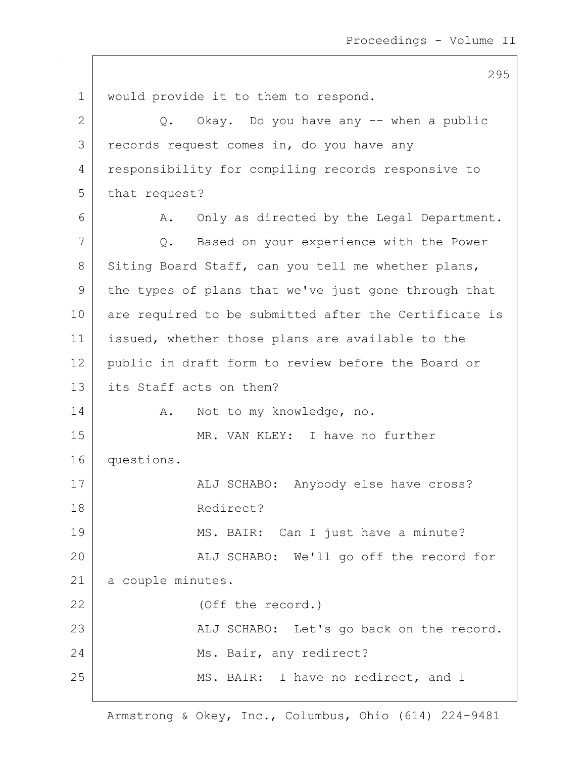would provide it to them to respond.

Q. Okay. Do you have any -- when a public records request comes in, do you have any responsibility for compiling records responsive to that request?

A. Only as directed by the Legal Department.

Q. Based on your experience with the Power Siting Board Staff, can you tell me whether plans, the types of plans that we've just gone through that are required to be submitted after the Certificate is issued, whether those plans are available to the public in draft form to review before the Board or its Staff acts on them?

A. Not to my knowledge, no.

MR. VAN KLEY: I have no further questions.

ALJ SCHABO: Anybody else have cross?

Redirect?

MS. BAIR: Can I just have a minute?

ALJ SCHABO: We'll go off the record for a couple minutes.

(Off the record.)

ALJ SCHABO: Let's go back on the record.

Ms. Bair, any redirect?

MS. BAIR: I have no redirect, and I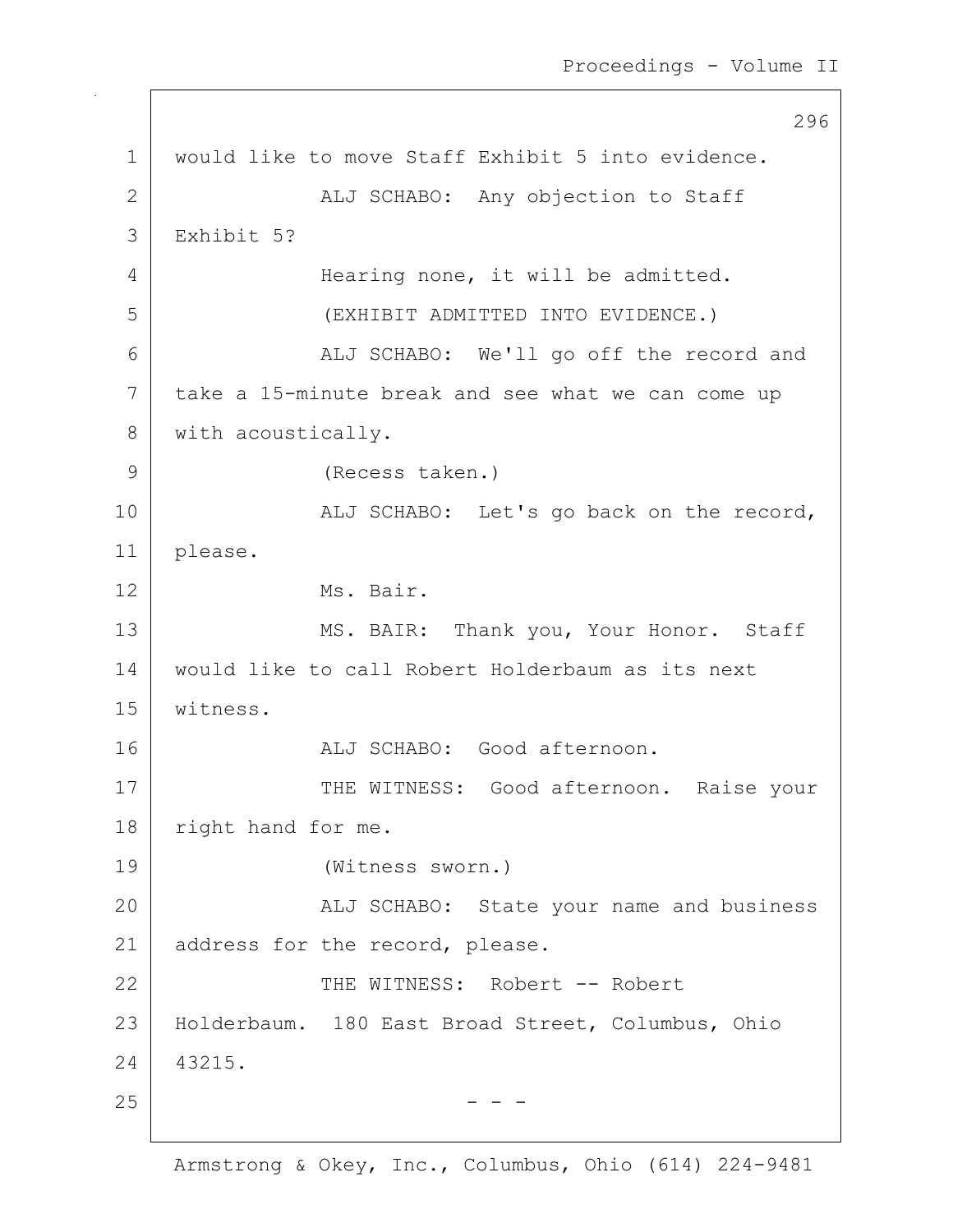would like to move Staff Exhibit 5 into evidence.

ALJ SCHABO: Any objection to Staff Exhibit 5?

Hearing none, it will be admitted.

(EXHIBIT ADMITTED INTO EVIDENCE.)

ALJ SCHABO: We'll go off the record and take a 15-minute break and see what we can come up with acoustically.

(Recess taken.)

ALJ SCHABO: Let's go back on the record, please.

Ms. Bair.

MS. BAIR: Thank you, Your Honor. Staff would like to call Robert Holderbaum as its next witness.

ALJ SCHABO: Good afternoon.

THE WITNESS: Good afternoon. Raise your right hand for me.

(Witness sworn.)

ALJ SCHABO: State your name and business address for the record, please.

THE WITNESS: Robert -- Robert Holderbaum. 180 East Broad Street, Columbus, Ohio 43215.

\- - -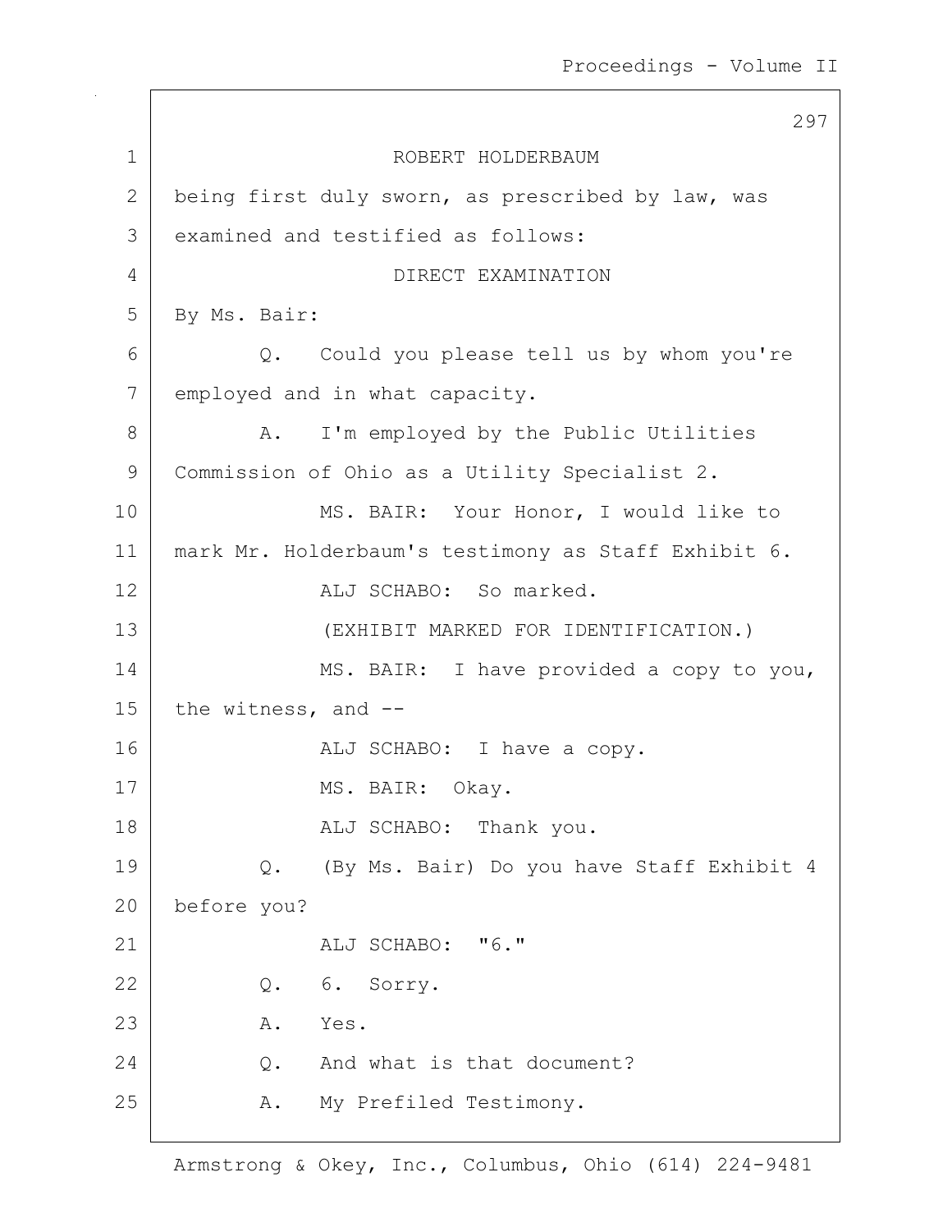ROBERT HOLDERBAUM

being first duly sworn, as prescribed by law, was examined and testified as follows:

DIRECT EXAMINATION

By Ms. Bair:

Q. Could you please tell us by whom you're employed and in what capacity.

A. I'm employed by the Public Utilities Commission of Ohio as a Utility Specialist 2.

MS. BAIR: Your Honor, I would like to mark Mr. Holderbaum's testimony as Staff Exhibit 6.

ALJ SCHABO: So marked.

(EXHIBIT MARKED FOR IDENTIFICATION.)

MS. BAIR: I have provided a copy to you, the witness, and --

ALJ SCHABO: I have a copy.

MS. BAIR: Okay.

ALJ SCHABO: Thank you.

Q. (By Ms. Bair) Do you have Staff Exhibit 4 before you?

ALJ SCHABO: "6."

Q. 6. Sorry.

A. Yes.

Q. And what is that document?

A. My Prefiled Testimony.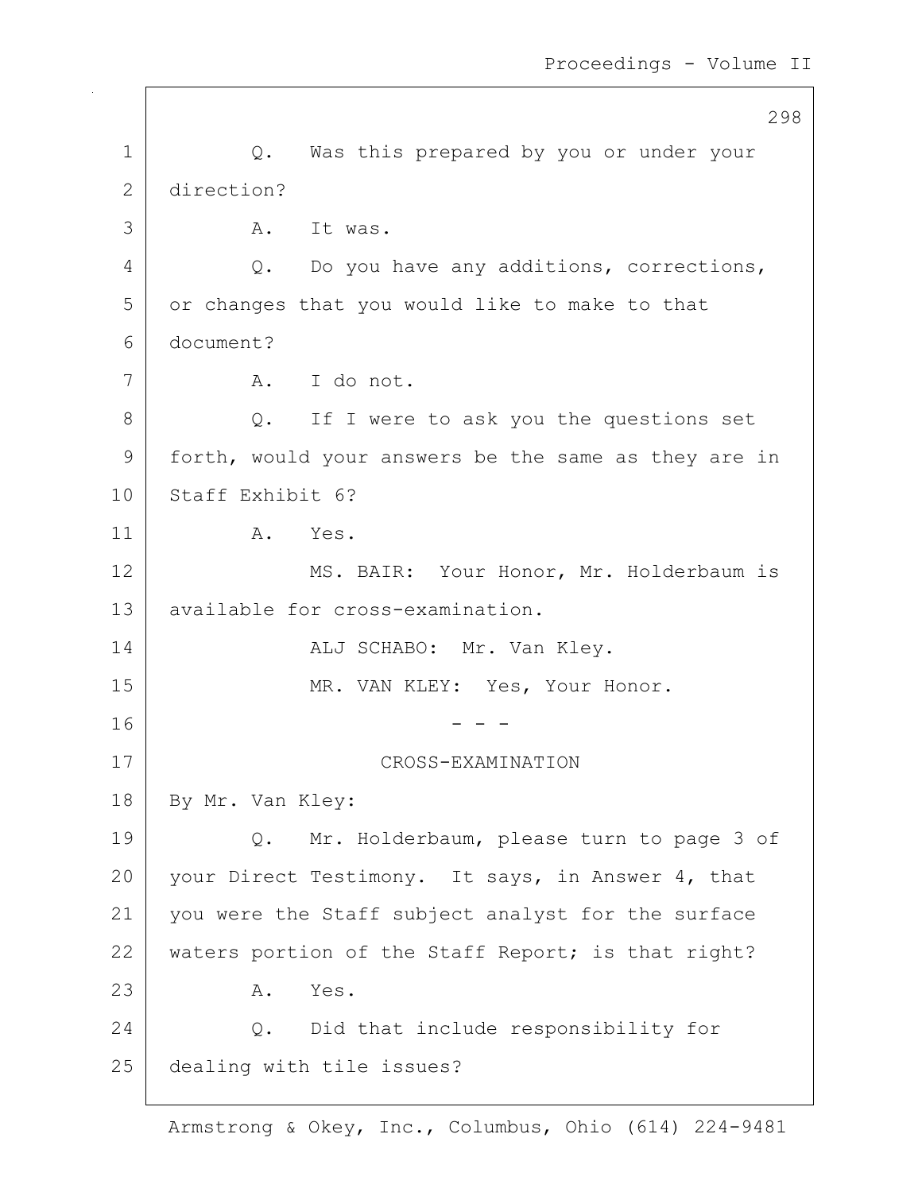Q. Was this prepared by you or under your direction?

A. It was.

Q. Do you have any additions, corrections, or changes that you would like to make to that document?

A. I do not.

Q. If I were to ask you the questions set forth, would your answers be the same as they are in Staff Exhibit 6?

A. Yes.

MS. BAIR: Your Honor, Mr. Holderbaum is available for cross-examination.

ALJ SCHABO: Mr. Van Kley.

MR. VAN KLEY: Yes, Your Honor.

\- - -

CROSS-EXAMINATION

By Mr. Van Kley:

Q. Mr. Holderbaum, please turn to page 3 of your Direct Testimony. It says, in Answer 4, that you were the Staff subject analyst for the surface waters portion of the Staff Report; is that right?

A. Yes.

Q. Did that include responsibility for dealing with tile issues?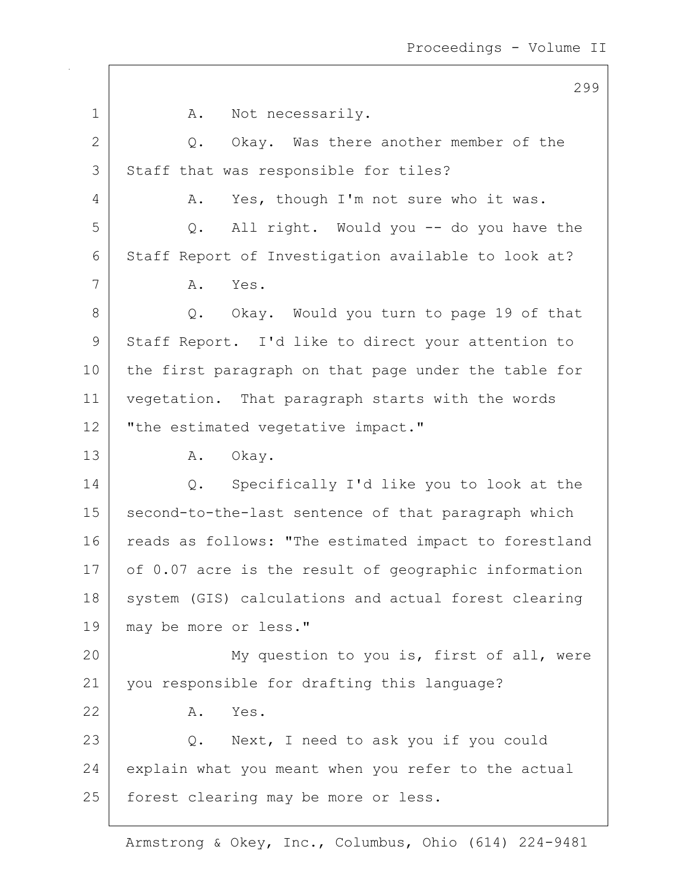A. Not necessarily.

Q. Okay. Was there another member of the Staff that was responsible for tiles?

A. Yes, though I'm not sure who it was.

Q. All right. Would you -- do you have the Staff Report of Investigation available to look at?

A. Yes.

Q. Okay. Would you turn to page 19 of that Staff Report. I'd like to direct your attention to the first paragraph on that page under the table for vegetation. That paragraph starts with the words "the estimated vegetative impact."

A. Okay.

Q. Specifically I'd like you to look at the second-to-the-last sentence of that paragraph which reads as follows: "The estimated impact to forestland of 0.07 acre is the result of geographic information system (GIS) calculations and actual forest clearing may be more or less."

My question to you is, first of all, were you responsible for drafting this language?

A. Yes.

Q. Next, I need to ask you if you could explain what you meant when you refer to the actual forest clearing may be more or less.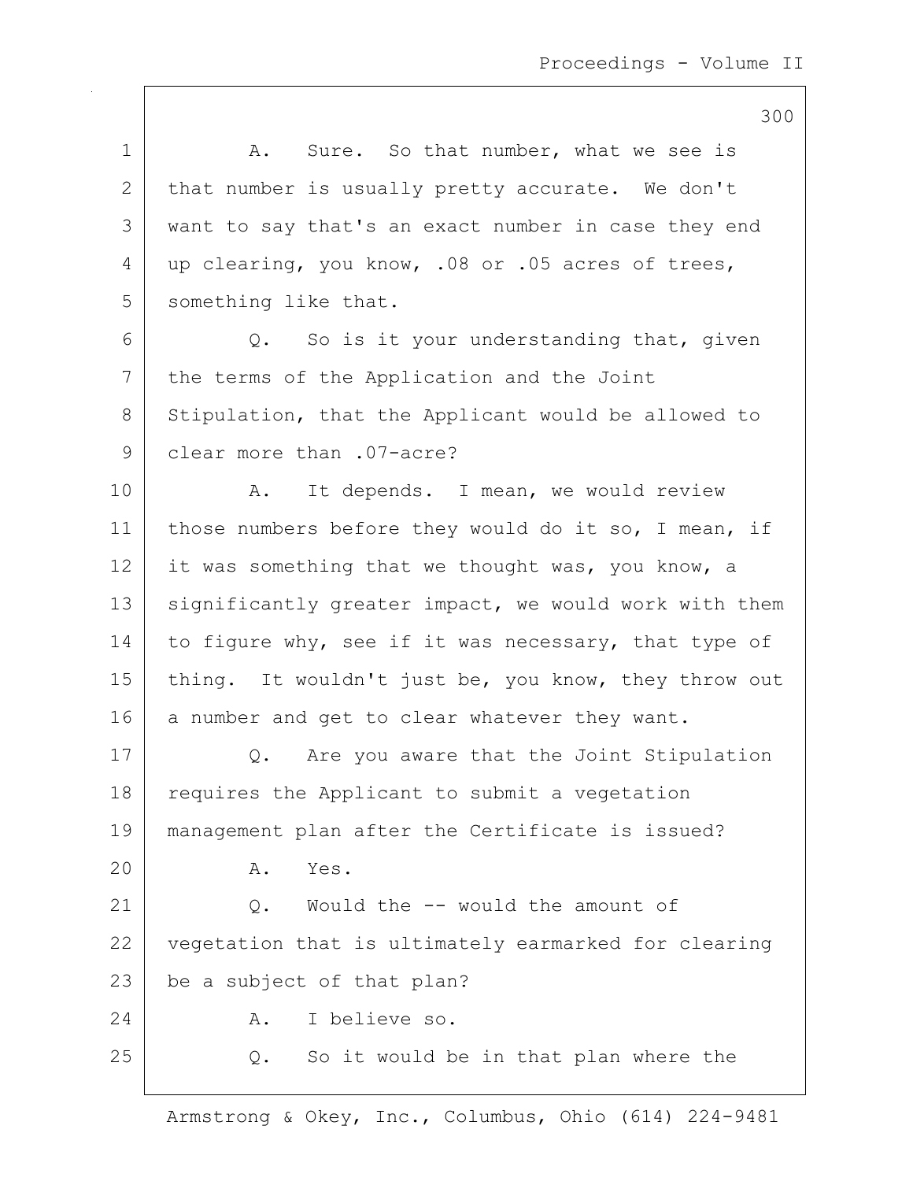A. Sure. So that number, what we see is that number is usually pretty accurate. We don't want to say that's an exact number in case they end up clearing, you know, .08 or .05 acres of trees, something like that.

Q. So is it your understanding that, given the terms of the Application and the Joint Stipulation, that the Applicant would be allowed to clear more than .07-acre?

A. It depends. I mean, we would review those numbers before they would do it so, I mean, if it was something that we thought was, you know, a significantly greater impact, we would work with them to figure why, see if it was necessary, that type of thing. It wouldn't just be, you know, they throw out a number and get to clear whatever they want.

Q. Are you aware that the Joint Stipulation requires the Applicant to submit a vegetation management plan after the Certificate is issued?

A. Yes.

Q. Would the -- would the amount of vegetation that is ultimately earmarked for clearing be a subject of that plan?

A. I believe so.

Q. So it would be in that plan where the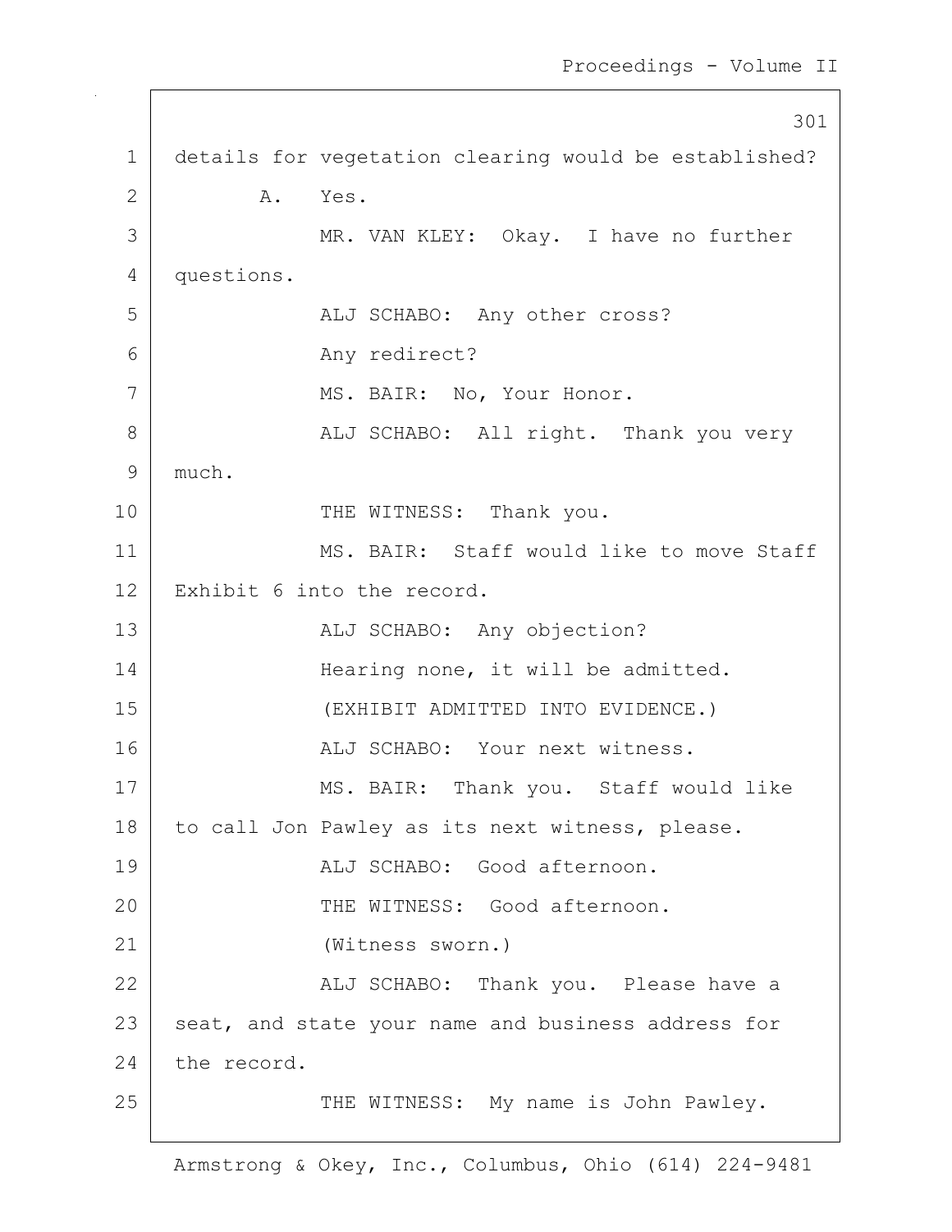details for vegetation clearing would be established?

A. Yes.

MR. VAN KLEY: Okay. I have no further questions.

ALJ SCHABO: Any other cross?

Any redirect?

MS. BAIR: No, Your Honor.

ALJ SCHABO: All right. Thank you very much.

THE WITNESS: Thank you.

MS. BAIR: Staff would like to move Staff Exhibit 6 into the record.

ALJ SCHABO: Any objection?

Hearing none, it will be admitted.

(EXHIBIT ADMITTED INTO EVIDENCE.)

ALJ SCHABO: Your next witness.

MS. BAIR: Thank you. Staff would like to call Jon Pawley as its next witness, please.

ALJ SCHABO: Good afternoon.

THE WITNESS: Good afternoon.

(Witness sworn.)

ALJ SCHABO: Thank you. Please have a seat, and state your name and business address for the record.

THE WITNESS: My name is John Pawley.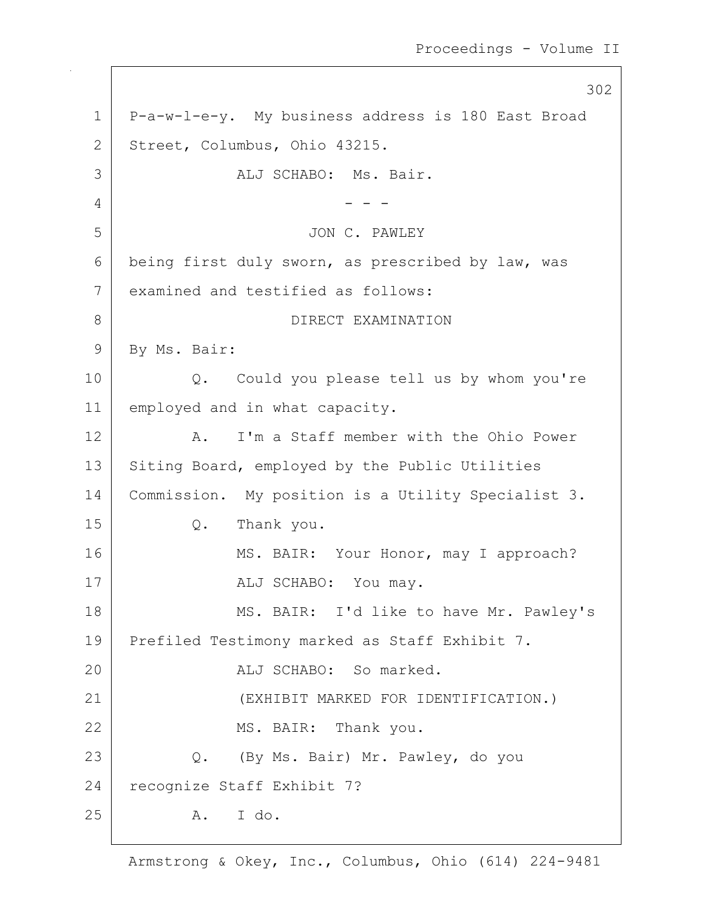P-a-w-l-e-y. My business address is 180 East Broad Street, Columbus, Ohio 43215.

ALJ SCHABO: Ms. Bair.

- - -

JON C. PAWLEY

being first duly sworn, as prescribed by law, was examined and testified as follows:

DIRECT EXAMINATION

By Ms. Bair:

Q. Could you please tell us by whom you're employed and in what capacity.

A. I'm a Staff member with the Ohio Power Siting Board, employed by the Public Utilities Commission. My position is a Utility Specialist 3.

Q. Thank you.

MS. BAIR: Your Honor, may I approach?

ALJ SCHABO: You may.

MS. BAIR: I'd like to have Mr. Pawley's Prefiled Testimony marked as Staff Exhibit 7.

ALJ SCHABO: So marked.

(EXHIBIT MARKED FOR IDENTIFICATION.)

MS. BAIR: Thank you.

Q. (By Ms. Bair) Mr. Pawley, do you recognize Staff Exhibit 7?

A. I do.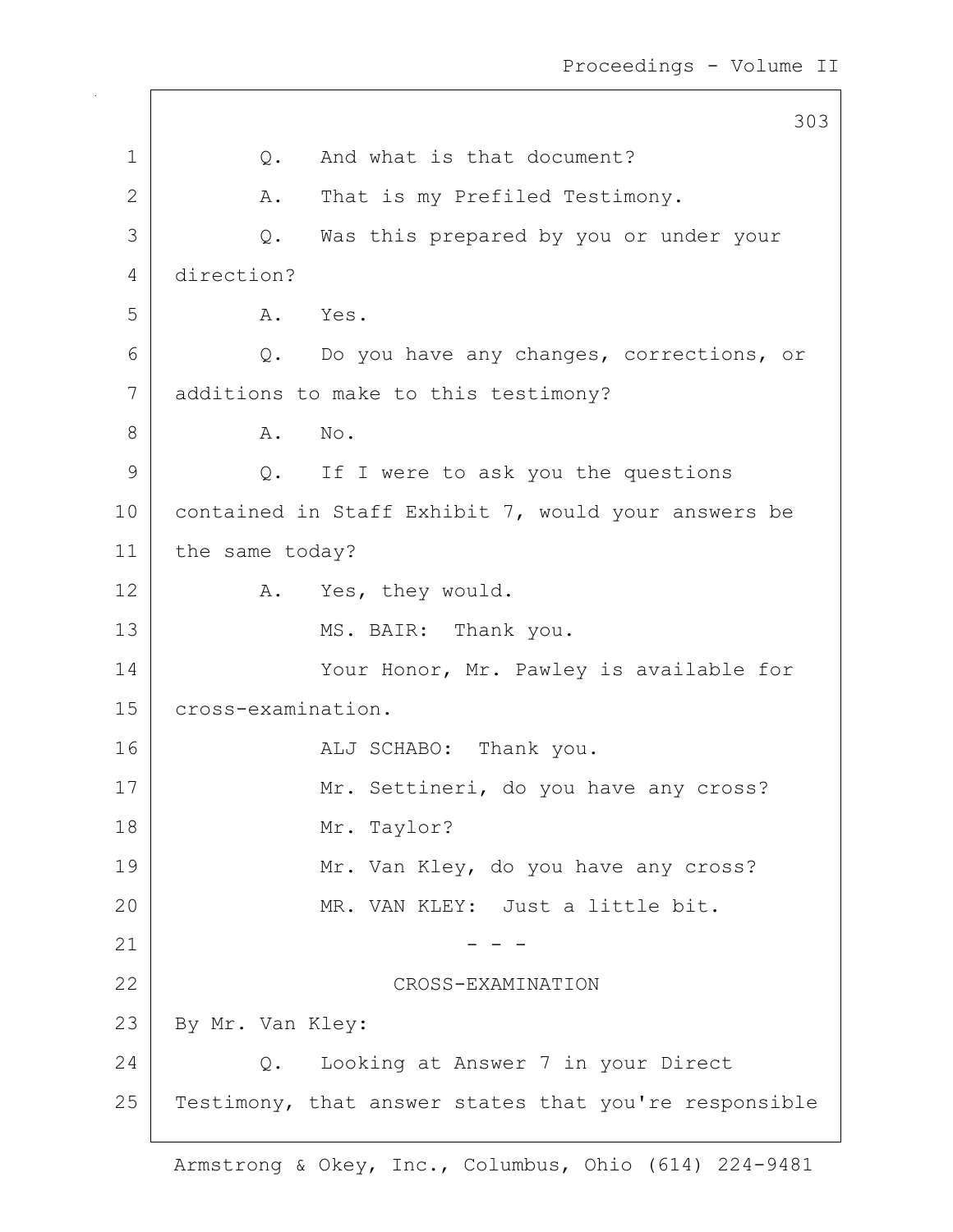Q. And what is that document?

A. That is my Prefiled Testimony.

Q. Was this prepared by you or under your direction?

A. Yes.

Q. Do you have any changes, corrections, or additions to make to this testimony?

A. No.

Q. If I were to ask you the questions contained in Staff Exhibit 7, would your answers be the same today?

A. Yes, they would.

MS. BAIR: Thank you.

Your Honor, Mr. Pawley is available for cross-examination.

ALJ SCHABO: Thank you.

Mr. Settineri, do you have any cross?

Mr. Taylor?

Mr. Van Kley, do you have any cross?

MR. VAN KLEY: Just a little bit.

\- - -

CROSS-EXAMINATION

By Mr. Van Kley:

Q. Looking at Answer 7 in your Direct Testimony, that answer states that you're responsible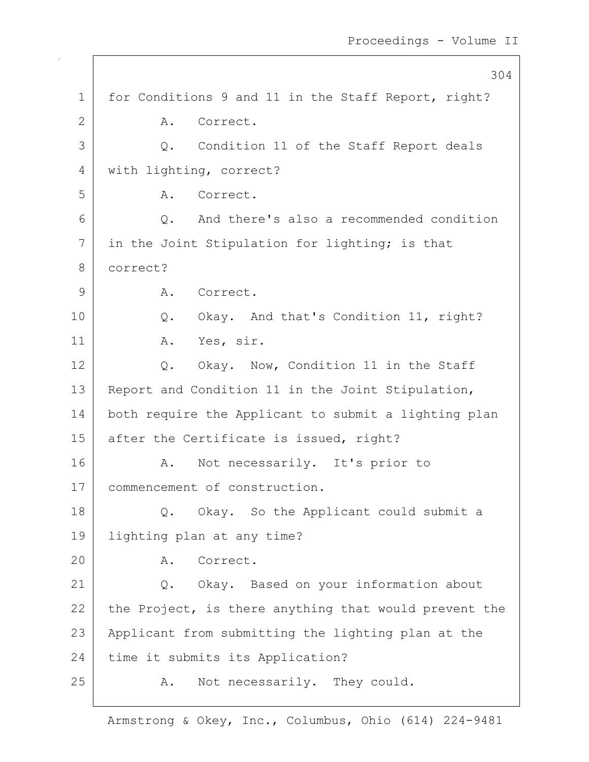for Conditions 9 and 11 in the Staff Report, right?

A. Correct.

Q. Condition 11 of the Staff Report deals with lighting, correct?

A. Correct.

Q. And there's also a recommended condition in the Joint Stipulation for lighting; is that correct?

A. Correct.

Q. Okay. And that's Condition 11, right?

A. Yes, sir.

Q. Okay. Now, Condition 11 in the Staff Report and Condition 11 in the Joint Stipulation, both require the Applicant to submit a lighting plan after the Certificate is issued, right?

A. Not necessarily. It's prior to commencement of construction.

Q. Okay. So the Applicant could submit a lighting plan at any time?

A. Correct.

Q. Okay. Based on your information about the Project, is there anything that would prevent the Applicant from submitting the lighting plan at the time it submits its Application?

A. Not necessarily. They could.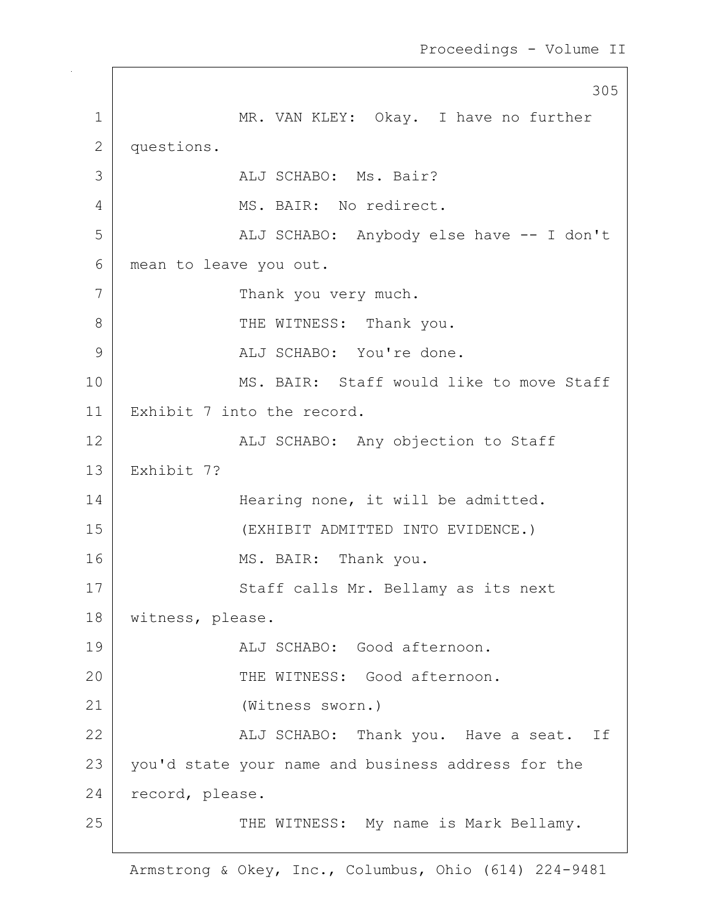MR. VAN KLEY: Okay. I have no further questions.

ALJ SCHABO: Ms. Bair?

MS. BAIR: No redirect.

ALJ SCHABO: Anybody else have -- I don't mean to leave you out.

Thank you very much.

THE WITNESS: Thank you.

ALJ SCHABO: You're done.

MS. BAIR: Staff would like to move Staff Exhibit 7 into the record.

ALJ SCHABO: Any objection to Staff Exhibit 7?

Hearing none, it will be admitted.

(EXHIBIT ADMITTED INTO EVIDENCE.)

MS. BAIR: Thank you.

Staff calls Mr. Bellamy as its next witness, please.

ALJ SCHABO: Good afternoon.

THE WITNESS: Good afternoon.

(Witness sworn.)

ALJ SCHABO: Thank you. Have a seat. If you'd state your name and business address for the record, please.

THE WITNESS: My name is Mark Bellamy.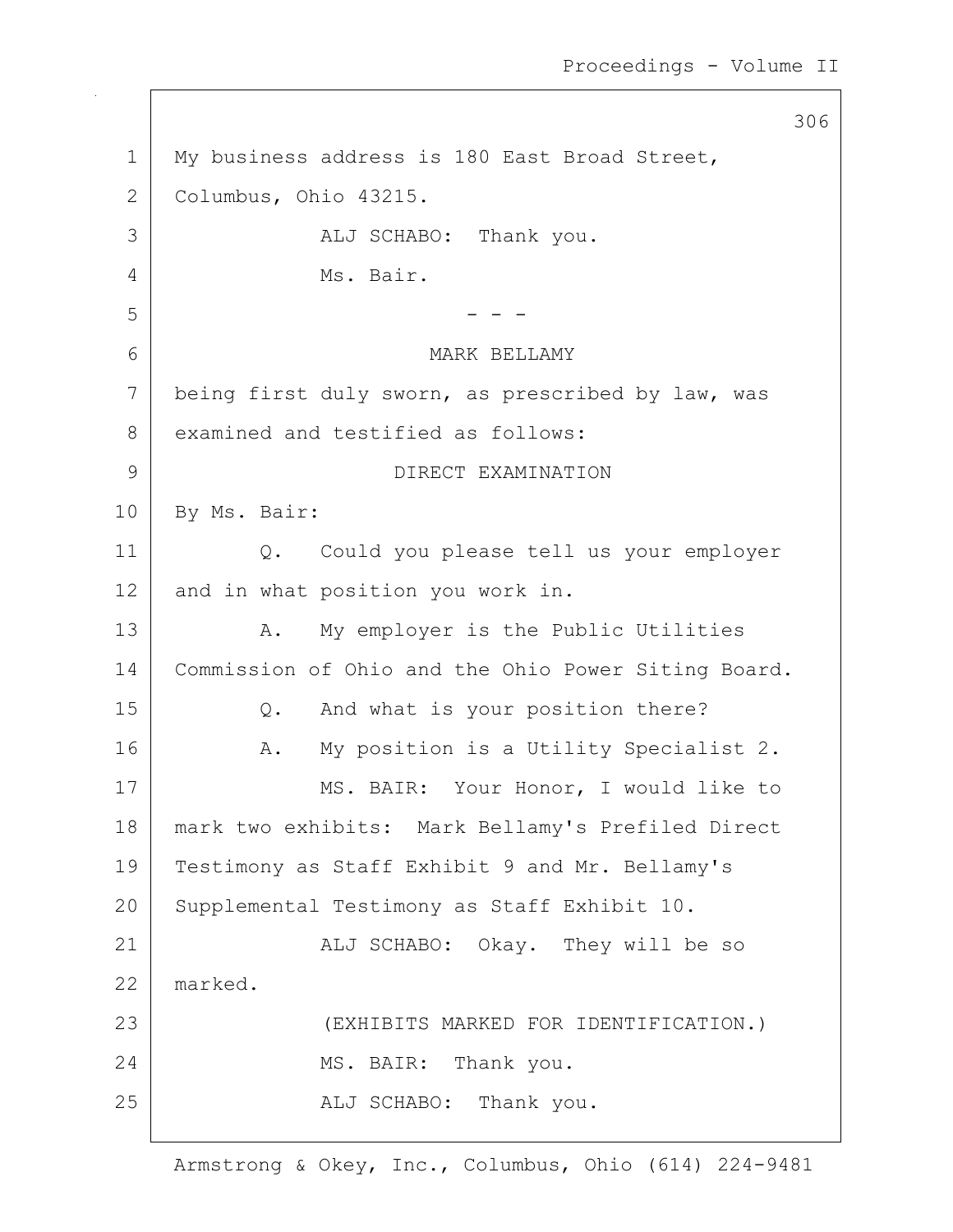My business address is 180 East Broad Street, Columbus, Ohio 43215.

ALJ SCHABO: Thank you.

Ms. Bair.

- - -

MARK BELLAMY

being first duly sworn, as prescribed by law, was examined and testified as follows:

DIRECT EXAMINATION

By Ms. Bair:

Q. Could you please tell us your employer and in what position you work in.

A. My employer is the Public Utilities Commission of Ohio and the Ohio Power Siting Board.

Q. And what is your position there?

A. My position is a Utility Specialist 2.

MS. BAIR: Your Honor, I would like to mark two exhibits: Mark Bellamy's Prefiled Direct Testimony as Staff Exhibit 9 and Mr. Bellamy's Supplemental Testimony as Staff Exhibit 10.

ALJ SCHABO: Okay. They will be so marked.

(EXHIBITS MARKED FOR IDENTIFICATION.)

MS. BAIR: Thank you.

ALJ SCHABO: Thank you.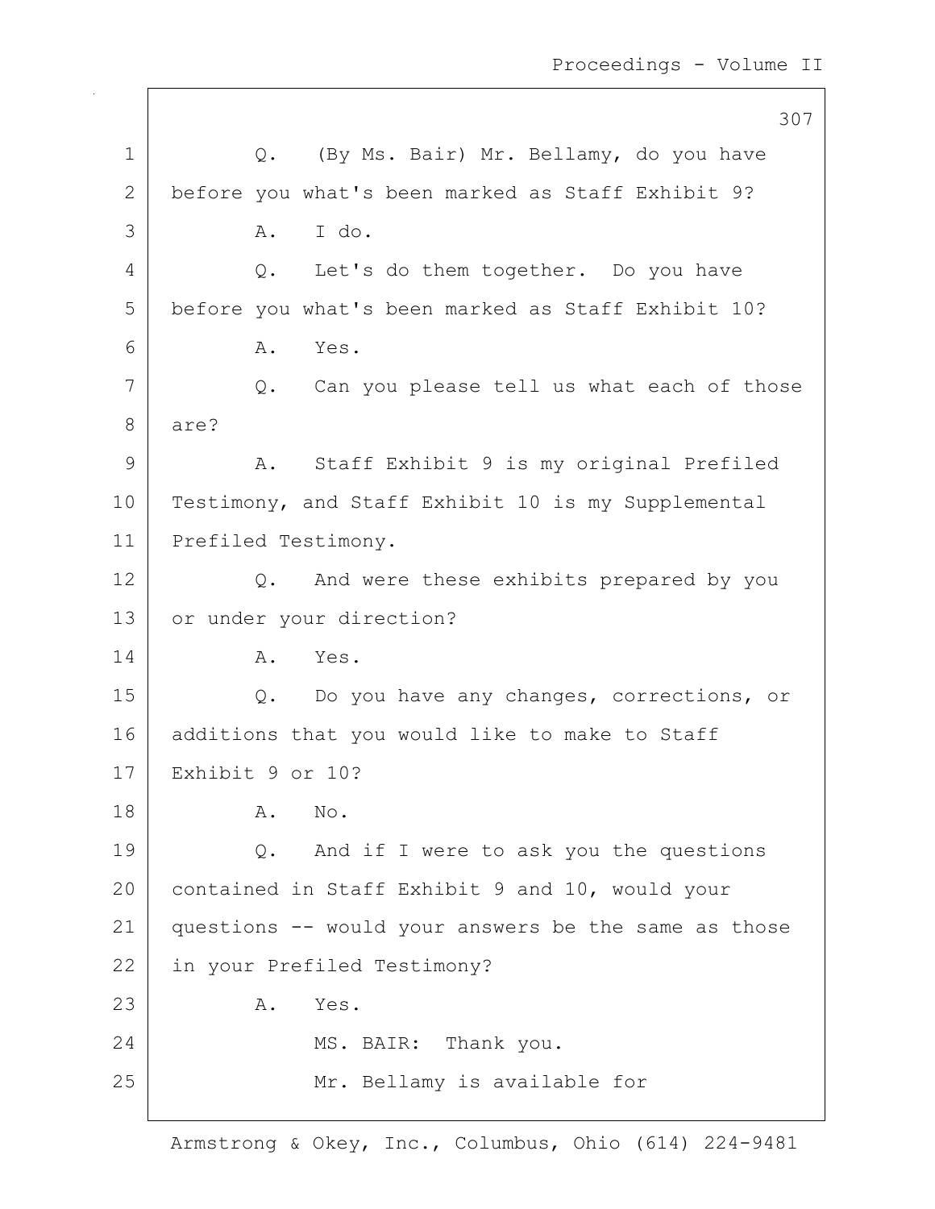1 Q. (By Ms. Bair) Mr. Bellamy, do you have
2 before you what's been marked as Staff Exhibit 9?
3 A. I do.
4 Q. Let's do them together. Do you have
5 before you what's been marked as Staff Exhibit 10?
6 A. Yes.
7 Q. Can you please tell us what each of those
8 are?
9 A. Staff Exhibit 9 is my original Prefiled
10 Testimony, and Staff Exhibit 10 is my Supplemental
11 Prefiled Testimony.
12 Q. And were these exhibits prepared by you
13 or under your direction?
14 A. Yes.
15 Q. Do you have any changes, corrections, or
16 additions that you would like to make to Staff
17 Exhibit 9 or 10?
18 A. No.
19 Q. And if I were to ask you the questions
20 contained in Staff Exhibit 9 and 10, would your
21 questions -- would your answers be the same as those
22 in your Prefiled Testimony?
23 A. Yes.
24 MS. BAIR: Thank you.
25 Mr. Bellamy is available for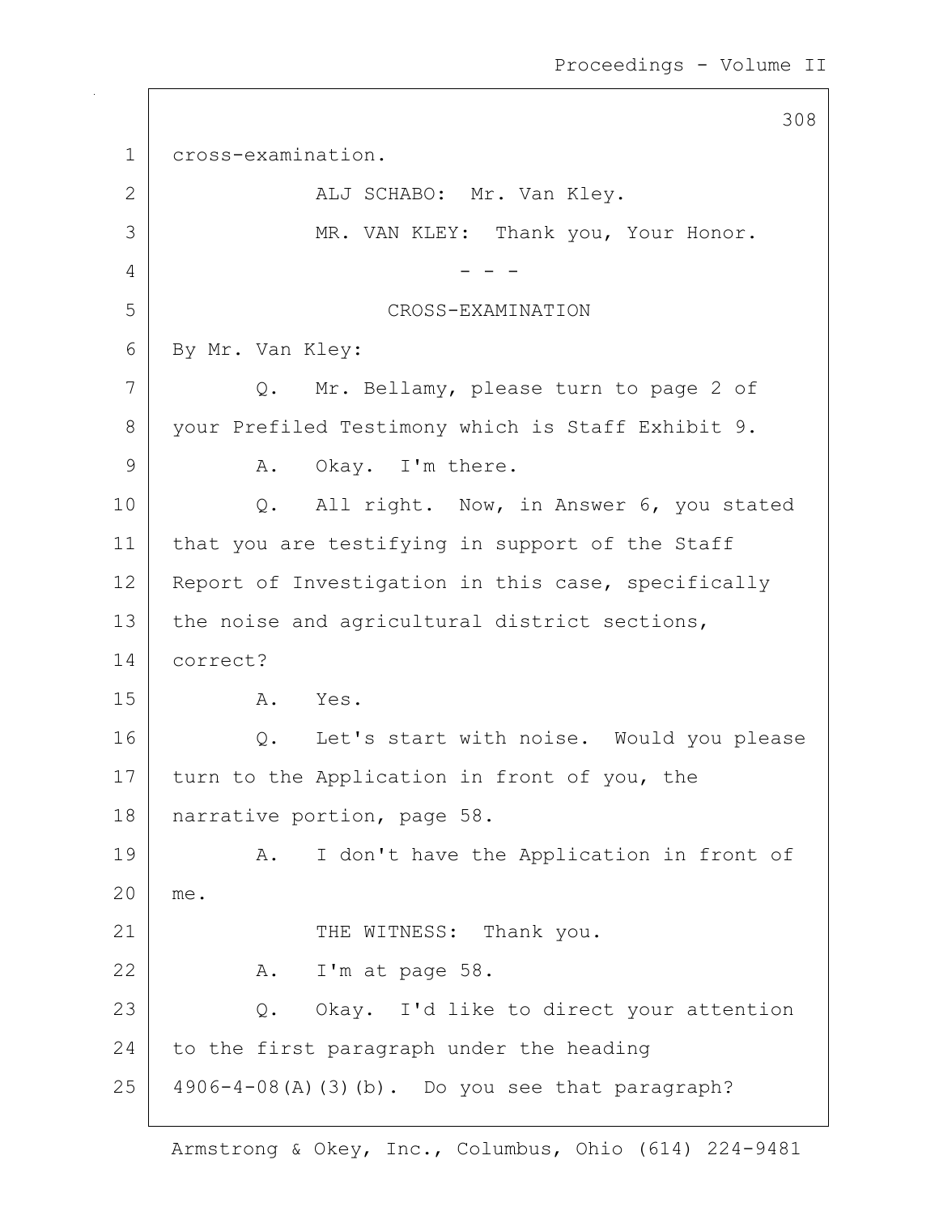cross-examination.

ALJ SCHABO: Mr. Van Kley.

MR. VAN KLEY: Thank you, Your Honor.

\- - -

CROSS-EXAMINATION

By Mr. Van Kley:

Q. Mr. Bellamy, please turn to page 2 of your Prefiled Testimony which is Staff Exhibit 9.

A. Okay. I'm there.

Q. All right. Now, in Answer 6, you stated that you are testifying in support of the Staff Report of Investigation in this case, specifically the noise and agricultural district sections, correct?

A. Yes.

Q. Let's start with noise. Would you please turn to the Application in front of you, the narrative portion, page 58.

A. I don't have the Application in front of me.

THE WITNESS: Thank you.

A. I'm at page 58.

Q. Okay. I'd like to direct your attention to the first paragraph under the heading 4906-4-08(A)(3)(b). Do you see that paragraph?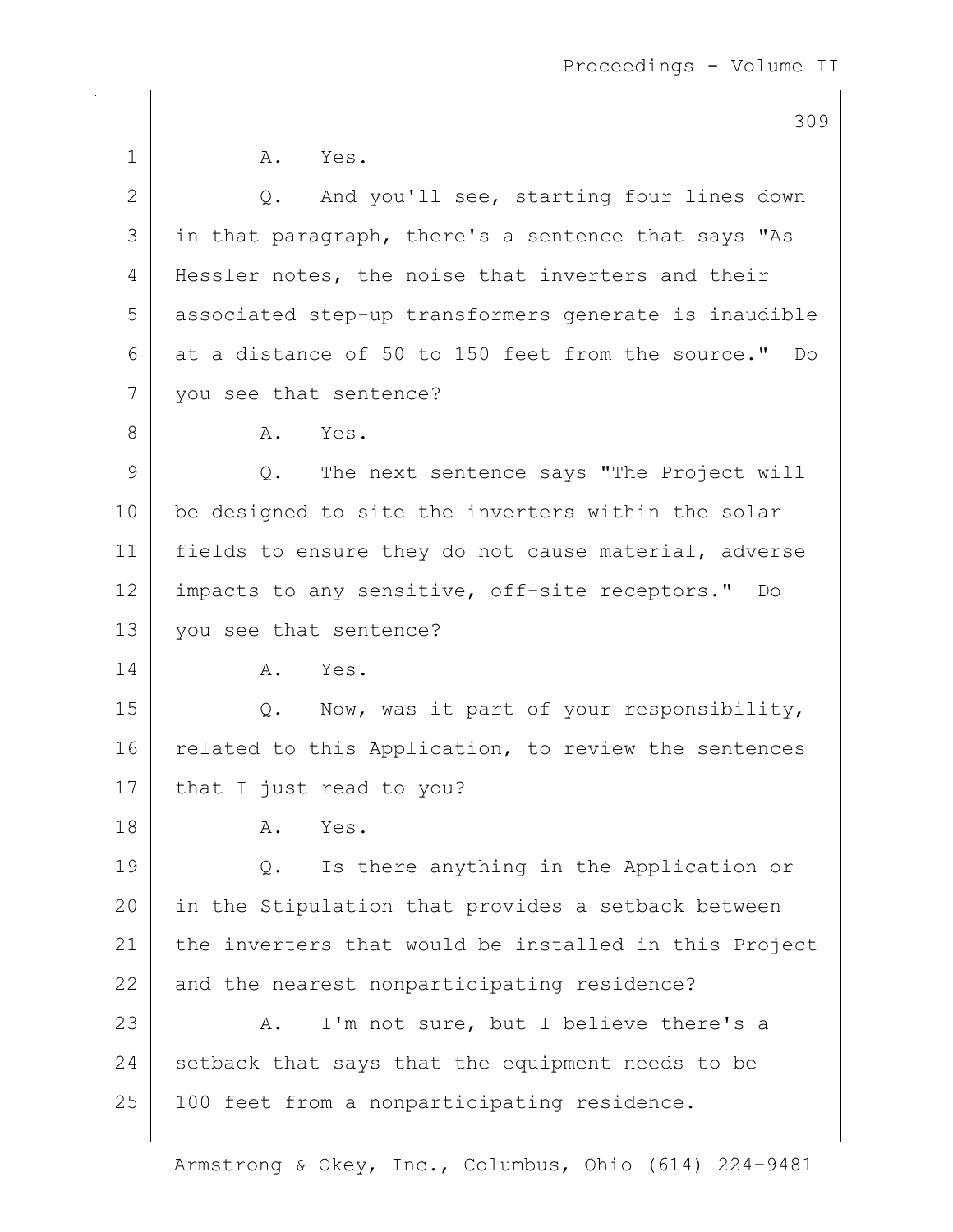A. Yes.

Q. And you'll see, starting four lines down in that paragraph, there's a sentence that says "As Hessler notes, the noise that inverters and their associated step-up transformers generate is inaudible at a distance of 50 to 150 feet from the source." Do you see that sentence?

A. Yes.

Q. The next sentence says "The Project will be designed to site the inverters within the solar fields to ensure they do not cause material, adverse impacts to any sensitive, off-site receptors." Do you see that sentence?

A. Yes.

Q. Now, was it part of your responsibility, related to this Application, to review the sentences that I just read to you?

A. Yes.

Q. Is there anything in the Application or in the Stipulation that provides a setback between the inverters that would be installed in this Project and the nearest nonparticipating residence?

A. I'm not sure, but I believe there's a setback that says that the equipment needs to be 100 feet from a nonparticipating residence.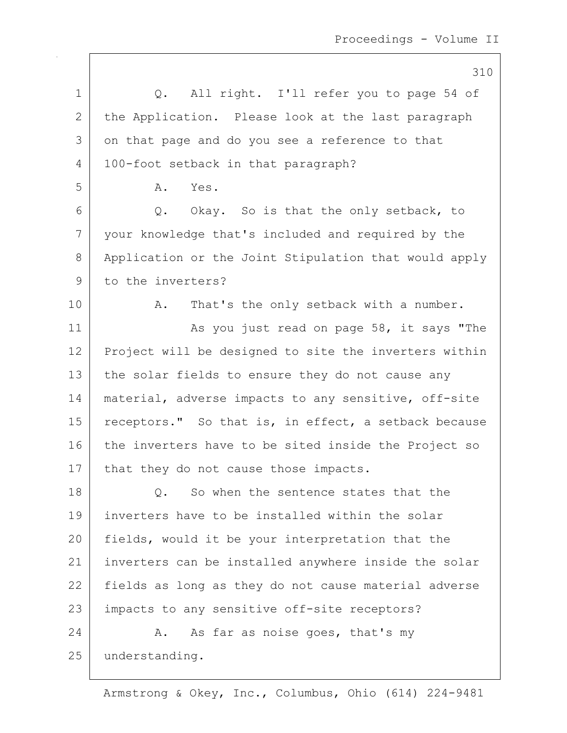Q. All right. I'll refer you to page 54 of the Application. Please look at the last paragraph on that page and do you see a reference to that 100-foot setback in that paragraph?

A. Yes.

Q. Okay. So is that the only setback, to your knowledge that's included and required by the Application or the Joint Stipulation that would apply to the inverters?

A. That's the only setback with a number.

As you just read on page 58, it says "The Project will be designed to site the inverters within the solar fields to ensure they do not cause any material, adverse impacts to any sensitive, off-site receptors." So that is, in effect, a setback because the inverters have to be sited inside the Project so that they do not cause those impacts.

Q. So when the sentence states that the inverters have to be installed within the solar fields, would it be your interpretation that the inverters can be installed anywhere inside the solar fields as long as they do not cause material adverse impacts to any sensitive off-site receptors?

A. As far as noise goes, that's my understanding.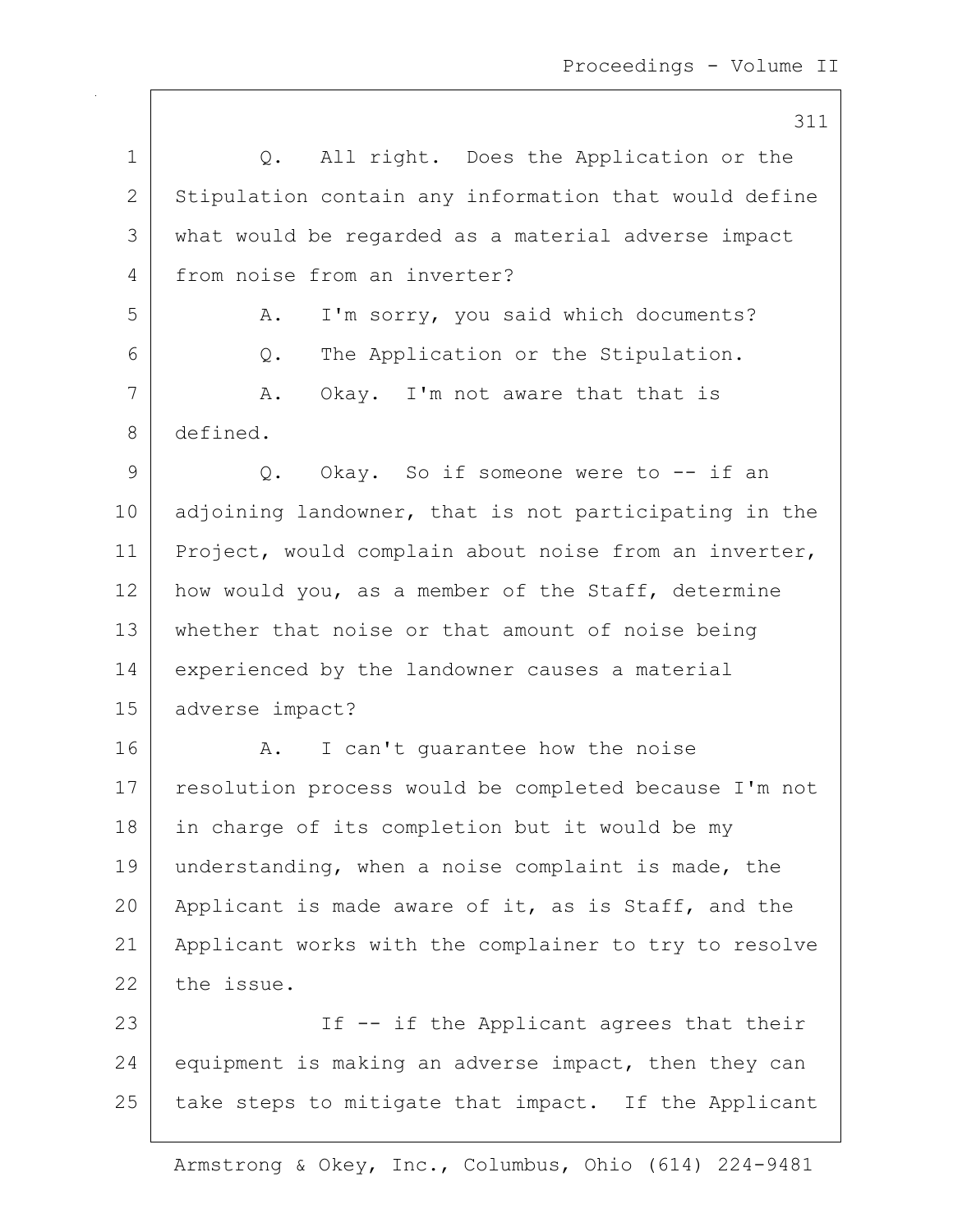Q. All right. Does the Application or the Stipulation contain any information that would define what would be regarded as a material adverse impact from noise from an inverter?

A. I'm sorry, you said which documents?

Q. The Application or the Stipulation.

A. Okay. I'm not aware that that is defined.

Q. Okay. So if someone were to -- if an adjoining landowner, that is not participating in the Project, would complain about noise from an inverter, how would you, as a member of the Staff, determine whether that noise or that amount of noise being experienced by the landowner causes a material adverse impact?

A. I can't guarantee how the noise resolution process would be completed because I'm not in charge of its completion but it would be my understanding, when a noise complaint is made, the Applicant is made aware of it, as is Staff, and the Applicant works with the complainer to try to resolve the issue.

If -- if the Applicant agrees that their equipment is making an adverse impact, then they can take steps to mitigate that impact. If the Applicant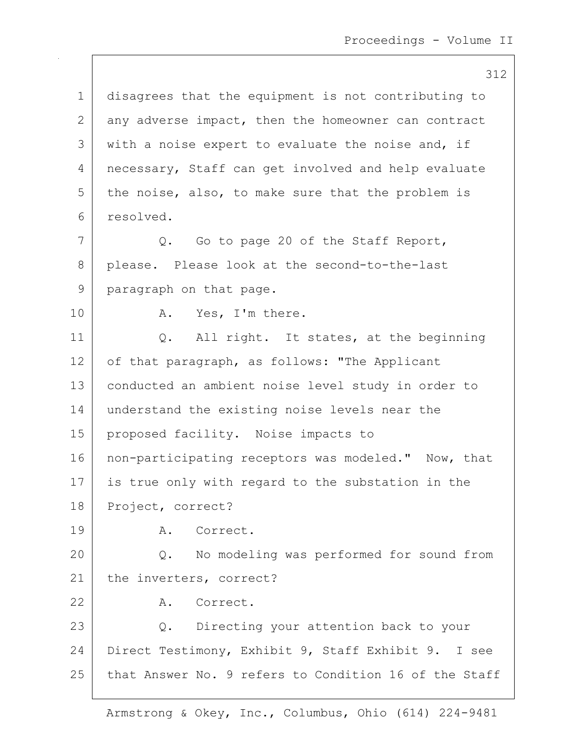disagrees that the equipment is not contributing to any adverse impact, then the homeowner can contract with a noise expert to evaluate the noise and, if necessary, Staff can get involved and help evaluate the noise, also, to make sure that the problem is resolved.

Q. Go to page 20 of the Staff Report, please. Please look at the second-to-the-last paragraph on that page.

A. Yes, I'm there.

Q. All right. It states, at the beginning of that paragraph, as follows: "The Applicant conducted an ambient noise level study in order to understand the existing noise levels near the proposed facility. Noise impacts to non-participating receptors was modeled." Now, that is true only with regard to the substation in the Project, correct?

A. Correct.

Q. No modeling was performed for sound from the inverters, correct?

A. Correct.

Q. Directing your attention back to your Direct Testimony, Exhibit 9, Staff Exhibit 9. I see that Answer No. 9 refers to Condition 16 of the Staff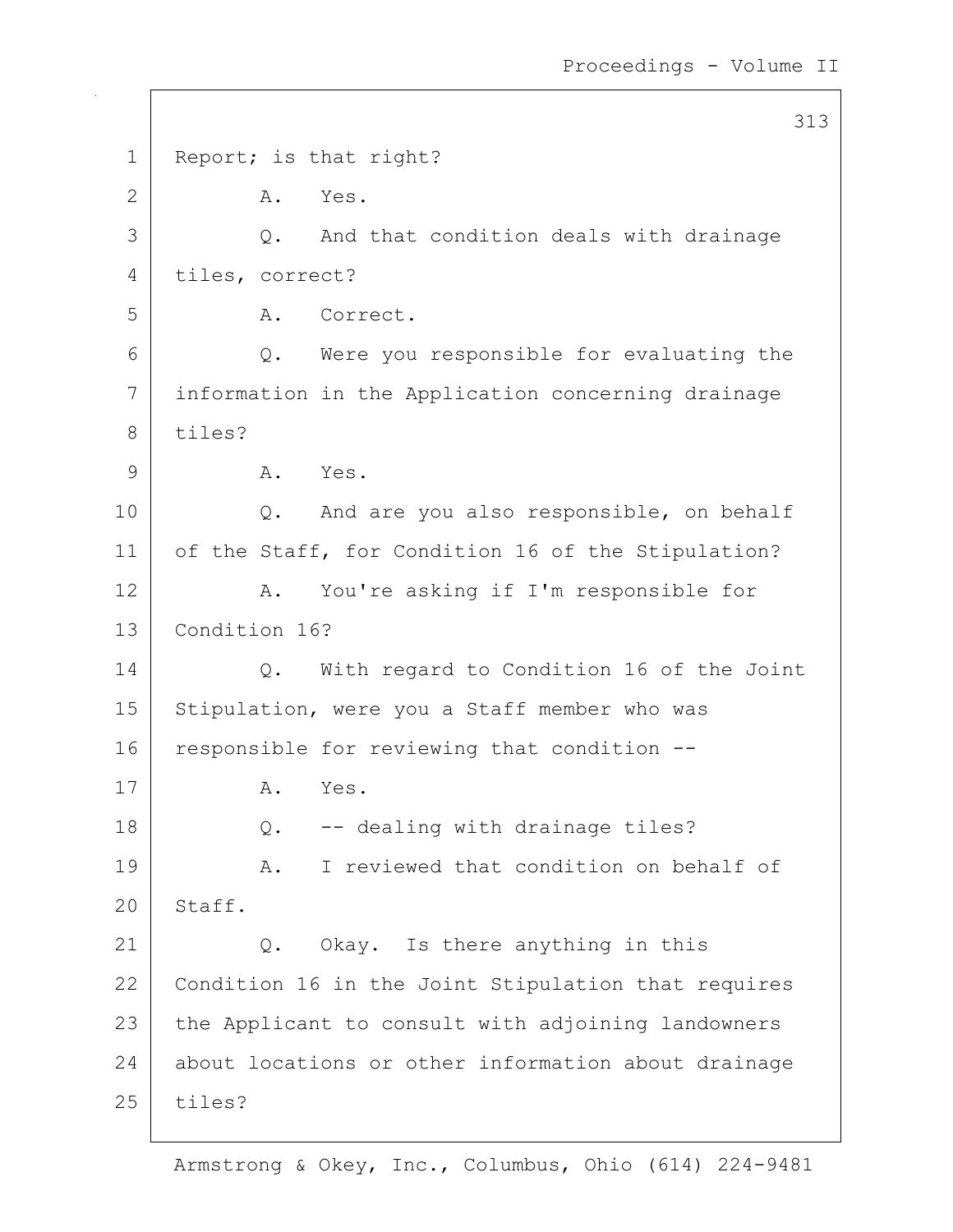1 Report; is that right?

2 A. Yes.

3 Q. And that condition deals with drainage

4 tiles, correct?

5 A. Correct.

6 Q. Were you responsible for evaluating the

7 information in the Application concerning drainage

8 tiles?

9 A. Yes.

10 Q. And are you also responsible, on behalf

11 of the Staff, for Condition 16 of the Stipulation?

12 A. You're asking if I'm responsible for

13 Condition 16?

14 Q. With regard to Condition 16 of the Joint

15 Stipulation, were you a Staff member who was

16 responsible for reviewing that condition --

17 A. Yes.

18 Q. -- dealing with drainage tiles?

19 A. I reviewed that condition on behalf of

20 Staff.

21 Q. Okay. Is there anything in this

22 Condition 16 in the Joint Stipulation that requires

23 the Applicant to consult with adjoining landowners

24 about locations or other information about drainage

25 tiles?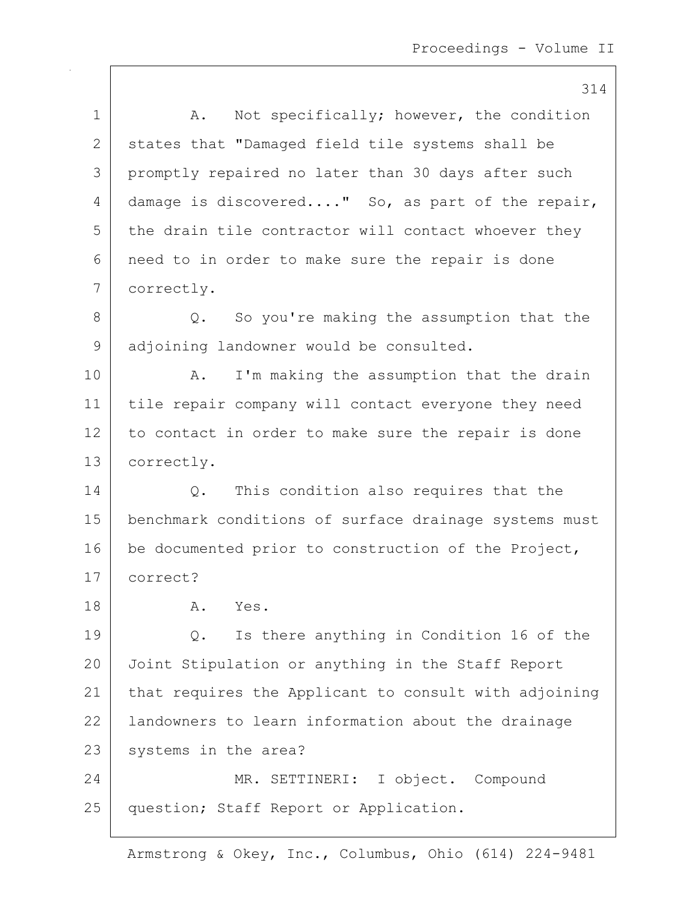A. Not specifically; however, the condition states that "Damaged field tile systems shall be promptly repaired no later than 30 days after such damage is discovered...." So, as part of the repair, the drain tile contractor will contact whoever they need to in order to make sure the repair is done correctly.

Q. So you're making the assumption that the adjoining landowner would be consulted.

A. I'm making the assumption that the drain tile repair company will contact everyone they need to contact in order to make sure the repair is done correctly.

Q. This condition also requires that the benchmark conditions of surface drainage systems must be documented prior to construction of the Project, correct?

A. Yes.

Q. Is there anything in Condition 16 of the Joint Stipulation or anything in the Staff Report that requires the Applicant to consult with adjoining landowners to learn information about the drainage systems in the area?

MR. SETTINERI: I object. Compound question; Staff Report or Application.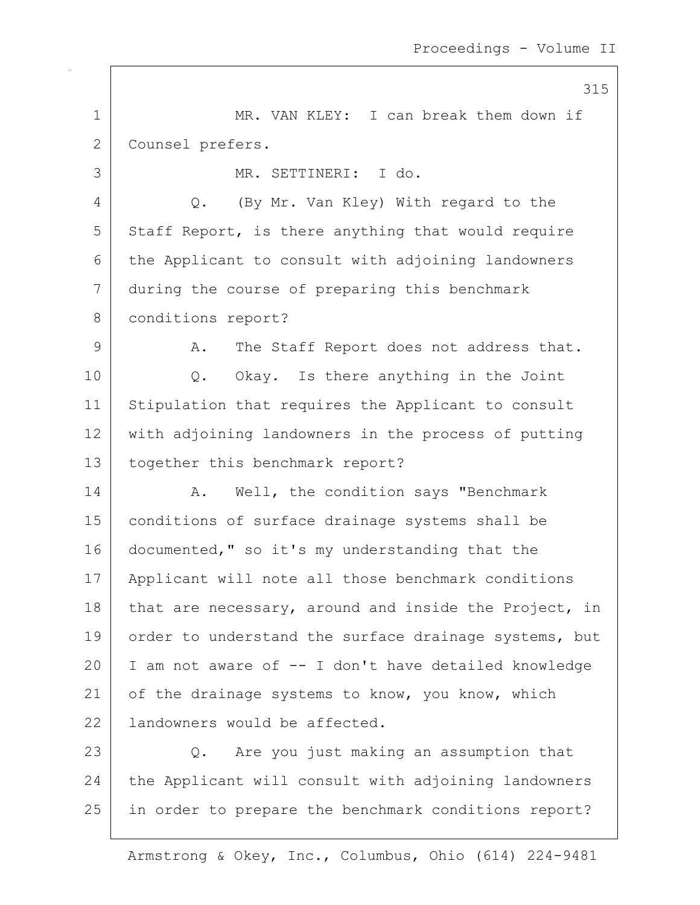MR. VAN KLEY: I can break them down if Counsel prefers.

MR. SETTINERI: I do.

Q. (By Mr. Van Kley) With regard to the Staff Report, is there anything that would require the Applicant to consult with adjoining landowners during the course of preparing this benchmark conditions report?

A. The Staff Report does not address that.

Q. Okay. Is there anything in the Joint Stipulation that requires the Applicant to consult with adjoining landowners in the process of putting together this benchmark report?

A. Well, the condition says "Benchmark conditions of surface drainage systems shall be documented," so it's my understanding that the Applicant will note all those benchmark conditions that are necessary, around and inside the Project, in order to understand the surface drainage systems, but I am not aware of -- I don't have detailed knowledge of the drainage systems to know, you know, which landowners would be affected.

Q. Are you just making an assumption that the Applicant will consult with adjoining landowners in order to prepare the benchmark conditions report?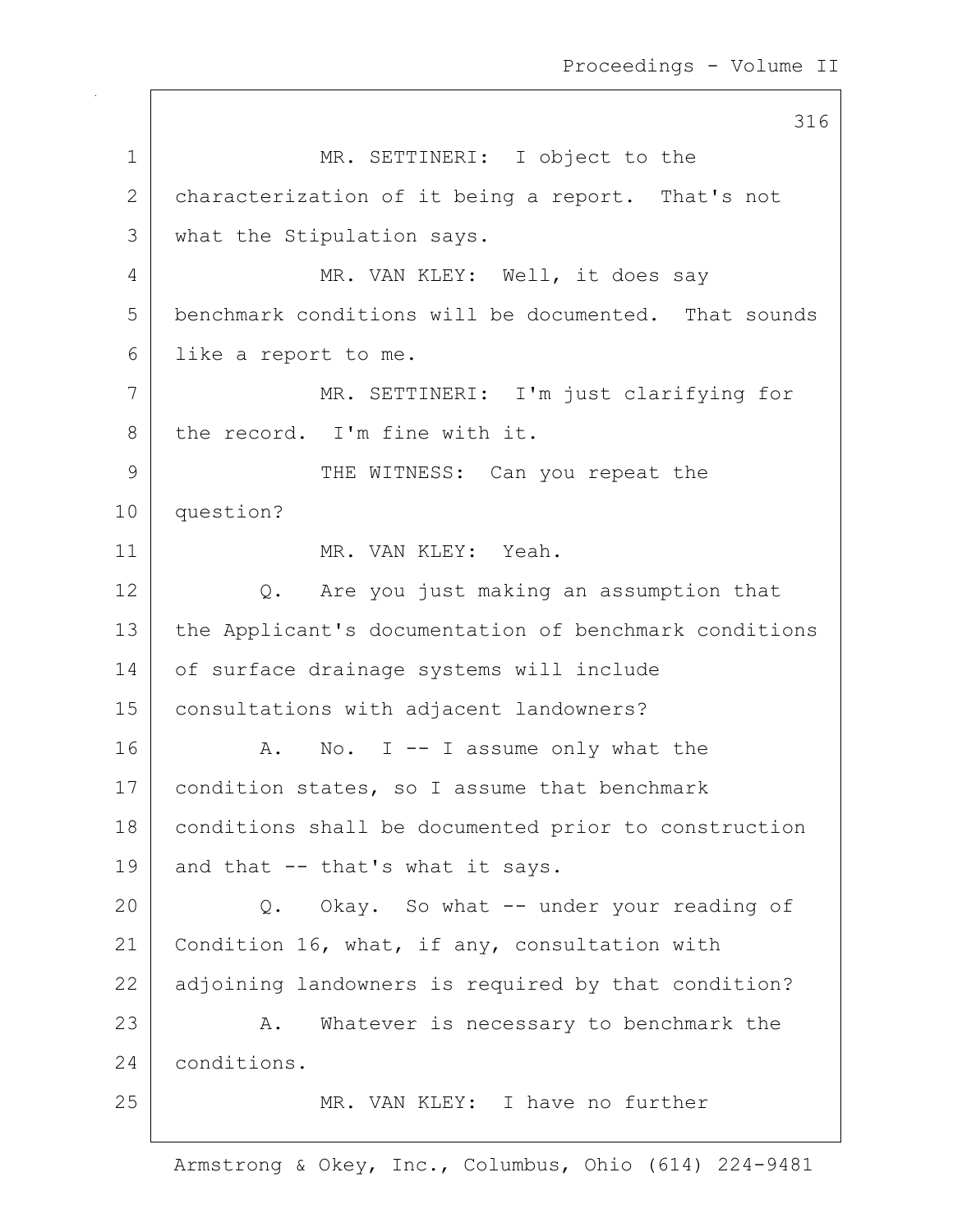MR. SETTINERI: I object to the characterization of it being a report. That's not what the Stipulation says.

MR. VAN KLEY: Well, it does say benchmark conditions will be documented. That sounds like a report to me.

MR. SETTINERI: I'm just clarifying for the record. I'm fine with it.

THE WITNESS: Can you repeat the question?

MR. VAN KLEY: Yeah.

Q. Are you just making an assumption that the Applicant's documentation of benchmark conditions of surface drainage systems will include consultations with adjacent landowners?

A. No. I -- I assume only what the condition states, so I assume that benchmark conditions shall be documented prior to construction and that -- that's what it says.

Q. Okay. So what -- under your reading of Condition 16, what, if any, consultation with adjoining landowners is required by that condition?

A. Whatever is necessary to benchmark the conditions.

MR. VAN KLEY: I have no further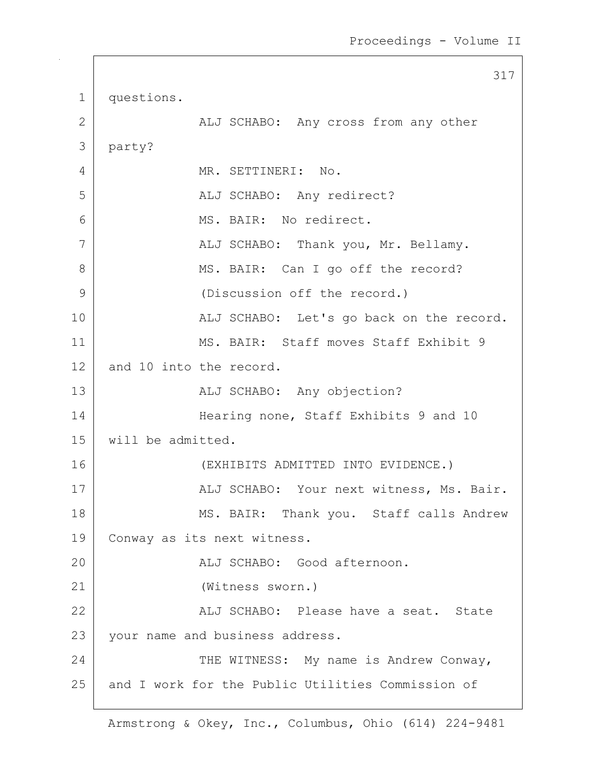questions.

ALJ SCHABO: Any cross from any other party?

MR. SETTINERI: No.

ALJ SCHABO: Any redirect?

MS. BAIR: No redirect.

ALJ SCHABO: Thank you, Mr. Bellamy.

MS. BAIR: Can I go off the record?

(Discussion off the record.)

ALJ SCHABO: Let's go back on the record.

MS. BAIR: Staff moves Staff Exhibit 9 and 10 into the record.

ALJ SCHABO: Any objection?

Hearing none, Staff Exhibits 9 and 10 will be admitted.

(EXHIBITS ADMITTED INTO EVIDENCE.)

ALJ SCHABO: Your next witness, Ms. Bair.

MS. BAIR: Thank you. Staff calls Andrew Conway as its next witness.

ALJ SCHABO: Good afternoon.

(Witness sworn.)

ALJ SCHABO: Please have a seat. State your name and business address.

THE WITNESS: My name is Andrew Conway, and I work for the Public Utilities Commission of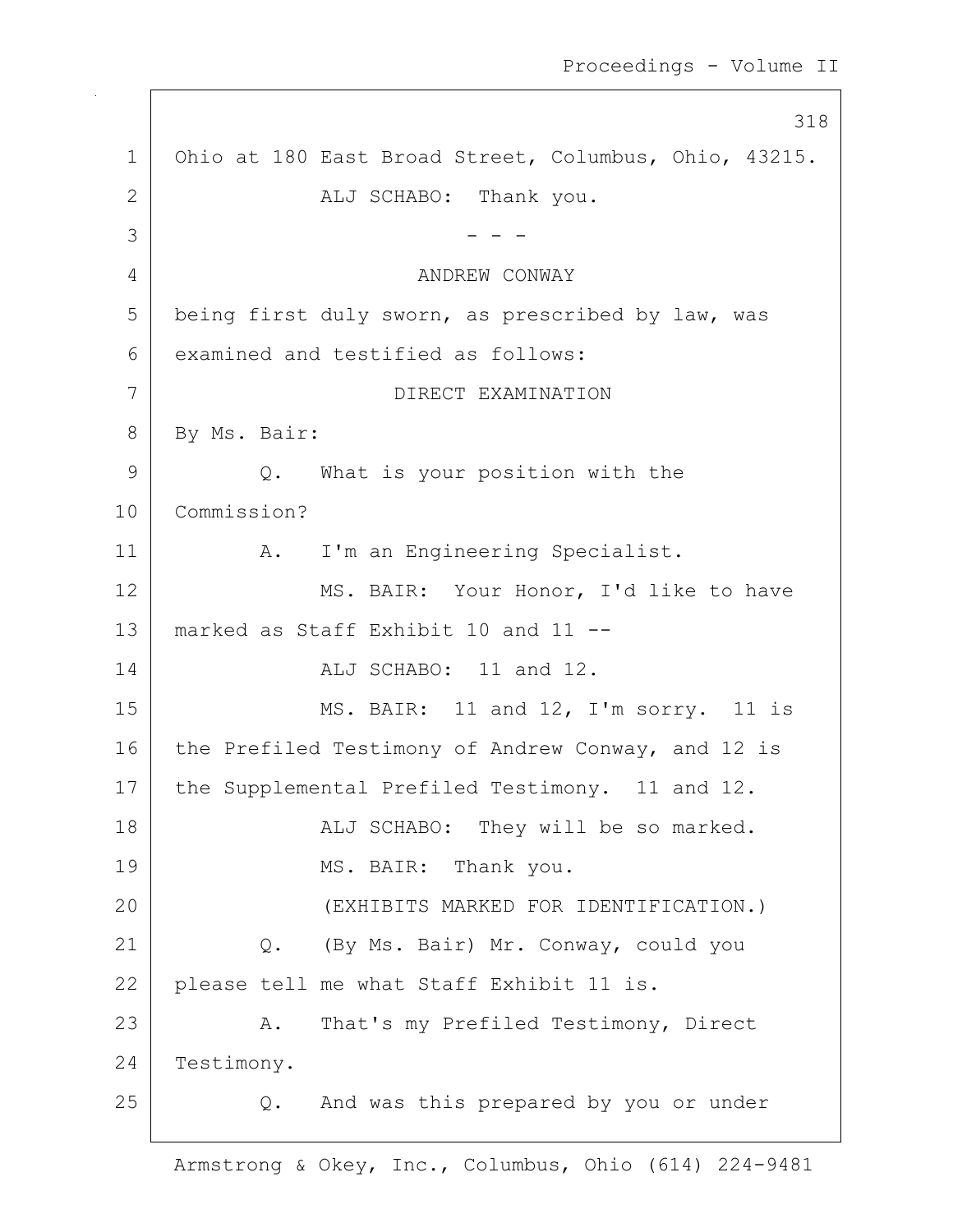Ohio at 180 East Broad Street, Columbus, Ohio, 43215.

ALJ SCHABO: Thank you.

- - -

ANDREW CONWAY

being first duly sworn, as prescribed by law, was examined and testified as follows:

DIRECT EXAMINATION

By Ms. Bair:

Q. What is your position with the Commission?

A. I'm an Engineering Specialist.

MS. BAIR: Your Honor, I'd like to have marked as Staff Exhibit 10 and 11 --

ALJ SCHABO: 11 and 12.

MS. BAIR: 11 and 12, I'm sorry. 11 is the Prefiled Testimony of Andrew Conway, and 12 is the Supplemental Prefiled Testimony. 11 and 12.

ALJ SCHABO: They will be so marked.

MS. BAIR: Thank you.

(EXHIBITS MARKED FOR IDENTIFICATION.)

Q. (By Ms. Bair) Mr. Conway, could you please tell me what Staff Exhibit 11 is.

A. That's my Prefiled Testimony, Direct Testimony.

Q. And was this prepared by you or under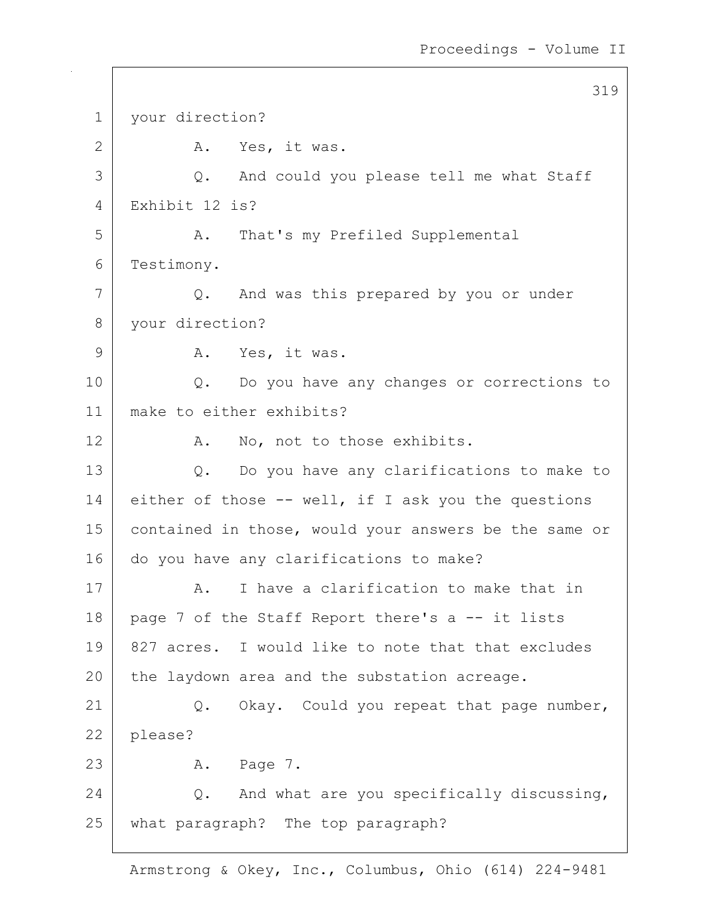1 your direction?

2 A. Yes, it was.

3 Q. And could you please tell me what Staff

4 Exhibit 12 is?

5 A. That's my Prefiled Supplemental

6 Testimony.

7 Q. And was this prepared by you or under

8 your direction?

9 A. Yes, it was.

10 Q. Do you have any changes or corrections to

11 make to either exhibits?

12 A. No, not to those exhibits.

13 Q. Do you have any clarifications to make to

14 either of those -- well, if I ask you the questions

15 contained in those, would your answers be the same or

16 do you have any clarifications to make?

17 A. I have a clarification to make that in

18 page 7 of the Staff Report there's a -- it lists

19 827 acres. I would like to note that that excludes

20 the laydown area and the substation acreage.

21 Q. Okay. Could you repeat that page number,

22 please?

23 A. Page 7.

24 Q. And what are you specifically discussing,

25 what paragraph? The top paragraph?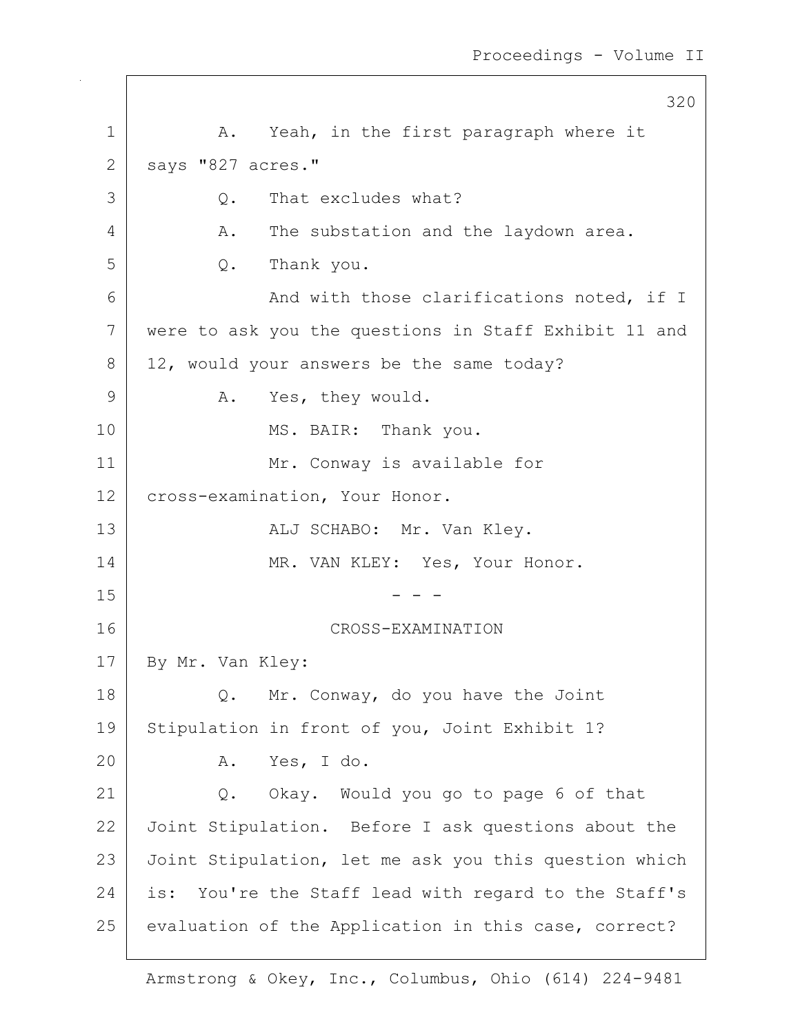A. Yeah, in the first paragraph where it says "827 acres."

Q. That excludes what?

A. The substation and the laydown area.

Q. Thank you.

And with those clarifications noted, if I were to ask you the questions in Staff Exhibit 11 and 12, would your answers be the same today?

A. Yes, they would.

MS. BAIR: Thank you.

Mr. Conway is available for cross-examination, Your Honor.

ALJ SCHABO: Mr. Van Kley.

MR. VAN KLEY: Yes, Your Honor.

- - -

CROSS-EXAMINATION

By Mr. Van Kley:

Q. Mr. Conway, do you have the Joint Stipulation in front of you, Joint Exhibit 1?

A. Yes, I do.

Q. Okay. Would you go to page 6 of that Joint Stipulation. Before I ask questions about the Joint Stipulation, let me ask you this question which is: You're the Staff lead with regard to the Staff's evaluation of the Application in this case, correct?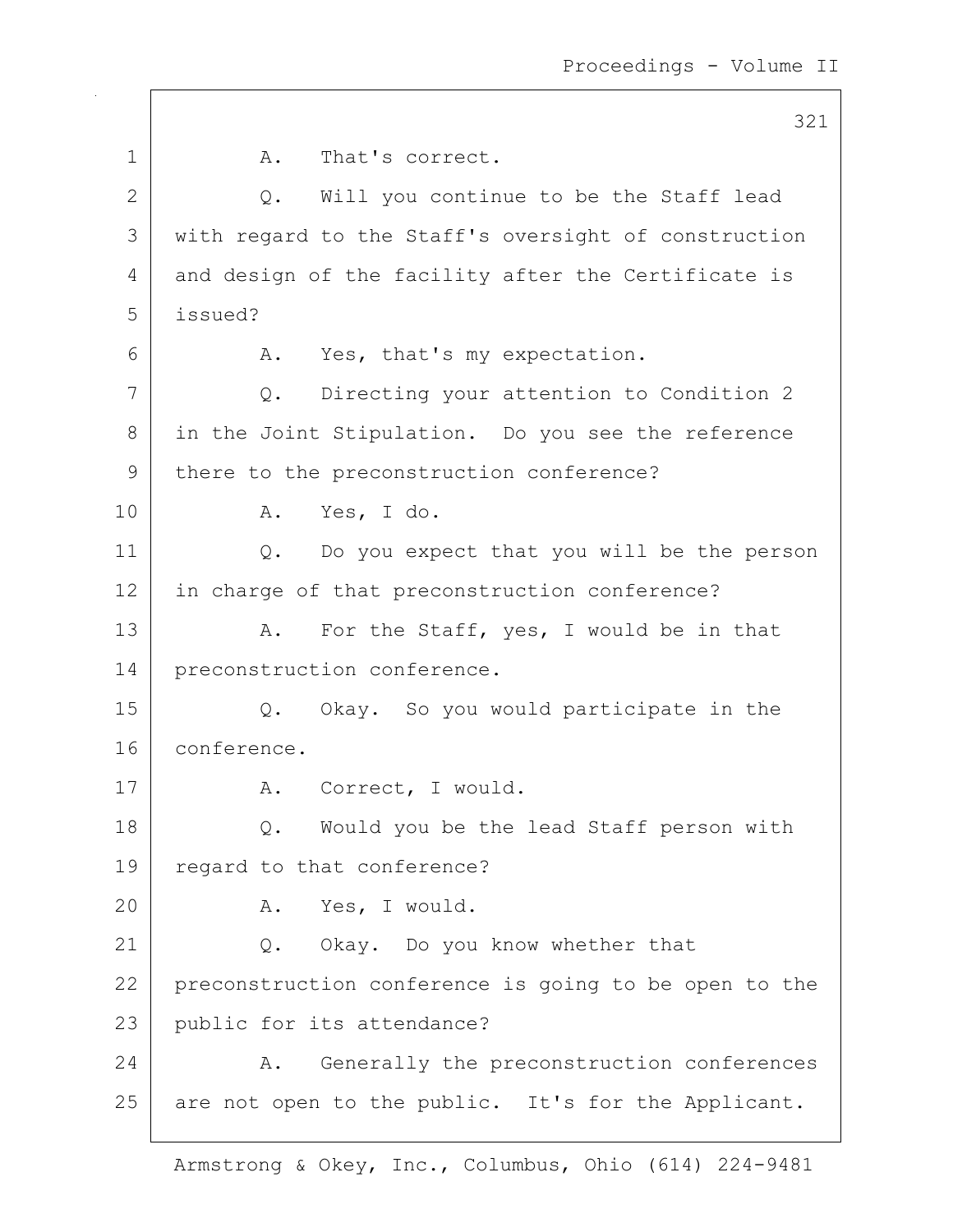A. That's correct.

Q. Will you continue to be the Staff lead with regard to the Staff's oversight of construction and design of the facility after the Certificate is issued?

A. Yes, that's my expectation.

Q. Directing your attention to Condition 2 in the Joint Stipulation. Do you see the reference there to the preconstruction conference?

A. Yes, I do.

Q. Do you expect that you will be the person in charge of that preconstruction conference?

A. For the Staff, yes, I would be in that preconstruction conference.

Q. Okay. So you would participate in the conference.

A. Correct, I would.

Q. Would you be the lead Staff person with regard to that conference?

A. Yes, I would.

Q. Okay. Do you know whether that preconstruction conference is going to be open to the public for its attendance?

A. Generally the preconstruction conferences are not open to the public. It's for the Applicant.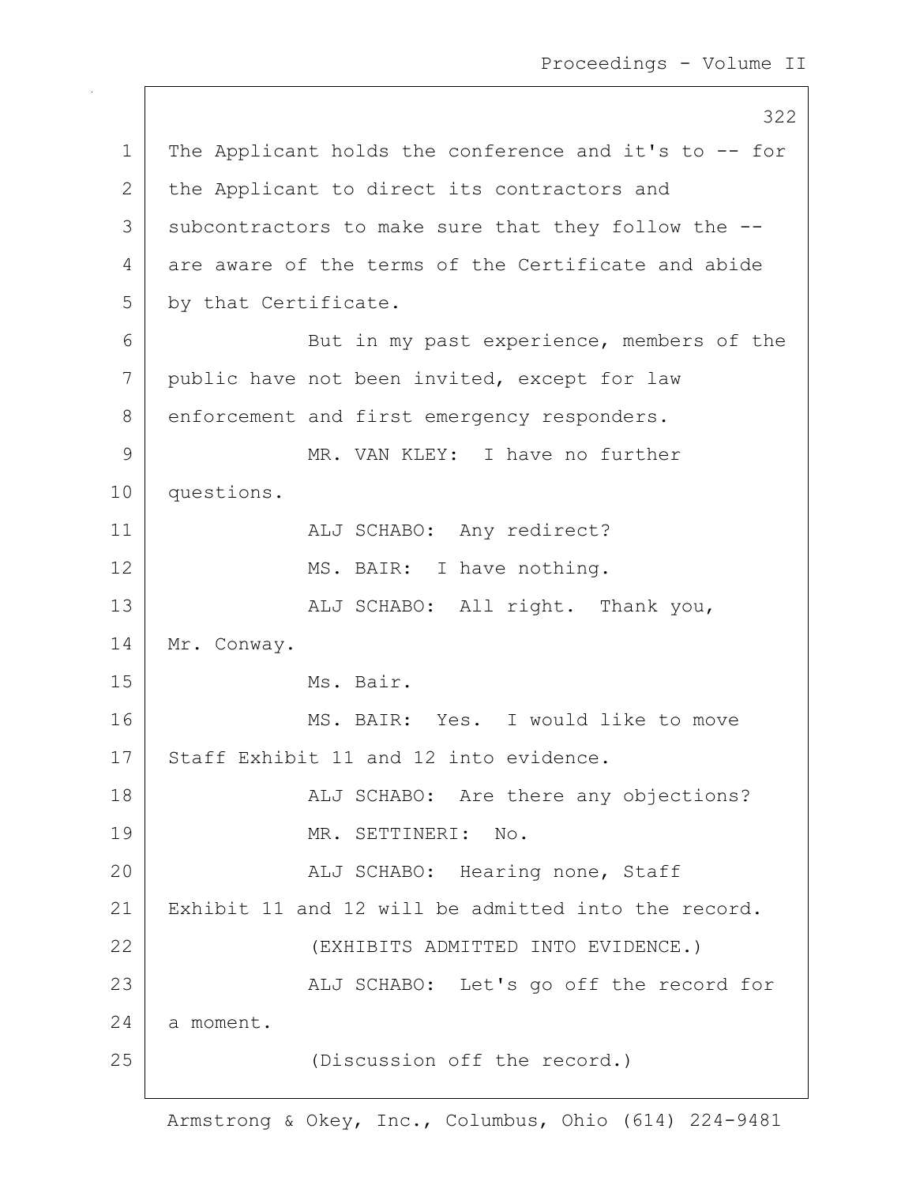The Applicant holds the conference and it's to -- for the Applicant to direct its contractors and subcontractors to make sure that they follow the -- are aware of the terms of the Certificate and abide by that Certificate.

But in my past experience, members of the public have not been invited, except for law enforcement and first emergency responders.

MR. VAN KLEY: I have no further questions.

ALJ SCHABO: Any redirect?

MS. BAIR: I have nothing.

ALJ SCHABO: All right. Thank you, Mr. Conway.

Ms. Bair.

MS. BAIR: Yes. I would like to move Staff Exhibit 11 and 12 into evidence.

ALJ SCHABO: Are there any objections?

MR. SETTINERI: No.

ALJ SCHABO: Hearing none, Staff Exhibit 11 and 12 will be admitted into the record.

(EXHIBITS ADMITTED INTO EVIDENCE.)

ALJ SCHABO: Let's go off the record for a moment.

(Discussion off the record.)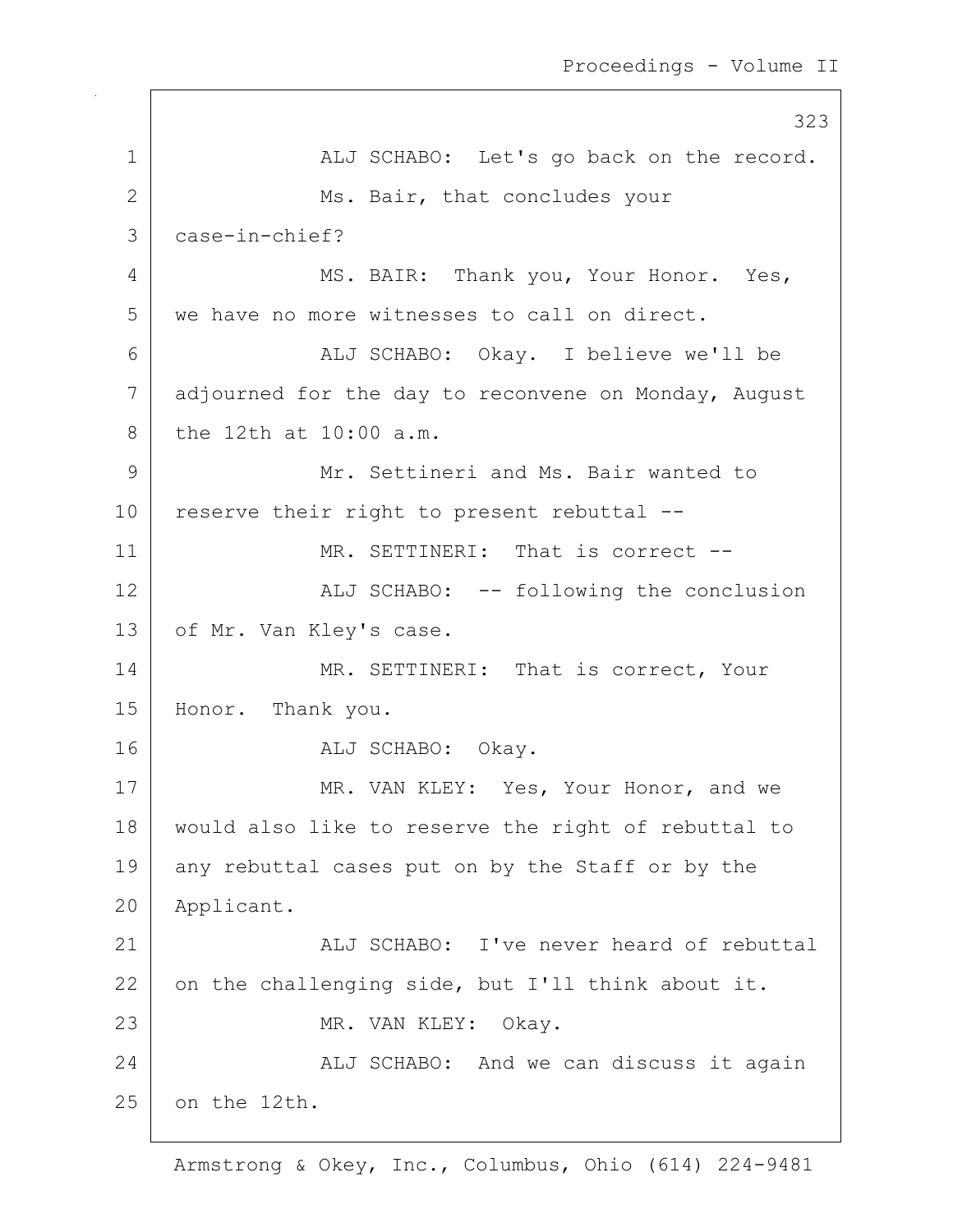ALJ SCHABO: Let's go back on the record.

Ms. Bair, that concludes your case-in-chief?

MS. BAIR: Thank you, Your Honor. Yes, we have no more witnesses to call on direct.

ALJ SCHABO: Okay. I believe we'll be adjourned for the day to reconvene on Monday, August the 12th at 10:00 a.m.

Mr. Settineri and Ms. Bair wanted to reserve their right to present rebuttal --

MR. SETTINERI: That is correct --

ALJ SCHABO: -- following the conclusion of Mr. Van Kley's case.

MR. SETTINERI: That is correct, Your Honor. Thank you.

ALJ SCHABO: Okay.

MR. VAN KLEY: Yes, Your Honor, and we would also like to reserve the right of rebuttal to any rebuttal cases put on by the Staff or by the Applicant.

ALJ SCHABO: I've never heard of rebuttal on the challenging side, but I'll think about it.

MR. VAN KLEY: Okay.

ALJ SCHABO: And we can discuss it again on the 12th.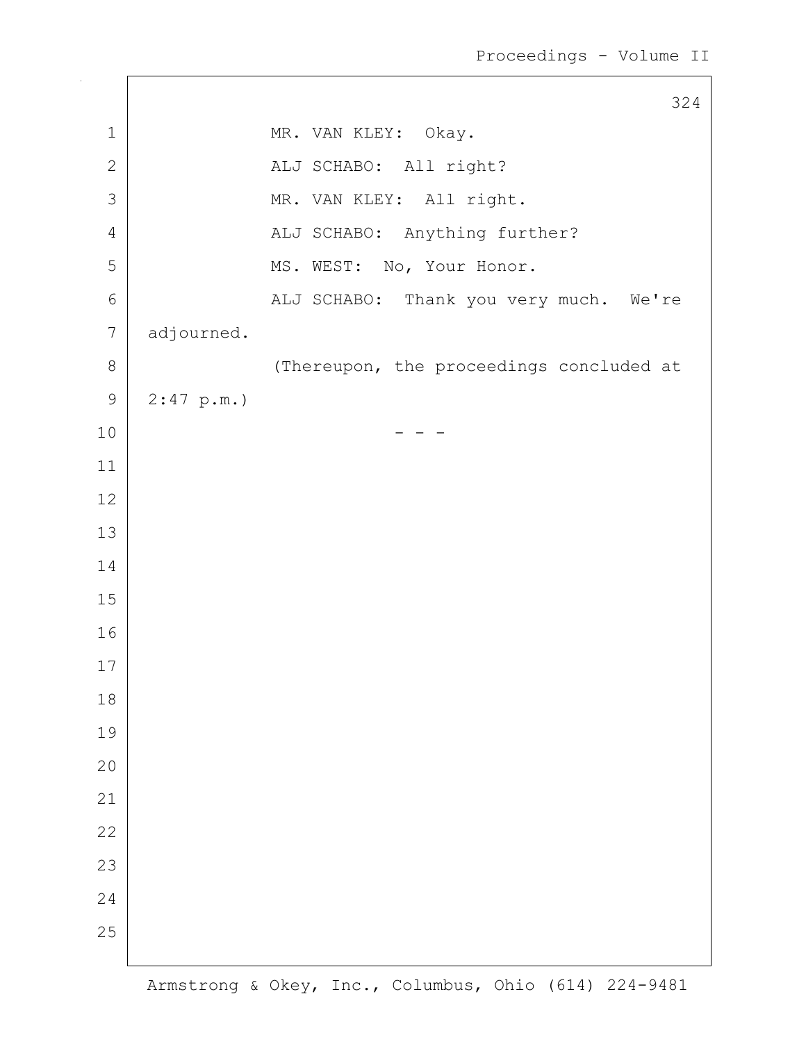MR. VAN KLEY: Okay.

ALJ SCHABO: All right?

MR. VAN KLEY: All right.

ALJ SCHABO: Anything further?

MS. WEST: No, Your Honor.

ALJ SCHABO: Thank you very much. We're adjourned.

(Thereupon, the proceedings concluded at 2:47 p.m.)

\- - -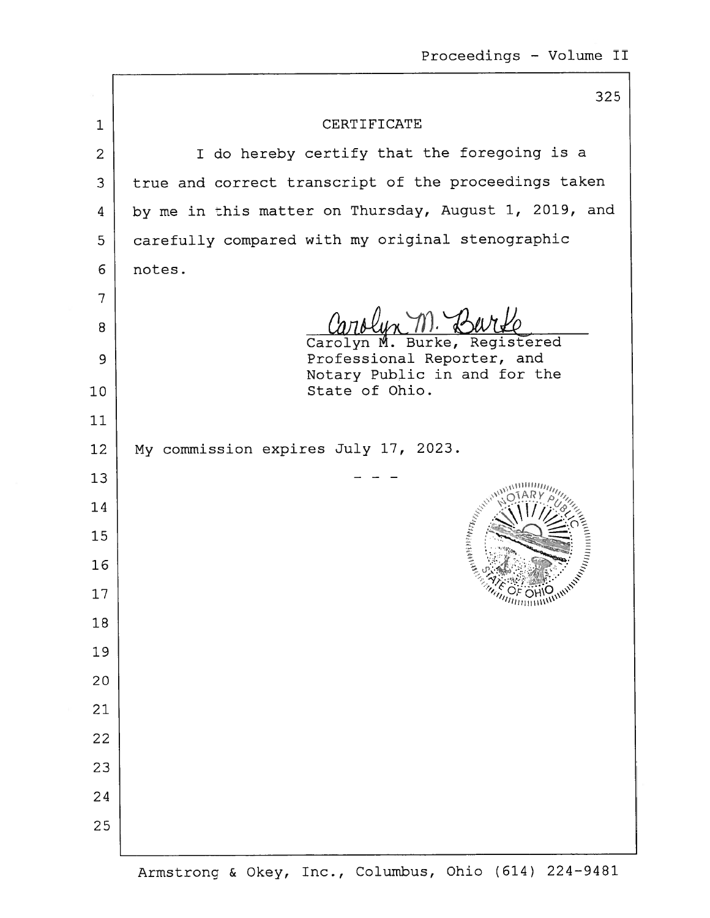# CERTIFICATE

I do hereby certify that the foregoing is a true and correct transcript of the proceedings taken by me in this matter on Thursday, August 1, 2019, and carefully compared with my original stenographic notes.

Carolyn M. Burke, Registered Professional Reporter, and Notary Public in and for the State of Ohio.

My commission expires July 17, 2023.

\- - -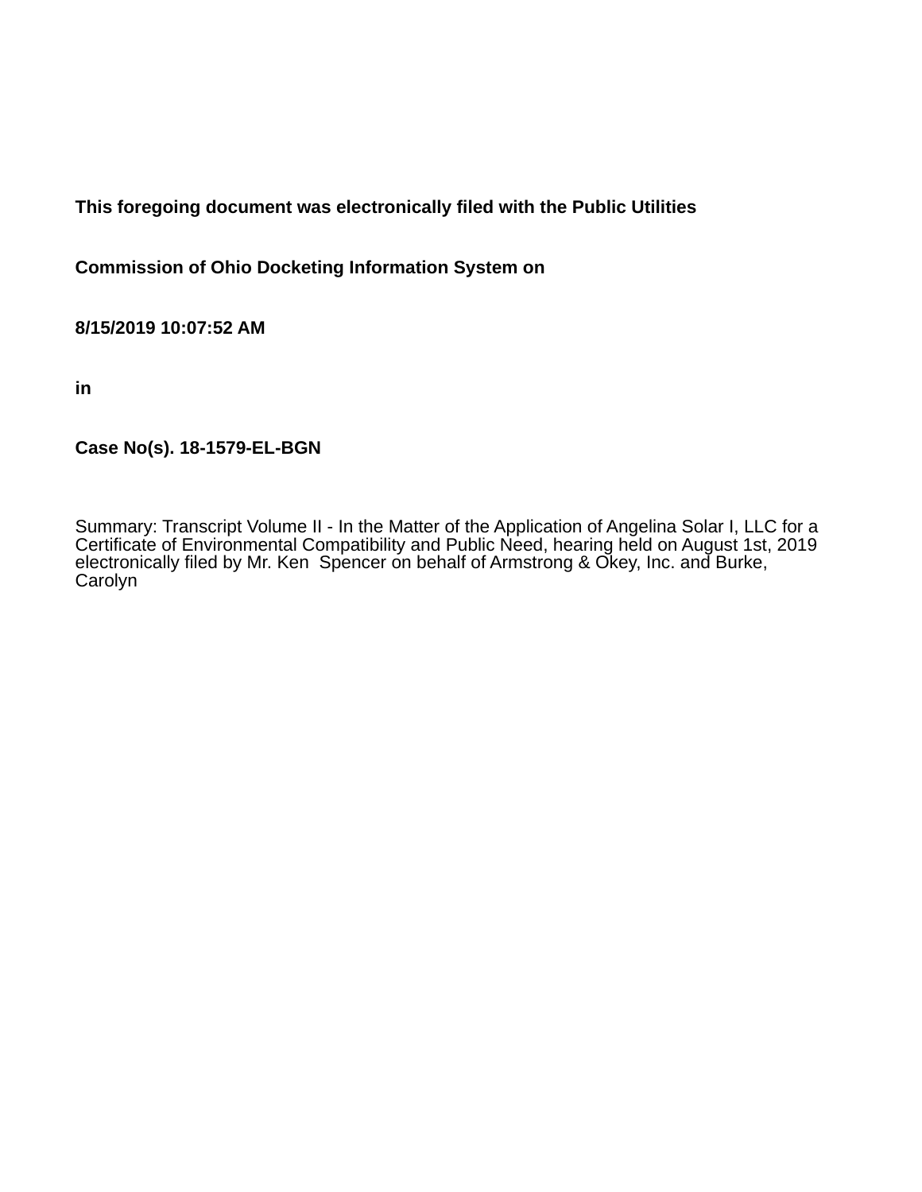**This foregoing document was electronically filed with the Public Utilities**

**Commission of Ohio Docketing Information System on**

**8/15/2019 10:07:52 AM**

**in**

**Case No(s). 18-1579-EL-BGN**

Summary: Transcript Volume II - In the Matter of the Application of Angelina Solar I, LLC for a Certificate of Environmental Compatibility and Public Need, hearing held on August 1st, 2019 electronically filed by Mr. Ken Spencer on behalf of Armstrong & Okey, Inc. and Burke, Carolyn